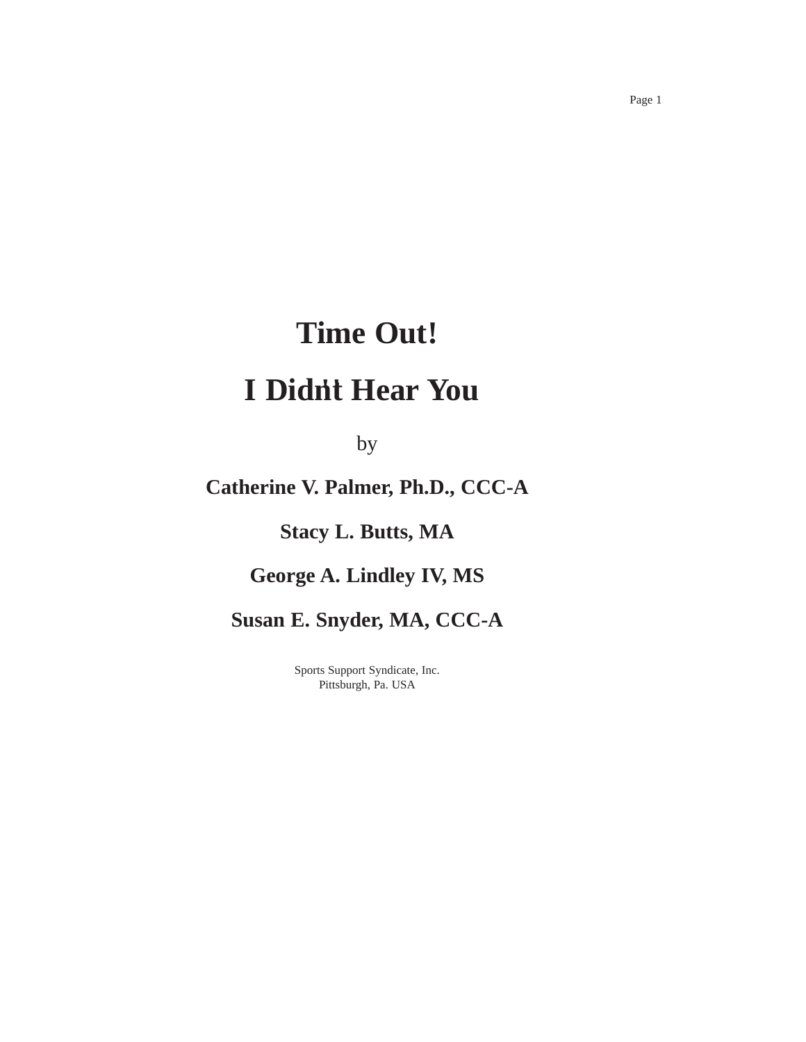# Time Out!

# I Didn't Hear You

by

**Catherine V. Palmer, Ph.D., CCC-A**

**Stacy L. Butts, MA**

**George A. Lindley IV, MS**

**Susan E. Snyder, MA, CCC-A**

Sports Support Syndicate, Inc.
Pittsburgh, Pa. USA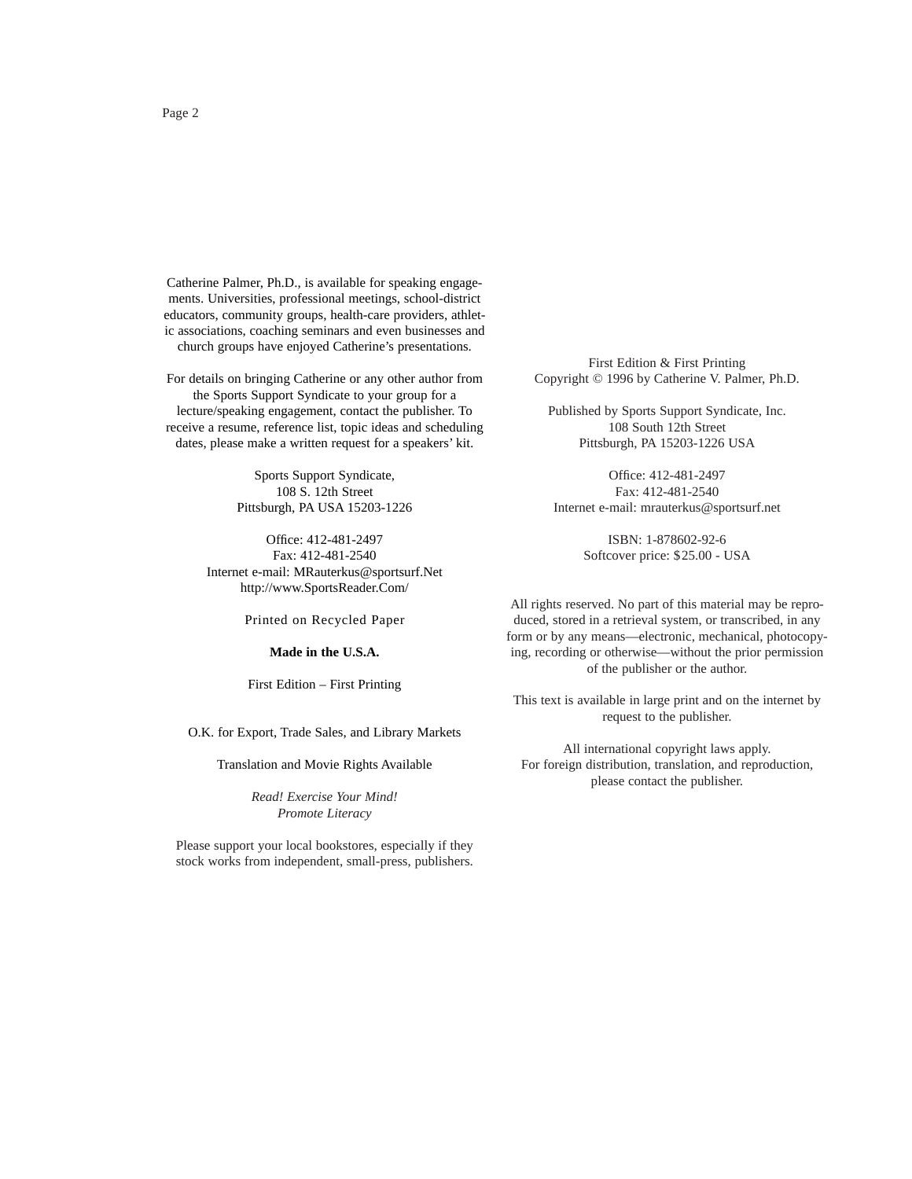Catherine Palmer, Ph.D., is available for speaking engagements. Universities, professional meetings, school-district educators, community groups, health-care providers, athletic associations, coaching seminars and even businesses and church groups have enjoyed Catherine's presentations.

For details on bringing Catherine or any other author from the Sports Support Syndicate to your group for a lecture/speaking engagement, contact the publisher. To receive a resume, reference list, topic ideas and scheduling dates, please make a written request for a speakers' kit.

Sports Support Syndicate,
108 S. 12th Street
Pittsburgh, PA USA 15203-1226

Office: 412-481-2497
Fax: 412-481-2540
Internet e-mail: MRauterkus@sportsurf.Net
http://www.SportsReader.Com/

Printed on Recycled Paper

**Made in the U.S.A.**

First Edition – First Printing

O.K. for Export, Trade Sales, and Library Markets

Translation and Movie Rights Available

*Read! Exercise Your Mind!*
*Promote Literacy*

Please support your local bookstores, especially if they stock works from independent, small-press, publishers.

First Edition & First Printing
Copyright © 1996 by Catherine V. Palmer, Ph.D.

Published by Sports Support Syndicate, Inc.
108 South 12th Street
Pittsburgh, PA 15203-1226 USA

Office: 412-481-2497
Fax: 412-481-2540
Internet e-mail: mrauterkus@sportsurf.net

ISBN: 1-878602-92-6
Softcover price: $25.00 - USA

All rights reserved. No part of this material may be reproduced, stored in a retrieval system, or transcribed, in any form or by any means—electronic, mechanical, photocopying, recording or otherwise—without the prior permission of the publisher or the author.

This text is available in large print and on the internet by request to the publisher.

All international copyright laws apply.
For foreign distribution, translation, and reproduction, please contact the publisher.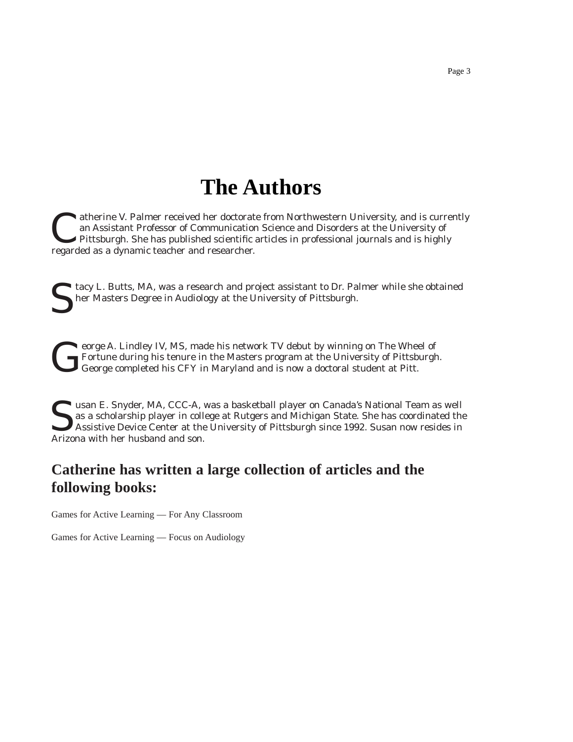# The Authors

Catherine V. Palmer received her doctorate from Northwestern University, and is currently an Assistant Professor of Communication Science and Disorders at the University of Pittsburgh. She has published scientific articles in professional journals and is highly regarded as a dynamic teacher and researcher.

Stacy L. Butts, MA, was a research and project assistant to Dr. Palmer while she obtained her Masters Degree in Audiology at the University of Pittsburgh.

George A. Lindley IV, MS, made his network TV debut by winning on The Wheel of Fortune during his tenure in the Masters program at the University of Pittsburgh. George completed his CFY in Maryland and is now a doctoral student at Pitt.

Susan E. Snyder, MA, CCC-A, was a basketball player on Canada's National Team as well as a scholarship player in college at Rutgers and Michigan State. She has coordinated the Assistive Device Center at the University of Pittsburgh since 1992. Susan now resides in Arizona with her husband and son.

## Catherine has written a large collection of articles and the following books:

Games for Active Learning — For Any Classroom

Games for Active Learning — Focus on Audiology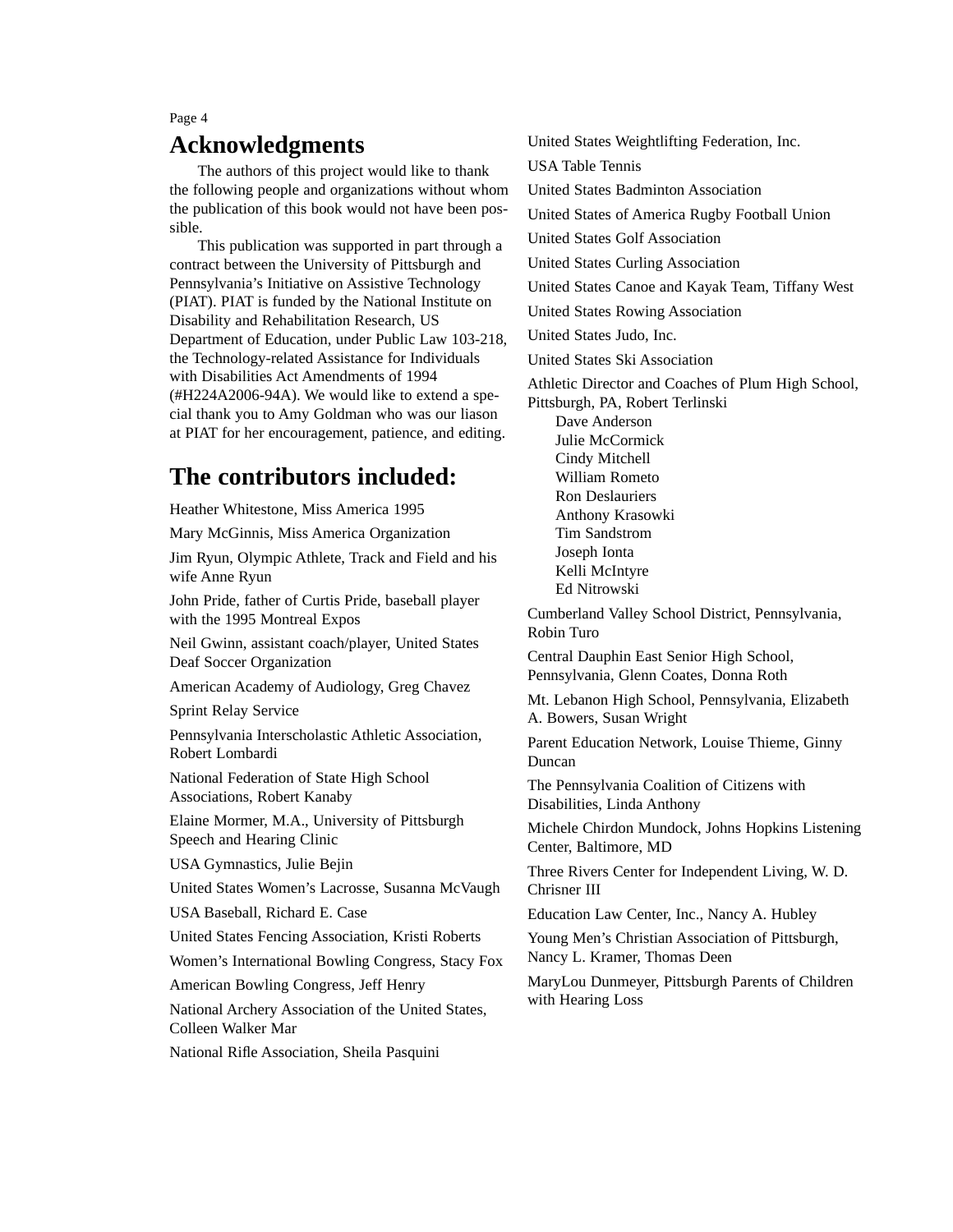# Acknowledgments

The authors of this project would like to thank the following people and organizations without whom the publication of this book would not have been possible.

This publication was supported in part through a contract between the University of Pittsburgh and Pennsylvania's Initiative on Assistive Technology (PIAT). PIAT is funded by the National Institute on Disability and Rehabilitation Research, US Department of Education, under Public Law 103-218, the Technology-related Assistance for Individuals with Disabilities Act Amendments of 1994 (#H224A2006-94A). We would like to extend a special thank you to Amy Goldman who was our liason at PIAT for her encouragement, patience, and editing.

# The contributors included:

Heather Whitestone, Miss America 1995

Mary McGinnis, Miss America Organization

Jim Ryun, Olympic Athlete, Track and Field and his wife Anne Ryun

John Pride, father of Curtis Pride, baseball player with the 1995 Montreal Expos

Neil Gwinn, assistant coach/player, United States Deaf Soccer Organization

American Academy of Audiology, Greg Chavez

Sprint Relay Service

Pennsylvania Interscholastic Athletic Association, Robert Lombardi

National Federation of State High School Associations, Robert Kanaby

Elaine Mormer, M.A., University of Pittsburgh Speech and Hearing Clinic

USA Gymnastics, Julie Bejin

United States Women's Lacrosse, Susanna McVaugh

USA Baseball, Richard E. Case

United States Fencing Association, Kristi Roberts

Women's International Bowling Congress, Stacy Fox

American Bowling Congress, Jeff Henry

National Archery Association of the United States, Colleen Walker Mar

National Rifle Association, Sheila Pasquini

United States Weightlifting Federation, Inc.

USA Table Tennis

United States Badminton Association

United States of America Rugby Football Union

United States Golf Association

United States Curling Association

United States Canoe and Kayak Team, Tiffany West

United States Rowing Association

United States Judo, Inc.

United States Ski Association

Athletic Director and Coaches of Plum High School, Pittsburgh, PA, Robert Terlinski
- Dave Anderson
- Julie McCormick
- Cindy Mitchell
- William Rometo
- Ron Deslauriers
- Anthony Krasowki
- Tim Sandstrom
- Joseph Ionta
- Kelli McIntyre
- Ed Nitrowski

Cumberland Valley School District, Pennsylvania, Robin Turo

Central Dauphin East Senior High School, Pennsylvania, Glenn Coates, Donna Roth

Mt. Lebanon High School, Pennsylvania, Elizabeth A. Bowers, Susan Wright

Parent Education Network, Louise Thieme, Ginny Duncan

The Pennsylvania Coalition of Citizens with Disabilities, Linda Anthony

Michele Chirdon Mundock, Johns Hopkins Listening Center, Baltimore, MD

Three Rivers Center for Independent Living, W. D. Chrisner III

Education Law Center, Inc., Nancy A. Hubley

Young Men's Christian Association of Pittsburgh, Nancy L. Kramer, Thomas Deen

MaryLou Dunmeyer, Pittsburgh Parents of Children with Hearing Loss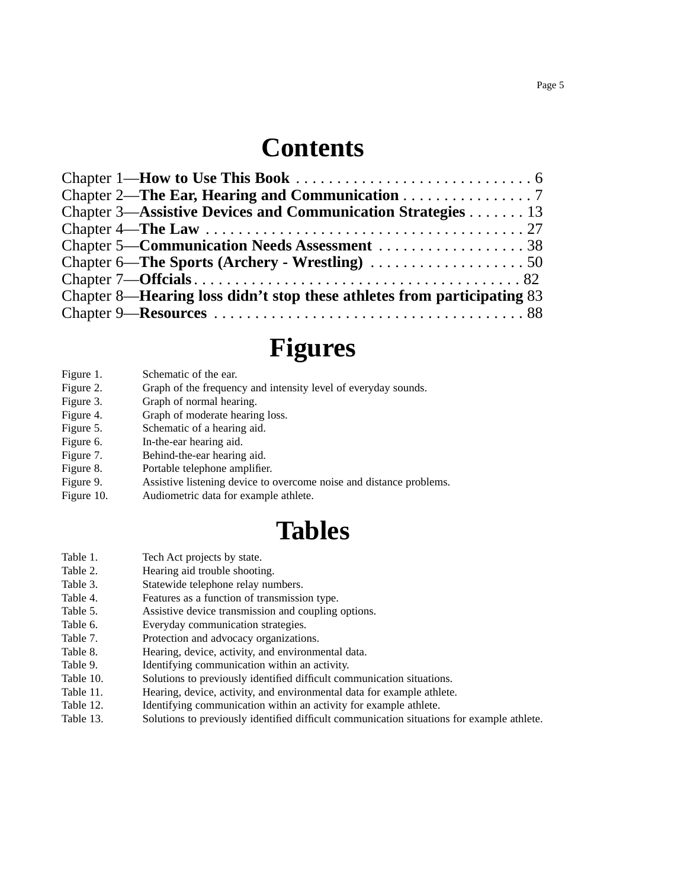# Contents

Chapter 1—**How to Use This Book** . . . . . . . . . . . . . . . . . . . . . . . . . . . . 6
Chapter 2—**The Ear, Hearing and Communication** . . . . . . . . . . . . . . . . 7
Chapter 3—**Assistive Devices and Communication Strategies** . . . . . . . 13
Chapter 4—**The Law** . . . . . . . . . . . . . . . . . . . . . . . . . . . . . . . . . . . . . 27
Chapter 5—**Communication Needs Assessment** . . . . . . . . . . . . . . . . . . 38
Chapter 6—**The Sports (Archery - Wrestling)** . . . . . . . . . . . . . . . . . . . 50
Chapter 7—**Offcials** . . . . . . . . . . . . . . . . . . . . . . . . . . . . . . . . . . . . . . 82
Chapter 8—**Hearing loss didn't stop these athletes from participating** 83
Chapter 9—**Resources** . . . . . . . . . . . . . . . . . . . . . . . . . . . . . . . . . . . . 88

# Figures

Figure 1. Schematic of the ear.
Figure 2. Graph of the frequency and intensity level of everyday sounds.
Figure 3. Graph of normal hearing.
Figure 4. Graph of moderate hearing loss.
Figure 5. Schematic of a hearing aid.
Figure 6. In-the-ear hearing aid.
Figure 7. Behind-the-ear hearing aid.
Figure 8. Portable telephone amplifier.
Figure 9. Assistive listening device to overcome noise and distance problems.
Figure 10. Audiometric data for example athlete.

# Tables

Table 1. Tech Act projects by state.
Table 2. Hearing aid trouble shooting.
Table 3. Statewide telephone relay numbers.
Table 4. Features as a function of transmission type.
Table 5. Assistive device transmission and coupling options.
Table 6. Everyday communication strategies.
Table 7. Protection and advocacy organizations.
Table 8. Hearing, device, activity, and environmental data.
Table 9. Identifying communication within an activity.
Table 10. Solutions to previously identified difficult communication situations.
Table 11. Hearing, device, activity, and environmental data for example athlete.
Table 12. Identifying communication within an activity for example athlete.
Table 13. Solutions to previously identified difficult communication situations for example athlete.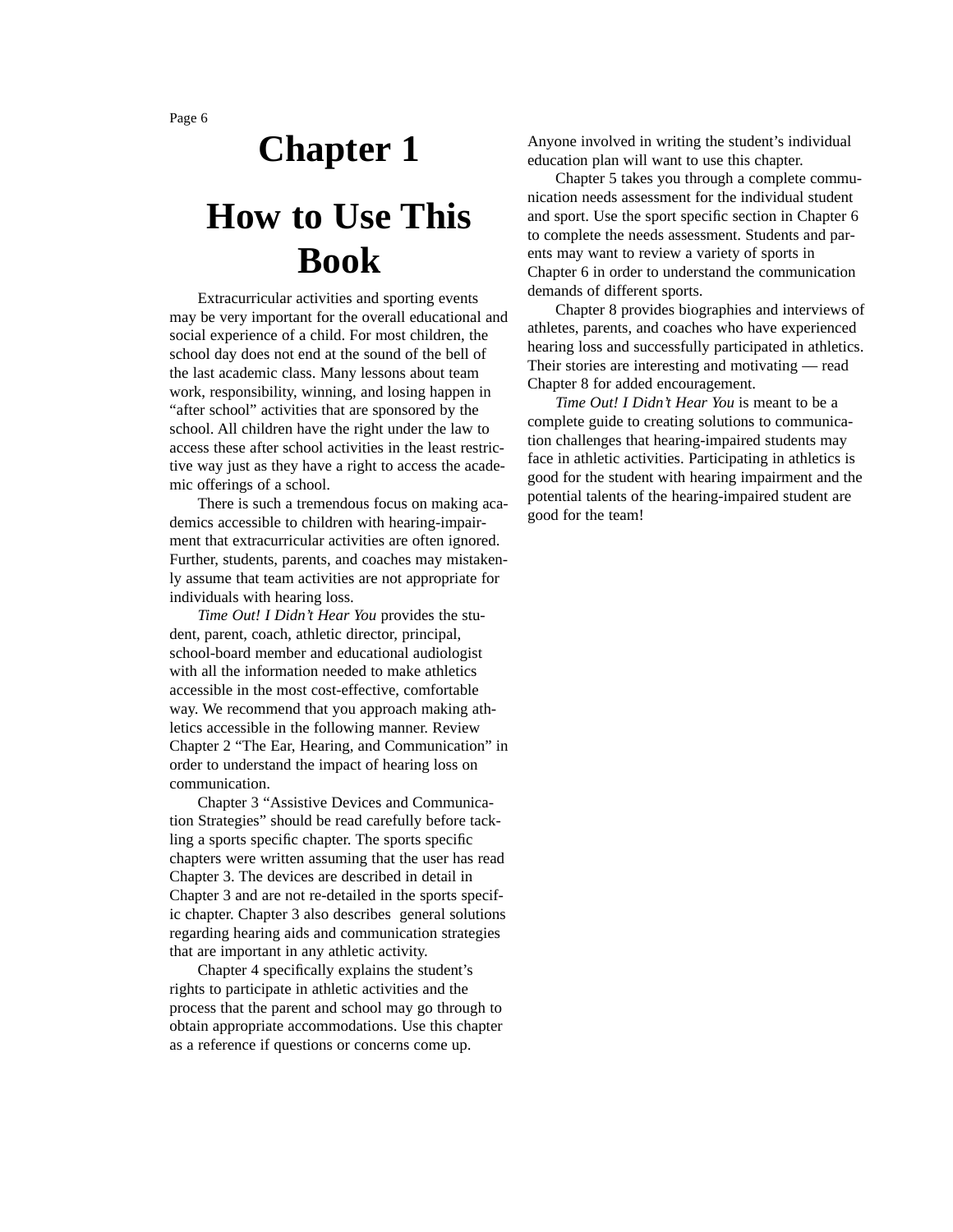# Chapter 1

# How to Use This Book

Extracurricular activities and sporting events may be very important for the overall educational and social experience of a child. For most children, the school day does not end at the sound of the bell of the last academic class. Many lessons about team work, responsibility, winning, and losing happen in "after school" activities that are sponsored by the school. All children have the right under the law to access these after school activities in the least restrictive way just as they have a right to access the academic offerings of a school.

There is such a tremendous focus on making academics accessible to children with hearing-impairment that extracurricular activities are often ignored. Further, students, parents, and coaches may mistakenly assume that team activities are not appropriate for individuals with hearing loss.

*Time Out! I Didn't Hear You* provides the student, parent, coach, athletic director, principal, school-board member and educational audiologist with all the information needed to make athletics accessible in the most cost-effective, comfortable way. We recommend that you approach making athletics accessible in the following manner. Review Chapter 2 "The Ear, Hearing, and Communication" in order to understand the impact of hearing loss on communication.

Chapter 3 "Assistive Devices and Communication Strategies" should be read carefully before tackling a sports specific chapter. The sports specific chapters were written assuming that the user has read Chapter 3. The devices are described in detail in Chapter 3 and are not re-detailed in the sports specific chapter. Chapter 3 also describes general solutions regarding hearing aids and communication strategies that are important in any athletic activity.

Chapter 4 specifically explains the student's rights to participate in athletic activities and the process that the parent and school may go through to obtain appropriate accommodations. Use this chapter as a reference if questions or concerns come up. Anyone involved in writing the student's individual education plan will want to use this chapter.

Chapter 5 takes you through a complete communication needs assessment for the individual student and sport. Use the sport specific section in Chapter 6 to complete the needs assessment. Students and parents may want to review a variety of sports in Chapter 6 in order to understand the communication demands of different sports.

Chapter 8 provides biographies and interviews of athletes, parents, and coaches who have experienced hearing loss and successfully participated in athletics. Their stories are interesting and motivating — read Chapter 8 for added encouragement.

*Time Out! I Didn't Hear You* is meant to be a complete guide to creating solutions to communication challenges that hearing-impaired students may face in athletic activities. Participating in athletics is good for the student with hearing impairment and the potential talents of the hearing-impaired student are good for the team!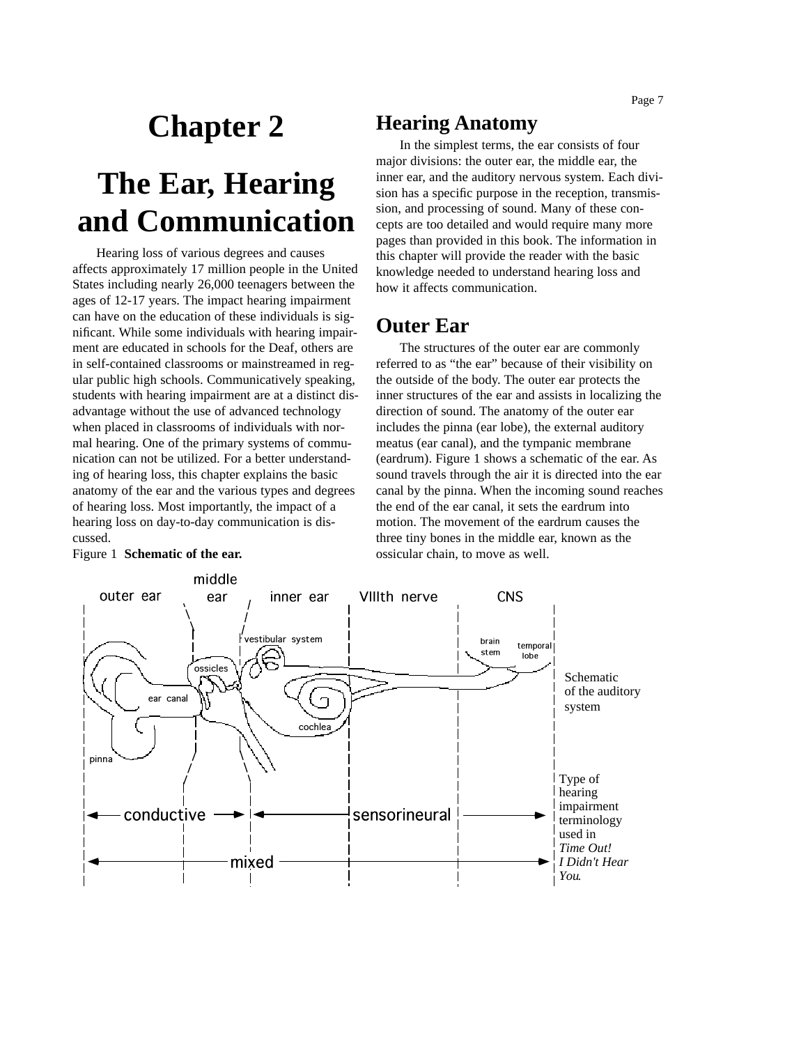# Chapter 2

# The Ear, Hearing and Communication

Hearing loss of various degrees and causes affects approximately 17 million people in the United States including nearly 26,000 teenagers between the ages of 12-17 years. The impact hearing impairment can have on the education of these individuals is significant. While some individuals with hearing impairment are educated in schools for the Deaf, others are in self-contained classrooms or mainstreamed in regular public high schools. Communicatively speaking, students with hearing impairment are at a distinct disadvantage without the use of advanced technology when placed in classrooms of individuals with normal hearing. One of the primary systems of communication can not be utilized. For a better understanding of hearing loss, this chapter explains the basic anatomy of the ear and the various types and degrees of hearing loss. Most importantly, the impact of a hearing loss on day-to-day communication is discussed.

## Hearing Anatomy

In the simplest terms, the ear consists of four major divisions: the outer ear, the middle ear, the inner ear, and the auditory nervous system. Each division has a specific purpose in the reception, transmission, and processing of sound. Many of these concepts are too detailed and would require many more pages than provided in this book. The information in this chapter will provide the reader with the basic knowledge needed to understand hearing loss and how it affects communication.

## Outer Ear

The structures of the outer ear are commonly referred to as "the ear" because of their visibility on the outside of the body. The outer ear protects the inner structures of the ear and assists in localizing the direction of sound. The anatomy of the outer ear includes the pinna (ear lobe), the external auditory meatus (ear canal), and the tympanic membrane (eardrum). Figure 1 shows a schematic of the ear. As sound travels through the air it is directed into the ear canal by the pinna. When the incoming sound reaches the end of the ear canal, it sets the eardrum into motion. The movement of the eardrum causes the three tiny bones in the middle ear, known as the ossicular chain, to move as well.

Figure 1 **Schematic of the ear.**

outer ear
middle ear
inner ear
VIIIth nerve
CNS
vestibular system
ossicles
ear canal
cochlea
pinna
brain stem
temporal lobe
conductive
sensorineural
mixed

Schematic of the auditory system

Type of hearing impairment terminology used in *Time Out! I Didn't Hear You*.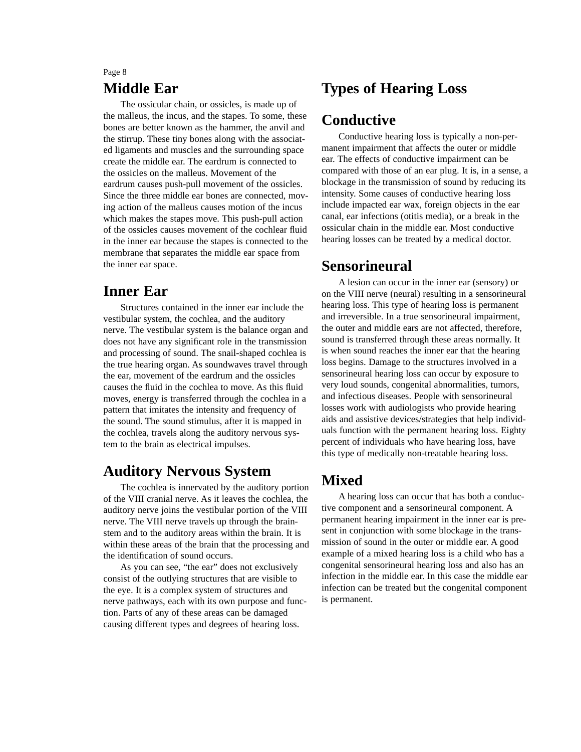## Middle Ear

The ossicular chain, or ossicles, is made up of the malleus, the incus, and the stapes. To some, these bones are better known as the hammer, the anvil and the stirrup. These tiny bones along with the associated ligaments and muscles and the surrounding space create the middle ear. The eardrum is connected to the ossicles on the malleus. Movement of the eardrum causes push-pull movement of the ossicles. Since the three middle ear bones are connected, moving action of the malleus causes motion of the incus which makes the stapes move. This push-pull action of the ossicles causes movement of the cochlear fluid in the inner ear because the stapes is connected to the membrane that separates the middle ear space from the inner ear space.

## Inner Ear

Structures contained in the inner ear include the vestibular system, the cochlea, and the auditory nerve. The vestibular system is the balance organ and does not have any significant role in the transmission and processing of sound. The snail-shaped cochlea is the true hearing organ. As soundwaves travel through the ear, movement of the eardrum and the ossicles causes the fluid in the cochlea to move. As this fluid moves, energy is transferred through the cochlea in a pattern that imitates the intensity and frequency of the sound. The sound stimulus, after it is mapped in the cochlea, travels along the auditory nervous system to the brain as electrical impulses.

## Auditory Nervous System

The cochlea is innervated by the auditory portion of the VIII cranial nerve. As it leaves the cochlea, the auditory nerve joins the vestibular portion of the VIII nerve. The VIII nerve travels up through the brainstem and to the auditory areas within the brain. It is within these areas of the brain that the processing and the identification of sound occurs.

As you can see, “the ear” does not exclusively consist of the outlying structures that are visible to the eye. It is a complex system of structures and nerve pathways, each with its own purpose and function. Parts of any of these areas can be damaged causing different types and degrees of hearing loss.

# Types of Hearing Loss

## Conductive

Conductive hearing loss is typically a non-permanent impairment that affects the outer or middle ear. The effects of conductive impairment can be compared with those of an ear plug. It is, in a sense, a blockage in the transmission of sound by reducing its intensity. Some causes of conductive hearing loss include impacted ear wax, foreign objects in the ear canal, ear infections (otitis media), or a break in the ossicular chain in the middle ear. Most conductive hearing losses can be treated by a medical doctor.

## Sensorineural

A lesion can occur in the inner ear (sensory) or on the VIII nerve (neural) resulting in a sensorineural hearing loss. This type of hearing loss is permanent and irreversible. In a true sensorineural impairment, the outer and middle ears are not affected, therefore, sound is transferred through these areas normally. It is when sound reaches the inner ear that the hearing loss begins. Damage to the structures involved in a sensorineural hearing loss can occur by exposure to very loud sounds, congenital abnormalities, tumors, and infectious diseases. People with sensorineural losses work with audiologists who provide hearing aids and assistive devices/strategies that help individuals function with the permanent hearing loss. Eighty percent of individuals who have hearing loss, have this type of medically non-treatable hearing loss.

## Mixed

A hearing loss can occur that has both a conductive component and a sensorineural component. A permanent hearing impairment in the inner ear is present in conjunction with some blockage in the transmission of sound in the outer or middle ear. A good example of a mixed hearing loss is a child who has a congenital sensorineural hearing loss and also has an infection in the middle ear. In this case the middle ear infection can be treated but the congenital component is permanent.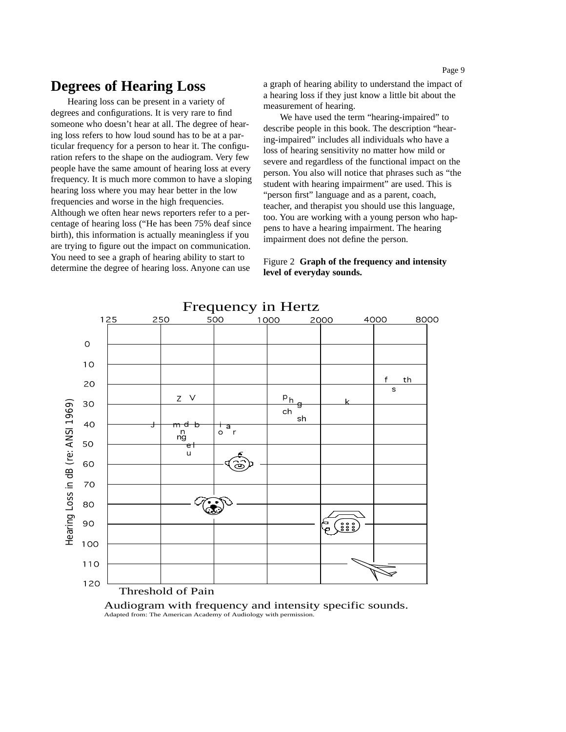## Degrees of Hearing Loss

Hearing loss can be present in a variety of degrees and configurations. It is very rare to find someone who doesn't hear at all. The degree of hearing loss refers to how loud sound has to be at a particular frequency for a person to hear it. The configuration refers to the shape on the audiogram. Very few people have the same amount of hearing loss at every frequency. It is much more common to have a sloping hearing loss where you may hear better in the low frequencies and worse in the high frequencies. Although we often hear news reporters refer to a percentage of hearing loss ("He has been 75% deaf since birth), this information is actually meaningless if you are trying to figure out the impact on communication. You need to see a graph of hearing ability to start to determine the degree of hearing loss. Anyone can use a graph of hearing ability to understand the impact of a hearing loss if they just know a little bit about the measurement of hearing.

We have used the term "hearing-impaired" to describe people in this book. The description "hearing-impaired" includes all individuals who have a loss of hearing sensitivity no matter how mild or severe and regardless of the functional impact on the person. You also will notice that phrases such as "the student with hearing impairment" are used. This is "person first" language and as a parent, coach, teacher, and therapist you should use this language, too. You are working with a young person who happens to have a hearing impairment. The hearing impairment does not define the person.

Figure 2 **Graph of the frequency and intensity level of everyday sounds.**

Frequency in Hertz

125 250 500 1000 2000 4000 8000

Hearing Loss in dB (re: ANSI 1969)

0 10 20 30 40 50 60 70 80 90 100 110 120

f th s

z v

p h g ch sh

k

J m d b n ng e l u

i a o r

Threshold of Pain

Audiogram with frequency and intensity specific sounds.

Adapted from: The American Academy of Audiology with permission.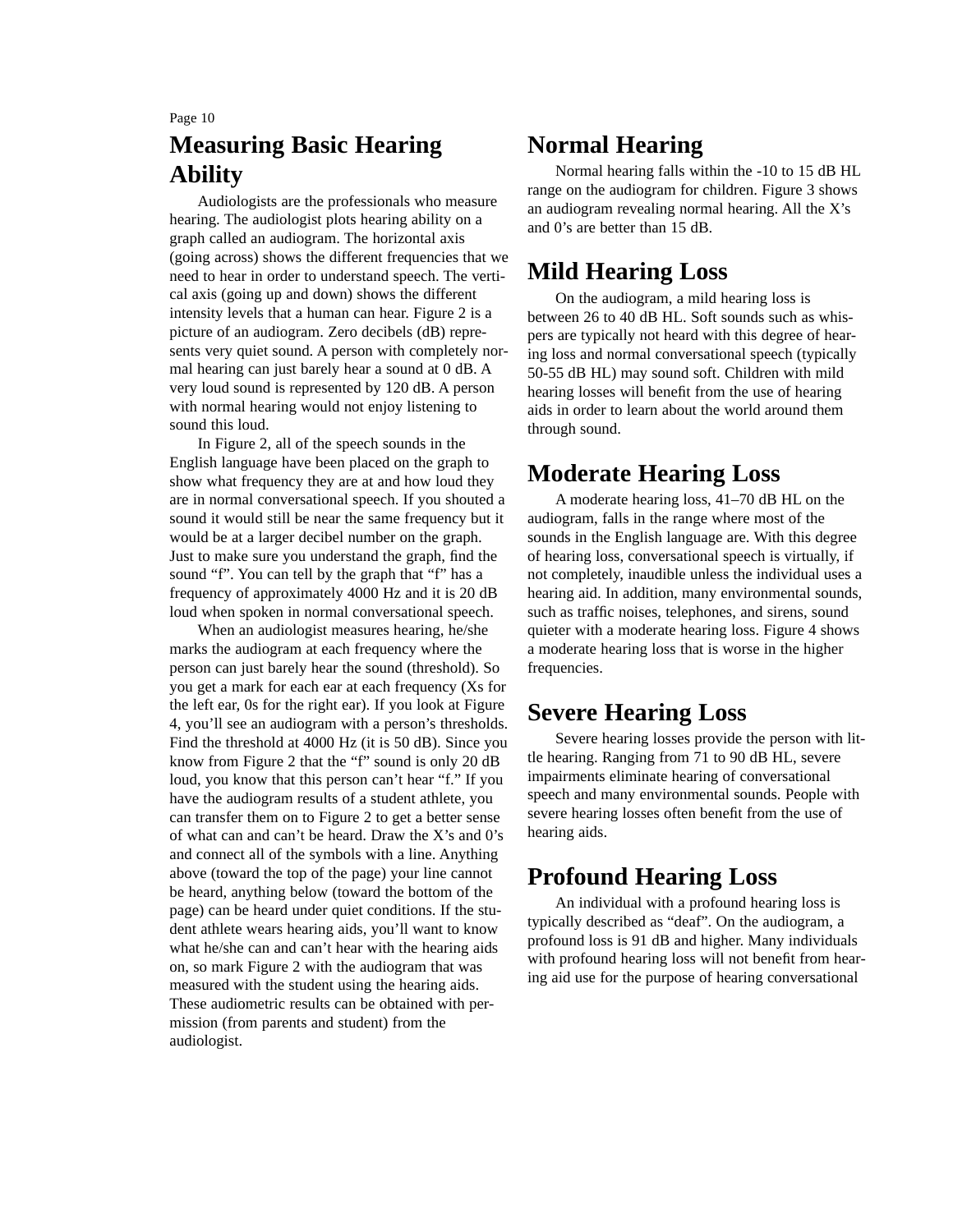## Measuring Basic Hearing Ability

Audiologists are the professionals who measure hearing. The audiologist plots hearing ability on a graph called an audiogram. The horizontal axis (going across) shows the different frequencies that we need to hear in order to understand speech. The vertical axis (going up and down) shows the different intensity levels that a human can hear. Figure 2 is a picture of an audiogram. Zero decibels (dB) represents very quiet sound. A person with completely normal hearing can just barely hear a sound at 0 dB. A very loud sound is represented by 120 dB. A person with normal hearing would not enjoy listening to sound this loud.

In Figure 2, all of the speech sounds in the English language have been placed on the graph to show what frequency they are at and how loud they are in normal conversational speech. If you shouted a sound it would still be near the same frequency but it would be at a larger decibel number on the graph. Just to make sure you understand the graph, find the sound "f". You can tell by the graph that "f" has a frequency of approximately 4000 Hz and it is 20 dB loud when spoken in normal conversational speech.

When an audiologist measures hearing, he/she marks the audiogram at each frequency where the person can just barely hear the sound (threshold). So you get a mark for each ear at each frequency (Xs for the left ear, 0s for the right ear). If you look at Figure 4, you'll see an audiogram with a person's thresholds. Find the threshold at 4000 Hz (it is 50 dB). Since you know from Figure 2 that the "f" sound is only 20 dB loud, you know that this person can't hear "f." If you have the audiogram results of a student athlete, you can transfer them on to Figure 2 to get a better sense of what can and can't be heard. Draw the X's and 0's and connect all of the symbols with a line. Anything above (toward the top of the page) your line cannot be heard, anything below (toward the bottom of the page) can be heard under quiet conditions. If the student athlete wears hearing aids, you'll want to know what he/she can and can't hear with the hearing aids on, so mark Figure 2 with the audiogram that was measured with the student using the hearing aids. These audiometric results can be obtained with permission (from parents and student) from the audiologist.

## Normal Hearing

Normal hearing falls within the -10 to 15 dB HL range on the audiogram for children. Figure 3 shows an audiogram revealing normal hearing. All the X's and 0's are better than 15 dB.

## Mild Hearing Loss

On the audiogram, a mild hearing loss is between 26 to 40 dB HL. Soft sounds such as whispers are typically not heard with this degree of hearing loss and normal conversational speech (typically 50-55 dB HL) may sound soft. Children with mild hearing losses will benefit from the use of hearing aids in order to learn about the world around them through sound.

## Moderate Hearing Loss

A moderate hearing loss, 41–70 dB HL on the audiogram, falls in the range where most of the sounds in the English language are. With this degree of hearing loss, conversational speech is virtually, if not completely, inaudible unless the individual uses a hearing aid. In addition, many environmental sounds, such as traffic noises, telephones, and sirens, sound quieter with a moderate hearing loss. Figure 4 shows a moderate hearing loss that is worse in the higher frequencies.

## Severe Hearing Loss

Severe hearing losses provide the person with little hearing. Ranging from 71 to 90 dB HL, severe impairments eliminate hearing of conversational speech and many environmental sounds. People with severe hearing losses often benefit from the use of hearing aids.

## Profound Hearing Loss

An individual with a profound hearing loss is typically described as "deaf". On the audiogram, a profound loss is 91 dB and higher. Many individuals with profound hearing loss will not benefit from hearing aid use for the purpose of hearing conversational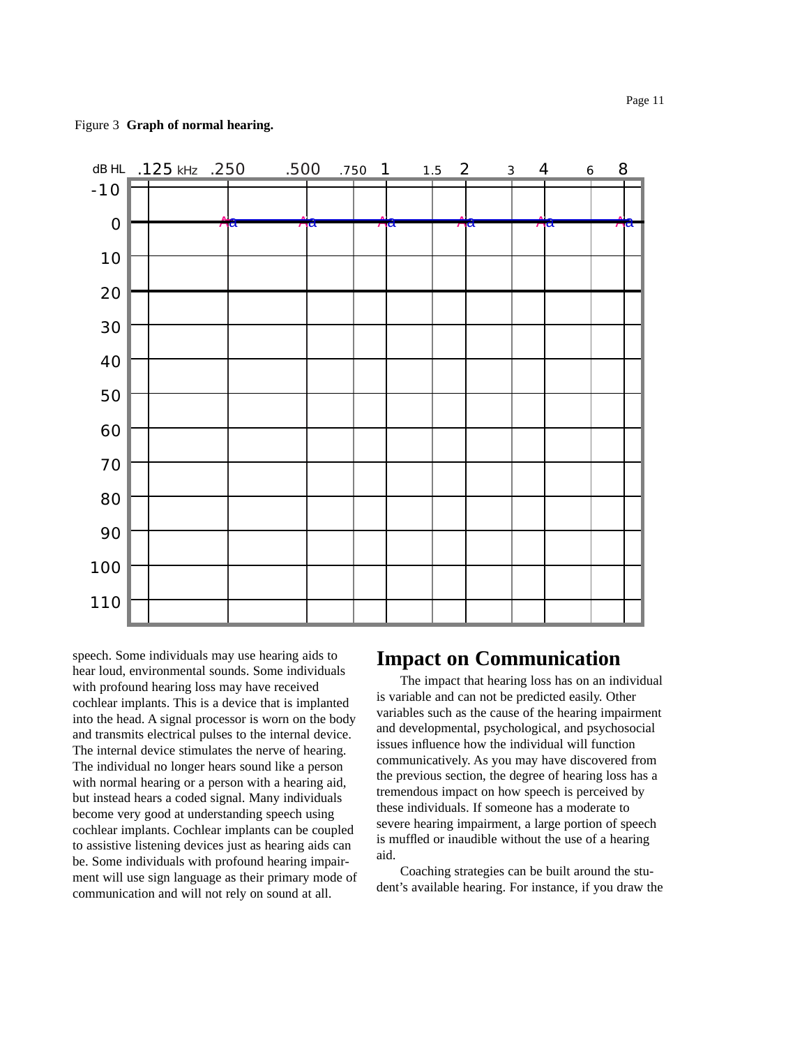Figure 3 **Graph of normal hearing.**

speech. Some individuals may use hearing aids to hear loud, environmental sounds. Some individuals with profound hearing loss may have received cochlear implants. This is a device that is implanted into the head. A signal processor is worn on the body and transmits electrical pulses to the internal device. The internal device stimulates the nerve of hearing. The individual no longer hears sound like a person with normal hearing or a person with a hearing aid, but instead hears a coded signal. Many individuals become very good at understanding speech using cochlear implants. Cochlear implants can be coupled to assistive listening devices just as hearing aids can be. Some individuals with profound hearing impairment will use sign language as their primary mode of communication and will not rely on sound at all.

## Impact on Communication

The impact that hearing loss has on an individual is variable and can not be predicted easily. Other variables such as the cause of the hearing impairment and developmental, psychological, and psychosocial issues influence how the individual will function communicatively. As you may have discovered from the previous section, the degree of hearing loss has a tremendous impact on how speech is perceived by these individuals. If someone has a moderate to severe hearing impairment, a large portion of speech is muffled or inaudible without the use of a hearing aid.

Coaching strategies can be built around the student's available hearing. For instance, if you draw the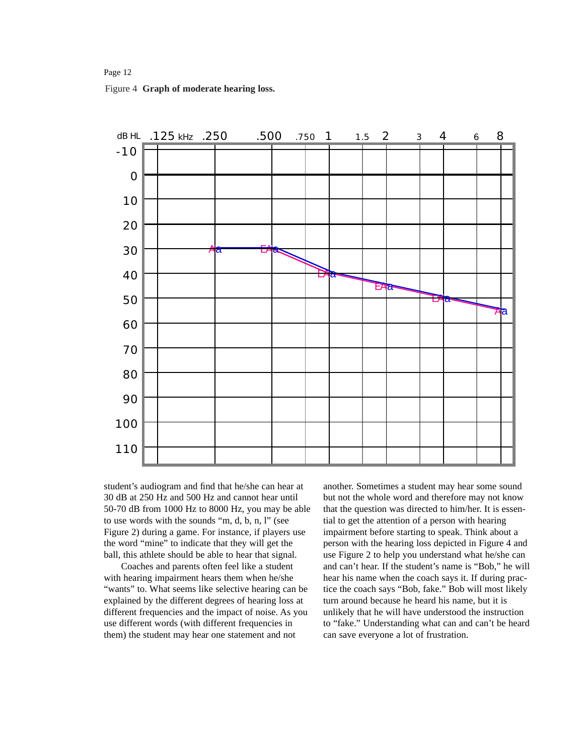Figure 4 **Graph of moderate hearing loss.**

dB HL .125 kHz .250 .500 .750 1 1.5 2 3 4 6 8

-10
0
10
20
30
40
50
60
70
80
90
100
110

student's audiogram and find that he/she can hear at 30 dB at 250 Hz and 500 Hz and cannot hear until 50-70 dB from 1000 Hz to 8000 Hz, you may be able to use words with the sounds "m, d, b, n, l" (see Figure 2) during a game. For instance, if players use the word "mine" to indicate that they will get the ball, this athlete should be able to hear that signal.

Coaches and parents often feel like a student with hearing impairment hears them when he/she "wants" to. What seems like selective hearing can be explained by the different degrees of hearing loss at different frequencies and the impact of noise. As you use different words (with different frequencies in them) the student may hear one statement and not another. Sometimes a student may hear some sound but not the whole word and therefore may not know that the question was directed to him/her. It is essential to get the attention of a person with hearing impairment before starting to speak. Think about a person with the hearing loss depicted in Figure 4 and use Figure 2 to help you understand what he/she can and can't hear. If the student's name is "Bob," he will hear his name when the coach says it. If during practice the coach says "Bob, fake." Bob will most likely turn around because he heard his name, but it is unlikely that he will have understood the instruction to "fake." Understanding what can and can't be heard can save everyone a lot of frustration.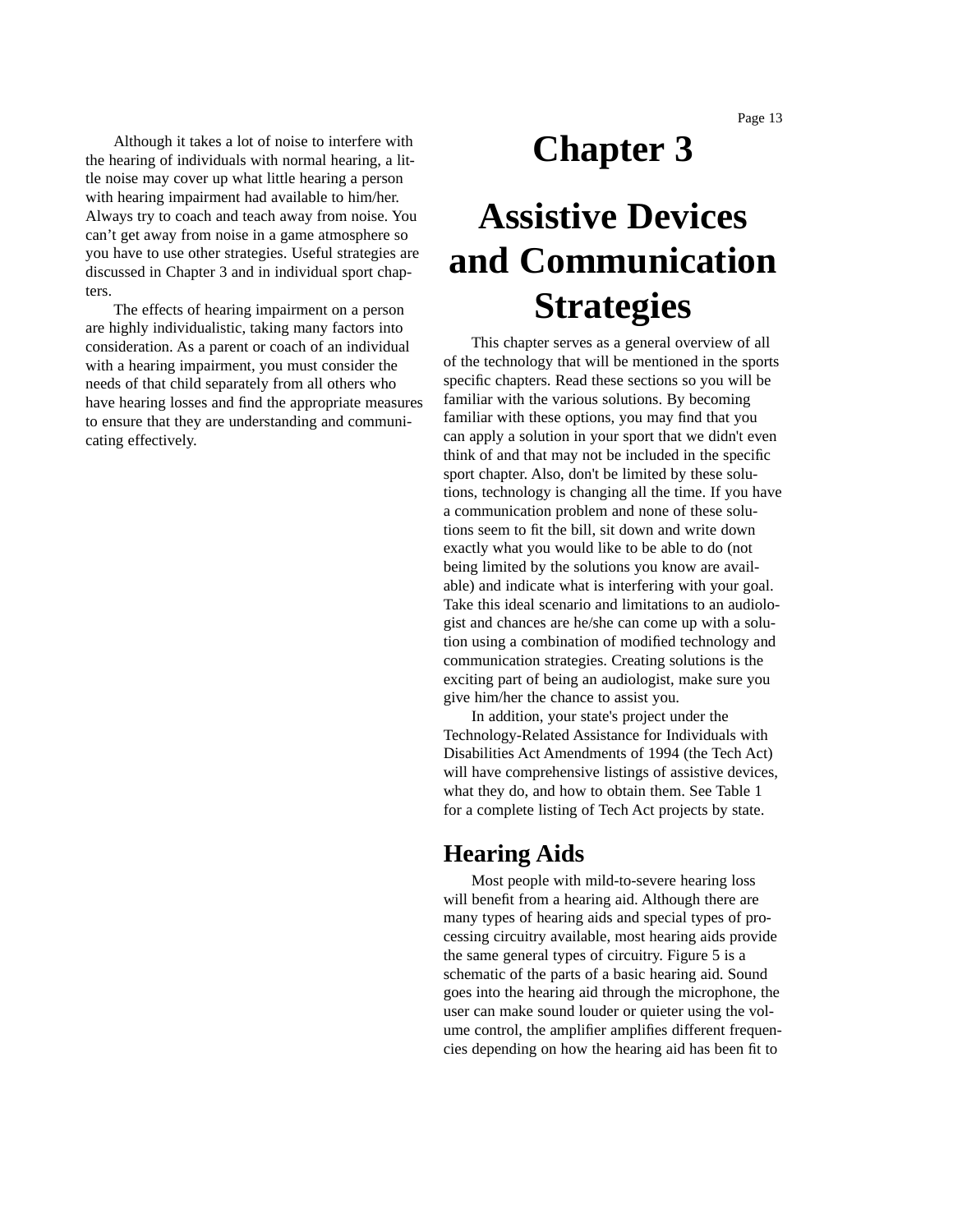Although it takes a lot of noise to interfere with the hearing of individuals with normal hearing, a little noise may cover up what little hearing a person with hearing impairment had available to him/her. Always try to coach and teach away from noise. You can't get away from noise in a game atmosphere so you have to use other strategies. Useful strategies are discussed in Chapter 3 and in individual sport chapters.

The effects of hearing impairment on a person are highly individualistic, taking many factors into consideration. As a parent or coach of an individual with a hearing impairment, you must consider the needs of that child separately from all others who have hearing losses and find the appropriate measures to ensure that they are understanding and communicating effectively.

# Chapter 3

# Assistive Devices and Communication Strategies

This chapter serves as a general overview of all of the technology that will be mentioned in the sports specific chapters. Read these sections so you will be familiar with the various solutions. By becoming familiar with these options, you may find that you can apply a solution in your sport that we didn't even think of and that may not be included in the specific sport chapter. Also, don't be limited by these solutions, technology is changing all the time. If you have a communication problem and none of these solutions seem to fit the bill, sit down and write down exactly what you would like to be able to do (not being limited by the solutions you know are available) and indicate what is interfering with your goal. Take this ideal scenario and limitations to an audiologist and chances are he/she can come up with a solution using a combination of modified technology and communication strategies. Creating solutions is the exciting part of being an audiologist, make sure you give him/her the chance to assist you.

In addition, your state's project under the Technology-Related Assistance for Individuals with Disabilities Act Amendments of 1994 (the Tech Act) will have comprehensive listings of assistive devices, what they do, and how to obtain them. See Table 1 for a complete listing of Tech Act projects by state.

## Hearing Aids

Most people with mild-to-severe hearing loss will benefit from a hearing aid. Although there are many types of hearing aids and special types of processing circuitry available, most hearing aids provide the same general types of circuitry. Figure 5 is a schematic of the parts of a basic hearing aid. Sound goes into the hearing aid through the microphone, the user can make sound louder or quieter using the volume control, the amplifier amplifies different frequencies depending on how the hearing aid has been fit to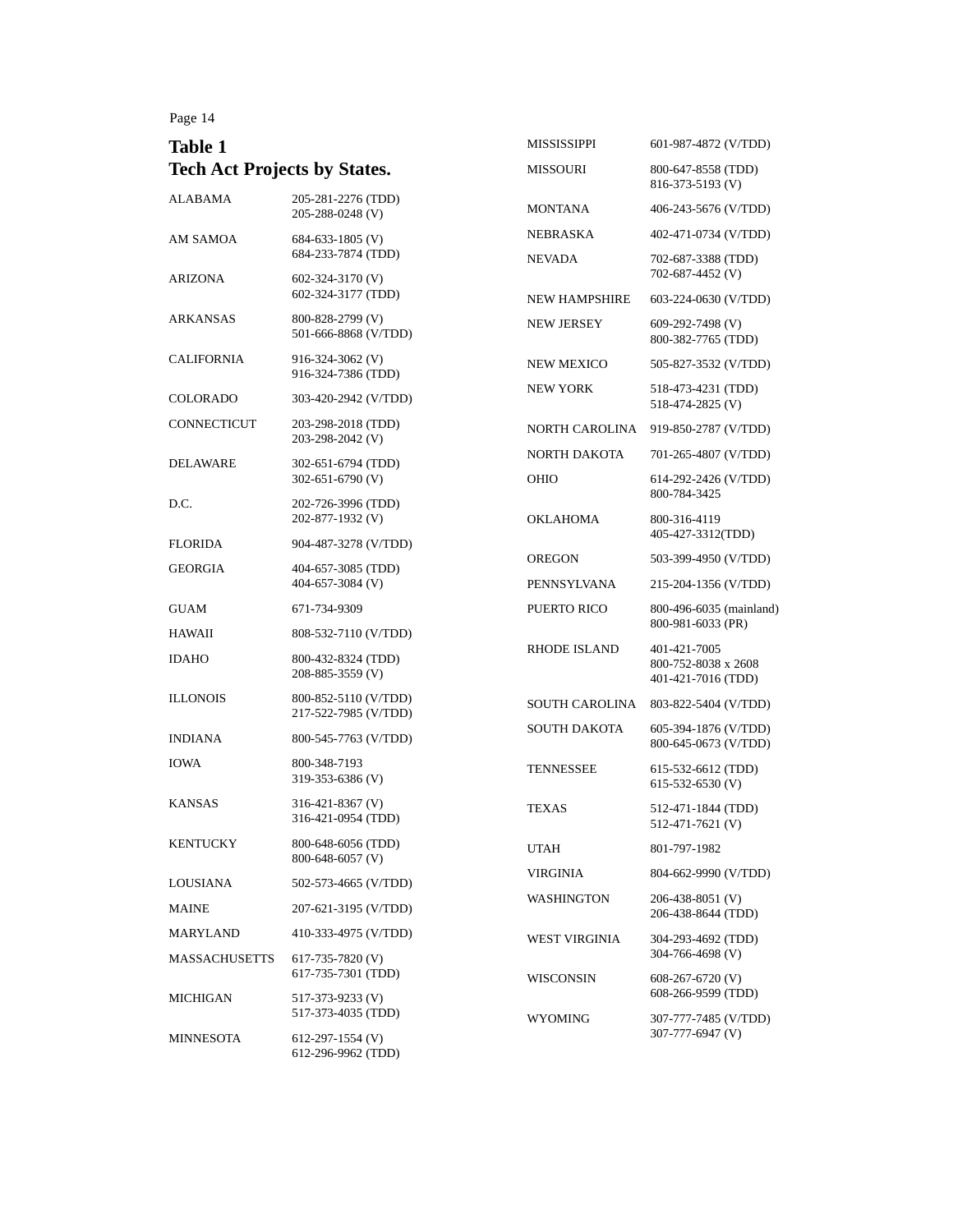## Table 1
## Tech Act Projects by States.

| | |
|---|---|
| ALABAMA | 205-281-2276 (TDD)<br>205-288-0248 (V) |
| AM SAMOA | 684-633-1805 (V)<br>684-233-7874 (TDD) |
| ARIZONA | 602-324-3170 (V)<br>602-324-3177 (TDD) |
| ARKANSAS | 800-828-2799 (V)<br>501-666-8868 (V/TDD) |
| CALIFORNIA | 916-324-3062 (V)<br>916-324-7386 (TDD) |
| COLORADO | 303-420-2942 (V/TDD) |
| CONNECTICUT | 203-298-2018 (TDD)<br>203-298-2042 (V) |
| DELAWARE | 302-651-6794 (TDD)<br>302-651-6790 (V) |
| D.C. | 202-726-3996 (TDD)<br>202-877-1932 (V) |
| FLORIDA | 904-487-3278 (V/TDD) |
| GEORGIA | 404-657-3085 (TDD)<br>404-657-3084 (V) |
| GUAM | 671-734-9309 |
| HAWAII | 808-532-7110 (V/TDD) |
| IDAHO | 800-432-8324 (TDD)<br>208-885-3559 (V) |
| ILLONOIS | 800-852-5110 (V/TDD)<br>217-522-7985 (V/TDD) |
| INDIANA | 800-545-7763 (V/TDD) |
| IOWA | 800-348-7193<br>319-353-6386 (V) |
| KANSAS | 316-421-8367 (V)<br>316-421-0954 (TDD) |
| KENTUCKY | 800-648-6056 (TDD)<br>800-648-6057 (V) |
| LOUSIANA | 502-573-4665 (V/TDD) |
| MAINE | 207-621-3195 (V/TDD) |
| MARYLAND | 410-333-4975 (V/TDD) |
| MASSACHUSETTS | 617-735-7820 (V)<br>617-735-7301 (TDD) |
| MICHIGAN | 517-373-9233 (V)<br>517-373-4035 (TDD) |
| MINNESOTA | 612-297-1554 (V)<br>612-296-9962 (TDD) |
| MISSISSIPPI | 601-987-4872 (V/TDD) |
| MISSOURI | 800-647-8558 (TDD)<br>816-373-5193 (V) |
| MONTANA | 406-243-5676 (V/TDD) |
| NEBRASKA | 402-471-0734 (V/TDD) |
| NEVADA | 702-687-3388 (TDD)<br>702-687-4452 (V) |
| NEW HAMPSHIRE | 603-224-0630 (V/TDD) |
| NEW JERSEY | 609-292-7498 (V)<br>800-382-7765 (TDD) |
| NEW MEXICO | 505-827-3532 (V/TDD) |
| NEW YORK | 518-473-4231 (TDD)<br>518-474-2825 (V) |
| NORTH CAROLINA | 919-850-2787 (V/TDD) |
| NORTH DAKOTA | 701-265-4807 (V/TDD) |
| OHIO | 614-292-2426 (V/TDD)<br>800-784-3425 |
| OKLAHOMA | 800-316-4119<br>405-427-3312(TDD) |
| OREGON | 503-399-4950 (V/TDD) |
| PENNSYLVANA | 215-204-1356 (V/TDD) |
| PUERTO RICO | 800-496-6035 (mainland)<br>800-981-6033 (PR) |
| RHODE ISLAND | 401-421-7005<br>800-752-8038 x 2608<br>401-421-7016 (TDD) |
| SOUTH CAROLINA | 803-822-5404 (V/TDD) |
| SOUTH DAKOTA | 605-394-1876 (V/TDD)<br>800-645-0673 (V/TDD) |
| TENNESSEE | 615-532-6612 (TDD)<br>615-532-6530 (V) |
| TEXAS | 512-471-1844 (TDD)<br>512-471-7621 (V) |
| UTAH | 801-797-1982 |
| VIRGINIA | 804-662-9990 (V/TDD) |
| WASHINGTON | 206-438-8051 (V)<br>206-438-8644 (TDD) |
| WEST VIRGINIA | 304-293-4692 (TDD)<br>304-766-4698 (V) |
| WISCONSIN | 608-267-6720 (V)<br>608-266-9599 (TDD) |
| WYOMING | 307-777-7485 (V/TDD)<br>307-777-6947 (V) |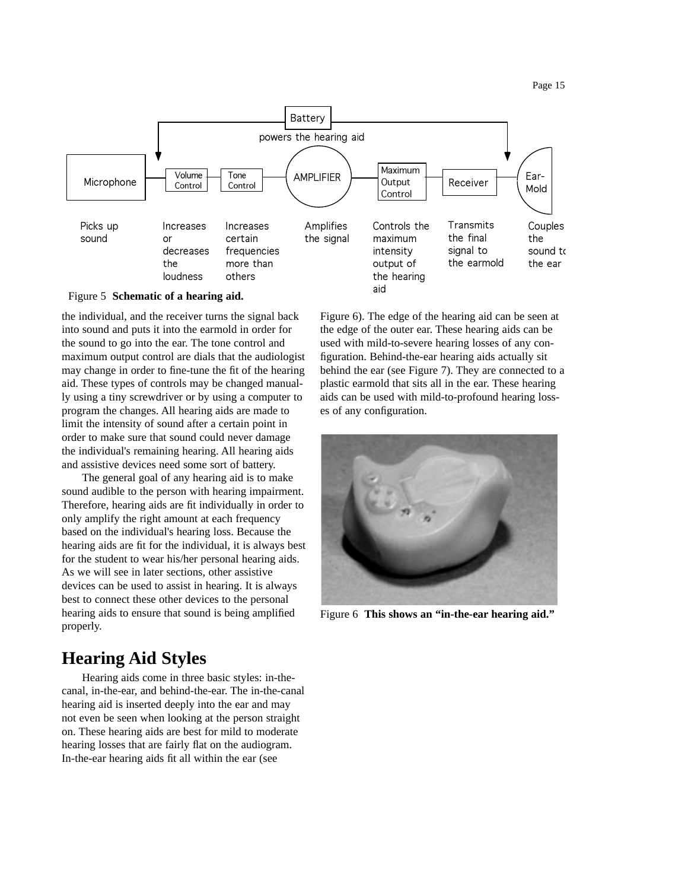Battery

powers the hearing aid

Microphone

Volume Control

Tone Control

AMPLIFIER

Maximum Output Control

Receiver

Ear-Mold

Picks up sound

Increases or decreases the loudness

Increases certain frequencies more than others

Amplifies the signal

Controls the maximum intensity output of the hearing aid

Transmits the final signal to the earmold

Couples the sound to the ear

Figure 5 **Schematic of a hearing aid.**

the individual, and the receiver turns the signal back into sound and puts it into the earmold in order for the sound to go into the ear. The tone control and maximum output control are dials that the audiologist may change in order to fine-tune the fit of the hearing aid. These types of controls may be changed manually using a tiny screwdriver or by using a computer to program the changes. All hearing aids are made to limit the intensity of sound after a certain point in order to make sure that sound could never damage the individual's remaining hearing. All hearing aids and assistive devices need some sort of battery.

The general goal of any hearing aid is to make sound audible to the person with hearing impairment. Therefore, hearing aids are fit individually in order to only amplify the right amount at each frequency based on the individual's hearing loss. Because the hearing aids are fit for the individual, it is always best for the student to wear his/her personal hearing aids. As we will see in later sections, other assistive devices can be used to assist in hearing. It is always best to connect these other devices to the personal hearing aids to ensure that sound is being amplified properly.

# Hearing Aid Styles

Hearing aids come in three basic styles: in-the-canal, in-the-ear, and behind-the-ear. The in-the-canal hearing aid is inserted deeply into the ear and may not even be seen when looking at the person straight on. These hearing aids are best for mild to moderate hearing losses that are fairly flat on the audiogram. In-the-ear hearing aids fit all within the ear (see Figure 6). The edge of the hearing aid can be seen at the edge of the outer ear. These hearing aids can be used with mild-to-severe hearing losses of any configuration. Behind-the-ear hearing aids actually sit behind the ear (see Figure 7). They are connected to a plastic earmold that sits all in the ear. These hearing aids can be used with mild-to-profound hearing losses of any configuration.

Figure 6 **This shows an "in-the-ear hearing aid."**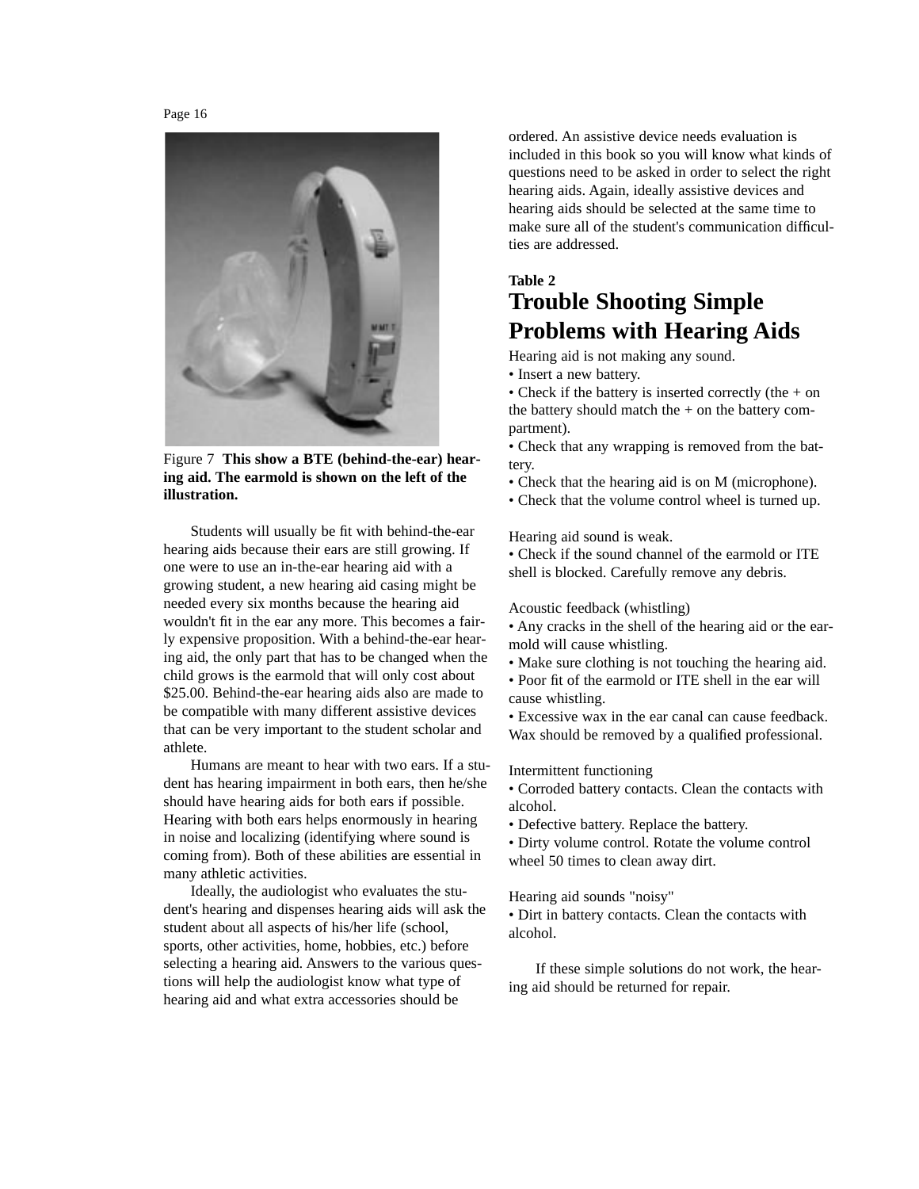Figure 7 **This show a BTE (behind-the-ear) hearing aid. The earmold is shown on the left of the illustration.**

Students will usually be fit with behind-the-ear hearing aids because their ears are still growing. If one were to use an in-the-ear hearing aid with a growing student, a new hearing aid casing might be needed every six months because the hearing aid wouldn't fit in the ear any more. This becomes a fairly expensive proposition. With a behind-the-ear hearing aid, the only part that has to be changed when the child grows is the earmold that will only cost about $25.00. Behind-the-ear hearing aids also are made to be compatible with many different assistive devices that can be very important to the student scholar and athlete.

Humans are meant to hear with two ears. If a student has hearing impairment in both ears, then he/she should have hearing aids for both ears if possible. Hearing with both ears helps enormously in hearing in noise and localizing (identifying where sound is coming from). Both of these abilities are essential in many athletic activities.

Ideally, the audiologist who evaluates the student's hearing and dispenses hearing aids will ask the student about all aspects of his/her life (school, sports, other activities, home, hobbies, etc.) before selecting a hearing aid. Answers to the various questions will help the audiologist know what type of hearing aid and what extra accessories should be ordered. An assistive device needs evaluation is included in this book so you will know what kinds of questions need to be asked in order to select the right hearing aids. Again, ideally assistive devices and hearing aids should be selected at the same time to make sure all of the student's communication difficulties are addressed.

**Table 2**

## Trouble Shooting Simple Problems with Hearing Aids

Hearing aid is not making any sound.
- Insert a new battery.
- Check if the battery is inserted correctly (the + on the battery should match the + on the battery compartment).
- Check that any wrapping is removed from the battery.
- Check that the hearing aid is on M (microphone).
- Check that the volume control wheel is turned up.

Hearing aid sound is weak.
- Check if the sound channel of the earmold or ITE shell is blocked. Carefully remove any debris.

Acoustic feedback (whistling)
- Any cracks in the shell of the hearing aid or the earmold will cause whistling.
- Make sure clothing is not touching the hearing aid.
- Poor fit of the earmold or ITE shell in the ear will cause whistling.
- Excessive wax in the ear canal can cause feedback. Wax should be removed by a qualified professional.

Intermittent functioning
- Corroded battery contacts. Clean the contacts with alcohol.
- Defective battery. Replace the battery.
- Dirty volume control. Rotate the volume control wheel 50 times to clean away dirt.

Hearing aid sounds "noisy"
- Dirt in battery contacts. Clean the contacts with alcohol.

If these simple solutions do not work, the hearing aid should be returned for repair.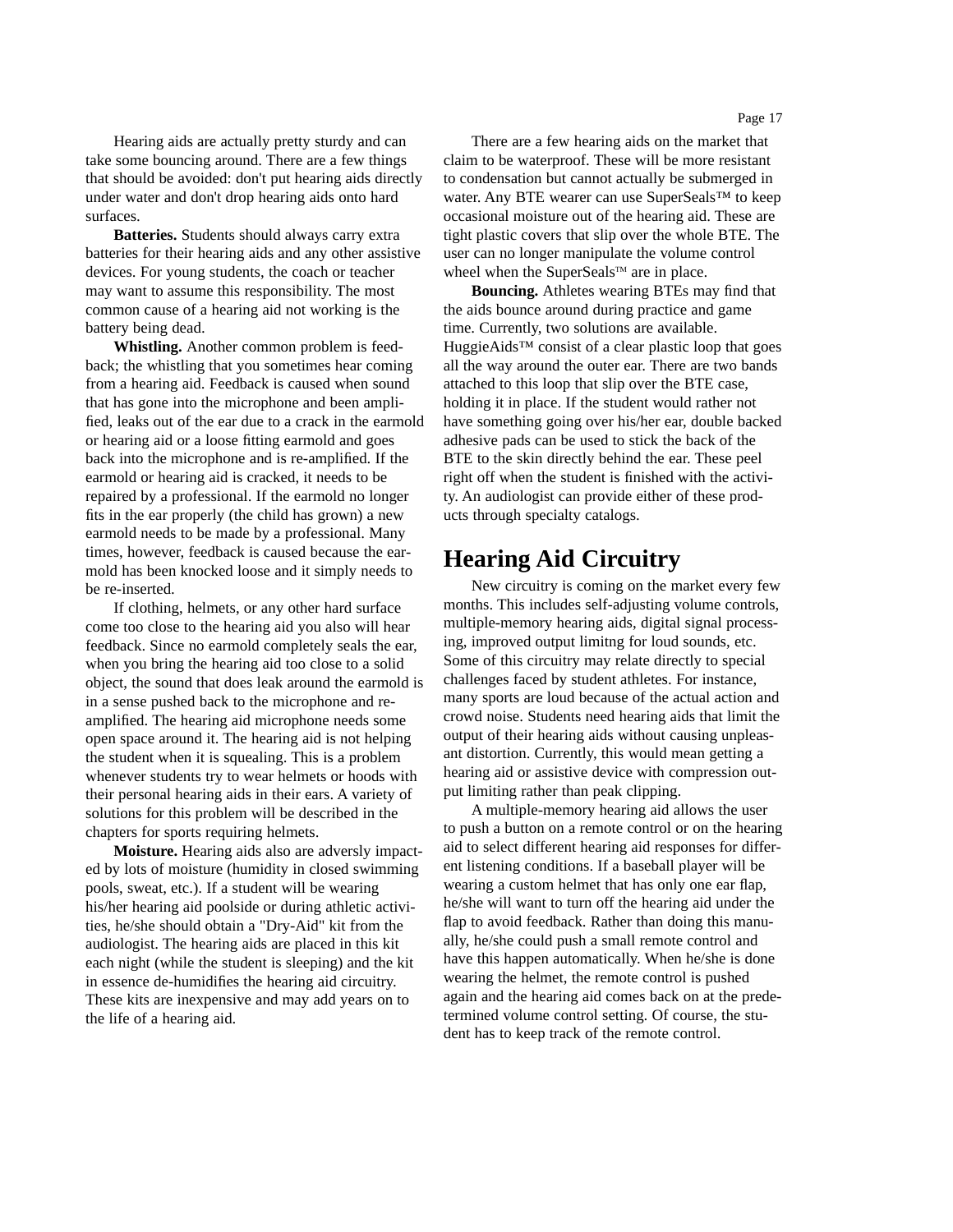Hearing aids are actually pretty sturdy and can take some bouncing around. There are a few things that should be avoided: don't put hearing aids directly under water and don't drop hearing aids onto hard surfaces.

**Batteries.** Students should always carry extra batteries for their hearing aids and any other assistive devices. For young students, the coach or teacher may want to assume this responsibility. The most common cause of a hearing aid not working is the battery being dead.

**Whistling.** Another common problem is feedback; the whistling that you sometimes hear coming from a hearing aid. Feedback is caused when sound that has gone into the microphone and been amplified, leaks out of the ear due to a crack in the earmold or hearing aid or a loose fitting earmold and goes back into the microphone and is re-amplified. If the earmold or hearing aid is cracked, it needs to be repaired by a professional. If the earmold no longer fits in the ear properly (the child has grown) a new earmold needs to be made by a professional. Many times, however, feedback is caused because the earmold has been knocked loose and it simply needs to be re-inserted.

If clothing, helmets, or any other hard surface come too close to the hearing aid you also will hear feedback. Since no earmold completely seals the ear, when you bring the hearing aid too close to a solid object, the sound that does leak around the earmold is in a sense pushed back to the microphone and re-amplified. The hearing aid microphone needs some open space around it. The hearing aid is not helping the student when it is squealing. This is a problem whenever students try to wear helmets or hoods with their personal hearing aids in their ears. A variety of solutions for this problem will be described in the chapters for sports requiring helmets.

**Moisture.** Hearing aids also are adversly impacted by lots of moisture (humidity in closed swimming pools, sweat, etc.). If a student will be wearing his/her hearing aid poolside or during athletic activities, he/she should obtain a "Dry-Aid" kit from the audiologist. The hearing aids are placed in this kit each night (while the student is sleeping) and the kit in essence de-humidifies the hearing aid circuitry. These kits are inexpensive and may add years on to the life of a hearing aid.

There are a few hearing aids on the market that claim to be waterproof. These will be more resistant to condensation but cannot actually be submerged in water. Any BTE wearer can use SuperSeals™ to keep occasional moisture out of the hearing aid. These are tight plastic covers that slip over the whole BTE. The user can no longer manipulate the volume control wheel when the SuperSeals™ are in place.

**Bouncing.** Athletes wearing BTEs may find that the aids bounce around during practice and game time. Currently, two solutions are available. HuggieAids™ consist of a clear plastic loop that goes all the way around the outer ear. There are two bands attached to this loop that slip over the BTE case, holding it in place. If the student would rather not have something going over his/her ear, double backed adhesive pads can be used to stick the back of the BTE to the skin directly behind the ear. These peel right off when the student is finished with the activity. An audiologist can provide either of these products through specialty catalogs.

## Hearing Aid Circuitry

New circuitry is coming on the market every few months. This includes self-adjusting volume controls, multiple-memory hearing aids, digital signal processing, improved output limitng for loud sounds, etc. Some of this circuitry may relate directly to special challenges faced by student athletes. For instance, many sports are loud because of the actual action and crowd noise. Students need hearing aids that limit the output of their hearing aids without causing unpleasant distortion. Currently, this would mean getting a hearing aid or assistive device with compression output limiting rather than peak clipping.

A multiple-memory hearing aid allows the user to push a button on a remote control or on the hearing aid to select different hearing aid responses for different listening conditions. If a baseball player will be wearing a custom helmet that has only one ear flap, he/she will want to turn off the hearing aid under the flap to avoid feedback. Rather than doing this manually, he/she could push a small remote control and have this happen automatically. When he/she is done wearing the helmet, the remote control is pushed again and the hearing aid comes back on at the predetermined volume control setting. Of course, the student has to keep track of the remote control.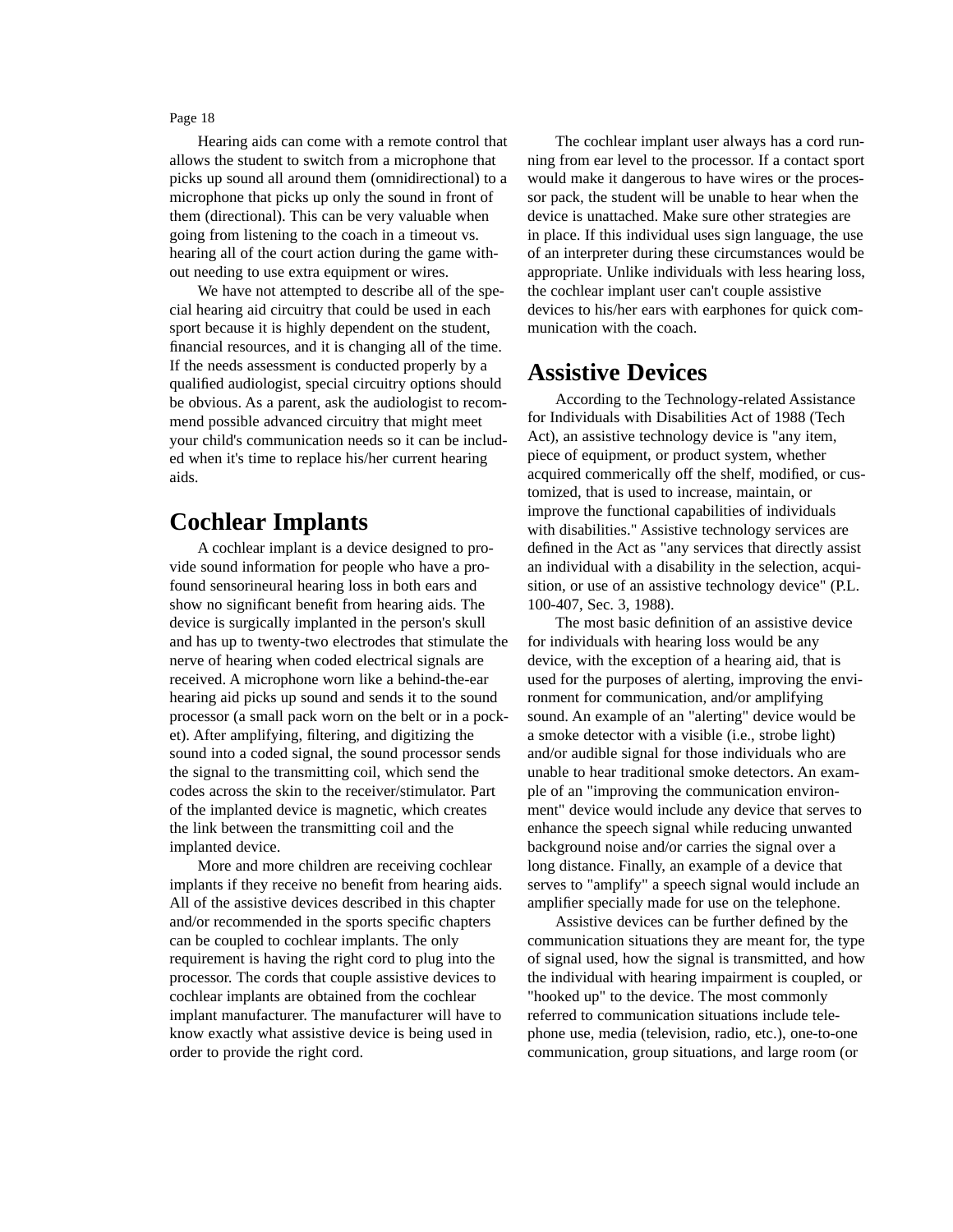Hearing aids can come with a remote control that allows the student to switch from a microphone that picks up sound all around them (omnidirectional) to a microphone that picks up only the sound in front of them (directional). This can be very valuable when going from listening to the coach in a timeout vs. hearing all of the court action during the game without needing to use extra equipment or wires.

We have not attempted to describe all of the special hearing aid circuitry that could be used in each sport because it is highly dependent on the student, financial resources, and it is changing all of the time. If the needs assessment is conducted properly by a qualified audiologist, special circuitry options should be obvious. As a parent, ask the audiologist to recommend possible advanced circuitry that might meet your child's communication needs so it can be included when it's time to replace his/her current hearing aids.

## Cochlear Implants

A cochlear implant is a device designed to provide sound information for people who have a profound sensorineural hearing loss in both ears and show no significant benefit from hearing aids. The device is surgically implanted in the person's skull and has up to twenty-two electrodes that stimulate the nerve of hearing when coded electrical signals are received. A microphone worn like a behind-the-ear hearing aid picks up sound and sends it to the sound processor (a small pack worn on the belt or in a pocket). After amplifying, filtering, and digitizing the sound into a coded signal, the sound processor sends the signal to the transmitting coil, which send the codes across the skin to the receiver/stimulator. Part of the implanted device is magnetic, which creates the link between the transmitting coil and the implanted device.

More and more children are receiving cochlear implants if they receive no benefit from hearing aids. All of the assistive devices described in this chapter and/or recommended in the sports specific chapters can be coupled to cochlear implants. The only requirement is having the right cord to plug into the processor. The cords that couple assistive devices to cochlear implants are obtained from the cochlear implant manufacturer. The manufacturer will have to know exactly what assistive device is being used in order to provide the right cord.

The cochlear implant user always has a cord running from ear level to the processor. If a contact sport would make it dangerous to have wires or the processor pack, the student will be unable to hear when the device is unattached. Make sure other strategies are in place. If this individual uses sign language, the use of an interpreter during these circumstances would be appropriate. Unlike individuals with less hearing loss, the cochlear implant user can't couple assistive devices to his/her ears with earphones for quick communication with the coach.

## Assistive Devices

According to the Technology-related Assistance for Individuals with Disabilities Act of 1988 (Tech Act), an assistive technology device is "any item, piece of equipment, or product system, whether acquired commerically off the shelf, modified, or customized, that is used to increase, maintain, or improve the functional capabilities of individuals with disabilities." Assistive technology services are defined in the Act as "any services that directly assist an individual with a disability in the selection, acquisition, or use of an assistive technology device" (P.L. 100-407, Sec. 3, 1988).

The most basic definition of an assistive device for individuals with hearing loss would be any device, with the exception of a hearing aid, that is used for the purposes of alerting, improving the environment for communication, and/or amplifying sound. An example of an "alerting" device would be a smoke detector with a visible (i.e., strobe light) and/or audible signal for those individuals who are unable to hear traditional smoke detectors. An example of an "improving the communication environment" device would include any device that serves to enhance the speech signal while reducing unwanted background noise and/or carries the signal over a long distance. Finally, an example of a device that serves to "amplify" a speech signal would include an amplifier specially made for use on the telephone.

Assistive devices can be further defined by the communication situations they are meant for, the type of signal used, how the signal is transmitted, and how the individual with hearing impairment is coupled, or "hooked up" to the device. The most commonly referred to communication situations include telephone use, media (television, radio, etc.), one-to-one communication, group situations, and large room (or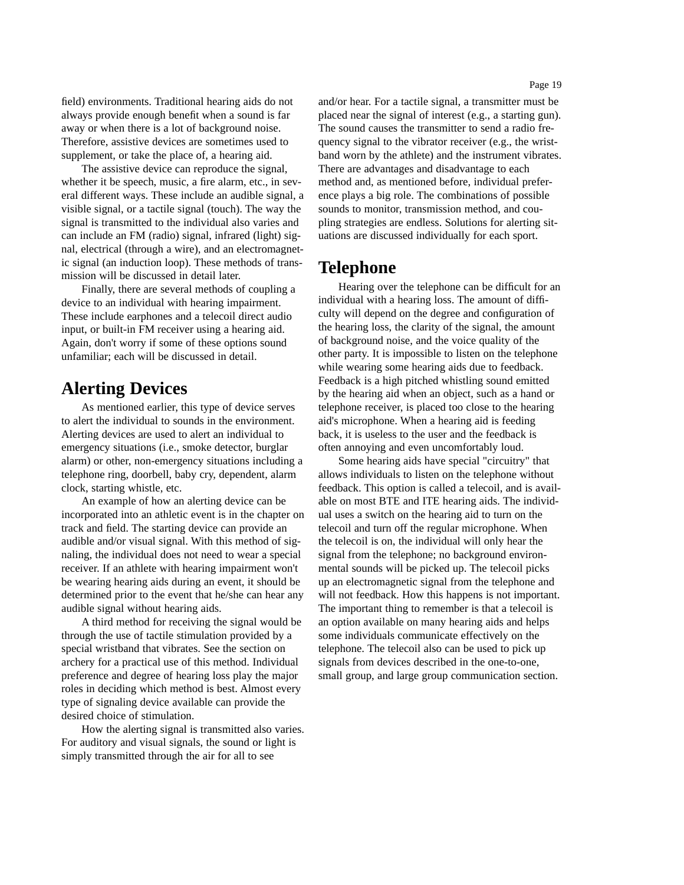field) environments. Traditional hearing aids do not always provide enough benefit when a sound is far away or when there is a lot of background noise. Therefore, assistive devices are sometimes used to supplement, or take the place of, a hearing aid.

The assistive device can reproduce the signal, whether it be speech, music, a fire alarm, etc., in several different ways. These include an audible signal, a visible signal, or a tactile signal (touch). The way the signal is transmitted to the individual also varies and can include an FM (radio) signal, infrared (light) signal, electrical (through a wire), and an electromagnetic signal (an induction loop). These methods of transmission will be discussed in detail later.

Finally, there are several methods of coupling a device to an individual with hearing impairment. These include earphones and a telecoil direct audio input, or built-in FM receiver using a hearing aid. Again, don't worry if some of these options sound unfamiliar; each will be discussed in detail.

## Alerting Devices

As mentioned earlier, this type of device serves to alert the individual to sounds in the environment. Alerting devices are used to alert an individual to emergency situations (i.e., smoke detector, burglar alarm) or other, non-emergency situations including a telephone ring, doorbell, baby cry, dependent, alarm clock, starting whistle, etc.

An example of how an alerting device can be incorporated into an athletic event is in the chapter on track and field. The starting device can provide an audible and/or visual signal. With this method of signaling, the individual does not need to wear a special receiver. If an athlete with hearing impairment won't be wearing hearing aids during an event, it should be determined prior to the event that he/she can hear any audible signal without hearing aids.

A third method for receiving the signal would be through the use of tactile stimulation provided by a special wristband that vibrates. See the section on archery for a practical use of this method. Individual preference and degree of hearing loss play the major roles in deciding which method is best. Almost every type of signaling device available can provide the desired choice of stimulation.

How the alerting signal is transmitted also varies. For auditory and visual signals, the sound or light is simply transmitted through the air for all to see and/or hear. For a tactile signal, a transmitter must be placed near the signal of interest (e.g., a starting gun). The sound causes the transmitter to send a radio frequency signal to the vibrator receiver (e.g., the wristband worn by the athlete) and the instrument vibrates. There are advantages and disadvantage to each method and, as mentioned before, individual preference plays a big role. The combinations of possible sounds to monitor, transmission method, and coupling strategies are endless. Solutions for alerting situations are discussed individually for each sport.

## Telephone

Hearing over the telephone can be difficult for an individual with a hearing loss. The amount of difficulty will depend on the degree and configuration of the hearing loss, the clarity of the signal, the amount of background noise, and the voice quality of the other party. It is impossible to listen on the telephone while wearing some hearing aids due to feedback. Feedback is a high pitched whistling sound emitted by the hearing aid when an object, such as a hand or telephone receiver, is placed too close to the hearing aid's microphone. When a hearing aid is feeding back, it is useless to the user and the feedback is often annoying and even uncomfortably loud.

Some hearing aids have special "circuitry" that allows individuals to listen on the telephone without feedback. This option is called a telecoil, and is available on most BTE and ITE hearing aids. The individual uses a switch on the hearing aid to turn on the telecoil and turn off the regular microphone. When the telecoil is on, the individual will only hear the signal from the telephone; no background environmental sounds will be picked up. The telecoil picks up an electromagnetic signal from the telephone and will not feedback. How this happens is not important. The important thing to remember is that a telecoil is an option available on many hearing aids and helps some individuals communicate effectively on the telephone. The telecoil also can be used to pick up signals from devices described in the one-to-one, small group, and large group communication section.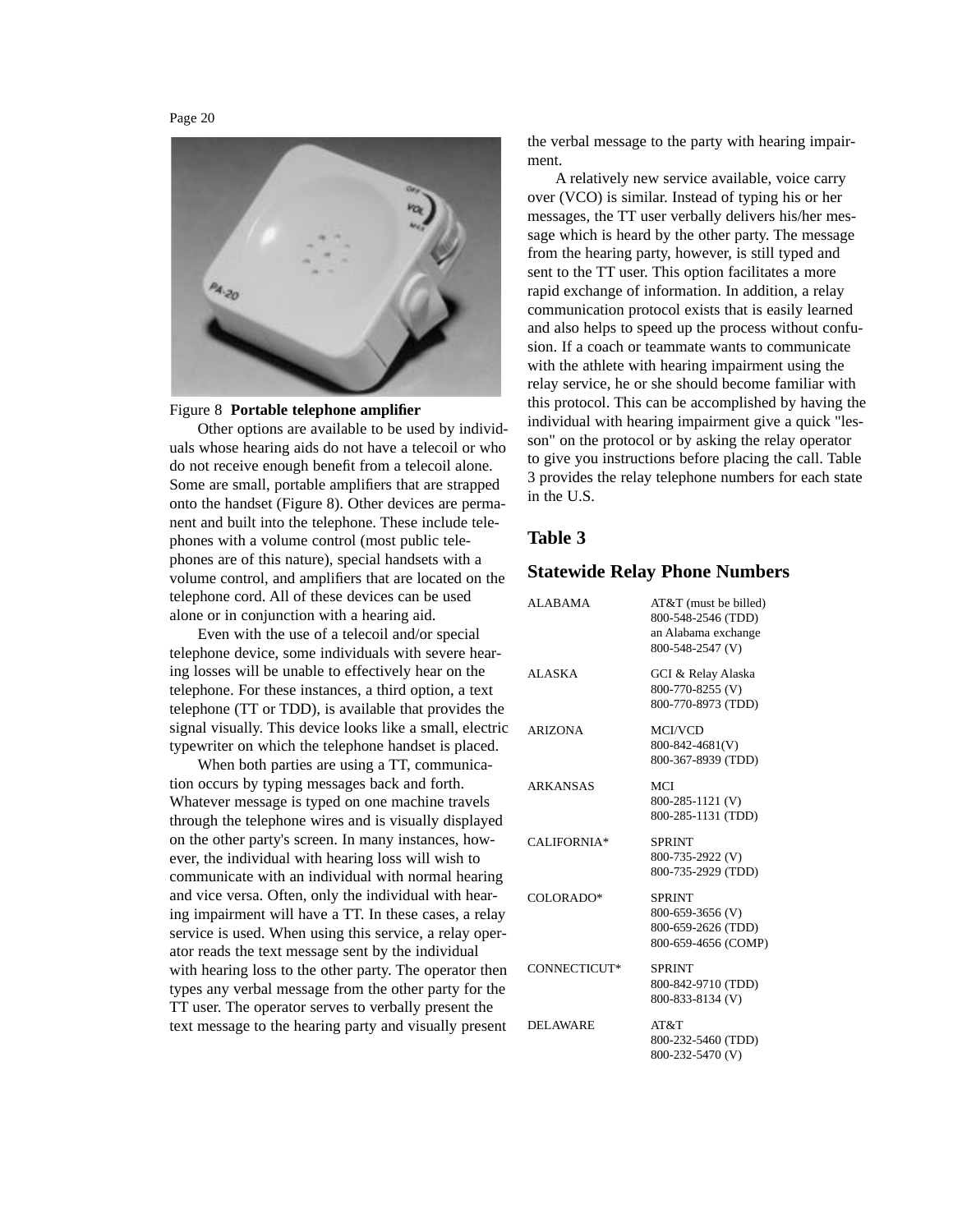Figure 8 **Portable telephone amplifier**

Other options are available to be used by individuals whose hearing aids do not have a telecoil or who do not receive enough benefit from a telecoil alone. Some are small, portable amplifiers that are strapped onto the handset (Figure 8). Other devices are permanent and built into the telephone. These include telephones with a volume control (most public telephones are of this nature), special handsets with a volume control, and amplifiers that are located on the telephone cord. All of these devices can be used alone or in conjunction with a hearing aid.

Even with the use of a telecoil and/or special telephone device, some individuals with severe hearing losses will be unable to effectively hear on the telephone. For these instances, a third option, a text telephone (TT or TDD), is available that provides the signal visually. This device looks like a small, electric typewriter on which the telephone handset is placed.

When both parties are using a TT, communication occurs by typing messages back and forth. Whatever message is typed on one machine travels through the telephone wires and is visually displayed on the other party's screen. In many instances, however, the individual with hearing loss will wish to communicate with an individual with normal hearing and vice versa. Often, only the individual with hearing impairment will have a TT. In these cases, a relay service is used. When using this service, a relay operator reads the text message sent by the individual with hearing loss to the other party. The operator then types any verbal message from the other party for the TT user. The operator serves to verbally present the text message to the hearing party and visually present the verbal message to the party with hearing impairment.

A relatively new service available, voice carry over (VCO) is similar. Instead of typing his or her messages, the TT user verbally delivers his/her message which is heard by the other party. The message from the hearing party, however, is still typed and sent to the TT user. This option facilitates a more rapid exchange of information. In addition, a relay communication protocol exists that is easily learned and also helps to speed up the process without confusion. If a coach or teammate wants to communicate with the athlete with hearing impairment using the relay service, he or she should become familiar with this protocol. This can be accomplished by having the individual with hearing impairment give a quick "lesson" on the protocol or by asking the relay operator to give you instructions before placing the call. Table 3 provides the relay telephone numbers for each state in the U.S.

## Table 3

## Statewide Relay Phone Numbers

| | |
|---|---|
| ALABAMA | AT&T (must be billed)<br>800-548-2546 (TDD)<br>an Alabama exchange<br>800-548-2547 (V) |
| ALASKA | GCI & Relay Alaska<br>800-770-8255 (V)<br>800-770-8973 (TDD) |
| ARIZONA | MCI/VCD<br>800-842-4681(V)<br>800-367-8939 (TDD) |
| ARKANSAS | MCI<br>800-285-1121 (V)<br>800-285-1131 (TDD) |
| CALIFORNIA* | SPRINT<br>800-735-2922 (V)<br>800-735-2929 (TDD) |
| COLORADO* | SPRINT<br>800-659-3656 (V)<br>800-659-2626 (TDD)<br>800-659-4656 (COMP) |
| CONNECTICUT* | SPRINT<br>800-842-9710 (TDD)<br>800-833-8134 (V) |
| DELAWARE | AT&T<br>800-232-5460 (TDD)<br>800-232-5470 (V) |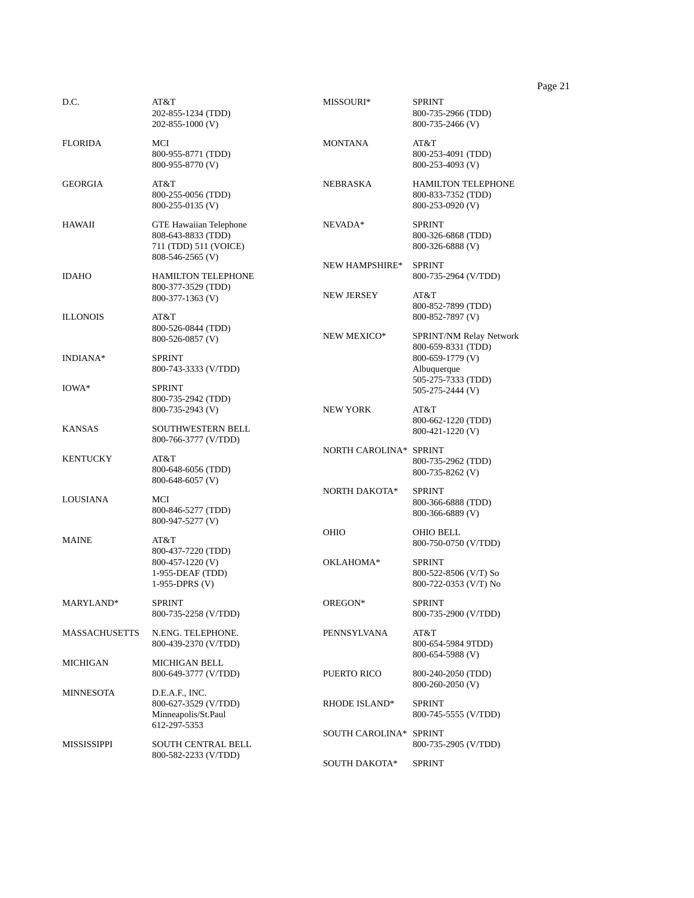| | | |
|---|---|---|
| D.C. | AT&T | 202-855-1234 (TDD)<br>202-855-1000 (V) |
| FLORIDA | MCI | 800-955-8771 (TDD)<br>800-955-8770 (V) |
| GEORGIA | AT&T | 800-255-0056 (TDD)<br>800-255-0135 (V) |
| HAWAII | GTE Hawaiian Telephone | 808-643-8833 (TDD)<br>711 (TDD) 511 (VOICE)<br>808-546-2565 (V) |
| IDAHO | HAMILTON TELEPHONE | 800-377-3529 (TDD)<br>800-377-1363 (V) |
| ILLONOIS | AT&T | 800-526-0844 (TDD)<br>800-526-0857 (V) |
| INDIANA* | SPRINT | 800-743-3333 (V/TDD) |
| IOWA* | SPRINT | 800-735-2942 (TDD)<br>800-735-2943 (V) |
| KANSAS | SOUTHWESTERN BELL | 800-766-3777 (V/TDD) |
| KENTUCKY | AT&T | 800-648-6056 (TDD)<br>800-648-6057 (V) |
| LOUSIANA | MCI | 800-846-5277 (TDD)<br>800-947-5277 (V) |
| MAINE | AT&T | 800-437-7220 (TDD)<br>800-457-1220 (V)<br>1-955-DEAF (TDD)<br>1-955-DPRS (V) |
| MARYLAND* | SPRINT | 800-735-2258 (V/TDD) |
| MASSACHUSETTS | N.ENG. TELEPHONE. | 800-439-2370 (V/TDD) |
| MICHIGAN | MICHIGAN BELL | 800-649-3777 (V/TDD) |
| MINNESOTA | D.E.A.F., INC. | 800-627-3529 (V/TDD)<br>Minneapolis/St.Paul<br>612-297-5353 |
| MISSISSIPPI | SOUTH CENTRAL BELL | 800-582-2233 (V/TDD) |
| MISSOURI* | SPRINT | 800-735-2966 (TDD)<br>800-735-2466 (V) |
| MONTANA | AT&T | 800-253-4091 (TDD)<br>800-253-4093 (V) |
| NEBRASKA | HAMILTON TELEPHONE | 800-833-7352 (TDD)<br>800-253-0920 (V) |
| NEVADA* | SPRINT | 800-326-6868 (TDD)<br>800-326-6888 (V) |
| NEW HAMPSHIRE* | SPRINT | 800-735-2964 (V/TDD) |
| NEW JERSEY | AT&T | 800-852-7899 (TDD)<br>800-852-7897 (V) |
| NEW MEXICO* | SPRINT/NM Relay Network | 800-659-8331 (TDD)<br>800-659-1779 (V)<br>Albuquerque<br>505-275-7333 (TDD)<br>505-275-2444 (V) |
| NEW YORK | AT&T | 800-662-1220 (TDD)<br>800-421-1220 (V) |
| NORTH CAROLINA* | SPRINT | 800-735-2962 (TDD)<br>800-735-8262 (V) |
| NORTH DAKOTA* | SPRINT | 800-366-6888 (TDD)<br>800-366-6889 (V) |
| OHIO | OHIO BELL | 800-750-0750 (V/TDD) |
| OKLAHOMA* | SPRINT | 800-522-8506 (V/T) So<br>800-722-0353 (V/T) No |
| OREGON* | SPRINT | 800-735-2900 (V/TDD) |
| PENNSYLVANA | AT&T | 800-654-5984 9TDD)<br>800-654-5988 (V) |
| PUERTO RICO | | 800-240-2050 (TDD)<br>800-260-2050 (V) |
| RHODE ISLAND* | SPRINT | 800-745-5555 (V/TDD) |
| SOUTH CAROLINA* | SPRINT | 800-735-2905 (V/TDD) |
| SOUTH DAKOTA* | SPRINT | |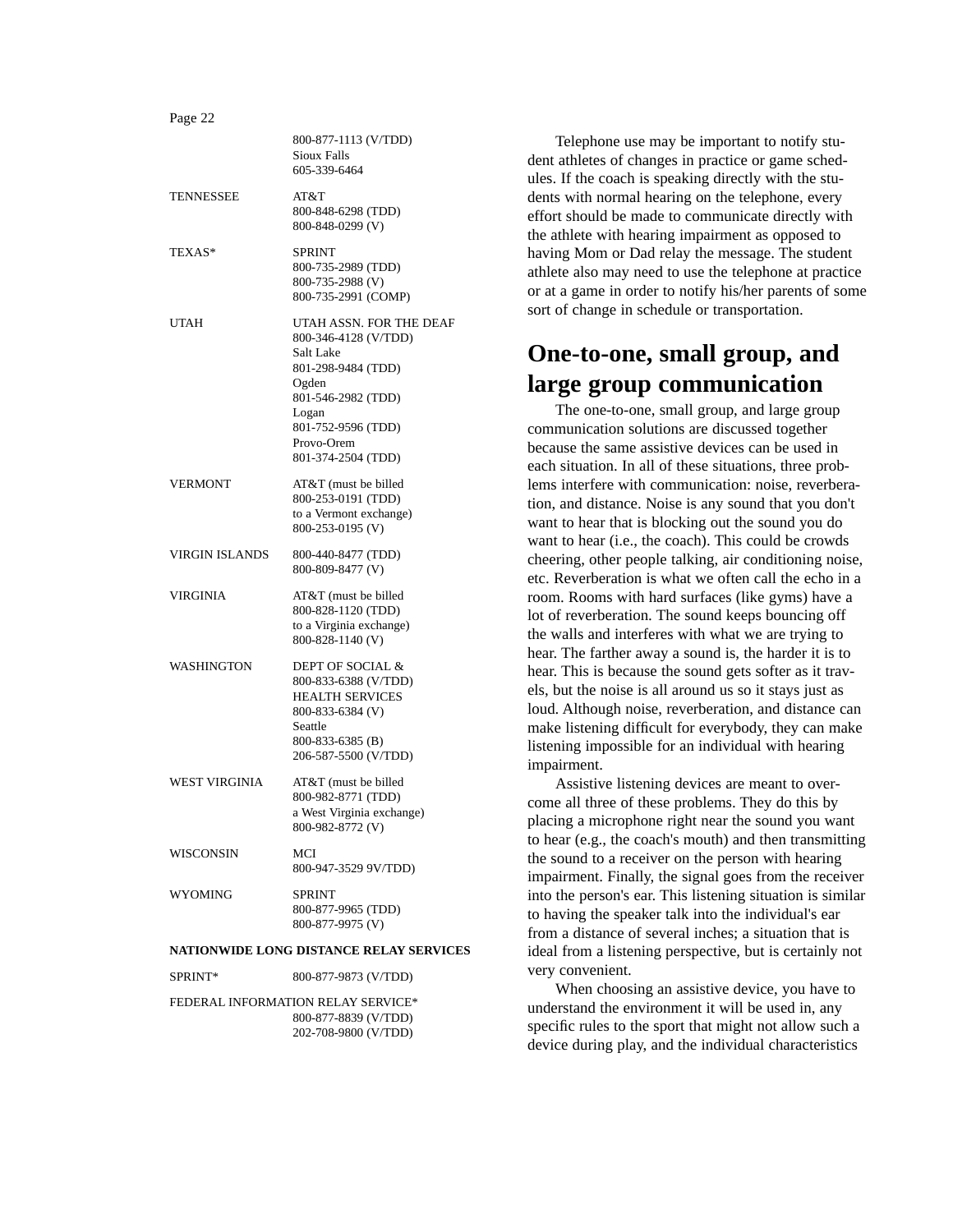| | |
|---|---|
| | 800-877-1113 (V/TDD)<br>Sioux Falls<br>605-339-6464 |
| TENNESSEE | AT&T<br>800-848-6298 (TDD)<br>800-848-0299 (V) |
| TEXAS* | SPRINT<br>800-735-2989 (TDD)<br>800-735-2988 (V)<br>800-735-2991 (COMP) |
| UTAH | UTAH ASSN. FOR THE DEAF<br>800-346-4128 (V/TDD)<br>Salt Lake<br>801-298-9484 (TDD)<br>Ogden<br>801-546-2982 (TDD)<br>Logan<br>801-752-9596 (TDD)<br>Provo-Orem<br>801-374-2504 (TDD) |
| VERMONT | AT&T (must be billed<br>800-253-0191 (TDD)<br>to a Vermont exchange)<br>800-253-0195 (V) |
| VIRGIN ISLANDS | 800-440-8477 (TDD)<br>800-809-8477 (V) |
| VIRGINIA | AT&T (must be billed<br>800-828-1120 (TDD)<br>to a Virginia exchange)<br>800-828-1140 (V) |
| WASHINGTON | DEPT OF SOCIAL &<br>800-833-6388 (V/TDD)<br>HEALTH SERVICES<br>800-833-6384 (V)<br>Seattle<br>800-833-6385 (B)<br>206-587-5500 (V/TDD) |
| WEST VIRGINIA | AT&T (must be billed<br>800-982-8771 (TDD)<br>a West Virginia exchange)<br>800-982-8772 (V) |
| WISCONSIN | MCI<br>800-947-3529 9V/TDD) |
| WYOMING | SPRINT<br>800-877-9965 (TDD)<br>800-877-9975 (V) |

**NATIONWIDE LONG DISTANCE RELAY SERVICES**

| | |
|---|---|
| SPRINT* | 800-877-9873 (V/TDD) |

FEDERAL INFORMATION RELAY SERVICE*
800-877-8839 (V/TDD)
202-708-9800 (V/TDD)

Telephone use may be important to notify student athletes of changes in practice or game schedules. If the coach is speaking directly with the students with normal hearing on the telephone, every effort should be made to communicate directly with the athlete with hearing impairment as opposed to having Mom or Dad relay the message. The student athlete also may need to use the telephone at practice or at a game in order to notify his/her parents of some sort of change in schedule or transportation.

## One-to-one, small group, and large group communication

The one-to-one, small group, and large group communication solutions are discussed together because the same assistive devices can be used in each situation. In all of these situations, three problems interfere with communication: noise, reverberation, and distance. Noise is any sound that you don't want to hear that is blocking out the sound you do want to hear (i.e., the coach). This could be crowds cheering, other people talking, air conditioning noise, etc. Reverberation is what we often call the echo in a room. Rooms with hard surfaces (like gyms) have a lot of reverberation. The sound keeps bouncing off the walls and interferes with what we are trying to hear. The farther away a sound is, the harder it is to hear. This is because the sound gets softer as it travels, but the noise is all around us so it stays just as loud. Although noise, reverberation, and distance can make listening difficult for everybody, they can make listening impossible for an individual with hearing impairment.

Assistive listening devices are meant to overcome all three of these problems. They do this by placing a microphone right near the sound you want to hear (e.g., the coach's mouth) and then transmitting the sound to a receiver on the person with hearing impairment. Finally, the signal goes from the receiver into the person's ear. This listening situation is similar to having the speaker talk into the individual's ear from a distance of several inches; a situation that is ideal from a listening perspective, but is certainly not very convenient.

When choosing an assistive device, you have to understand the environment it will be used in, any specific rules to the sport that might not allow such a device during play, and the individual characteristics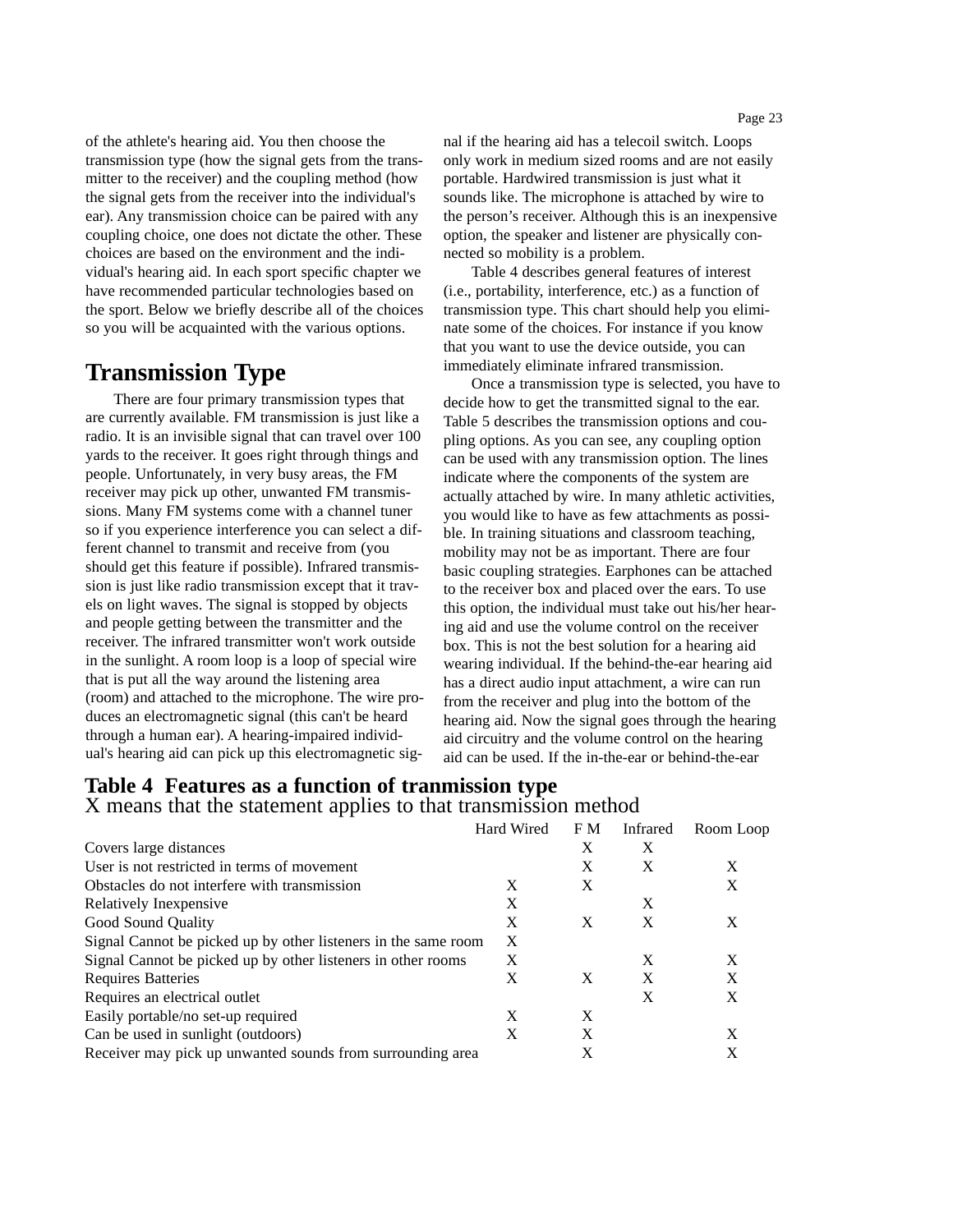of the athlete's hearing aid. You then choose the transmission type (how the signal gets from the transmitter to the receiver) and the coupling method (how the signal gets from the receiver into the individual's ear). Any transmission choice can be paired with any coupling choice, one does not dictate the other. These choices are based on the environment and the individual's hearing aid. In each sport specific chapter we have recommended particular technologies based on the sport. Below we briefly describe all of the choices so you will be acquainted with the various options.

# Transmission Type

There are four primary transmission types that are currently available. FM transmission is just like a radio. It is an invisible signal that can travel over 100 yards to the receiver. It goes right through things and people. Unfortunately, in very busy areas, the FM receiver may pick up other, unwanted FM transmissions. Many FM systems come with a channel tuner so if you experience interference you can select a different channel to transmit and receive from (you should get this feature if possible). Infrared transmission is just like radio transmission except that it travels on light waves. The signal is stopped by objects and people getting between the transmitter and the receiver. The infrared transmitter won't work outside in the sunlight. A room loop is a loop of special wire that is put all the way around the listening area (room) and attached to the microphone. The wire produces an electromagnetic signal (this can't be heard through a human ear). A hearing-impaired individual's hearing aid can pick up this electromagnetic signal if the hearing aid has a telecoil switch. Loops only work in medium sized rooms and are not easily portable. Hardwired transmission is just what it sounds like. The microphone is attached by wire to the person's receiver. Although this is an inexpensive option, the speaker and listener are physically connected so mobility is a problem.

Table 4 describes general features of interest (i.e., portability, interference, etc.) as a function of transmission type. This chart should help you eliminate some of the choices. For instance if you know that you want to use the device outside, you can immediately eliminate infrared transmission.

Once a transmission type is selected, you have to decide how to get the transmitted signal to the ear. Table 5 describes the transmission options and coupling options. As you can see, any coupling option can be used with any transmission option. The lines indicate where the components of the system are actually attached by wire. In many athletic activities, you would like to have as few attachments as possible. In training situations and classroom teaching, mobility may not be as important. There are four basic coupling strategies. Earphones can be attached to the receiver box and placed over the ears. To use this option, the individual must take out his/her hearing aid and use the volume control on the receiver box. This is not the best solution for a hearing aid wearing individual. If the behind-the-ear hearing aid has a direct audio input attachment, a wire can run from the receiver and plug into the bottom of the hearing aid. Now the signal goes through the hearing aid circuitry and the volume control on the hearing aid can be used. If the in-the-ear or behind-the-ear

**Table 4 Features as a function of tranmission type**

X means that the statement applies to that transmission method

| | Hard Wired | F M | Infrared | Room Loop |
|---|---|---|---|---|
| Covers large distances | | X | X | |
| User is not restricted in terms of movement | | X | X | X |
| Obstacles do not interfere with transmission | X | X | | X |
| Relatively Inexpensive | X | | X | |
| Good Sound Quality | X | X | X | X |
| Signal Cannot be picked up by other listeners in the same room | X | | | |
| Signal Cannot be picked up by other listeners in other rooms | X | | X | X |
| Requires Batteries | X | X | X | X |
| Requires an electrical outlet | | | X | X |
| Easily portable/no set-up required | X | X | | |
| Can be used in sunlight (outdoors) | X | X | | X |
| Receiver may pick up unwanted sounds from surrounding area | | X | | X |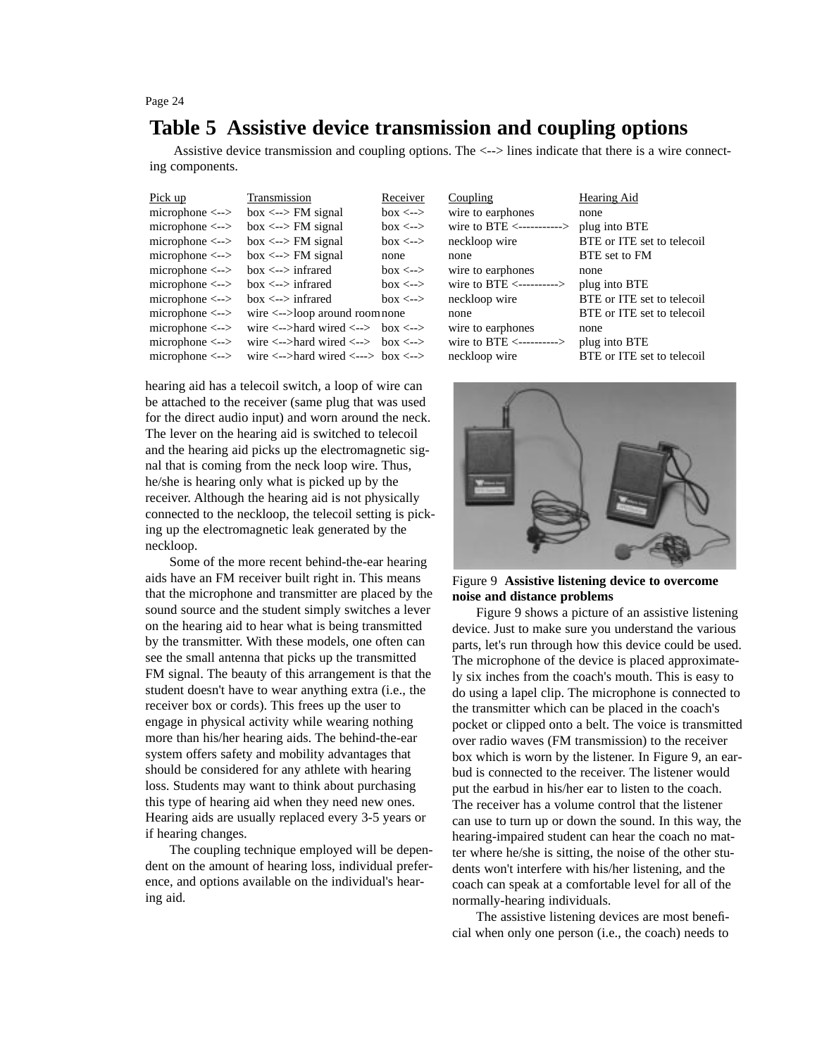# Table 5 Assistive device transmission and coupling options

Assistive device transmission and coupling options. The <--> lines indicate that there is a wire connecting components.

| Pick up | Transmission | Receiver | Coupling | Hearing Aid |
|---|---|---|---|---|
| microphone <--> | box <--> FM signal | box <--> | wire to earphones | none |
| microphone <--> | box <--> FM signal | box <--> | wire to BTE <-----------> | plug into BTE |
| microphone <--> | box <--> FM signal | box <--> | neckloop wire | BTE or ITE set to telecoil |
| microphone <--> | box <--> FM signal | none | none | BTE set to FM |
| microphone <--> | box <--> infrared | box <--> | wire to earphones | none |
| microphone <--> | box <--> infrared | box <--> | wire to BTE <----------> | plug into BTE |
| microphone <--> | box <--> infrared | box <--> | neckloop wire | BTE or ITE set to telecoil |
| microphone <--> | wire <-->loop around room | none | none | BTE or ITE set to telecoil |
| microphone <--> | wire <-->hard wired <--> | box <--> | wire to earphones | none |
| microphone <--> | wire <-->hard wired <--> | box <--> | wire to BTE <----------> | plug into BTE |
| microphone <--> | wire <-->hard wired <---> | box <--> | neckloop wire | BTE or ITE set to telecoil |

hearing aid has a telecoil switch, a loop of wire can be attached to the receiver (same plug that was used for the direct audio input) and worn around the neck. The lever on the hearing aid is switched to telecoil and the hearing aid picks up the electromagnetic signal that is coming from the neck loop wire. Thus, he/she is hearing only what is picked up by the receiver. Although the hearing aid is not physically connected to the neckloop, the telecoil setting is picking up the electromagnetic leak generated by the neckloop.

Some of the more recent behind-the-ear hearing aids have an FM receiver built right in. This means that the microphone and transmitter are placed by the sound source and the student simply switches a lever on the hearing aid to hear what is being transmitted by the transmitter. With these models, one often can see the small antenna that picks up the transmitted FM signal. The beauty of this arrangement is that the student doesn't have to wear anything extra (i.e., the receiver box or cords). This frees up the user to engage in physical activity while wearing nothing more than his/her hearing aids. The behind-the-ear system offers safety and mobility advantages that should be considered for any athlete with hearing loss. Students may want to think about purchasing this type of hearing aid when they need new ones. Hearing aids are usually replaced every 3-5 years or if hearing changes.

The coupling technique employed will be dependent on the amount of hearing loss, individual preference, and options available on the individual's hearing aid.

Figure 9 **Assistive listening device to overcome noise and distance problems**

Figure 9 shows a picture of an assistive listening device. Just to make sure you understand the various parts, let's run through how this device could be used. The microphone of the device is placed approximately six inches from the coach's mouth. This is easy to do using a lapel clip. The microphone is connected to the transmitter which can be placed in the coach's pocket or clipped onto a belt. The voice is transmitted over radio waves (FM transmission) to the receiver box which is worn by the listener. In Figure 9, an earbud is connected to the receiver. The listener would put the earbud in his/her ear to listen to the coach. The receiver has a volume control that the listener can use to turn up or down the sound. In this way, the hearing-impaired student can hear the coach no matter where he/she is sitting, the noise of the other students won't interfere with his/her listening, and the coach can speak at a comfortable level for all of the normally-hearing individuals.

The assistive listening devices are most beneficial when only one person (i.e., the coach) needs to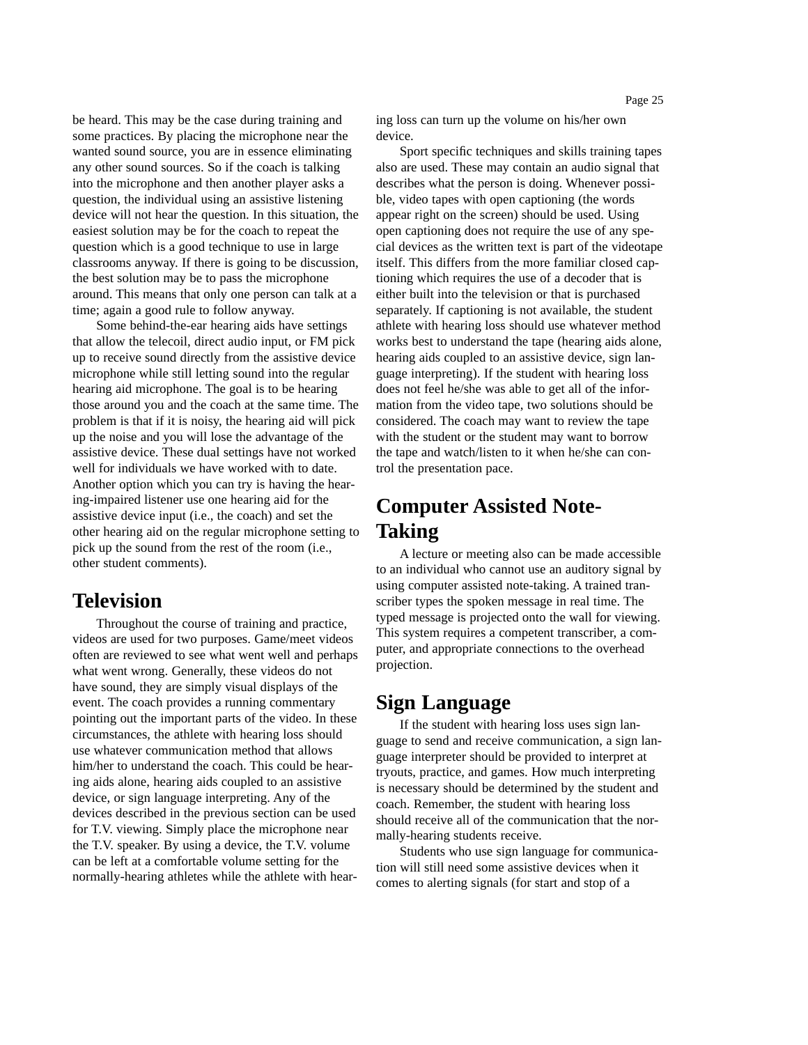be heard. This may be the case during training and some practices. By placing the microphone near the wanted sound source, you are in essence eliminating any other sound sources. So if the coach is talking into the microphone and then another player asks a question, the individual using an assistive listening device will not hear the question. In this situation, the easiest solution may be for the coach to repeat the question which is a good technique to use in large classrooms anyway. If there is going to be discussion, the best solution may be to pass the microphone around. This means that only one person can talk at a time; again a good rule to follow anyway.

Some behind-the-ear hearing aids have settings that allow the telecoil, direct audio input, or FM pick up to receive sound directly from the assistive device microphone while still letting sound into the regular hearing aid microphone. The goal is to be hearing those around you and the coach at the same time. The problem is that if it is noisy, the hearing aid will pick up the noise and you will lose the advantage of the assistive device. These dual settings have not worked well for individuals we have worked with to date. Another option which you can try is having the hearing-impaired listener use one hearing aid for the assistive device input (i.e., the coach) and set the other hearing aid on the regular microphone setting to pick up the sound from the rest of the room (i.e., other student comments).

## Television

Throughout the course of training and practice, videos are used for two purposes. Game/meet videos often are reviewed to see what went well and perhaps what went wrong. Generally, these videos do not have sound, they are simply visual displays of the event. The coach provides a running commentary pointing out the important parts of the video. In these circumstances, the athlete with hearing loss should use whatever communication method that allows him/her to understand the coach. This could be hearing aids alone, hearing aids coupled to an assistive device, or sign language interpreting. Any of the devices described in the previous section can be used for T.V. viewing. Simply place the microphone near the T.V. speaker. By using a device, the T.V. volume can be left at a comfortable volume setting for the normally-hearing athletes while the athlete with hearing loss can turn up the volume on his/her own device.

Sport specific techniques and skills training tapes also are used. These may contain an audio signal that describes what the person is doing. Whenever possible, video tapes with open captioning (the words appear right on the screen) should be used. Using open captioning does not require the use of any special devices as the written text is part of the videotape itself. This differs from the more familiar closed captioning which requires the use of a decoder that is either built into the television or that is purchased separately. If captioning is not available, the student athlete with hearing loss should use whatever method works best to understand the tape (hearing aids alone, hearing aids coupled to an assistive device, sign language interpreting). If the student with hearing loss does not feel he/she was able to get all of the information from the video tape, two solutions should be considered. The coach may want to review the tape with the student or the student may want to borrow the tape and watch/listen to it when he/she can control the presentation pace.

## Computer Assisted Note-Taking

A lecture or meeting also can be made accessible to an individual who cannot use an auditory signal by using computer assisted note-taking. A trained transcriber types the spoken message in real time. The typed message is projected onto the wall for viewing. This system requires a competent transcriber, a computer, and appropriate connections to the overhead projection.

## Sign Language

If the student with hearing loss uses sign language to send and receive communication, a sign language interpreter should be provided to interpret at tryouts, practice, and games. How much interpreting is necessary should be determined by the student and coach. Remember, the student with hearing loss should receive all of the communication that the normally-hearing students receive.

Students who use sign language for communication will still need some assistive devices when it comes to alerting signals (for start and stop of a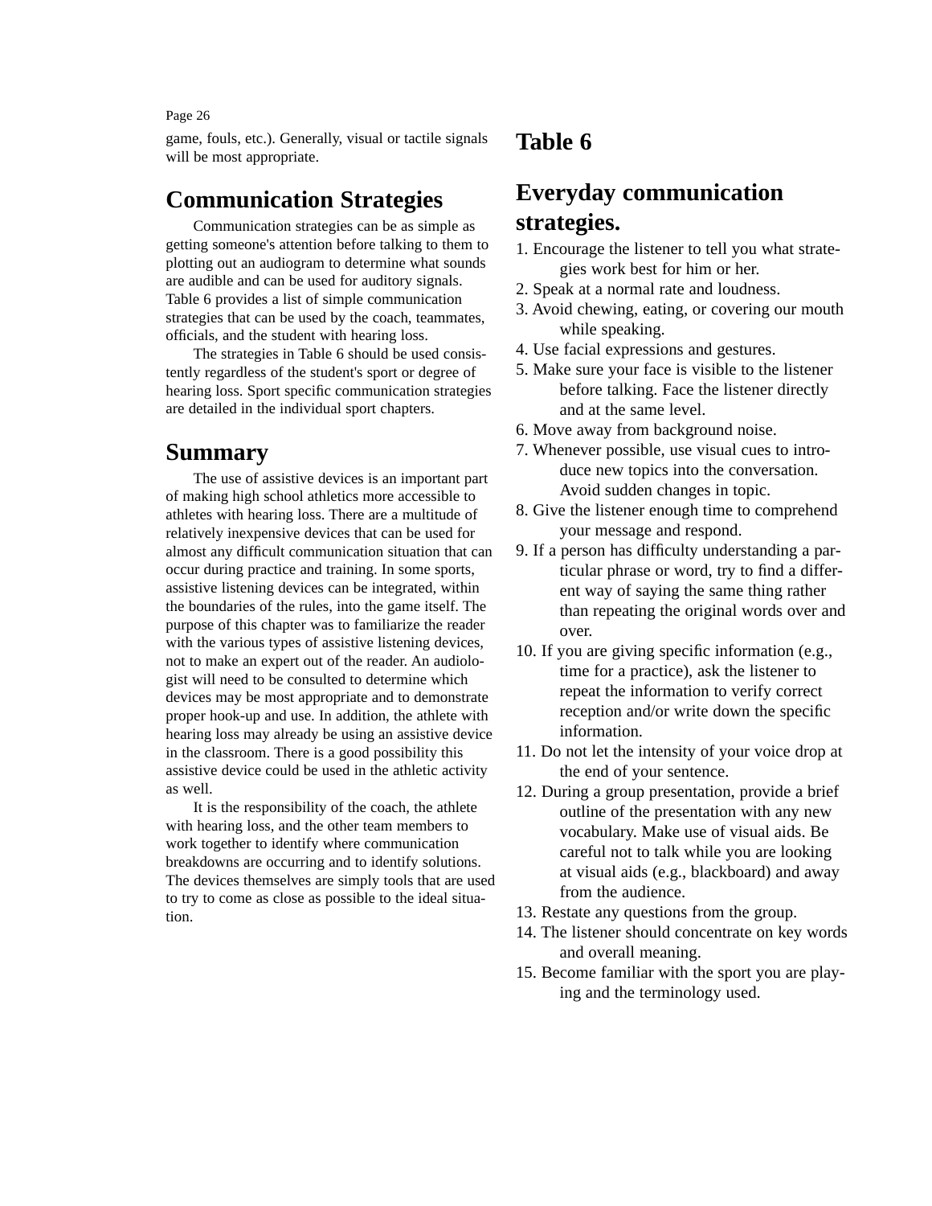game, fouls, etc.). Generally, visual or tactile signals will be most appropriate.

## Communication Strategies

Communication strategies can be as simple as getting someone's attention before talking to them to plotting out an audiogram to determine what sounds are audible and can be used for auditory signals. Table 6 provides a list of simple communication strategies that can be used by the coach, teammates, officials, and the student with hearing loss.

The strategies in Table 6 should be used consistently regardless of the student's sport or degree of hearing loss. Sport specific communication strategies are detailed in the individual sport chapters.

## Summary

The use of assistive devices is an important part of making high school athletics more accessible to athletes with hearing loss. There are a multitude of relatively inexpensive devices that can be used for almost any difficult communication situation that can occur during practice and training. In some sports, assistive listening devices can be integrated, within the boundaries of the rules, into the game itself. The purpose of this chapter was to familiarize the reader with the various types of assistive listening devices, not to make an expert out of the reader. An audiologist will need to be consulted to determine which devices may be most appropriate and to demonstrate proper hook-up and use. In addition, the athlete with hearing loss may already be using an assistive device in the classroom. There is a good possibility this assistive device could be used in the athletic activity as well.

It is the responsibility of the coach, the athlete with hearing loss, and the other team members to work together to identify where communication breakdowns are occurring and to identify solutions. The devices themselves are simply tools that are used to try to come as close as possible to the ideal situation.

## Table 6

## Everyday communication strategies.

1. Encourage the listener to tell you what strategies work best for him or her.
2. Speak at a normal rate and loudness.
3. Avoid chewing, eating, or covering our mouth while speaking.
4. Use facial expressions and gestures.
5. Make sure your face is visible to the listener before talking. Face the listener directly and at the same level.
6. Move away from background noise.
7. Whenever possible, use visual cues to introduce new topics into the conversation. Avoid sudden changes in topic.
8. Give the listener enough time to comprehend your message and respond.
9. If a person has difficulty understanding a particular phrase or word, try to find a different way of saying the same thing rather than repeating the original words over and over.
10. If you are giving specific information (e.g., time for a practice), ask the listener to repeat the information to verify correct reception and/or write down the specific information.
11. Do not let the intensity of your voice drop at the end of your sentence.
12. During a group presentation, provide a brief outline of the presentation with any new vocabulary. Make use of visual aids. Be careful not to talk while you are looking at visual aids (e.g., blackboard) and away from the audience.
13. Restate any questions from the group.
14. The listener should concentrate on key words and overall meaning.
15. Become familiar with the sport you are playing and the terminology used.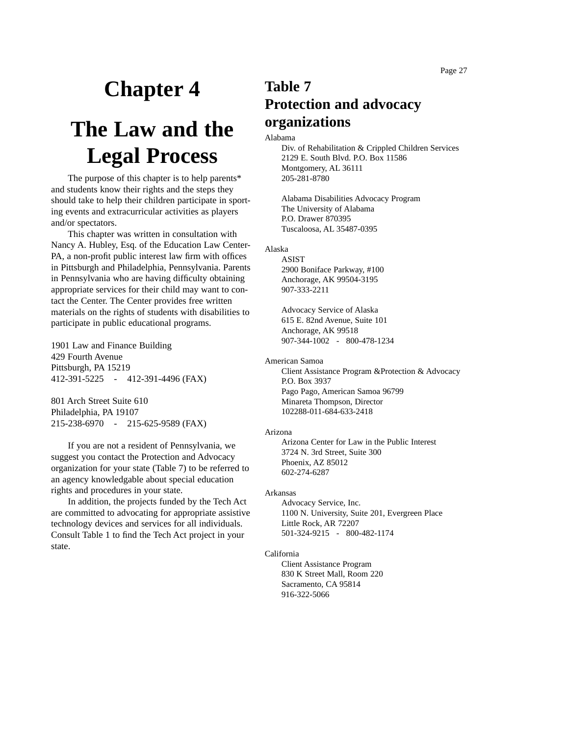# Chapter 4

# The Law and the Legal Process

The purpose of this chapter is to help parents* and students know their rights and the steps they should take to help their children participate in sporting events and extracurricular activities as players and/or spectators.

This chapter was written in consultation with Nancy A. Hubley, Esq. of the Education Law Center-PA, a non-profit public interest law firm with offices in Pittsburgh and Philadelphia, Pennsylvania. Parents in Pennsylvania who are having difficulty obtaining appropriate services for their child may want to contact the Center. The Center provides free written materials on the rights of students with disabilities to participate in public educational programs.

1901 Law and Finance Building
429 Fourth Avenue
Pittsburgh, PA 15219
412-391-5225 - 412-391-4496 (FAX)

801 Arch Street Suite 610
Philadelphia, PA 19107
215-238-6970 - 215-625-9589 (FAX)

If you are not a resident of Pennsylvania, we suggest you contact the Protection and Advocacy organization for your state (Table 7) to be referred to an agency knowledgable about special education rights and procedures in your state.

In addition, the projects funded by the Tech Act are committed to advocating for appropriate assistive technology devices and services for all individuals. Consult Table 1 to find the Tech Act project in your state.

## Table 7
## Protection and advocacy organizations

Alabama

Div. of Rehabilitation & Crippled Children Services
2129 E. South Blvd. P.O. Box 11586
Montgomery, AL 36111
205-281-8780

Alabama Disabilities Advocacy Program
The University of Alabama
P.O. Drawer 870395
Tuscaloosa, AL 35487-0395

Alaska

ASIST
2900 Boniface Parkway, #100
Anchorage, AK 99504-3195
907-333-2211

Advocacy Service of Alaska
615 E. 82nd Avenue, Suite 101
Anchorage, AK 99518
907-344-1002 - 800-478-1234

American Samoa

Client Assistance Program &Protection & Advocacy
P.O. Box 3937
Pago Pago, American Samoa 96799
Minareta Thompson, Director
102288-011-684-633-2418

Arizona

Arizona Center for Law in the Public Interest
3724 N. 3rd Street, Suite 300
Phoenix, AZ 85012
602-274-6287

Arkansas

Advocacy Service, Inc.
1100 N. University, Suite 201, Evergreen Place
Little Rock, AR 72207
501-324-9215 - 800-482-1174

California

Client Assistance Program
830 K Street Mall, Room 220
Sacramento, CA 95814
916-322-5066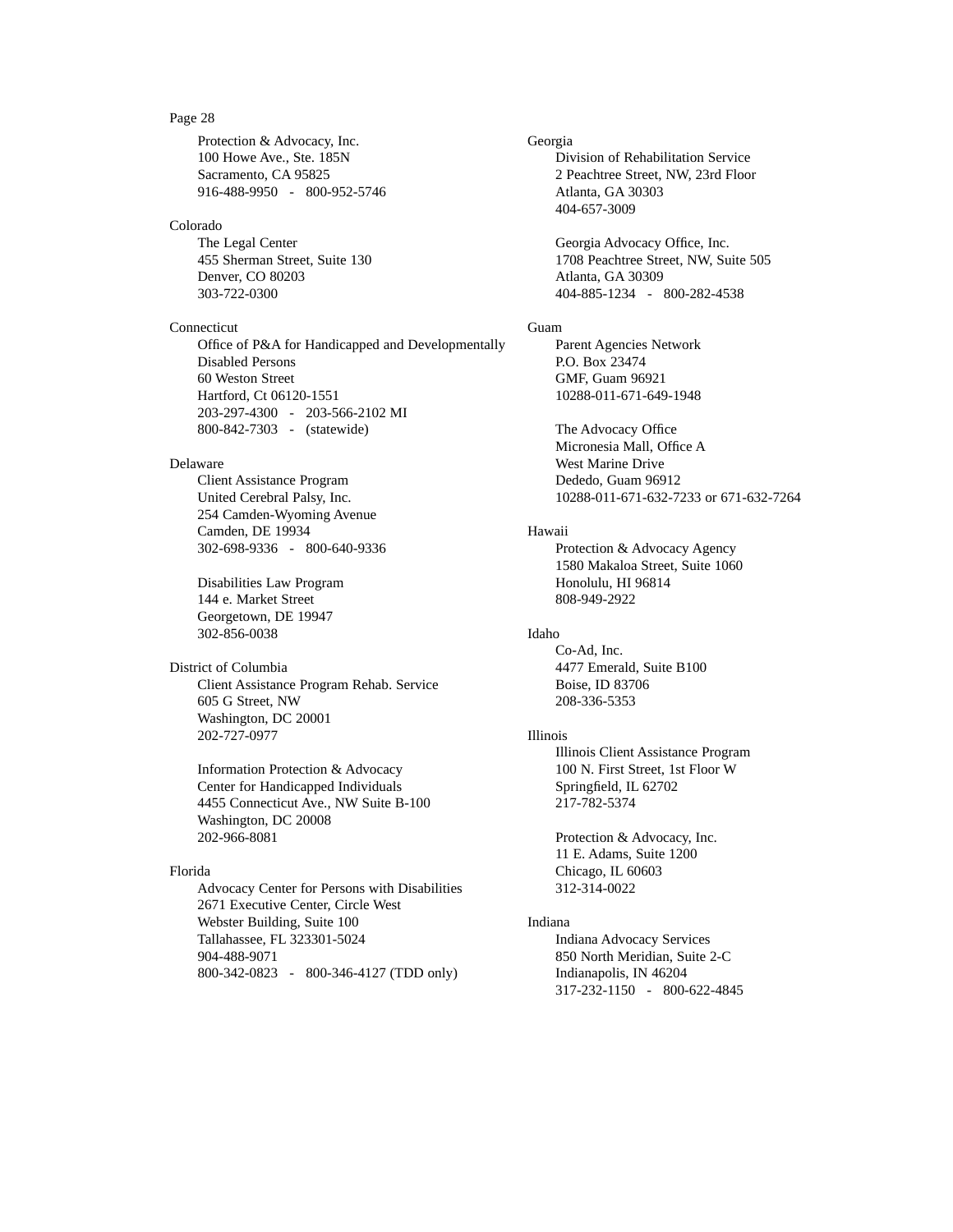Protection & Advocacy, Inc.
100 Howe Ave., Ste. 185N
Sacramento, CA 95825
916-488-9950 - 800-952-5746

Colorado

The Legal Center
455 Sherman Street, Suite 130
Denver, CO 80203
303-722-0300

Connecticut

Office of P&A for Handicapped and Developmentally Disabled Persons
60 Weston Street
Hartford, Ct 06120-1551
203-297-4300 - 203-566-2102 MI
800-842-7303 - (statewide)

Delaware

Client Assistance Program
United Cerebral Palsy, Inc.
254 Camden-Wyoming Avenue
Camden, DE 19934
302-698-9336 - 800-640-9336

Disabilities Law Program
144 e. Market Street
Georgetown, DE 19947
302-856-0038

District of Columbia

Client Assistance Program Rehab. Service
605 G Street, NW
Washington, DC 20001
202-727-0977

Information Protection & Advocacy
Center for Handicapped Individuals
4455 Connecticut Ave., NW Suite B-100
Washington, DC 20008
202-966-8081

Florida

Advocacy Center for Persons with Disabilities
2671 Executive Center, Circle West
Webster Building, Suite 100
Tallahassee, FL 323301-5024
904-488-9071
800-342-0823 - 800-346-4127 (TDD only)

Georgia

Division of Rehabilitation Service
2 Peachtree Street, NW, 23rd Floor
Atlanta, GA 30303
404-657-3009

Georgia Advocacy Office, Inc.
1708 Peachtree Street, NW, Suite 505
Atlanta, GA 30309
404-885-1234 - 800-282-4538

Guam

Parent Agencies Network
P.O. Box 23474
GMF, Guam 96921
10288-011-671-649-1948

The Advocacy Office
Micronesia Mall, Office A
West Marine Drive
Dededo, Guam 96912
10288-011-671-632-7233 or 671-632-7264

Hawaii

Protection & Advocacy Agency
1580 Makaloa Street, Suite 1060
Honolulu, HI 96814
808-949-2922

Idaho

Co-Ad, Inc.
4477 Emerald, Suite B100
Boise, ID 83706
208-336-5353

Illinois

Illinois Client Assistance Program
100 N. First Street, 1st Floor W
Springfield, IL 62702
217-782-5374

Protection & Advocacy, Inc.
11 E. Adams, Suite 1200
Chicago, IL 60603
312-314-0022

Indiana

Indiana Advocacy Services
850 North Meridian, Suite 2-C
Indianapolis, IN 46204
317-232-1150 - 800-622-4845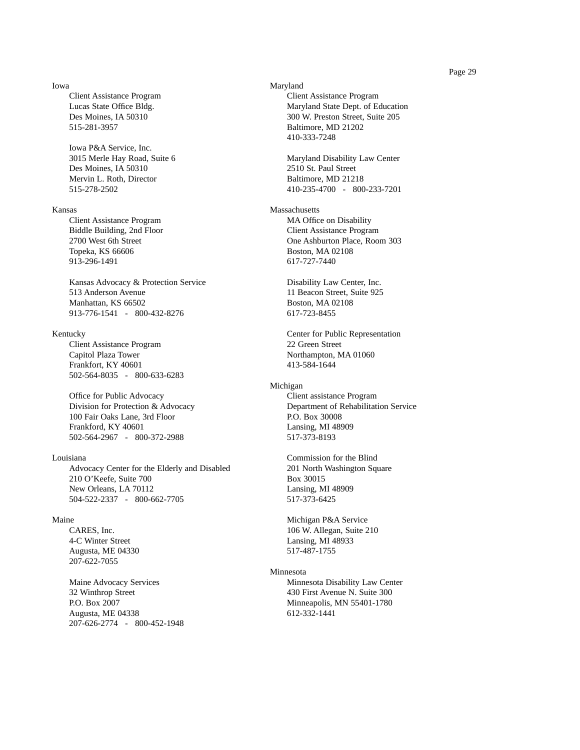Iowa

Client Assistance Program
Lucas State Office Bldg.
Des Moines, IA 50310
515-281-3957

Iowa P&A Service, Inc.
3015 Merle Hay Road, Suite 6
Des Moines, IA 50310
Mervin L. Roth, Director
515-278-2502

Kansas

Client Assistance Program
Biddle Building, 2nd Floor
2700 West 6th Street
Topeka, KS 66606
913-296-1491

Kansas Advocacy & Protection Service
513 Anderson Avenue
Manhattan, KS 66502
913-776-1541 - 800-432-8276

Kentucky

Client Assistance Program
Capitol Plaza Tower
Frankfort, KY 40601
502-564-8035 - 800-633-6283

Office for Public Advocacy
Division for Protection & Advocacy
100 Fair Oaks Lane, 3rd Floor
Frankford, KY 40601
502-564-2967 - 800-372-2988

Louisiana

Advocacy Center for the Elderly and Disabled
210 O'Keefe, Suite 700
New Orleans, LA 70112
504-522-2337 - 800-662-7705

Maine

CARES, Inc.
4-C Winter Street
Augusta, ME 04330
207-622-7055

Maine Advocacy Services
32 Winthrop Street
P.O. Box 2007
Augusta, ME 04338
207-626-2774 - 800-452-1948

Maryland

Client Assistance Program
Maryland State Dept. of Education
300 W. Preston Street, Suite 205
Baltimore, MD 21202
410-333-7248

Maryland Disability Law Center
2510 St. Paul Street
Baltimore, MD 21218
410-235-4700 - 800-233-7201

Massachusetts

MA Office on Disability
Client Assistance Program
One Ashburton Place, Room 303
Boston, MA 02108
617-727-7440

Disability Law Center, Inc.
11 Beacon Street, Suite 925
Boston, MA 02108
617-723-8455

Center for Public Representation
22 Green Street
Northampton, MA 01060
413-584-1644

Michigan

Client assistance Program
Department of Rehabilitation Service
P.O. Box 30008
Lansing, MI 48909
517-373-8193

Commission for the Blind
201 North Washington Square
Box 30015
Lansing, MI 48909
517-373-6425

Michigan P&A Service
106 W. Allegan, Suite 210
Lansing, MI 48933
517-487-1755

Minnesota

Minnesota Disability Law Center
430 First Avenue N. Suite 300
Minneapolis, MN 55401-1780
612-332-1441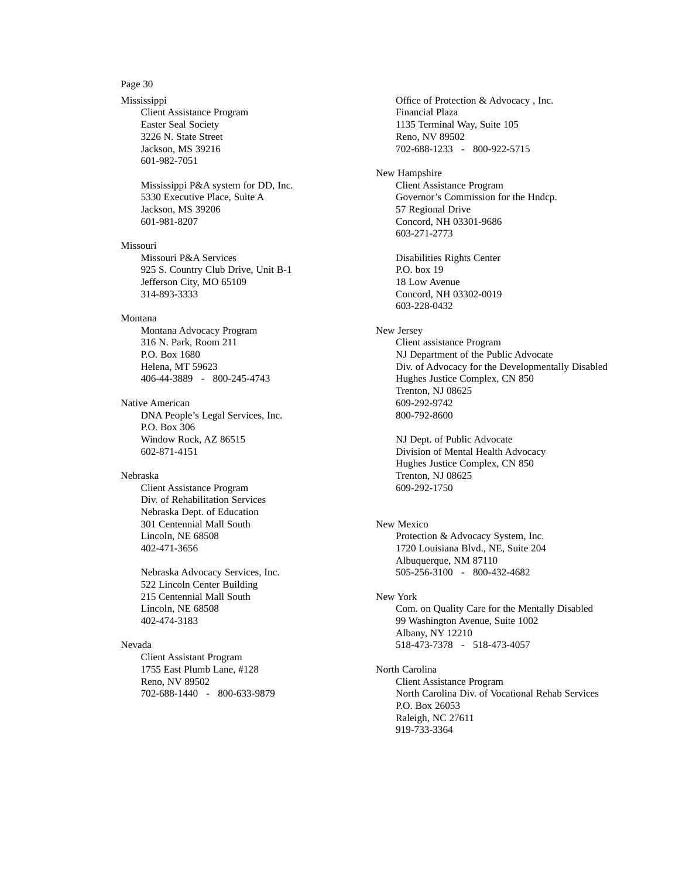Mississippi

Client Assistance Program
Easter Seal Society
3226 N. State Street
Jackson, MS 39216
601-982-7051

Mississippi P&A system for DD, Inc.
5330 Executive Place, Suite A
Jackson, MS 39206
601-981-8207

Missouri

Missouri P&A Services
925 S. Country Club Drive, Unit B-1
Jefferson City, MO 65109
314-893-3333

Montana

Montana Advocacy Program
316 N. Park, Room 211
P.O. Box 1680
Helena, MT 59623
406-44-3889 - 800-245-4743

Native American

DNA People's Legal Services, Inc.
P.O. Box 306
Window Rock, AZ 86515
602-871-4151

Nebraska

Client Assistance Program
Div. of Rehabilitation Services
Nebraska Dept. of Education
301 Centennial Mall South
Lincoln, NE 68508
402-471-3656

Nebraska Advocacy Services, Inc.
522 Lincoln Center Building
215 Centennial Mall South
Lincoln, NE 68508
402-474-3183

Nevada

Client Assistant Program
1755 East Plumb Lane, #128
Reno, NV 89502
702-688-1440 - 800-633-9879

Office of Protection & Advocacy , Inc.
Financial Plaza
1135 Terminal Way, Suite 105
Reno, NV 89502
702-688-1233 - 800-922-5715

New Hampshire

Client Assistance Program
Governor's Commission for the Hndcp.
57 Regional Drive
Concord, NH 03301-9686
603-271-2773

Disabilities Rights Center
P.O. box 19
18 Low Avenue
Concord, NH 03302-0019
603-228-0432

New Jersey

Client assistance Program
NJ Department of the Public Advocate
Div. of Advocacy for the Developmentally Disabled
Hughes Justice Complex, CN 850
Trenton, NJ 08625
609-292-9742
800-792-8600

NJ Dept. of Public Advocate
Division of Mental Health Advocacy
Hughes Justice Complex, CN 850
Trenton, NJ 08625
609-292-1750

New Mexico

Protection & Advocacy System, Inc.
1720 Louisiana Blvd., NE, Suite 204
Albuquerque, NM 87110
505-256-3100 - 800-432-4682

New York

Com. on Quality Care for the Mentally Disabled
99 Washington Avenue, Suite 1002
Albany, NY 12210
518-473-7378 - 518-473-4057

North Carolina

Client Assistance Program
North Carolina Div. of Vocational Rehab Services
P.O. Box 26053
Raleigh, NC 27611
919-733-3364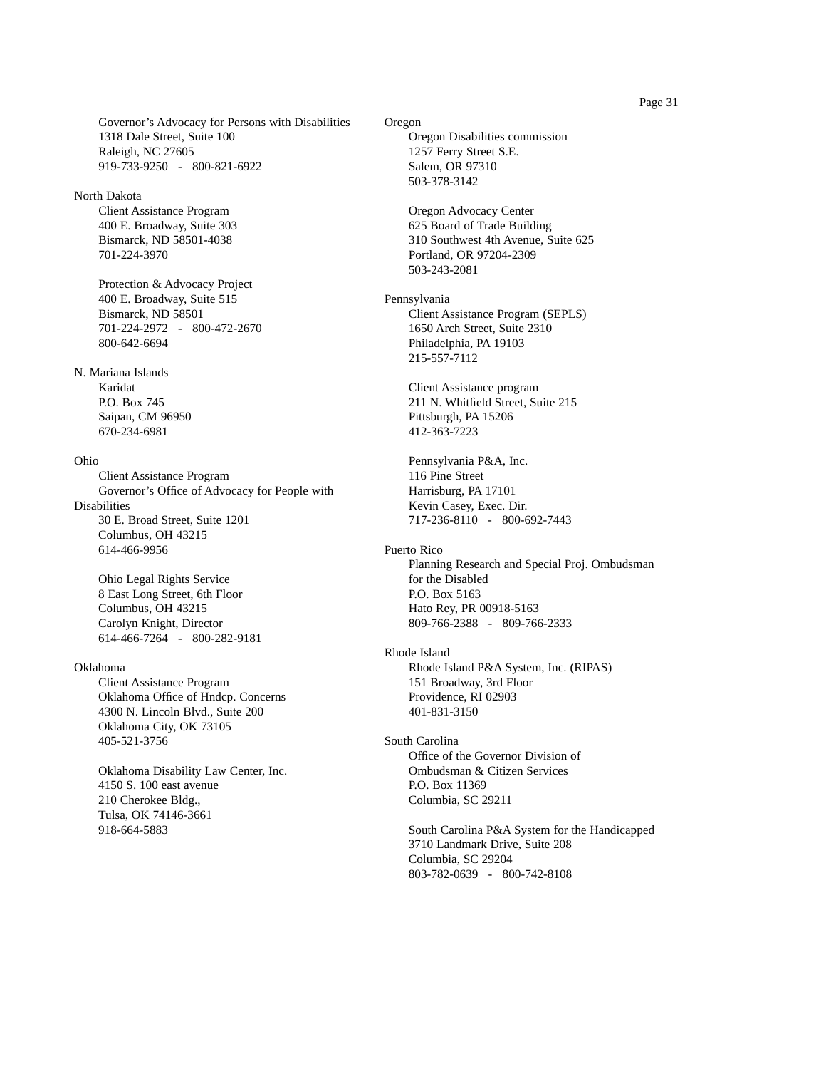Governor's Advocacy for Persons with Disabilities
1318 Dale Street, Suite 100
Raleigh, NC 27605
919-733-9250 - 800-821-6922

North Dakota

Client Assistance Program
400 E. Broadway, Suite 303
Bismarck, ND 58501-4038
701-224-3970

Protection & Advocacy Project
400 E. Broadway, Suite 515
Bismarck, ND 58501
701-224-2972 - 800-472-2670
800-642-6694

N. Mariana Islands

Karidat
P.O. Box 745
Saipan, CM 96950
670-234-6981

Ohio

Client Assistance Program
Governor's Office of Advocacy for People with Disabilities
30 E. Broad Street, Suite 1201
Columbus, OH 43215
614-466-9956

Ohio Legal Rights Service
8 East Long Street, 6th Floor
Columbus, OH 43215
Carolyn Knight, Director
614-466-7264 - 800-282-9181

Oklahoma

Client Assistance Program
Oklahoma Office of Hndcp. Concerns
4300 N. Lincoln Blvd., Suite 200
Oklahoma City, OK 73105
405-521-3756

Oklahoma Disability Law Center, Inc.
4150 S. 100 east avenue
210 Cherokee Bldg.,
Tulsa, OK 74146-3661
918-664-5883

Oregon

Oregon Disabilities commission
1257 Ferry Street S.E.
Salem, OR 97310
503-378-3142

Oregon Advocacy Center
625 Board of Trade Building
310 Southwest 4th Avenue, Suite 625
Portland, OR 97204-2309
503-243-2081

Pennsylvania

Client Assistance Program (SEPLS)
1650 Arch Street, Suite 2310
Philadelphia, PA 19103
215-557-7112

Client Assistance program
211 N. Whitfield Street, Suite 215
Pittsburgh, PA 15206
412-363-7223

Pennsylvania P&A, Inc.
116 Pine Street
Harrisburg, PA 17101
Kevin Casey, Exec. Dir.
717-236-8110 - 800-692-7443

Puerto Rico

Planning Research and Special Proj. Ombudsman for the Disabled
P.O. Box 5163
Hato Rey, PR 00918-5163
809-766-2388 - 809-766-2333

Rhode Island

Rhode Island P&A System, Inc. (RIPAS)
151 Broadway, 3rd Floor
Providence, RI 02903
401-831-3150

South Carolina

Office of the Governor Division of Ombudsman & Citizen Services
P.O. Box 11369
Columbia, SC 29211

South Carolina P&A System for the Handicapped
3710 Landmark Drive, Suite 208
Columbia, SC 29204
803-782-0639 - 800-742-8108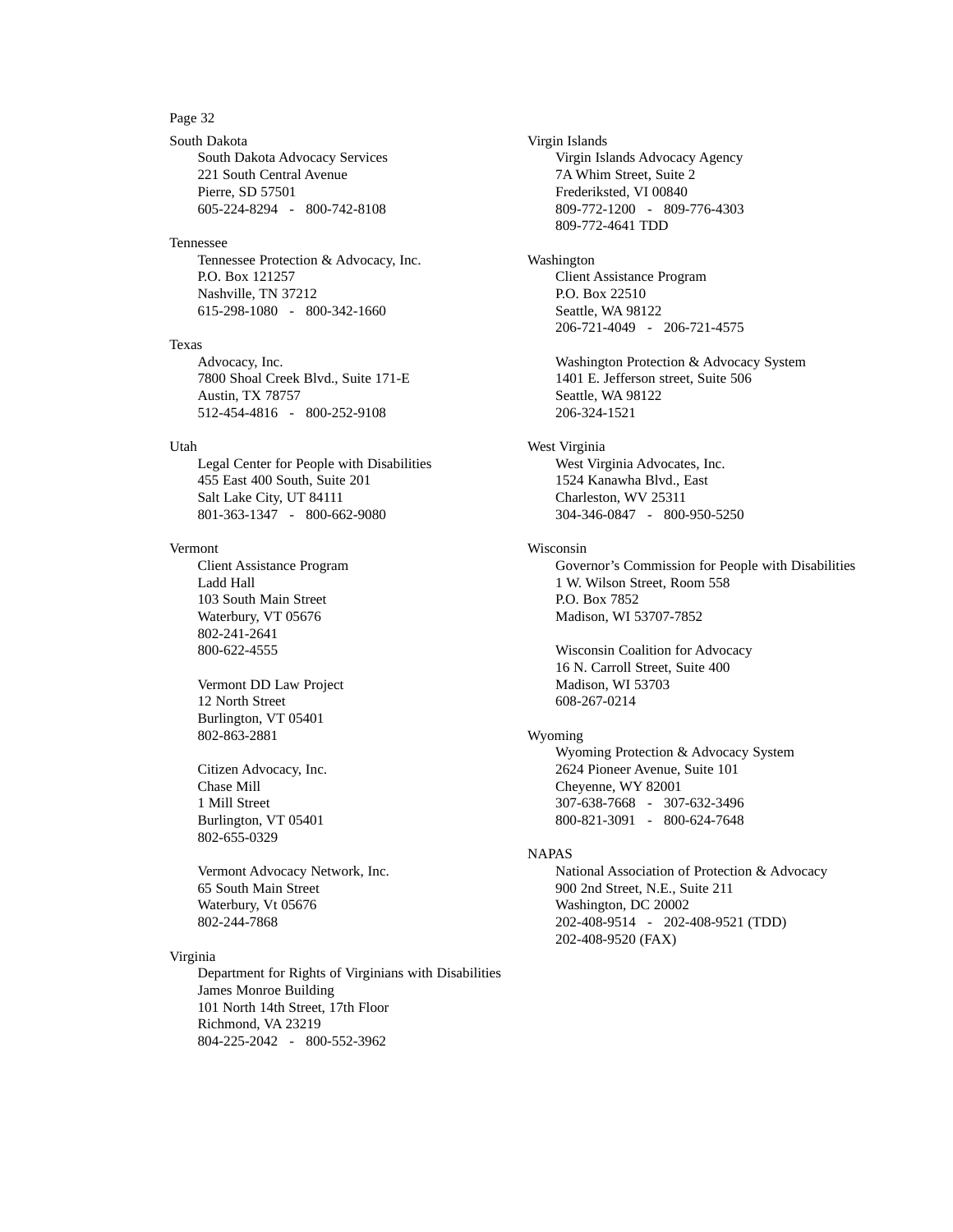South Dakota

South Dakota Advocacy Services
221 South Central Avenue
Pierre, SD 57501
605-224-8294 - 800-742-8108

Tennessee

Tennessee Protection & Advocacy, Inc.
P.O. Box 121257
Nashville, TN 37212
615-298-1080 - 800-342-1660

Texas

Advocacy, Inc.
7800 Shoal Creek Blvd., Suite 171-E
Austin, TX 78757
512-454-4816 - 800-252-9108

Utah

Legal Center for People with Disabilities
455 East 400 South, Suite 201
Salt Lake City, UT 84111
801-363-1347 - 800-662-9080

Vermont

Client Assistance Program
Ladd Hall
103 South Main Street
Waterbury, VT 05676
802-241-2641
800-622-4555

Vermont DD Law Project
12 North Street
Burlington, VT 05401
802-863-2881

Citizen Advocacy, Inc.
Chase Mill
1 Mill Street
Burlington, VT 05401
802-655-0329

Vermont Advocacy Network, Inc.
65 South Main Street
Waterbury, Vt 05676
802-244-7868

Virginia

Department for Rights of Virginians with Disabilities
James Monroe Building
101 North 14th Street, 17th Floor
Richmond, VA 23219
804-225-2042 - 800-552-3962

Virgin Islands

Virgin Islands Advocacy Agency
7A Whim Street, Suite 2
Frederiksted, VI 00840
809-772-1200 - 809-776-4303
809-772-4641 TDD

Washington

Client Assistance Program
P.O. Box 22510
Seattle, WA 98122
206-721-4049 - 206-721-4575

Washington Protection & Advocacy System
1401 E. Jefferson street, Suite 506
Seattle, WA 98122
206-324-1521

West Virginia

West Virginia Advocates, Inc.
1524 Kanawha Blvd., East
Charleston, WV 25311
304-346-0847 - 800-950-5250

Wisconsin

Governor's Commission for People with Disabilities
1 W. Wilson Street, Room 558
P.O. Box 7852
Madison, WI 53707-7852

Wisconsin Coalition for Advocacy
16 N. Carroll Street, Suite 400
Madison, WI 53703
608-267-0214

Wyoming

Wyoming Protection & Advocacy System
2624 Pioneer Avenue, Suite 101
Cheyenne, WY 82001
307-638-7668 - 307-632-3496
800-821-3091 - 800-624-7648

NAPAS

National Association of Protection & Advocacy
900 2nd Street, N.E., Suite 211
Washington, DC 20002
202-408-9514 - 202-408-9521 (TDD)
202-408-9520 (FAX)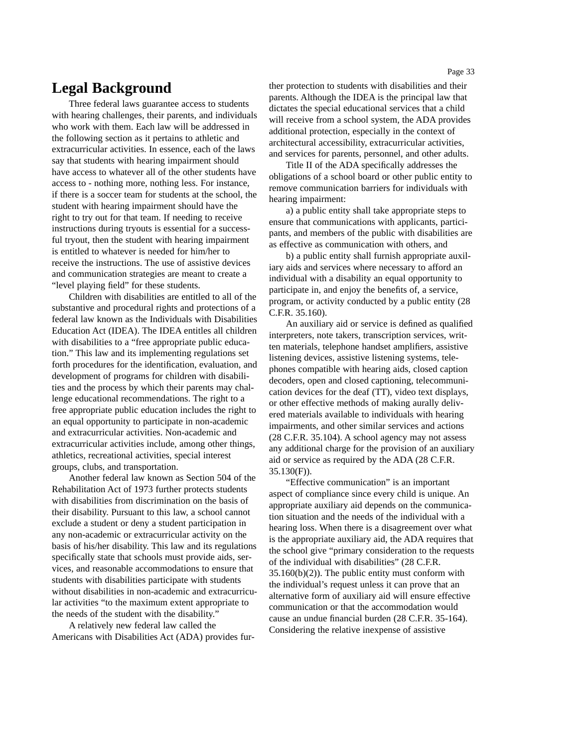# Legal Background

Three federal laws guarantee access to students with hearing challenges, their parents, and individuals who work with them. Each law will be addressed in the following section as it pertains to athletic and extracurricular activities. In essence, each of the laws say that students with hearing impairment should have access to whatever all of the other students have access to - nothing more, nothing less. For instance, if there is a soccer team for students at the school, the student with hearing impairment should have the right to try out for that team. If needing to receive instructions during tryouts is essential for a successful tryout, then the student with hearing impairment is entitled to whatever is needed for him/her to receive the instructions. The use of assistive devices and communication strategies are meant to create a "level playing field" for these students.

Children with disabilities are entitled to all of the substantive and procedural rights and protections of a federal law known as the Individuals with Disabilities Education Act (IDEA). The IDEA entitles all children with disabilities to a "free appropriate public education." This law and its implementing regulations set forth procedures for the identification, evaluation, and development of programs for children with disabilities and the process by which their parents may challenge educational recommendations. The right to a free appropriate public education includes the right to an equal opportunity to participate in non-academic and extracurricular activities. Non-academic and extracurricular activities include, among other things, athletics, recreational activities, special interest groups, clubs, and transportation.

Another federal law known as Section 504 of the Rehabilitation Act of 1973 further protects students with disabilities from discrimination on the basis of their disability. Pursuant to this law, a school cannot exclude a student or deny a student participation in any non-academic or extracurricular activity on the basis of his/her disability. This law and its regulations specifically state that schools must provide aids, services, and reasonable accommodations to ensure that students with disabilities participate with students without disabilities in non-academic and extracurricular activities "to the maximum extent appropriate to the needs of the student with the disability."

A relatively new federal law called the Americans with Disabilities Act (ADA) provides further protection to students with disabilities and their parents. Although the IDEA is the principal law that dictates the special educational services that a child will receive from a school system, the ADA provides additional protection, especially in the context of architectural accessibility, extracurricular activities, and services for parents, personnel, and other adults.

Title II of the ADA specifically addresses the obligations of a school board or other public entity to remove communication barriers for individuals with hearing impairment:

a) a public entity shall take appropriate steps to ensure that communications with applicants, participants, and members of the public with disabilities are as effective as communication with others, and

b) a public entity shall furnish appropriate auxiliary aids and services where necessary to afford an individual with a disability an equal opportunity to participate in, and enjoy the benefits of, a service, program, or activity conducted by a public entity (28 C.F.R. 35.160).

An auxiliary aid or service is defined as qualified interpreters, note takers, transcription services, written materials, telephone handset amplifiers, assistive listening devices, assistive listening systems, telephones compatible with hearing aids, closed caption decoders, open and closed captioning, telecommunication devices for the deaf (TT), video text displays, or other effective methods of making aurally delivered materials available to individuals with hearing impairments, and other similar services and actions (28 C.F.R. 35.104). A school agency may not assess any additional charge for the provision of an auxiliary aid or service as required by the ADA (28 C.F.R. 35.130(F)).

"Effective communication" is an important aspect of compliance since every child is unique. An appropriate auxiliary aid depends on the communication situation and the needs of the individual with a hearing loss. When there is a disagreement over what is the appropriate auxiliary aid, the ADA requires that the school give "primary consideration to the requests of the individual with disabilities" (28 C.F.R. 35.160(b)(2)). The public entity must conform with the individual's request unless it can prove that an alternative form of auxiliary aid will ensure effective communication or that the accommodation would cause an undue financial burden (28 C.F.R. 35-164). Considering the relative inexpense of assistive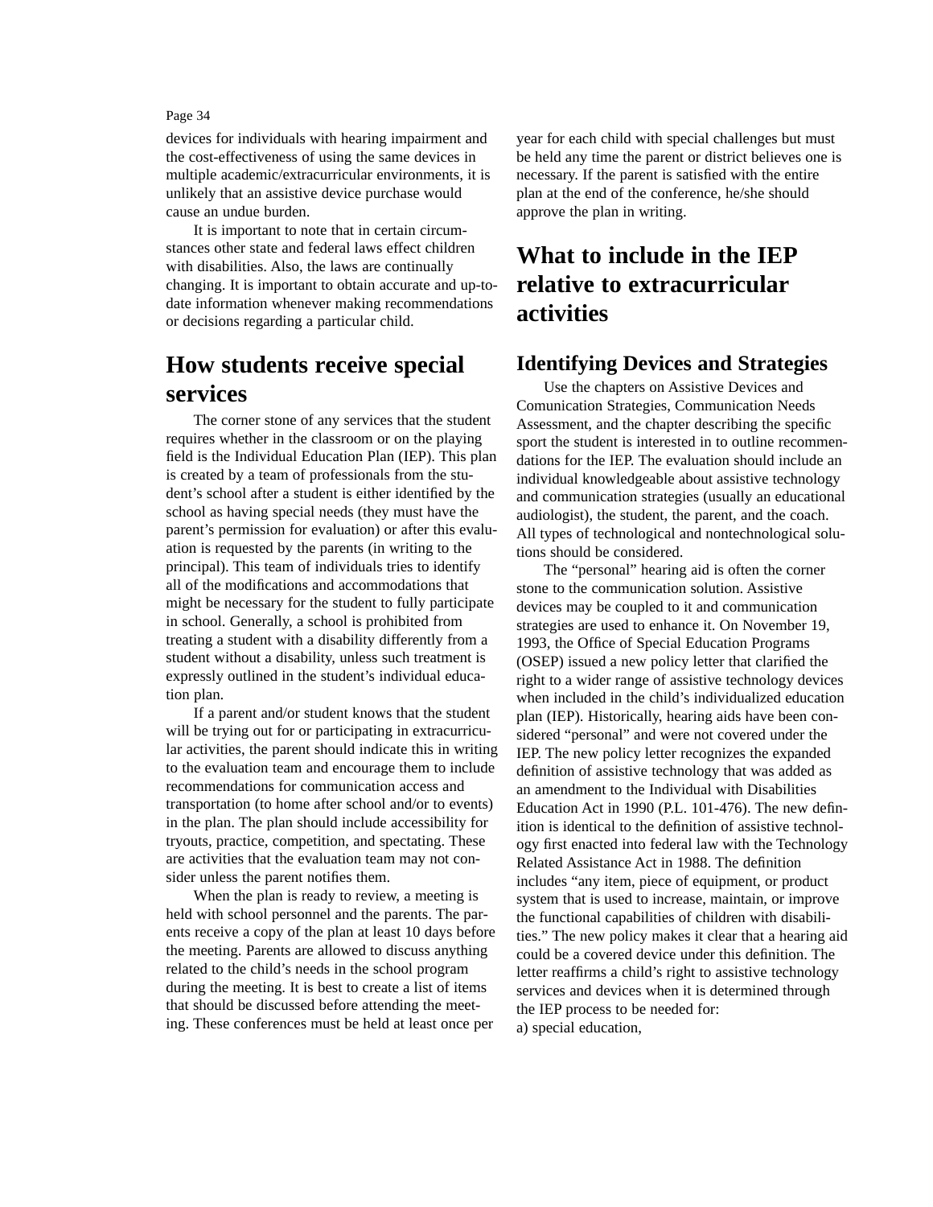devices for individuals with hearing impairment and the cost-effectiveness of using the same devices in multiple academic/extracurricular environments, it is unlikely that an assistive device purchase would cause an undue burden.

It is important to note that in certain circumstances other state and federal laws effect children with disabilities. Also, the laws are continually changing. It is important to obtain accurate and up-to-date information whenever making recommendations or decisions regarding a particular child.

# How students receive special services

The corner stone of any services that the student requires whether in the classroom or on the playing field is the Individual Education Plan (IEP). This plan is created by a team of professionals from the student's school after a student is either identified by the school as having special needs (they must have the parent's permission for evaluation) or after this evaluation is requested by the parents (in writing to the principal). This team of individuals tries to identify all of the modifications and accommodations that might be necessary for the student to fully participate in school. Generally, a school is prohibited from treating a student with a disability differently from a student without a disability, unless such treatment is expressly outlined in the student's individual education plan.

If a parent and/or student knows that the student will be trying out for or participating in extracurricular activities, the parent should indicate this in writing to the evaluation team and encourage them to include recommendations for communication access and transportation (to home after school and/or to events) in the plan. The plan should include accessibility for tryouts, practice, competition, and spectating. These are activities that the evaluation team may not consider unless the parent notifies them.

When the plan is ready to review, a meeting is held with school personnel and the parents. The parents receive a copy of the plan at least 10 days before the meeting. Parents are allowed to discuss anything related to the child's needs in the school program during the meeting. It is best to create a list of items that should be discussed before attending the meeting. These conferences must be held at least once per year for each child with special challenges but must be held any time the parent or district believes one is necessary. If the parent is satisfied with the entire plan at the end of the conference, he/she should approve the plan in writing.

# What to include in the IEP relative to extracurricular activities

## Identifying Devices and Strategies

Use the chapters on Assistive Devices and Comunication Strategies, Communication Needs Assessment, and the chapter describing the specific sport the student is interested in to outline recommendations for the IEP. The evaluation should include an individual knowledgeable about assistive technology and communication strategies (usually an educational audiologist), the student, the parent, and the coach. All types of technological and nontechnological solutions should be considered.

The "personal" hearing aid is often the corner stone to the communication solution. Assistive devices may be coupled to it and communication strategies are used to enhance it. On November 19, 1993, the Office of Special Education Programs (OSEP) issued a new policy letter that clarified the right to a wider range of assistive technology devices when included in the child's individualized education plan (IEP). Historically, hearing aids have been considered "personal" and were not covered under the IEP. The new policy letter recognizes the expanded definition of assistive technology that was added as an amendment to the Individual with Disabilities Education Act in 1990 (P.L. 101-476). The new definition is identical to the definition of assistive technology first enacted into federal law with the Technology Related Assistance Act in 1988. The definition includes "any item, piece of equipment, or product system that is used to increase, maintain, or improve the functional capabilities of children with disabilities." The new policy makes it clear that a hearing aid could be a covered device under this definition. The letter reaffirms a child's right to assistive technology services and devices when it is determined through the IEP process to be needed for:

a) special education,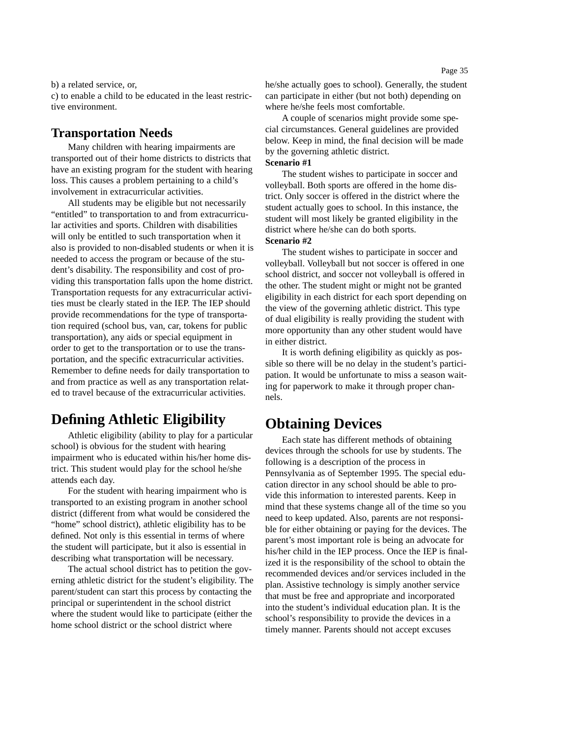b) a related service, or,
c) to enable a child to be educated in the least restrictive environment.

## Transportation Needs

Many children with hearing impairments are transported out of their home districts to districts that have an existing program for the student with hearing loss. This causes a problem pertaining to a child's involvement in extracurricular activities.

All students may be eligible but not necessarily "entitled" to transportation to and from extracurricular activities and sports. Children with disabilities will only be entitled to such transportation when it also is provided to non-disabled students or when it is needed to access the program or because of the student's disability. The responsibility and cost of providing this transportation falls upon the home district. Transportation requests for any extracurricular activities must be clearly stated in the IEP. The IEP should provide recommendations for the type of transportation required (school bus, van, car, tokens for public transportation), any aids or special equipment in order to get to the transportation or to use the transportation, and the specific extracurricular activities. Remember to define needs for daily transportation to and from practice as well as any transportation related to travel because of the extracurricular activities.

# Defining Athletic Eligibility

Athletic eligibility (ability to play for a particular school) is obvious for the student with hearing impairment who is educated within his/her home district. This student would play for the school he/she attends each day.

For the student with hearing impairment who is transported to an existing program in another school district (different from what would be considered the "home" school district), athletic eligibility has to be defined. Not only is this essential in terms of where the student will participate, but it also is essential in describing what transportation will be necessary.

The actual school district has to petition the governing athletic district for the student's eligibility. The parent/student can start this process by contacting the principal or superintendent in the school district where the student would like to participate (either the home school district or the school district where he/she actually goes to school). Generally, the student can participate in either (but not both) depending on where he/she feels most comfortable.

A couple of scenarios might provide some special circumstances. General guidelines are provided below. Keep in mind, the final decision will be made by the governing athletic district.

**Scenario #1**

The student wishes to participate in soccer and volleyball. Both sports are offered in the home district. Only soccer is offered in the district where the student actually goes to school. In this instance, the student will most likely be granted eligibility in the district where he/she can do both sports.

**Scenario #2**

The student wishes to participate in soccer and volleyball. Volleyball but not soccer is offered in one school district, and soccer not volleyball is offered in the other. The student might or might not be granted eligibility in each district for each sport depending on the view of the governing athletic district. This type of dual eligibility is really providing the student with more opportunity than any other student would have in either district.

It is worth defining eligibility as quickly as possible so there will be no delay in the student's participation. It would be unfortunate to miss a season waiting for paperwork to make it through proper channels.

# Obtaining Devices

Each state has different methods of obtaining devices through the schools for use by students. The following is a description of the process in Pennsylvania as of September 1995. The special education director in any school should be able to provide this information to interested parents. Keep in mind that these systems change all of the time so you need to keep updated. Also, parents are not responsible for either obtaining or paying for the devices. The parent's most important role is being an advocate for his/her child in the IEP process. Once the IEP is finalized it is the responsibility of the school to obtain the recommended devices and/or services included in the plan. Assistive technology is simply another service that must be free and appropriate and incorporated into the student's individual education plan. It is the school's responsibility to provide the devices in a timely manner. Parents should not accept excuses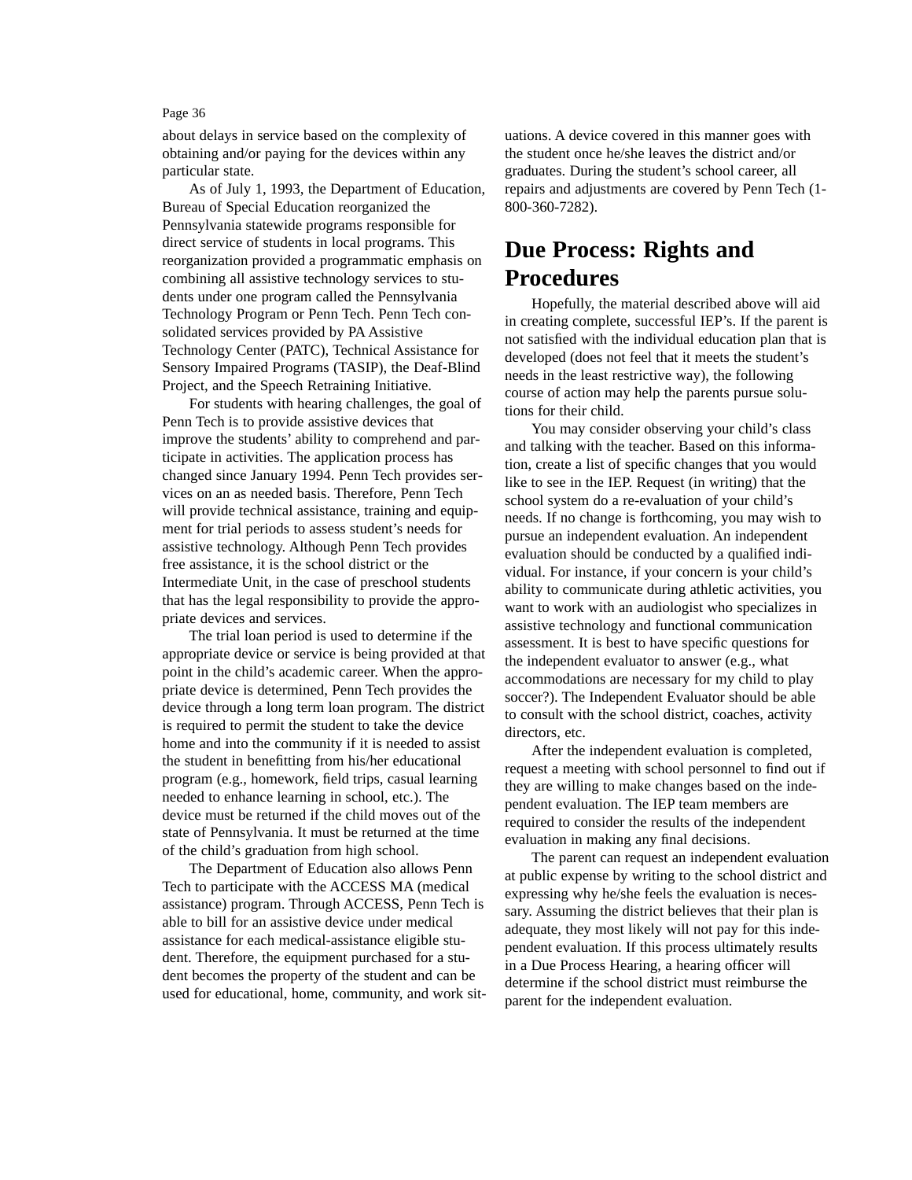about delays in service based on the complexity of obtaining and/or paying for the devices within any particular state.

As of July 1, 1993, the Department of Education, Bureau of Special Education reorganized the Pennsylvania statewide programs responsible for direct service of students in local programs. This reorganization provided a programmatic emphasis on combining all assistive technology services to students under one program called the Pennsylvania Technology Program or Penn Tech. Penn Tech consolidated services provided by PA Assistive Technology Center (PATC), Technical Assistance for Sensory Impaired Programs (TASIP), the Deaf-Blind Project, and the Speech Retraining Initiative.

For students with hearing challenges, the goal of Penn Tech is to provide assistive devices that improve the students' ability to comprehend and participate in activities. The application process has changed since January 1994. Penn Tech provides services on an as needed basis. Therefore, Penn Tech will provide technical assistance, training and equipment for trial periods to assess student's needs for assistive technology. Although Penn Tech provides free assistance, it is the school district or the Intermediate Unit, in the case of preschool students that has the legal responsibility to provide the appropriate devices and services.

The trial loan period is used to determine if the appropriate device or service is being provided at that point in the child's academic career. When the appropriate device is determined, Penn Tech provides the device through a long term loan program. The district is required to permit the student to take the device home and into the community if it is needed to assist the student in benefitting from his/her educational program (e.g., homework, field trips, casual learning needed to enhance learning in school, etc.). The device must be returned if the child moves out of the state of Pennsylvania. It must be returned at the time of the child's graduation from high school.

The Department of Education also allows Penn Tech to participate with the ACCESS MA (medical assistance) program. Through ACCESS, Penn Tech is able to bill for an assistive device under medical assistance for each medical-assistance eligible student. Therefore, the equipment purchased for a student becomes the property of the student and can be used for educational, home, community, and work situations. A device covered in this manner goes with the student once he/she leaves the district and/or graduates. During the student's school career, all repairs and adjustments are covered by Penn Tech (1-800-360-7282).

## Due Process: Rights and Procedures

Hopefully, the material described above will aid in creating complete, successful IEP's. If the parent is not satisfied with the individual education plan that is developed (does not feel that it meets the student's needs in the least restrictive way), the following course of action may help the parents pursue solutions for their child.

You may consider observing your child's class and talking with the teacher. Based on this information, create a list of specific changes that you would like to see in the IEP. Request (in writing) that the school system do a re-evaluation of your child's needs. If no change is forthcoming, you may wish to pursue an independent evaluation. An independent evaluation should be conducted by a qualified individual. For instance, if your concern is your child's ability to communicate during athletic activities, you want to work with an audiologist who specializes in assistive technology and functional communication assessment. It is best to have specific questions for the independent evaluator to answer (e.g., what accommodations are necessary for my child to play soccer?). The Independent Evaluator should be able to consult with the school district, coaches, activity directors, etc.

After the independent evaluation is completed, request a meeting with school personnel to find out if they are willing to make changes based on the independent evaluation. The IEP team members are required to consider the results of the independent evaluation in making any final decisions.

The parent can request an independent evaluation at public expense by writing to the school district and expressing why he/she feels the evaluation is necessary. Assuming the district believes that their plan is adequate, they most likely will not pay for this independent evaluation. If this process ultimately results in a Due Process Hearing, a hearing officer will determine if the school district must reimburse the parent for the independent evaluation.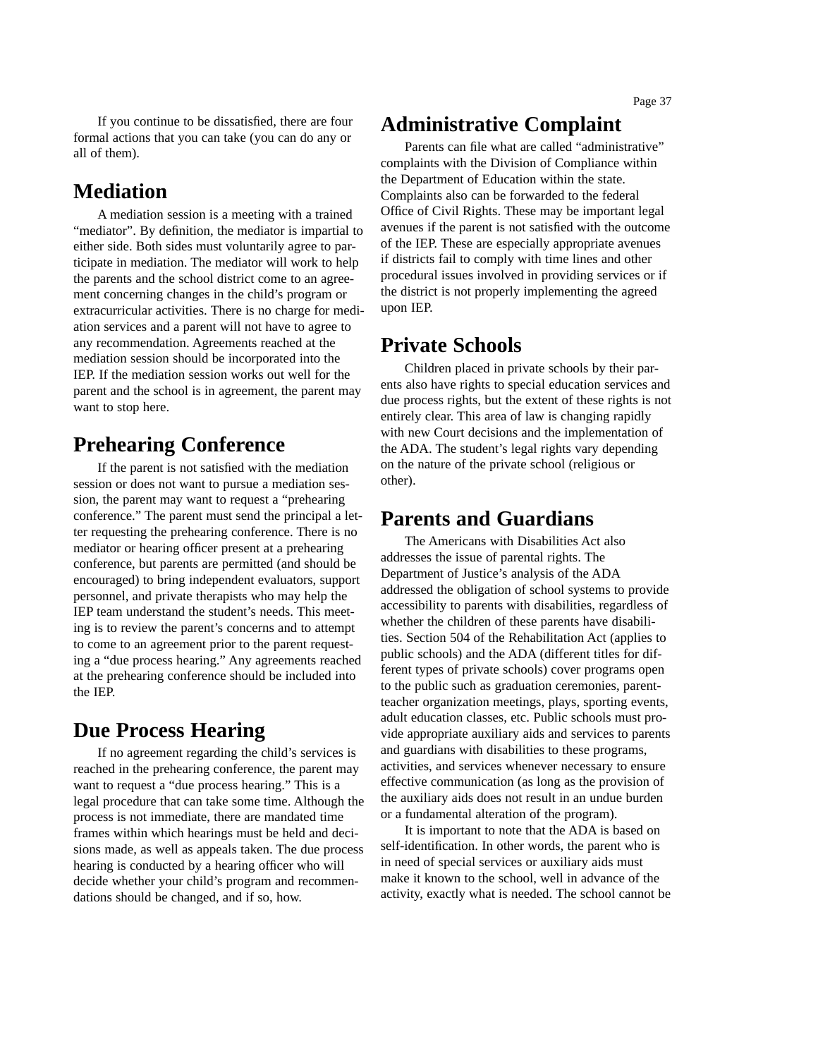If you continue to be dissatisfied, there are four formal actions that you can take (you can do any or all of them).

## Mediation

A mediation session is a meeting with a trained "mediator". By definition, the mediator is impartial to either side. Both sides must voluntarily agree to participate in mediation. The mediator will work to help the parents and the school district come to an agreement concerning changes in the child's program or extracurricular activities. There is no charge for mediation services and a parent will not have to agree to any recommendation. Agreements reached at the mediation session should be incorporated into the IEP. If the mediation session works out well for the parent and the school is in agreement, the parent may want to stop here.

## Prehearing Conference

If the parent is not satisfied with the mediation session or does not want to pursue a mediation session, the parent may want to request a "prehearing conference." The parent must send the principal a letter requesting the prehearing conference. There is no mediator or hearing officer present at a prehearing conference, but parents are permitted (and should be encouraged) to bring independent evaluators, support personnel, and private therapists who may help the IEP team understand the student's needs. This meeting is to review the parent's concerns and to attempt to come to an agreement prior to the parent requesting a "due process hearing." Any agreements reached at the prehearing conference should be included into the IEP.

## Due Process Hearing

If no agreement regarding the child's services is reached in the prehearing conference, the parent may want to request a "due process hearing." This is a legal procedure that can take some time. Although the process is not immediate, there are mandated time frames within which hearings must be held and decisions made, as well as appeals taken. The due process hearing is conducted by a hearing officer who will decide whether your child's program and recommendations should be changed, and if so, how.

## Administrative Complaint

Parents can file what are called "administrative" complaints with the Division of Compliance within the Department of Education within the state. Complaints also can be forwarded to the federal Office of Civil Rights. These may be important legal avenues if the parent is not satisfied with the outcome of the IEP. These are especially appropriate avenues if districts fail to comply with time lines and other procedural issues involved in providing services or if the district is not properly implementing the agreed upon IEP.

## Private Schools

Children placed in private schools by their parents also have rights to special education services and due process rights, but the extent of these rights is not entirely clear. This area of law is changing rapidly with new Court decisions and the implementation of the ADA. The student's legal rights vary depending on the nature of the private school (religious or other).

## Parents and Guardians

The Americans with Disabilities Act also addresses the issue of parental rights. The Department of Justice's analysis of the ADA addressed the obligation of school systems to provide accessibility to parents with disabilities, regardless of whether the children of these parents have disabilities. Section 504 of the Rehabilitation Act (applies to public schools) and the ADA (different titles for different types of private schools) cover programs open to the public such as graduation ceremonies, parent-teacher organization meetings, plays, sporting events, adult education classes, etc. Public schools must provide appropriate auxiliary aids and services to parents and guardians with disabilities to these programs, activities, and services whenever necessary to ensure effective communication (as long as the provision of the auxiliary aids does not result in an undue burden or a fundamental alteration of the program).

It is important to note that the ADA is based on self-identification. In other words, the parent who is in need of special services or auxiliary aids must make it known to the school, well in advance of the activity, exactly what is needed. The school cannot be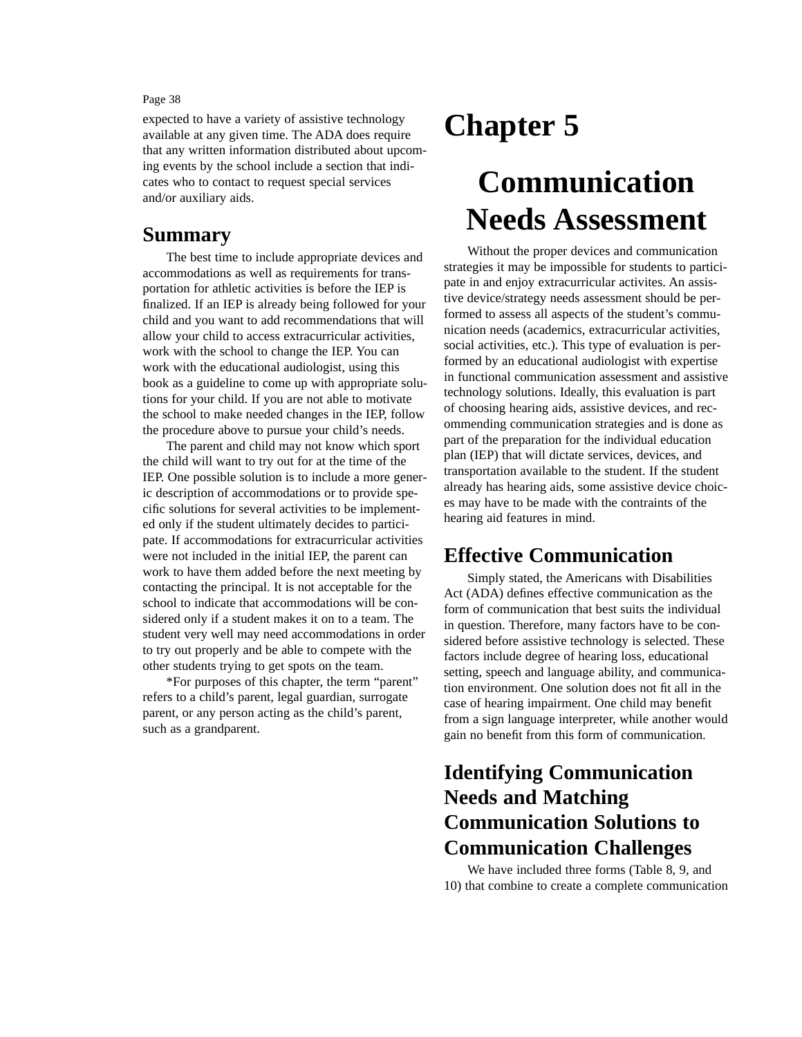expected to have a variety of assistive technology available at any given time. The ADA does require that any written information distributed about upcoming events by the school include a section that indicates who to contact to request special services and/or auxiliary aids.

## Summary

The best time to include appropriate devices and accommodations as well as requirements for transportation for athletic activities is before the IEP is finalized. If an IEP is already being followed for your child and you want to add recommendations that will allow your child to access extracurricular activities, work with the school to change the IEP. You can work with the educational audiologist, using this book as a guideline to come up with appropriate solutions for your child. If you are not able to motivate the school to make needed changes in the IEP, follow the procedure above to pursue your child's needs.

The parent and child may not know which sport the child will want to try out for at the time of the IEP. One possible solution is to include a more generic description of accommodations or to provide specific solutions for several activities to be implemented only if the student ultimately decides to participate. If accommodations for extracurricular activities were not included in the initial IEP, the parent can work to have them added before the next meeting by contacting the principal. It is not acceptable for the school to indicate that accommodations will be considered only if a student makes it on to a team. The student very well may need accommodations in order to try out properly and be able to compete with the other students trying to get spots on the team.

*For purposes of this chapter, the term "parent" refers to a child's parent, legal guardian, surrogate parent, or any person acting as the child's parent, such as a grandparent.

# Chapter 5

# Communication Needs Assessment

Without the proper devices and communication strategies it may be impossible for students to participate in and enjoy extracurricular activites. An assistive device/strategy needs assessment should be performed to assess all aspects of the student's communication needs (academics, extracurricular activities, social activities, etc.). This type of evaluation is performed by an educational audiologist with expertise in functional communication assessment and assistive technology solutions. Ideally, this evaluation is part of choosing hearing aids, assistive devices, and recommending communication strategies and is done as part of the preparation for the individual education plan (IEP) that will dictate services, devices, and transportation available to the student. If the student already has hearing aids, some assistive device choices may have to be made with the contraints of the hearing aid features in mind.

## Effective Communication

Simply stated, the Americans with Disabilities Act (ADA) defines effective communication as the form of communication that best suits the individual in question. Therefore, many factors have to be considered before assistive technology is selected. These factors include degree of hearing loss, educational setting, speech and language ability, and communication environment. One solution does not fit all in the case of hearing impairment. One child may benefit from a sign language interpreter, while another would gain no benefit from this form of communication.

## Identifying Communication Needs and Matching Communication Solutions to Communication Challenges

We have included three forms (Table 8, 9, and 10) that combine to create a complete communication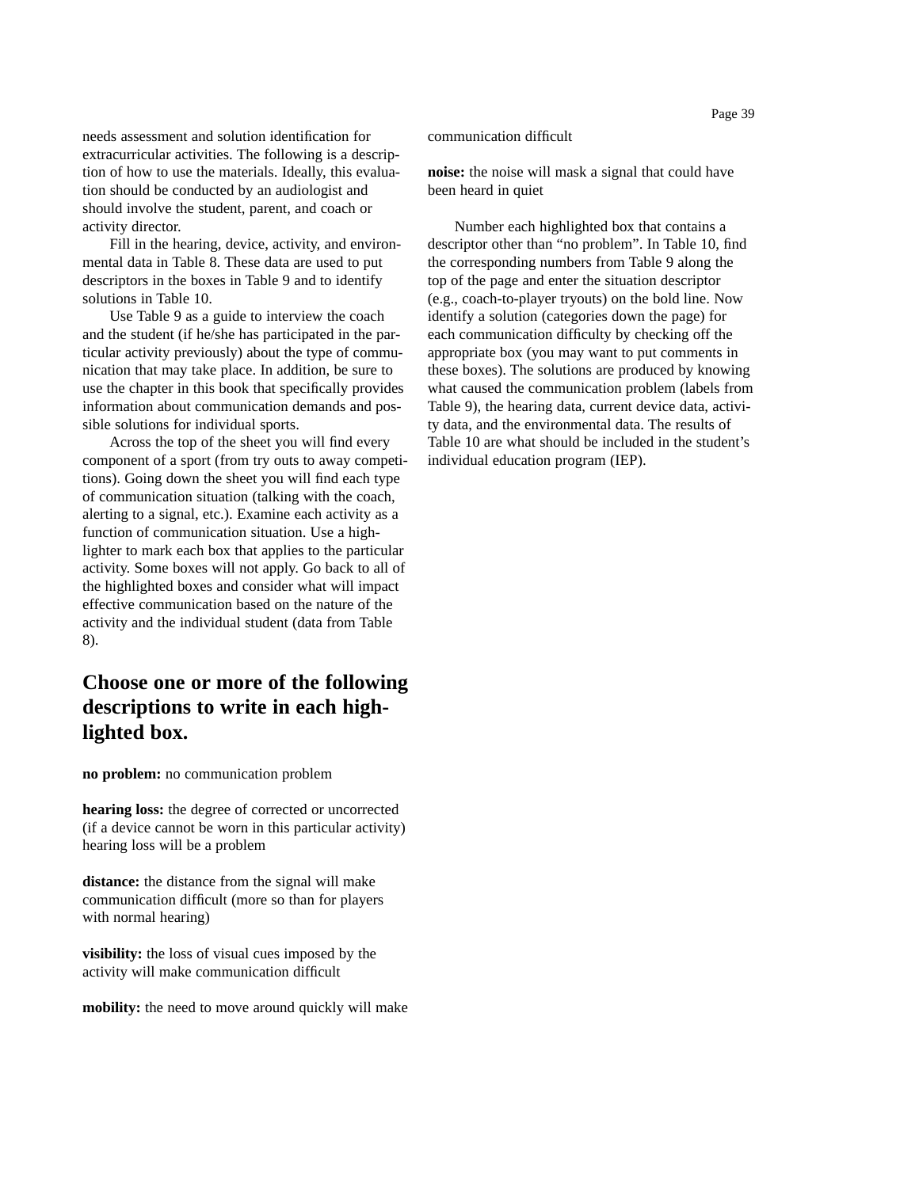needs assessment and solution identification for extracurricular activities. The following is a description of how to use the materials. Ideally, this evaluation should be conducted by an audiologist and should involve the student, parent, and coach or activity director.

Fill in the hearing, device, activity, and environmental data in Table 8. These data are used to put descriptors in the boxes in Table 9 and to identify solutions in Table 10.

Use Table 9 as a guide to interview the coach and the student (if he/she has participated in the particular activity previously) about the type of communication that may take place. In addition, be sure to use the chapter in this book that specifically provides information about communication demands and possible solutions for individual sports.

Across the top of the sheet you will find every component of a sport (from try outs to away competitions). Going down the sheet you will find each type of communication situation (talking with the coach, alerting to a signal, etc.). Examine each activity as a function of communication situation. Use a highlighter to mark each box that applies to the particular activity. Some boxes will not apply. Go back to all of the highlighted boxes and consider what will impact effective communication based on the nature of the activity and the individual student (data from Table 8).

## Choose one or more of the following descriptions to write in each highlighted box.

**no problem:** no communication problem

**hearing loss:** the degree of corrected or uncorrected (if a device cannot be worn in this particular activity) hearing loss will be a problem

**distance:** the distance from the signal will make communication difficult (more so than for players with normal hearing)

**visibility:** the loss of visual cues imposed by the activity will make communication difficult

**mobility:** the need to move around quickly will make communication difficult

**noise:** the noise will mask a signal that could have been heard in quiet

Number each highlighted box that contains a descriptor other than "no problem". In Table 10, find the corresponding numbers from Table 9 along the top of the page and enter the situation descriptor (e.g., coach-to-player tryouts) on the bold line. Now identify a solution (categories down the page) for each communication difficulty by checking off the appropriate box (you may want to put comments in these boxes). The solutions are produced by knowing what caused the communication problem (labels from Table 9), the hearing data, current device data, activity data, and the environmental data. The results of Table 10 are what should be included in the student's individual education program (IEP).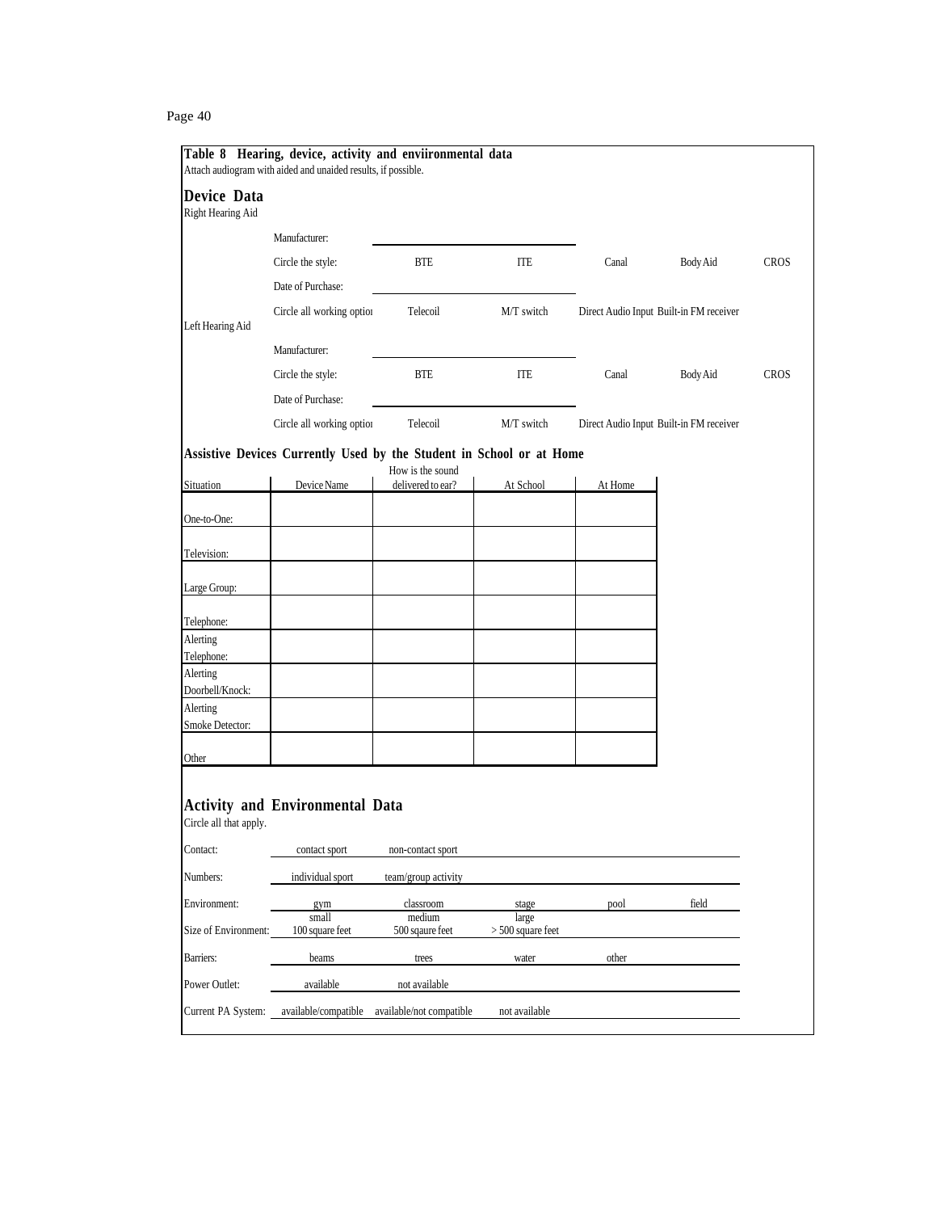## Table 8 Hearing, device, activity and enviironmental data

Attach audiogram with aided and unaided results, if possible.

### Device Data

Right Hearing Aid

| | | | | | | |
|---|---|---|---|---|---|---|
| | Manufacturer: | | | | | |
| | Circle the style: | BTE | ITE | Canal | Body Aid | CROS |
| | Date of Purchase: | | | | | |
| | Circle all working optior | Telecoil | M/T switch | Direct Audio Input | Built-in FM receiver | |

Left Hearing Aid

| | | | | | | |
|---|---|---|---|---|---|---|
| | Manufacturer: | | | | | |
| | Circle the style: | BTE | ITE | Canal | Body Aid | CROS |
| | Date of Purchase: | | | | | |
| | Circle all working optior | Telecoil | M/T switch | Direct Audio Input | Built-in FM receiver | |

### Assistive Devices Currently Used by the Student in School or at Home

| Situation | Device Name | How is the sound delivered to ear? | At School | At Home |
|---|---|---|---|---|
| One-to-One: | | | | |
| Television: | | | | |
| Large Group: | | | | |
| Telephone: | | | | |
| Alerting Telephone: | | | | |
| Alerting Doorbell/Knock: | | | | |
| Alerting Smoke Detector: | | | | |
| Other | | | | |

### Activity and Environmental Data

Circle all that apply.

| | | | | | |
|---|---|---|---|---|---|
| Contact: | contact sport | non-contact sport | | | |
| Numbers: | individual sport | team/group activity | | | |
| Environment: | gym | classroom | stage | pool | field |
| Size of Environment: | small 100 square feet | medium 500 sqaure feet | large > 500 square feet | | |
| Barriers: | beams | trees | water | other | |
| Power Outlet: | available | not available | | | |
| Current PA System: | available/compatible | available/not compatible | not available | | |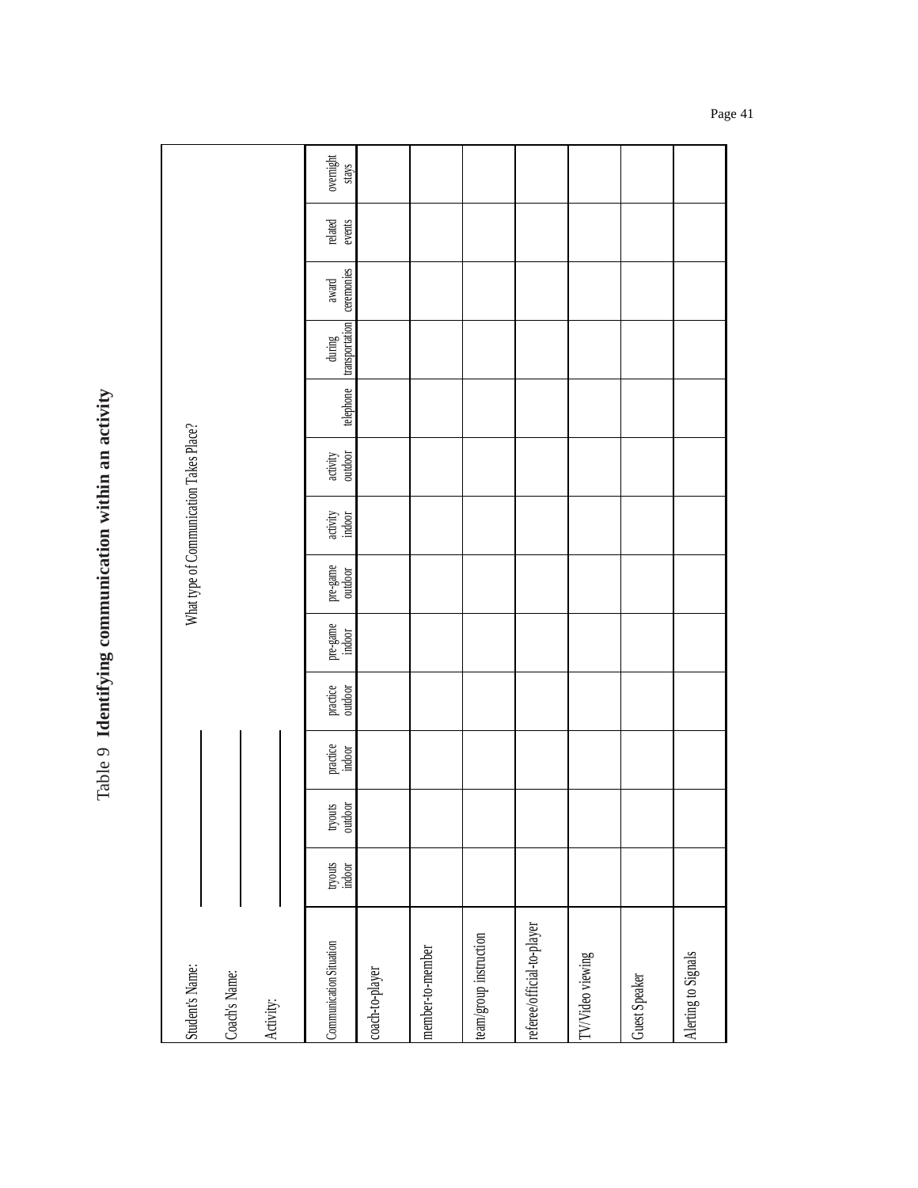# Table 9 **Identifying communication within an activity**

Student's Name: \_\_\_\_\_\_\_\_\_\_\_\_\_\_\_\_

Coach's Name: \_\_\_\_\_\_\_\_\_\_\_\_\_\_\_\_

Activity: \_\_\_\_\_\_\_\_\_\_\_\_\_\_\_\_

| | What type of Communication Takes Place? | | | | | | | | | | | | | |
|---|---|---|---|---|---|---|---|---|---|---|---|---|---|---|
| Communication Situation | tryouts indoor | tryouts outdoor | practice indoor | practice outdoor | pre-game indoor | pre-game outdoor | activity indoor | activity outdoor | telephone | during transportation | award ceremonies | related events | overnight stays |
| coach-to-player | | | | | | | | | | | | | |
| member-to-member | | | | | | | | | | | | | |
| team/group instruction | | | | | | | | | | | | | |
| referee/official-to-player | | | | | | | | | | | | | |
| TV/Video viewing | | | | | | | | | | | | | |
| Guest Speaker | | | | | | | | | | | | | |
| Alerting to Signals | | | | | | | | | | | | | |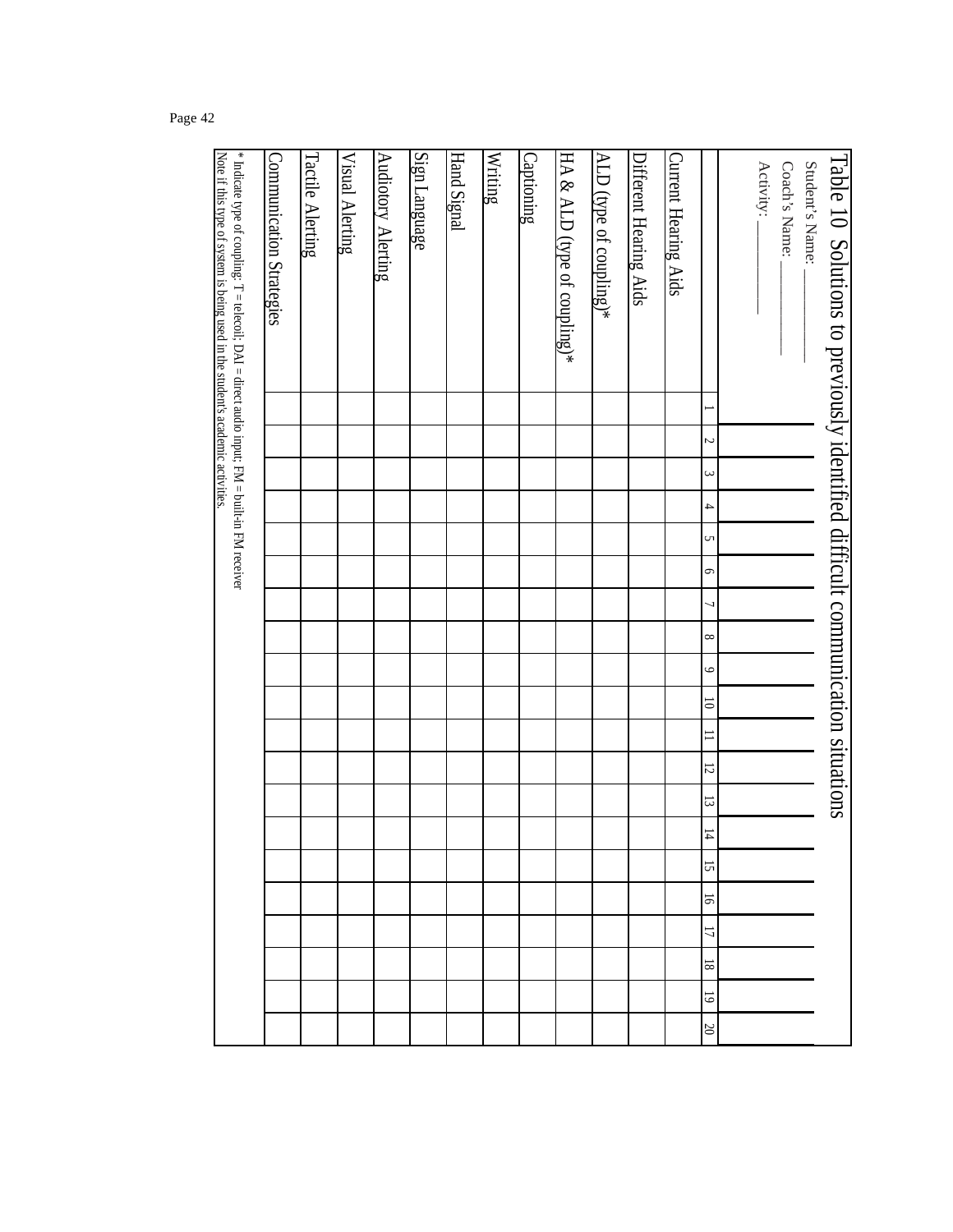# Table 10 Solutions to previously identified difficult communication situations

Student's Name: ___________

Coach's Name: ___________

Activity: ___________

| | 1 | 2 | 3 | 4 | 5 | 6 | 7 | 8 | 9 | 10 | 11 | 12 | 13 | 14 | 15 | 16 | 17 | 18 | 19 | 20 |
|---|---|---|---|---|---|---|---|---|---|---|---|---|---|---|---|---|---|---|---|---|
| Current Hearing Aids | | | | | | | | | | | | | | | | | | | | |
| Different Hearing Aids | | | | | | | | | | | | | | | | | | | | |
| ALD (type of coupling)* | | | | | | | | | | | | | | | | | | | | |
| HA & ALD (type of coupling)* | | | | | | | | | | | | | | | | | | | | |
| Captioning | | | | | | | | | | | | | | | | | | | | |
| Writing | | | | | | | | | | | | | | | | | | | | |
| Hand Signal | | | | | | | | | | | | | | | | | | | | |
| Sign Language | | | | | | | | | | | | | | | | | | | | |
| Audiotory Alerting | | | | | | | | | | | | | | | | | | | | |
| Visual Alerting | | | | | | | | | | | | | | | | | | | | |
| Tactile Alerting | | | | | | | | | | | | | | | | | | | | |
| Communication Strategies | | | | | | | | | | | | | | | | | | | | |

\* Indicate type of coupling: T = telecoil; DAI = direct audio input; FM = built-in FM receiver
Note if this type of system is being used in the student's academic activities.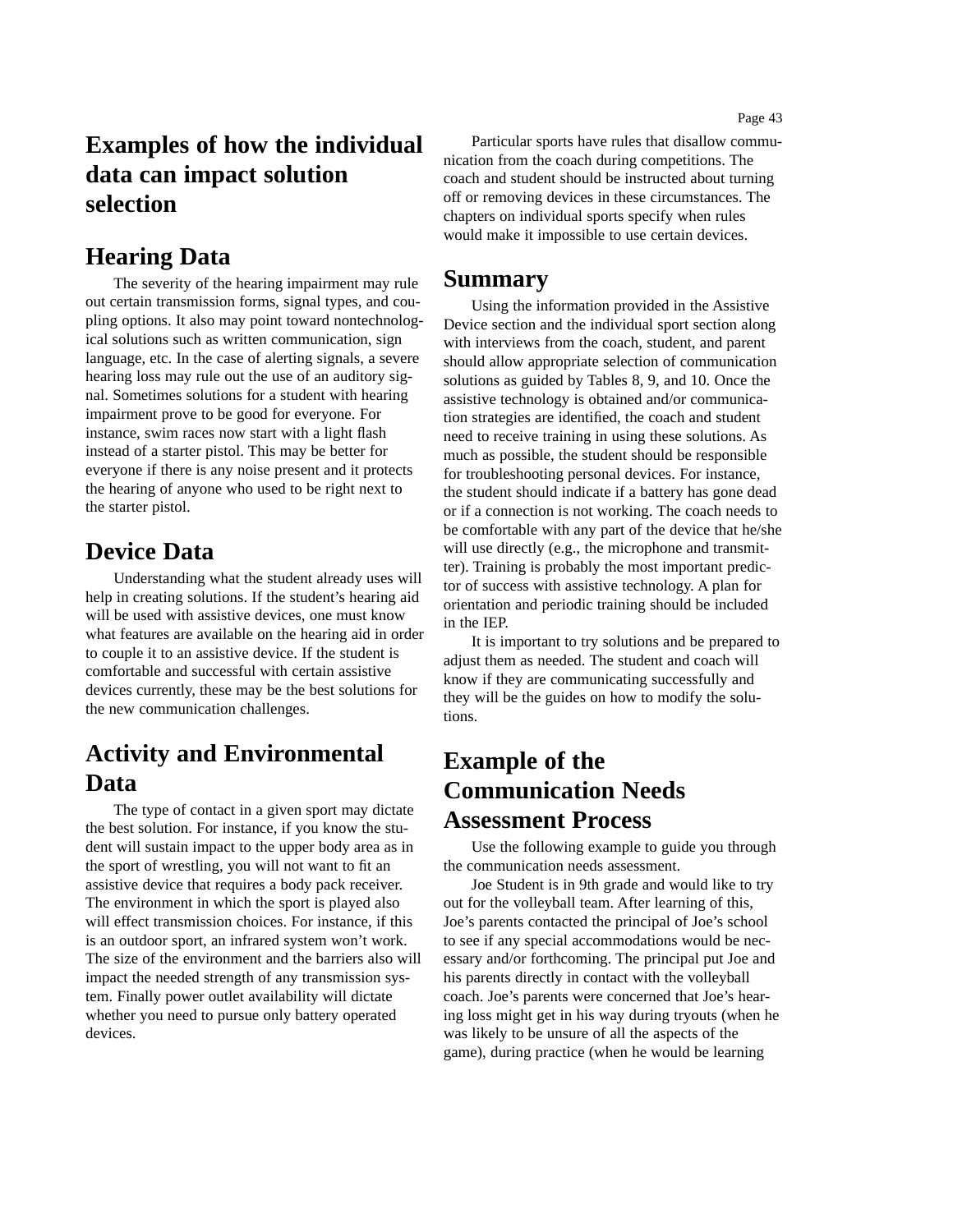# Examples of how the individual data can impact solution selection

## Hearing Data

The severity of the hearing impairment may rule out certain transmission forms, signal types, and coupling options. It also may point toward nontechnological solutions such as written communication, sign language, etc. In the case of alerting signals, a severe hearing loss may rule out the use of an auditory signal. Sometimes solutions for a student with hearing impairment prove to be good for everyone. For instance, swim races now start with a light flash instead of a starter pistol. This may be better for everyone if there is any noise present and it protects the hearing of anyone who used to be right next to the starter pistol.

## Device Data

Understanding what the student already uses will help in creating solutions. If the student's hearing aid will be used with assistive devices, one must know what features are available on the hearing aid in order to couple it to an assistive device. If the student is comfortable and successful with certain assistive devices currently, these may be the best solutions for the new communication challenges.

## Activity and Environmental Data

The type of contact in a given sport may dictate the best solution. For instance, if you know the student will sustain impact to the upper body area as in the sport of wrestling, you will not want to fit an assistive device that requires a body pack receiver. The environment in which the sport is played also will effect transmission choices. For instance, if this is an outdoor sport, an infrared system won't work. The size of the environment and the barriers also will impact the needed strength of any transmission system. Finally power outlet availability will dictate whether you need to pursue only battery operated devices.

Particular sports have rules that disallow communication from the coach during competitions. The coach and student should be instructed about turning off or removing devices in these circumstances. The chapters on individual sports specify when rules would make it impossible to use certain devices.

## Summary

Using the information provided in the Assistive Device section and the individual sport section along with interviews from the coach, student, and parent should allow appropriate selection of communication solutions as guided by Tables 8, 9, and 10. Once the assistive technology is obtained and/or communication strategies are identified, the coach and student need to receive training in using these solutions. As much as possible, the student should be responsible for troubleshooting personal devices. For instance, the student should indicate if a battery has gone dead or if a connection is not working. The coach needs to be comfortable with any part of the device that he/she will use directly (e.g., the microphone and transmitter). Training is probably the most important predictor of success with assistive technology. A plan for orientation and periodic training should be included in the IEP.

It is important to try solutions and be prepared to adjust them as needed. The student and coach will know if they are communicating successfully and they will be the guides on how to modify the solutions.

# Example of the Communication Needs Assessment Process

Use the following example to guide you through the communication needs assessment.

Joe Student is in 9th grade and would like to try out for the volleyball team. After learning of this, Joe's parents contacted the principal of Joe's school to see if any special accommodations would be necessary and/or forthcoming. The principal put Joe and his parents directly in contact with the volleyball coach. Joe's parents were concerned that Joe's hearing loss might get in his way during tryouts (when he was likely to be unsure of all the aspects of the game), during practice (when he would be learning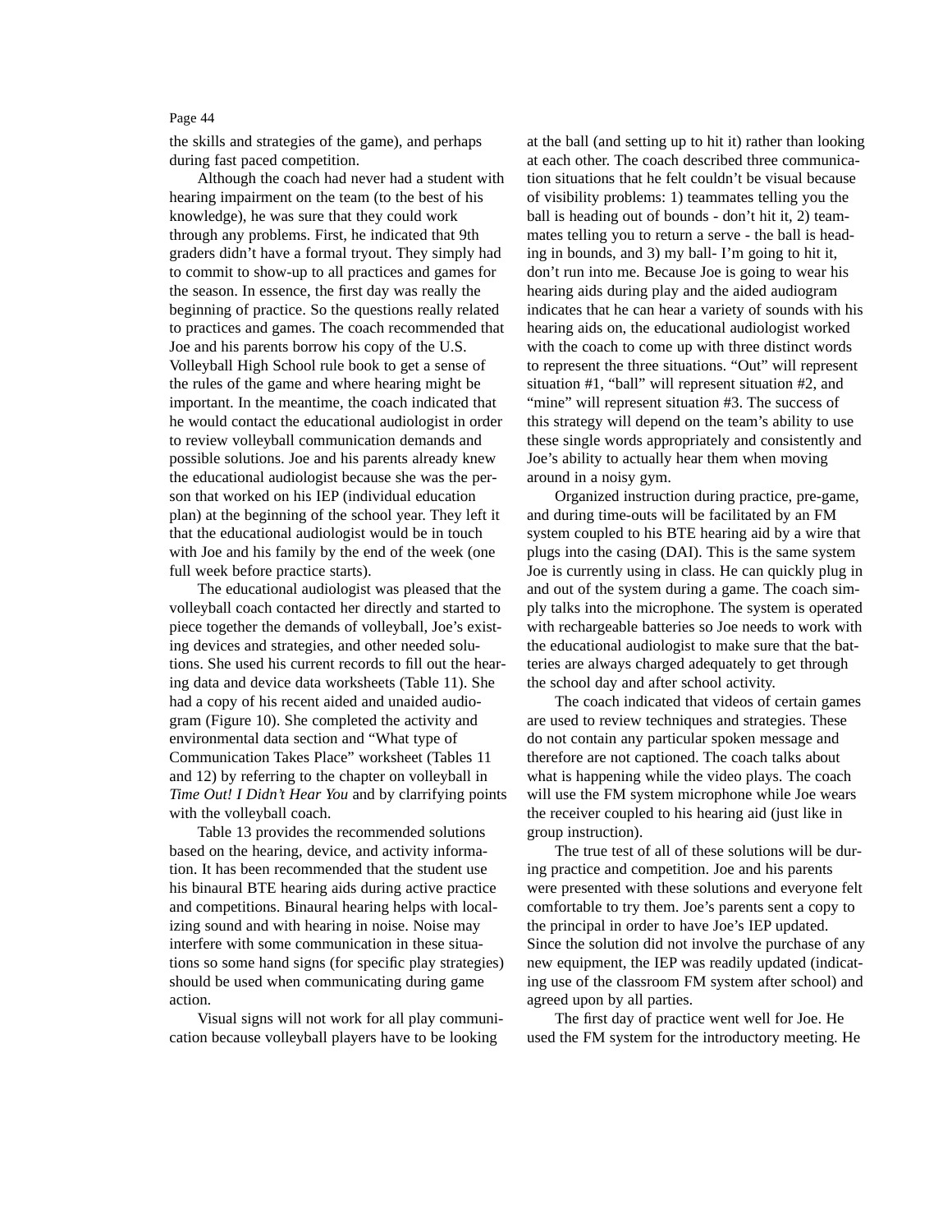the skills and strategies of the game), and perhaps during fast paced competition.

Although the coach had never had a student with hearing impairment on the team (to the best of his knowledge), he was sure that they could work through any problems. First, he indicated that 9th graders didn't have a formal tryout. They simply had to commit to show-up to all practices and games for the season. In essence, the first day was really the beginning of practice. So the questions really related to practices and games. The coach recommended that Joe and his parents borrow his copy of the U.S. Volleyball High School rule book to get a sense of the rules of the game and where hearing might be important. In the meantime, the coach indicated that he would contact the educational audiologist in order to review volleyball communication demands and possible solutions. Joe and his parents already knew the educational audiologist because she was the person that worked on his IEP (individual education plan) at the beginning of the school year. They left it that the educational audiologist would be in touch with Joe and his family by the end of the week (one full week before practice starts).

The educational audiologist was pleased that the volleyball coach contacted her directly and started to piece together the demands of volleyball, Joe's existing devices and strategies, and other needed solutions. She used his current records to fill out the hearing data and device data worksheets (Table 11). She had a copy of his recent aided and unaided audiogram (Figure 10). She completed the activity and environmental data section and "What type of Communication Takes Place" worksheet (Tables 11 and 12) by referring to the chapter on volleyball in *Time Out! I Didn't Hear You* and by clarrifying points with the volleyball coach.

Table 13 provides the recommended solutions based on the hearing, device, and activity information. It has been recommended that the student use his binaural BTE hearing aids during active practice and competitions. Binaural hearing helps with localizing sound and with hearing in noise. Noise may interfere with some communication in these situations so some hand signs (for specific play strategies) should be used when communicating during game action.

Visual signs will not work for all play communication because volleyball players have to be looking at the ball (and setting up to hit it) rather than looking at each other. The coach described three communication situations that he felt couldn't be visual because of visibility problems: 1) teammates telling you the ball is heading out of bounds - don't hit it, 2) teammates telling you to return a serve - the ball is heading in bounds, and 3) my ball- I'm going to hit it, don't run into me. Because Joe is going to wear his hearing aids during play and the aided audiogram indicates that he can hear a variety of sounds with his hearing aids on, the educational audiologist worked with the coach to come up with three distinct words to represent the three situations. "Out" will represent situation #1, "ball" will represent situation #2, and "mine" will represent situation #3. The success of this strategy will depend on the team's ability to use these single words appropriately and consistently and Joe's ability to actually hear them when moving around in a noisy gym.

Organized instruction during practice, pre-game, and during time-outs will be facilitated by an FM system coupled to his BTE hearing aid by a wire that plugs into the casing (DAI). This is the same system Joe is currently using in class. He can quickly plug in and out of the system during a game. The coach simply talks into the microphone. The system is operated with rechargeable batteries so Joe needs to work with the educational audiologist to make sure that the batteries are always charged adequately to get through the school day and after school activity.

The coach indicated that videos of certain games are used to review techniques and strategies. These do not contain any particular spoken message and therefore are not captioned. The coach talks about what is happening while the video plays. The coach will use the FM system microphone while Joe wears the receiver coupled to his hearing aid (just like in group instruction).

The true test of all of these solutions will be during practice and competition. Joe and his parents were presented with these solutions and everyone felt comfortable to try them. Joe's parents sent a copy to the principal in order to have Joe's IEP updated. Since the solution did not involve the purchase of any new equipment, the IEP was readily updated (indicating use of the classroom FM system after school) and agreed upon by all parties.

The first day of practice went well for Joe. He used the FM system for the introductory meeting. He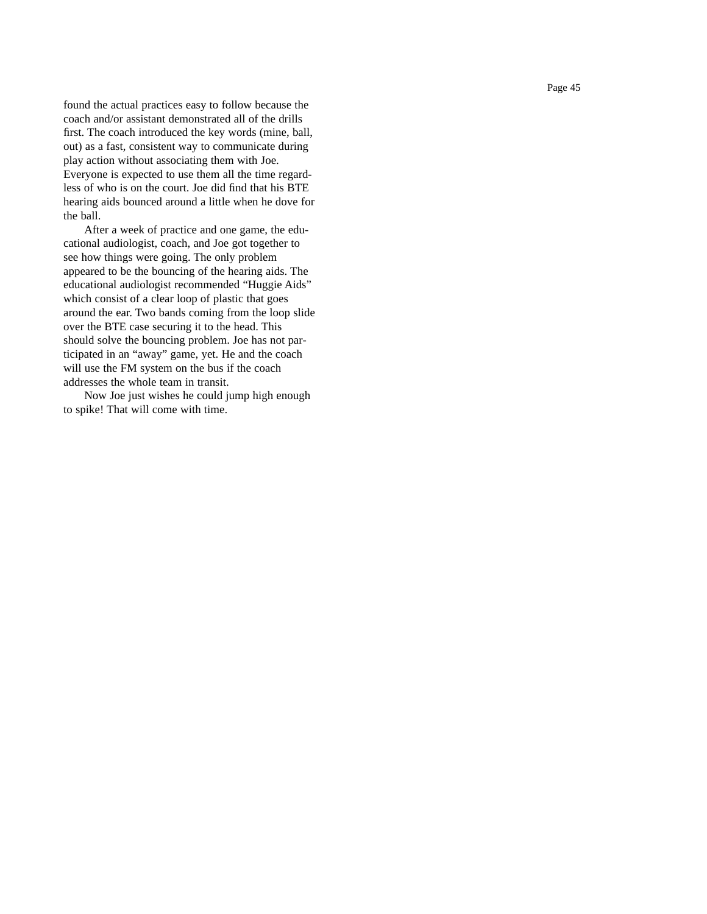found the actual practices easy to follow because the coach and/or assistant demonstrated all of the drills first. The coach introduced the key words (mine, ball, out) as a fast, consistent way to communicate during play action without associating them with Joe. Everyone is expected to use them all the time regardless of who is on the court. Joe did find that his BTE hearing aids bounced around a little when he dove for the ball.

After a week of practice and one game, the educational audiologist, coach, and Joe got together to see how things were going. The only problem appeared to be the bouncing of the hearing aids. The educational audiologist recommended "Huggie Aids" which consist of a clear loop of plastic that goes around the ear. Two bands coming from the loop slide over the BTE case securing it to the head. This should solve the bouncing problem. Joe has not participated in an "away" game, yet. He and the coach will use the FM system on the bus if the coach addresses the whole team in transit.

Now Joe just wishes he could jump high enough to spike! That will come with time.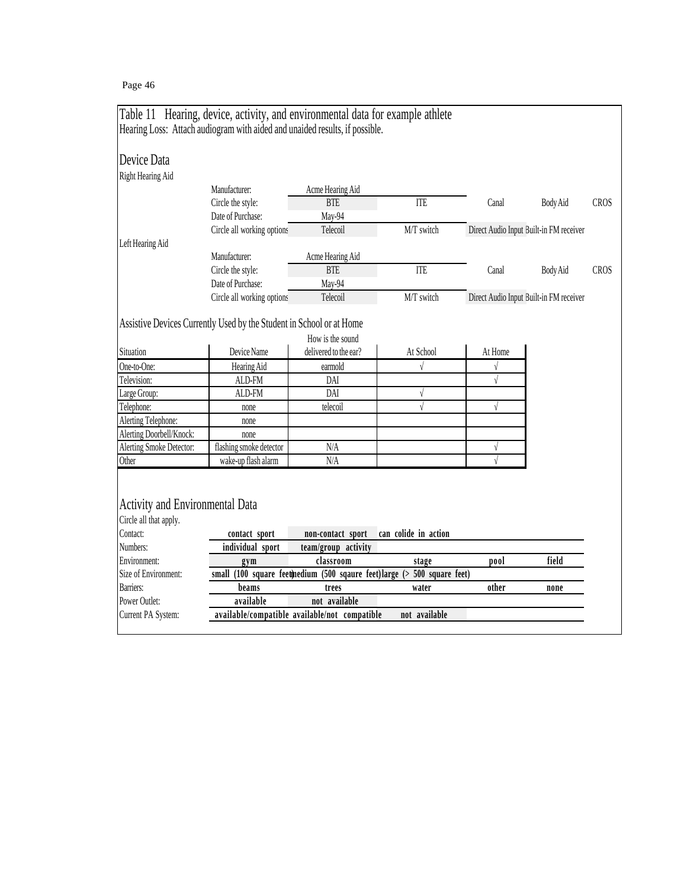Table 11 Hearing, device, activity, and environmental data for example athlete

Hearing Loss: Attach audiogram with aided and unaided results, if possible.

## Device Data

Right Hearing Aid

| | | | | | | |
|---|---|---|---|---|---|---|
| Manufacturer: | Acme Hearing Aid | | | | | |
| Circle the style: | BTE | ITE | Canal | Body Aid | CROS | |
| Date of Purchase: | May-94 | | | | | |
| Circle all working options | Telecoil | M/T switch | Direct Audio Input | Built-in FM receiver | | |

Left Hearing Aid

| | | | | | | |
|---|---|---|---|---|---|---|
| Manufacturer: | Acme Hearing Aid | | | | | |
| Circle the style: | BTE | ITE | Canal | Body Aid | CROS | |
| Date of Purchase: | May-94 | | | | | |
| Circle all working options | Telecoil | M/T switch | Direct Audio Input | Built-in FM receiver | | |

## Assistive Devices Currently Used by the Student in School or at Home

| Situation | Device Name | How is the sound delivered to the ear? | At School | At Home |
|---|---|---|---|---|
| One-to-One: | Hearing Aid | earmold | √ | √ |
| Television: | ALD-FM | DAI | | √ |
| Large Group: | ALD-FM | DAI | √ | |
| Telephone: | none | telecoil | √ | √ |
| Alerting Telephone: | none | | | |
| Alerting Doorbell/Knock: | none | | | |
| Alerting Smoke Detector: | flashing smoke detector | N/A | | √ |
| Other | wake-up flash alarm | N/A | | √ |

## Activity and Environmental Data

Circle all that apply.

| | | | | | |
|---|---|---|---|---|---|
| Contact: | **contact sport** | **non-contact sport** | **can colide in action** | | |
| Numbers: | **individual sport** | **team/group activity** | | | |
| Environment: | **gym** | **classroom** | **stage** | **pool** | **field** |
| Size of Environment: | **small (100 square feet)** | **medium (500 sqaure feet)** | **large (> 500 square feet)** | | |
| Barriers: | **beams** | **trees** | **water** | **other** | **none** |
| Power Outlet: | **available** | **not available** | | | |
| Current PA System: | **available/compatible** | **available/not compatible** | **not available** | | |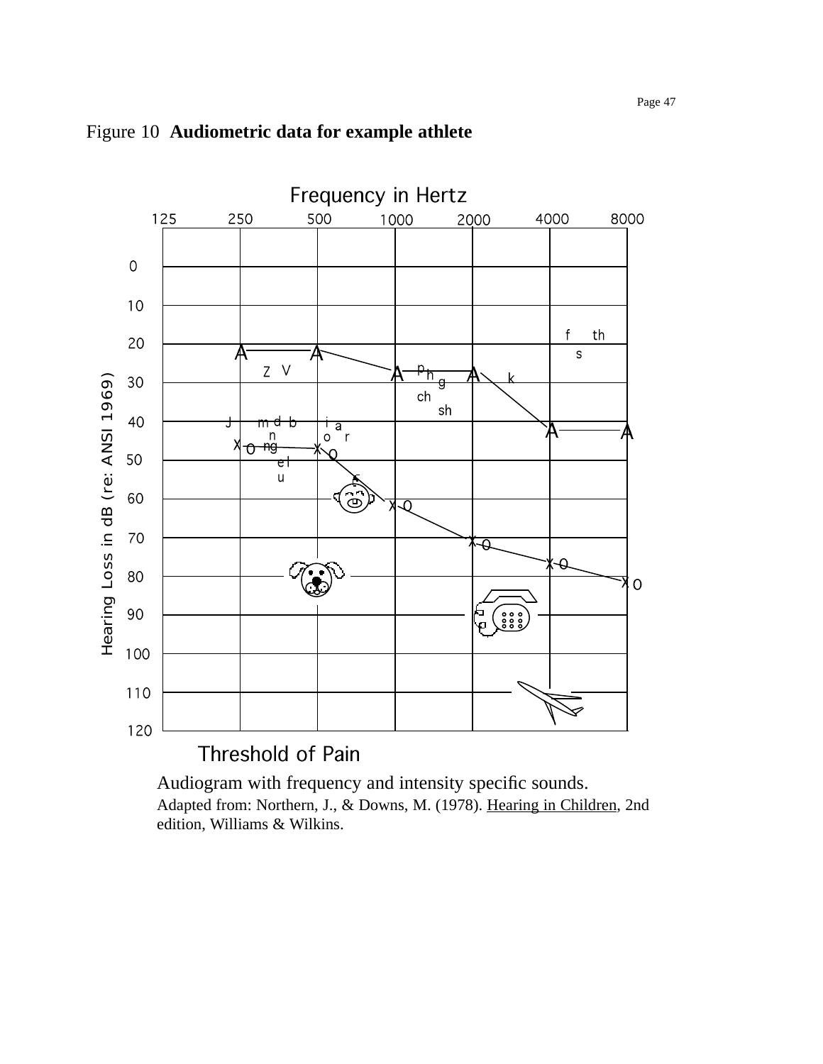Figure 10 **Audiometric data for example athlete**

Frequency in Hertz

125 250 500 1000 2000 4000 8000

0
10
20
30
40
50
60
70
80
90
100
110
120

Hearing Loss in dB (re: ANSI 1969)

f th
s
Z V
p h g
ch
sh
k
J m d b
n
ng
e l
u
i a
o r

Threshold of Pain

Audiogram with frequency and intensity specific sounds.
Adapted from: Northern, J., & Downs, M. (1978). Hearing in Children, 2nd edition, Williams & Wilkins.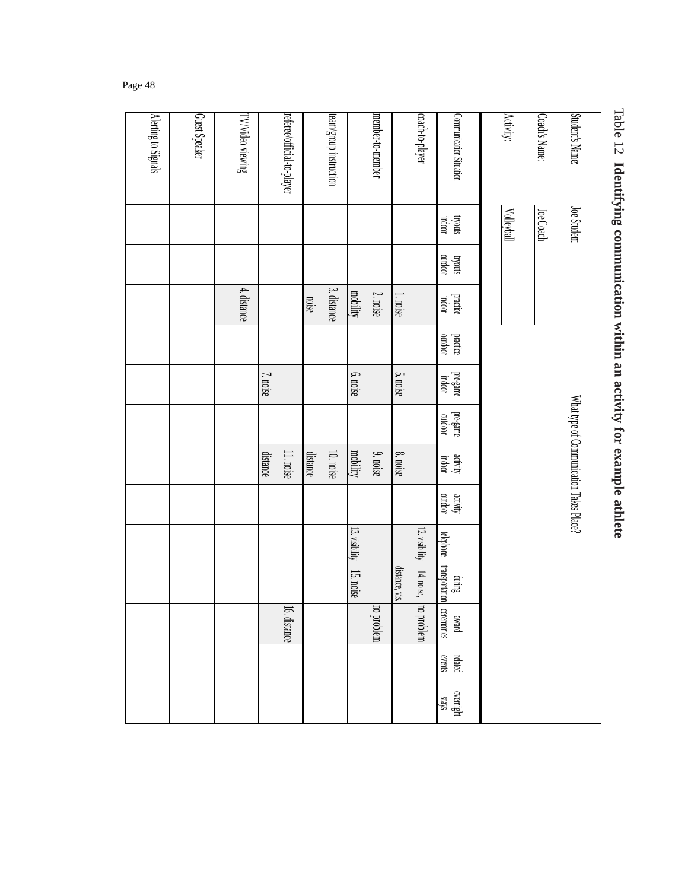## Table 12 **Identifying communication within an activity for example athlete**

Student's Name: Joe Student

Coach's Name: Joe Coach

Activity: Volleyball

What type of Communication Takes Place?

| Communication Situation | tryouts indoor | tryouts outdoor | practice indoor | practice outdoor | pre-game indoor | pre-game outdoor | activity indoor | activity outdoor | telephone | during transportation | award ceremonies | related events | overnight stays |
|---|---|---|---|---|---|---|---|---|---|---|---|---|---|
| coach-to-player | | | 1. noise | | 5. noise | | 8. noise | | 12. visibility | 14. noise, distance, vis. | no problem | | |
| member-to-member | | | 2. noise mobility | | 6. noise | | 9. noise mobility | | 13. visibility | 15. noise | no problem | | |
| team/group instruction | | | 3. distance noise | | | | 10. noise distance | | | | | | |
| referee/official-to-player | | | | | 7. noise | | 11. noise distance | | | | 16. distance | | |
| TV/Video viewing | | | 4. distance | | | | | | | | | | |
| Guest Speaker | | | | | | | | | | | | | |
| Alerting to Signals | | | | | | | | | | | | | |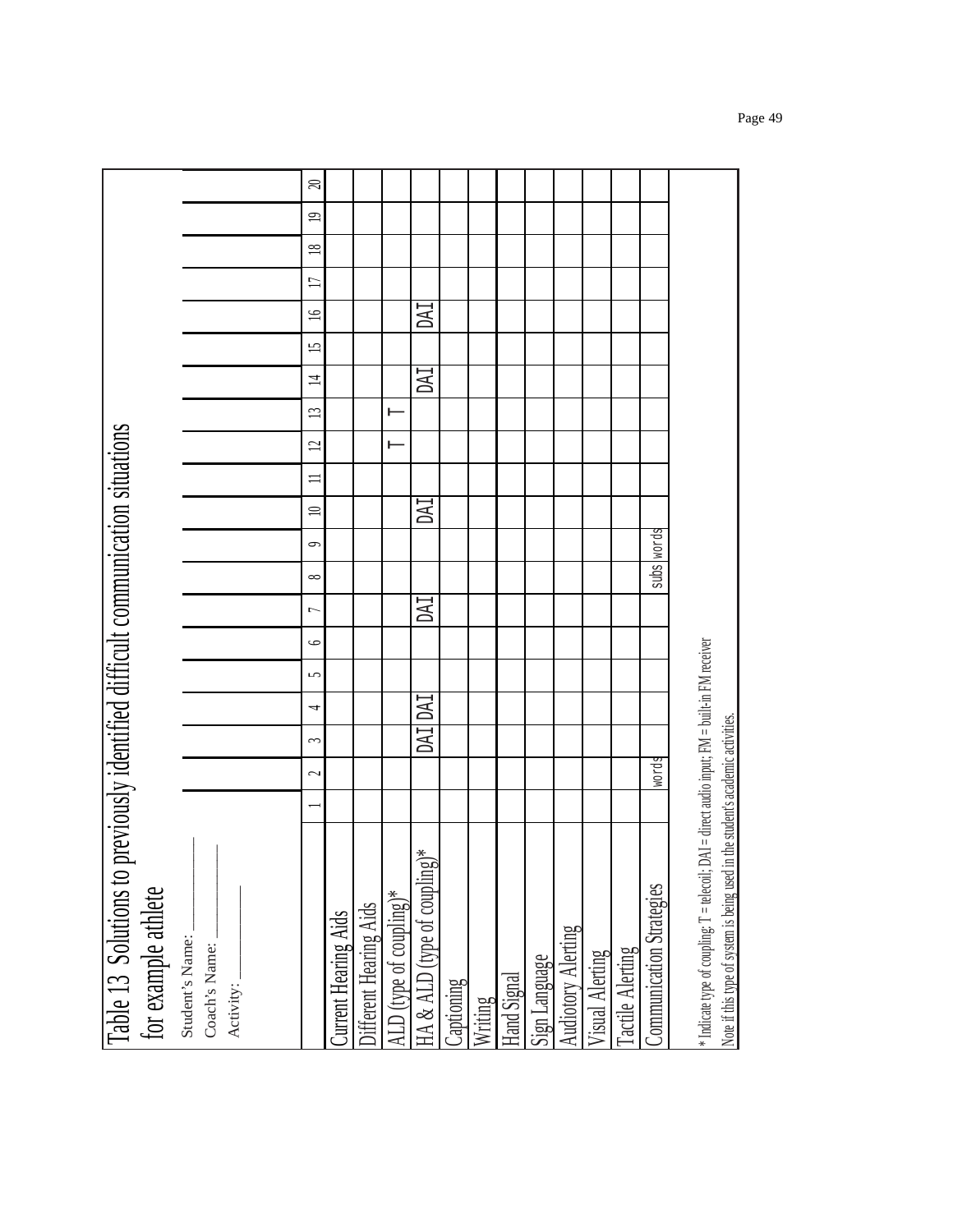# Table 13 Solutions to previously identified difficult communication situations for example athlete

Student's Name: \_\_\_\_\_\_\_\_\_\_

Coach's Name: \_\_\_\_\_\_\_\_\_\_

Activity: \_\_\_\_\_\_\_\_\_\_

| | 1 | 2 | 3 | 4 | 5 | 6 | 7 | 8 | 9 | 10 | 11 | 12 | 13 | 14 | 15 | 16 | 17 | 18 | 19 | 20 |
|---|---|---|---|---|---|---|---|---|---|---|---|---|---|---|---|---|---|---|---|---|
| Current Hearing Aids | | | | | | | | | | | | | | | | | | | | |
| Different Hearing Aids | | | | | | | | | | | | | | | | | | | | |
| ALD (type of coupling)* | | | | | | | | | | | | T | T | | | | | | | |
| HA & ALD (type of coupling)* | | | DAI | DAI | | | DAI | | | DAI | | | | DAI | | DAI | | | | |
| Captioning | | | | | | | | | | | | | | | | | | | | |
| Writing | | | | | | | | | | | | | | | | | | | | |
| Hand Signal | | | | | | | | | | | | | | | | | | | | |
| Sign Language | | | | | | | | | | | | | | | | | | | | |
| Audiotory Alerting | | | | | | | | | | | | | | | | | | | | |
| Visual Alerting | | | | | | | | | | | | | | | | | | | | |
| Tactile Alerting | | | | | | | | | | | | | | | | | | | | |
| Communication Strategies | | words | | | | | | subs | words | | | | | | | | | | | |

\* Indicate type of coupling; T = telecoil; DAI = direct audio input; FM = built-in FM receiver

Note if this type of system is being used in the student's academic activities.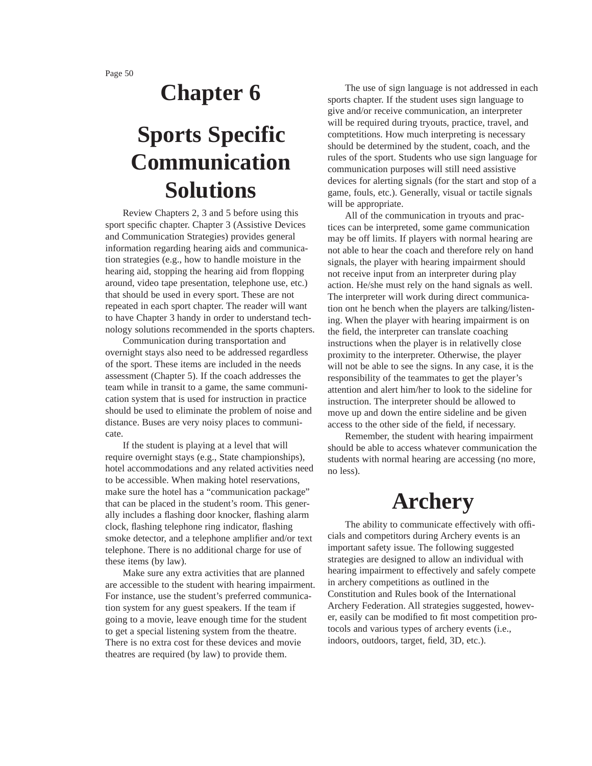# Chapter 6

# Sports Specific Communication Solutions

Review Chapters 2, 3 and 5 before using this sport specific chapter. Chapter 3 (Assistive Devices and Communication Strategies) provides general information regarding hearing aids and communication strategies (e.g., how to handle moisture in the hearing aid, stopping the hearing aid from flopping around, video tape presentation, telephone use, etc.) that should be used in every sport. These are not repeated in each sport chapter. The reader will want to have Chapter 3 handy in order to understand technology solutions recommended in the sports chapters.

Communication during transportation and overnight stays also need to be addressed regardless of the sport. These items are included in the needs assessment (Chapter 5). If the coach addresses the team while in transit to a game, the same communication system that is used for instruction in practice should be used to eliminate the problem of noise and distance. Buses are very noisy places to communicate.

If the student is playing at a level that will require overnight stays (e.g., State championships), hotel accommodations and any related activities need to be accessible. When making hotel reservations, make sure the hotel has a "communication package" that can be placed in the student's room. This generally includes a flashing door knocker, flashing alarm clock, flashing telephone ring indicator, flashing smoke detector, and a telephone amplifier and/or text telephone. There is no additional charge for use of these items (by law).

Make sure any extra activities that are planned are accessible to the student with hearing impairment. For instance, use the student's preferred communication system for any guest speakers. If the team if going to a movie, leave enough time for the student to get a special listening system from the theatre. There is no extra cost for these devices and movie theatres are required (by law) to provide them.

The use of sign language is not addressed in each sports chapter. If the student uses sign language to give and/or receive communication, an interpreter will be required during tryouts, practice, travel, and comptetitions. How much interpreting is necessary should be determined by the student, coach, and the rules of the sport. Students who use sign language for communication purposes will still need assistive devices for alerting signals (for the start and stop of a game, fouls, etc.). Generally, visual or tactile signals will be appropriate.

All of the communication in tryouts and practices can be interpreted, some game communication may be off limits. If players with normal hearing are not able to hear the coach and therefore rely on hand signals, the player with hearing impairment should not receive input from an interpreter during play action. He/she must rely on the hand signals as well. The interpreter will work during direct communication ont he bench when the players are talking/listening. When the player with hearing impairment is on the field, the interpreter can translate coaching instructions when the player is in relativelly close proximity to the interpreter. Otherwise, the player will not be able to see the signs. In any case, it is the responsibility of the teammates to get the player's attention and alert him/her to look to the sideline for instruction. The interpreter should be allowed to move up and down the entire sideline and be given access to the other side of the field, if necessary.

Remember, the student with hearing impairment should be able to access whatever communication the students with normal hearing are accessing (no more, no less).

# Archery

The ability to communicate effectively with officials and competitors during Archery events is an important safety issue. The following suggested strategies are designed to allow an individual with hearing impairment to effectively and safely compete in archery competitions as outlined in the Constitution and Rules book of the International Archery Federation. All strategies suggested, however, easily can be modified to fit most competition protocols and various types of archery events (i.e., indoors, outdoors, target, field, 3D, etc.).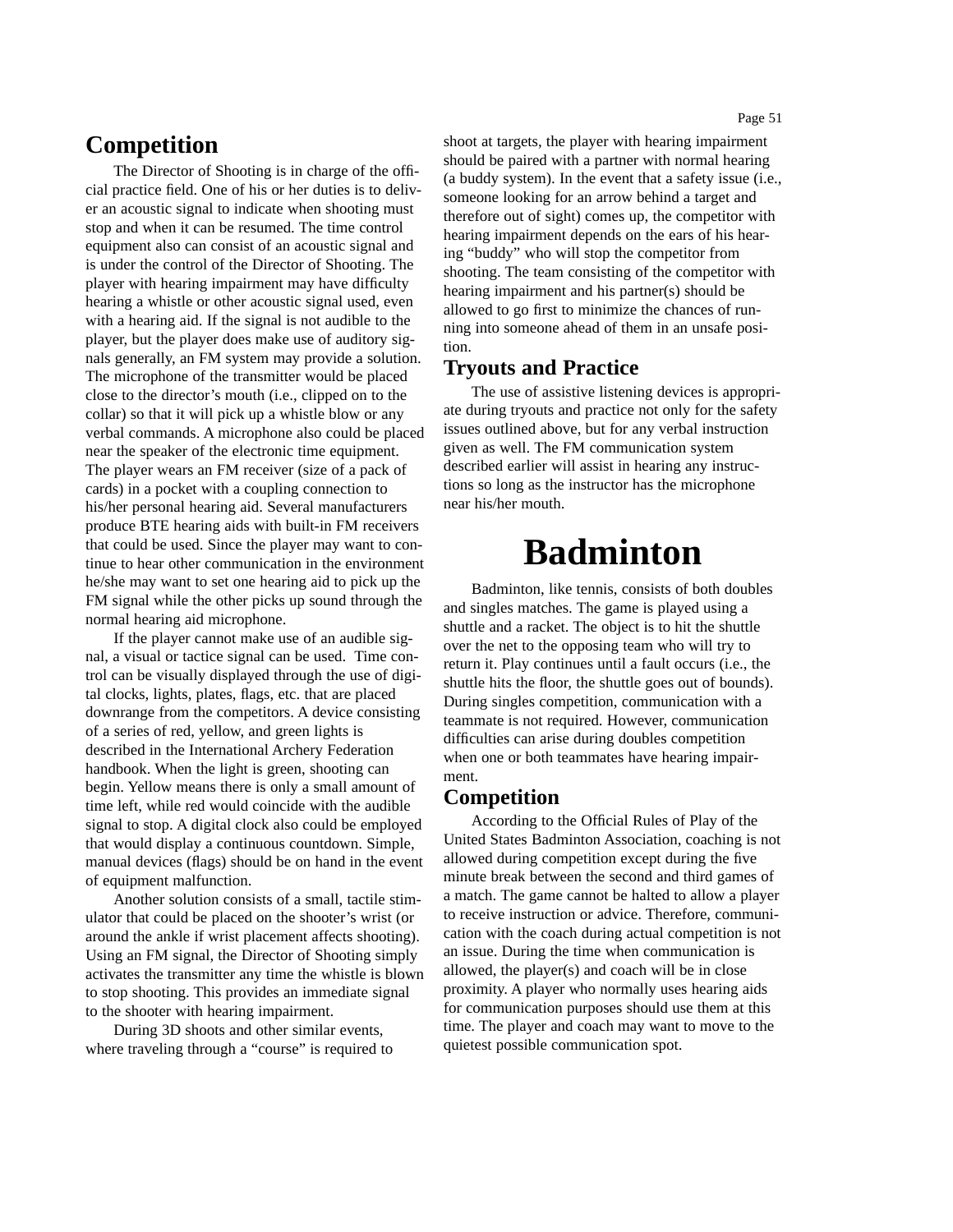## Competition

The Director of Shooting is in charge of the official practice field. One of his or her duties is to deliver an acoustic signal to indicate when shooting must stop and when it can be resumed. The time control equipment also can consist of an acoustic signal and is under the control of the Director of Shooting. The player with hearing impairment may have difficulty hearing a whistle or other acoustic signal used, even with a hearing aid. If the signal is not audible to the player, but the player does make use of auditory signals generally, an FM system may provide a solution. The microphone of the transmitter would be placed close to the director's mouth (i.e., clipped on to the collar) so that it will pick up a whistle blow or any verbal commands. A microphone also could be placed near the speaker of the electronic time equipment. The player wears an FM receiver (size of a pack of cards) in a pocket with a coupling connection to his/her personal hearing aid. Several manufacturers produce BTE hearing aids with built-in FM receivers that could be used. Since the player may want to continue to hear other communication in the environment he/she may want to set one hearing aid to pick up the FM signal while the other picks up sound through the normal hearing aid microphone.

If the player cannot make use of an audible signal, a visual or tactice signal can be used. Time control can be visually displayed through the use of digital clocks, lights, plates, flags, etc. that are placed downrange from the competitors. A device consisting of a series of red, yellow, and green lights is described in the International Archery Federation handbook. When the light is green, shooting can begin. Yellow means there is only a small amount of time left, while red would coincide with the audible signal to stop. A digital clock also could be employed that would display a continuous countdown. Simple, manual devices (flags) should be on hand in the event of equipment malfunction.

Another solution consists of a small, tactile stimulator that could be placed on the shooter's wrist (or around the ankle if wrist placement affects shooting). Using an FM signal, the Director of Shooting simply activates the transmitter any time the whistle is blown to stop shooting. This provides an immediate signal to the shooter with hearing impairment.

During 3D shoots and other similar events, where traveling through a "course" is required to shoot at targets, the player with hearing impairment should be paired with a partner with normal hearing (a buddy system). In the event that a safety issue (i.e., someone looking for an arrow behind a target and therefore out of sight) comes up, the competitor with hearing impairment depends on the ears of his hearing "buddy" who will stop the competitor from shooting. The team consisting of the competitor with hearing impairment and his partner(s) should be allowed to go first to minimize the chances of running into someone ahead of them in an unsafe position.

## Tryouts and Practice

The use of assistive listening devices is appropriate during tryouts and practice not only for the safety issues outlined above, but for any verbal instruction given as well. The FM communication system described earlier will assist in hearing any instructions so long as the instructor has the microphone near his/her mouth.

# Badminton

Badminton, like tennis, consists of both doubles and singles matches. The game is played using a shuttle and a racket. The object is to hit the shuttle over the net to the opposing team who will try to return it. Play continues until a fault occurs (i.e., the shuttle hits the floor, the shuttle goes out of bounds). During singles competition, communication with a teammate is not required. However, communication difficulties can arise during doubles competition when one or both teammates have hearing impairment.

## Competition

According to the Official Rules of Play of the United States Badminton Association, coaching is not allowed during competition except during the five minute break between the second and third games of a match. The game cannot be halted to allow a player to receive instruction or advice. Therefore, communication with the coach during actual competition is not an issue. During the time when communication is allowed, the player(s) and coach will be in close proximity. A player who normally uses hearing aids for communication purposes should use them at this time. The player and coach may want to move to the quietest possible communication spot.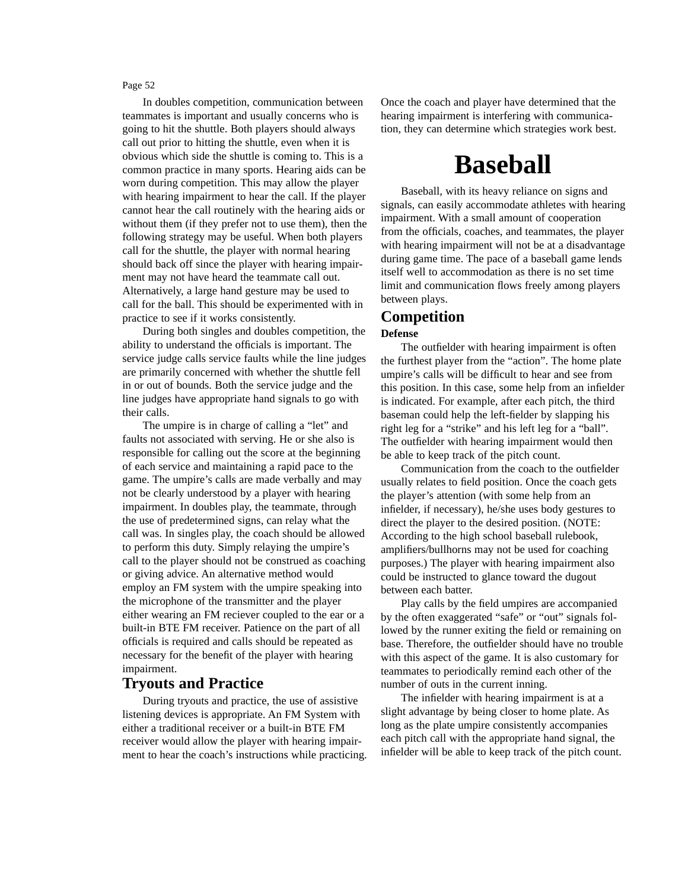In doubles competition, communication between teammates is important and usually concerns who is going to hit the shuttle. Both players should always call out prior to hitting the shuttle, even when it is obvious which side the shuttle is coming to. This is a common practice in many sports. Hearing aids can be worn during competition. This may allow the player with hearing impairment to hear the call. If the player cannot hear the call routinely with the hearing aids or without them (if they prefer not to use them), then the following strategy may be useful. When both players call for the shuttle, the player with normal hearing should back off since the player with hearing impairment may not have heard the teammate call out. Alternatively, a large hand gesture may be used to call for the ball. This should be experimented with in practice to see if it works consistently.

During both singles and doubles competition, the ability to understand the officials is important. The service judge calls service faults while the line judges are primarily concerned with whether the shuttle fell in or out of bounds. Both the service judge and the line judges have appropriate hand signals to go with their calls.

The umpire is in charge of calling a "let" and faults not associated with serving. He or she also is responsible for calling out the score at the beginning of each service and maintaining a rapid pace to the game. The umpire's calls are made verbally and may not be clearly understood by a player with hearing impairment. In doubles play, the teammate, through the use of predetermined signs, can relay what the call was. In singles play, the coach should be allowed to perform this duty. Simply relaying the umpire's call to the player should not be construed as coaching or giving advice. An alternative method would employ an FM system with the umpire speaking into the microphone of the transmitter and the player either wearing an FM reciever coupled to the ear or a built-in BTE FM receiver. Patience on the part of all officials is required and calls should be repeated as necessary for the benefit of the player with hearing impairment.

## Tryouts and Practice

During tryouts and practice, the use of assistive listening devices is appropriate. An FM System with either a traditional receiver or a built-in BTE FM receiver would allow the player with hearing impairment to hear the coach's instructions while practicing. Once the coach and player have determined that the hearing impairment is interfering with communication, they can determine which strategies work best.

# Baseball

Baseball, with its heavy reliance on signs and signals, can easily accommodate athletes with hearing impairment. With a small amount of cooperation from the officials, coaches, and teammates, the player with hearing impairment will not be at a disadvantage during game time. The pace of a baseball game lends itself well to accommodation as there is no set time limit and communication flows freely among players between plays.

## Competition

### Defense

The outfielder with hearing impairment is often the furthest player from the "action". The home plate umpire's calls will be difficult to hear and see from this position. In this case, some help from an infielder is indicated. For example, after each pitch, the third baseman could help the left-fielder by slapping his right leg for a "strike" and his left leg for a "ball". The outfielder with hearing impairment would then be able to keep track of the pitch count.

Communication from the coach to the outfielder usually relates to field position. Once the coach gets the player's attention (with some help from an infielder, if necessary), he/she uses body gestures to direct the player to the desired position. (NOTE: According to the high school baseball rulebook, amplifiers/bullhorns may not be used for coaching purposes.) The player with hearing impairment also could be instructed to glance toward the dugout between each batter.

Play calls by the field umpires are accompanied by the often exaggerated "safe" or "out" signals followed by the runner exiting the field or remaining on base. Therefore, the outfielder should have no trouble with this aspect of the game. It is also customary for teammates to periodically remind each other of the number of outs in the current inning.

The infielder with hearing impairment is at a slight advantage by being closer to home plate. As long as the plate umpire consistently accompanies each pitch call with the appropriate hand signal, the infielder will be able to keep track of the pitch count.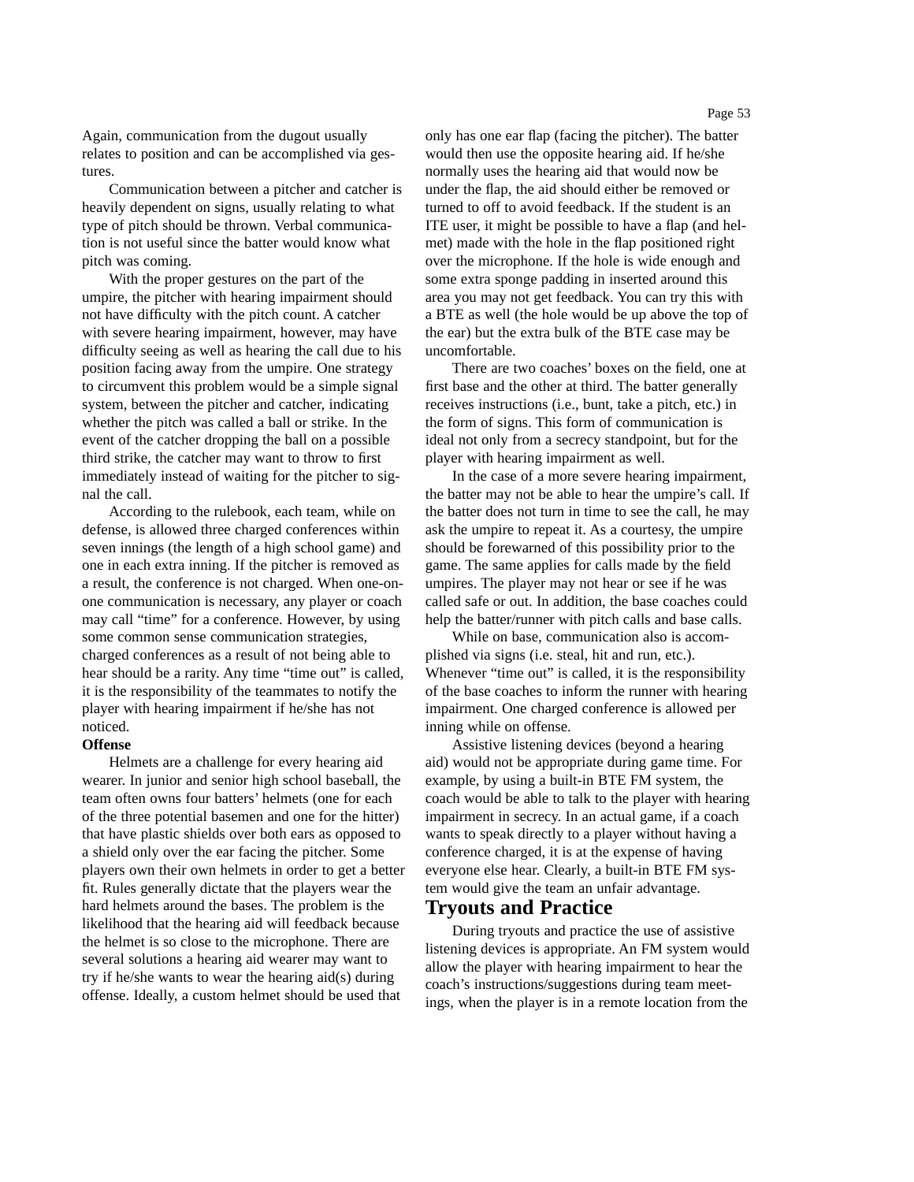Again, communication from the dugout usually relates to position and can be accomplished via gestures.

Communication between a pitcher and catcher is heavily dependent on signs, usually relating to what type of pitch should be thrown. Verbal communication is not useful since the batter would know what pitch was coming.

With the proper gestures on the part of the umpire, the pitcher with hearing impairment should not have difficulty with the pitch count. A catcher with severe hearing impairment, however, may have difficulty seeing as well as hearing the call due to his position facing away from the umpire. One strategy to circumvent this problem would be a simple signal system, between the pitcher and catcher, indicating whether the pitch was called a ball or strike. In the event of the catcher dropping the ball on a possible third strike, the catcher may want to throw to first immediately instead of waiting for the pitcher to signal the call.

According to the rulebook, each team, while on defense, is allowed three charged conferences within seven innings (the length of a high school game) and one in each extra inning. If the pitcher is removed as a result, the conference is not charged. When one-on-one communication is necessary, any player or coach may call "time" for a conference. However, by using some common sense communication strategies, charged conferences as a result of not being able to hear should be a rarity. Any time "time out" is called, it is the responsibility of the teammates to notify the player with hearing impairment if he/she has not noticed.

**Offense**

Helmets are a challenge for every hearing aid wearer. In junior and senior high school baseball, the team often owns four batters' helmets (one for each of the three potential basemen and one for the hitter) that have plastic shields over both ears as opposed to a shield only over the ear facing the pitcher. Some players own their own helmets in order to get a better fit. Rules generally dictate that the players wear the hard helmets around the bases. The problem is the likelihood that the hearing aid will feedback because the helmet is so close to the microphone. There are several solutions a hearing aid wearer may want to try if he/she wants to wear the hearing aid(s) during offense. Ideally, a custom helmet should be used that only has one ear flap (facing the pitcher). The batter would then use the opposite hearing aid. If he/she normally uses the hearing aid that would now be under the flap, the aid should either be removed or turned to off to avoid feedback. If the student is an ITE user, it might be possible to have a flap (and helmet) made with the hole in the flap positioned right over the microphone. If the hole is wide enough and some extra sponge padding in inserted around this area you may not get feedback. You can try this with a BTE as well (the hole would be up above the top of the ear) but the extra bulk of the BTE case may be uncomfortable.

There are two coaches' boxes on the field, one at first base and the other at third. The batter generally receives instructions (i.e., bunt, take a pitch, etc.) in the form of signs. This form of communication is ideal not only from a secrecy standpoint, but for the player with hearing impairment as well.

In the case of a more severe hearing impairment, the batter may not be able to hear the umpire's call. If the batter does not turn in time to see the call, he may ask the umpire to repeat it. As a courtesy, the umpire should be forewarned of this possibility prior to the game. The same applies for calls made by the field umpires. The player may not hear or see if he was called safe or out. In addition, the base coaches could help the batter/runner with pitch calls and base calls.

While on base, communication also is accomplished via signs (i.e. steal, hit and run, etc.). Whenever "time out" is called, it is the responsibility of the base coaches to inform the runner with hearing impairment. One charged conference is allowed per inning while on offense.

Assistive listening devices (beyond a hearing aid) would not be appropriate during game time. For example, by using a built-in BTE FM system, the coach would be able to talk to the player with hearing impairment in secrecy. In an actual game, if a coach wants to speak directly to a player without having a conference charged, it is at the expense of having everyone else hear. Clearly, a built-in BTE FM system would give the team an unfair advantage.

## Tryouts and Practice

During tryouts and practice the use of assistive listening devices is appropriate. An FM system would allow the player with hearing impairment to hear the coach's instructions/suggestions during team meetings, when the player is in a remote location from the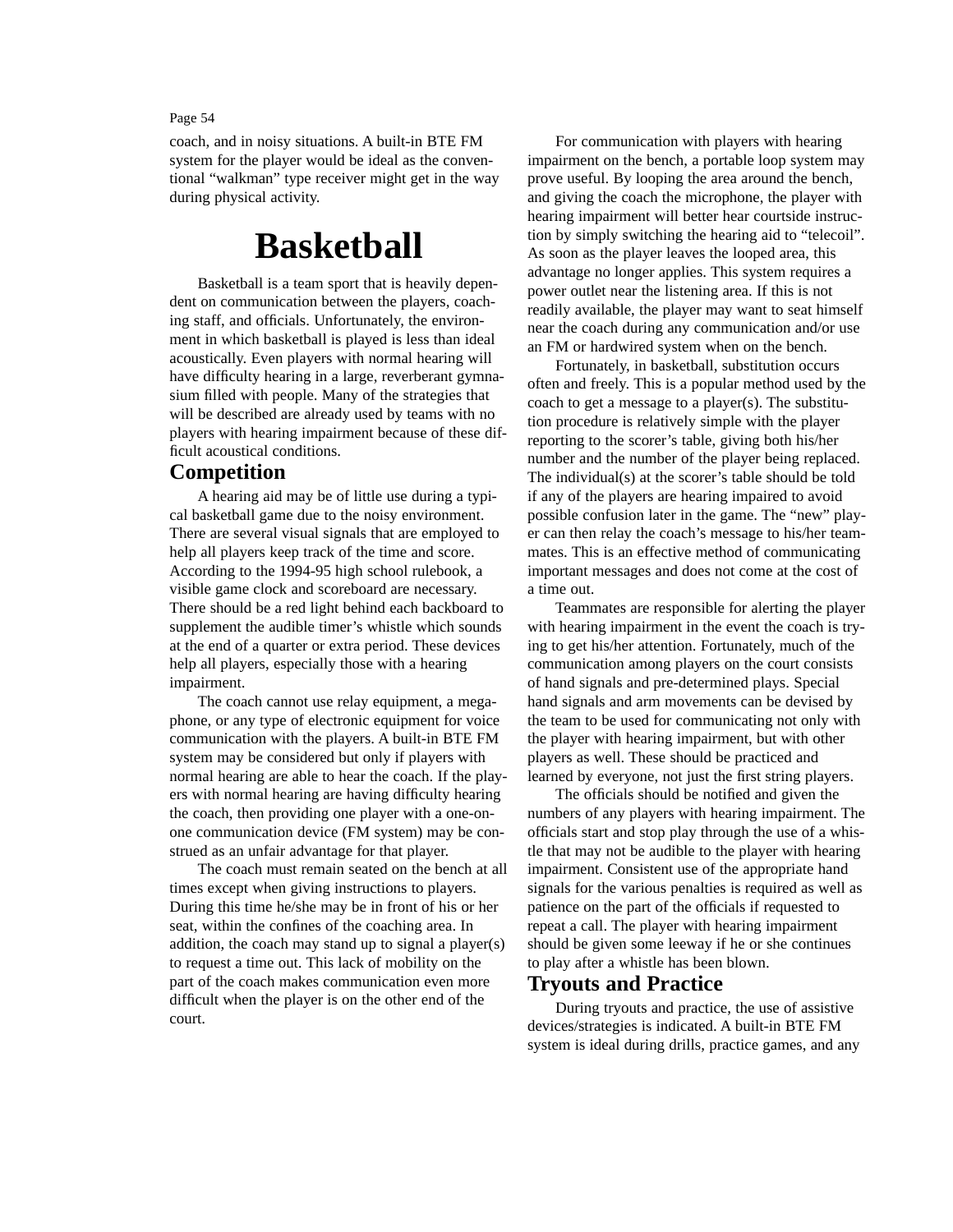coach, and in noisy situations. A built-in BTE FM system for the player would be ideal as the conventional "walkman" type receiver might get in the way during physical activity.

# Basketball

Basketball is a team sport that is heavily dependent on communication between the players, coaching staff, and officials. Unfortunately, the environment in which basketball is played is less than ideal acoustically. Even players with normal hearing will have difficulty hearing in a large, reverberant gymnasium filled with people. Many of the strategies that will be described are already used by teams with no players with hearing impairment because of these difficult acoustical conditions.

## Competition

A hearing aid may be of little use during a typical basketball game due to the noisy environment. There are several visual signals that are employed to help all players keep track of the time and score. According to the 1994-95 high school rulebook, a visible game clock and scoreboard are necessary. There should be a red light behind each backboard to supplement the audible timer's whistle which sounds at the end of a quarter or extra period. These devices help all players, especially those with a hearing impairment.

The coach cannot use relay equipment, a megaphone, or any type of electronic equipment for voice communication with the players. A built-in BTE FM system may be considered but only if players with normal hearing are able to hear the coach. If the players with normal hearing are having difficulty hearing the coach, then providing one player with a one-on-one communication device (FM system) may be construed as an unfair advantage for that player.

The coach must remain seated on the bench at all times except when giving instructions to players. During this time he/she may be in front of his or her seat, within the confines of the coaching area. In addition, the coach may stand up to signal a player(s) to request a time out. This lack of mobility on the part of the coach makes communication even more difficult when the player is on the other end of the court.

For communication with players with hearing impairment on the bench, a portable loop system may prove useful. By looping the area around the bench, and giving the coach the microphone, the player with hearing impairment will better hear courtside instruction by simply switching the hearing aid to "telecoil". As soon as the player leaves the looped area, this advantage no longer applies. This system requires a power outlet near the listening area. If this is not readily available, the player may want to seat himself near the coach during any communication and/or use an FM or hardwired system when on the bench.

Fortunately, in basketball, substitution occurs often and freely. This is a popular method used by the coach to get a message to a player(s). The substitution procedure is relatively simple with the player reporting to the scorer's table, giving both his/her number and the number of the player being replaced. The individual(s) at the scorer's table should be told if any of the players are hearing impaired to avoid possible confusion later in the game. The "new" player can then relay the coach's message to his/her teammates. This is an effective method of communicating important messages and does not come at the cost of a time out.

Teammates are responsible for alerting the player with hearing impairment in the event the coach is trying to get his/her attention. Fortunately, much of the communication among players on the court consists of hand signals and pre-determined plays. Special hand signals and arm movements can be devised by the team to be used for communicating not only with the player with hearing impairment, but with other players as well. These should be practiced and learned by everyone, not just the first string players.

The officials should be notified and given the numbers of any players with hearing impairment. The officials start and stop play through the use of a whistle that may not be audible to the player with hearing impairment. Consistent use of the appropriate hand signals for the various penalties is required as well as patience on the part of the officials if requested to repeat a call. The player with hearing impairment should be given some leeway if he or she continues to play after a whistle has been blown.

## Tryouts and Practice

During tryouts and practice, the use of assistive devices/strategies is indicated. A built-in BTE FM system is ideal during drills, practice games, and any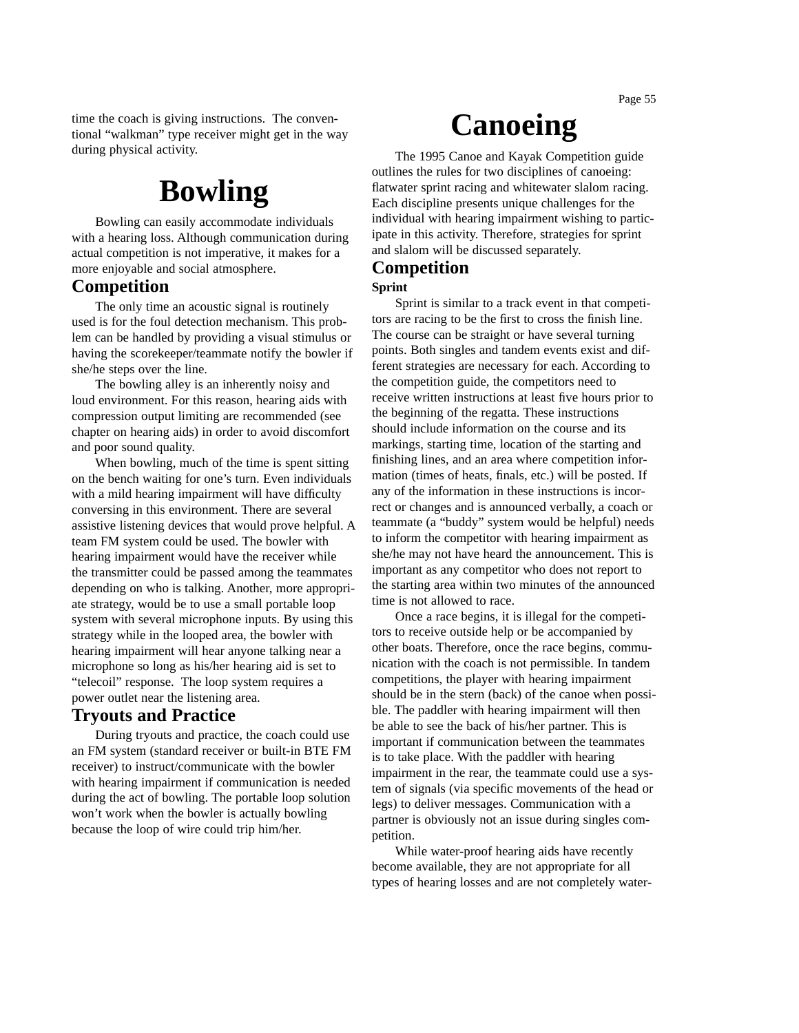time the coach is giving instructions. The conventional "walkman" type receiver might get in the way during physical activity.

# Bowling

Bowling can easily accommodate individuals with a hearing loss. Although communication during actual competition is not imperative, it makes for a more enjoyable and social atmosphere.

## Competition

The only time an acoustic signal is routinely used is for the foul detection mechanism. This problem can be handled by providing a visual stimulus or having the scorekeeper/teammate notify the bowler if she/he steps over the line.

The bowling alley is an inherently noisy and loud environment. For this reason, hearing aids with compression output limiting are recommended (see chapter on hearing aids) in order to avoid discomfort and poor sound quality.

When bowling, much of the time is spent sitting on the bench waiting for one's turn. Even individuals with a mild hearing impairment will have difficulty conversing in this environment. There are several assistive listening devices that would prove helpful. A team FM system could be used. The bowler with hearing impairment would have the receiver while the transmitter could be passed among the teammates depending on who is talking. Another, more appropriate strategy, would be to use a small portable loop system with several microphone inputs. By using this strategy while in the looped area, the bowler with hearing impairment will hear anyone talking near a microphone so long as his/her hearing aid is set to "telecoil" response. The loop system requires a power outlet near the listening area.

## Tryouts and Practice

During tryouts and practice, the coach could use an FM system (standard receiver or built-in BTE FM receiver) to instruct/communicate with the bowler with hearing impairment if communication is needed during the act of bowling. The portable loop solution won't work when the bowler is actually bowling because the loop of wire could trip him/her.

# Canoeing

The 1995 Canoe and Kayak Competition guide outlines the rules for two disciplines of canoeing: flatwater sprint racing and whitewater slalom racing. Each discipline presents unique challenges for the individual with hearing impairment wishing to participate in this activity. Therefore, strategies for sprint and slalom will be discussed separately.

## Competition

### Sprint

Sprint is similar to a track event in that competitors are racing to be the first to cross the finish line. The course can be straight or have several turning points. Both singles and tandem events exist and different strategies are necessary for each. According to the competition guide, the competitors need to receive written instructions at least five hours prior to the beginning of the regatta. These instructions should include information on the course and its markings, starting time, location of the starting and finishing lines, and an area where competition information (times of heats, finals, etc.) will be posted. If any of the information in these instructions is incorrect or changes and is announced verbally, a coach or teammate (a "buddy" system would be helpful) needs to inform the competitor with hearing impairment as she/he may not have heard the announcement. This is important as any competitor who does not report to the starting area within two minutes of the announced time is not allowed to race.

Once a race begins, it is illegal for the competitors to receive outside help or be accompanied by other boats. Therefore, once the race begins, communication with the coach is not permissible. In tandem competitions, the player with hearing impairment should be in the stern (back) of the canoe when possible. The paddler with hearing impairment will then be able to see the back of his/her partner. This is important if communication between the teammates is to take place. With the paddler with hearing impairment in the rear, the teammate could use a system of signals (via specific movements of the head or legs) to deliver messages. Communication with a partner is obviously not an issue during singles competition.

While water-proof hearing aids have recently become available, they are not appropriate for all types of hearing losses and are not completely water-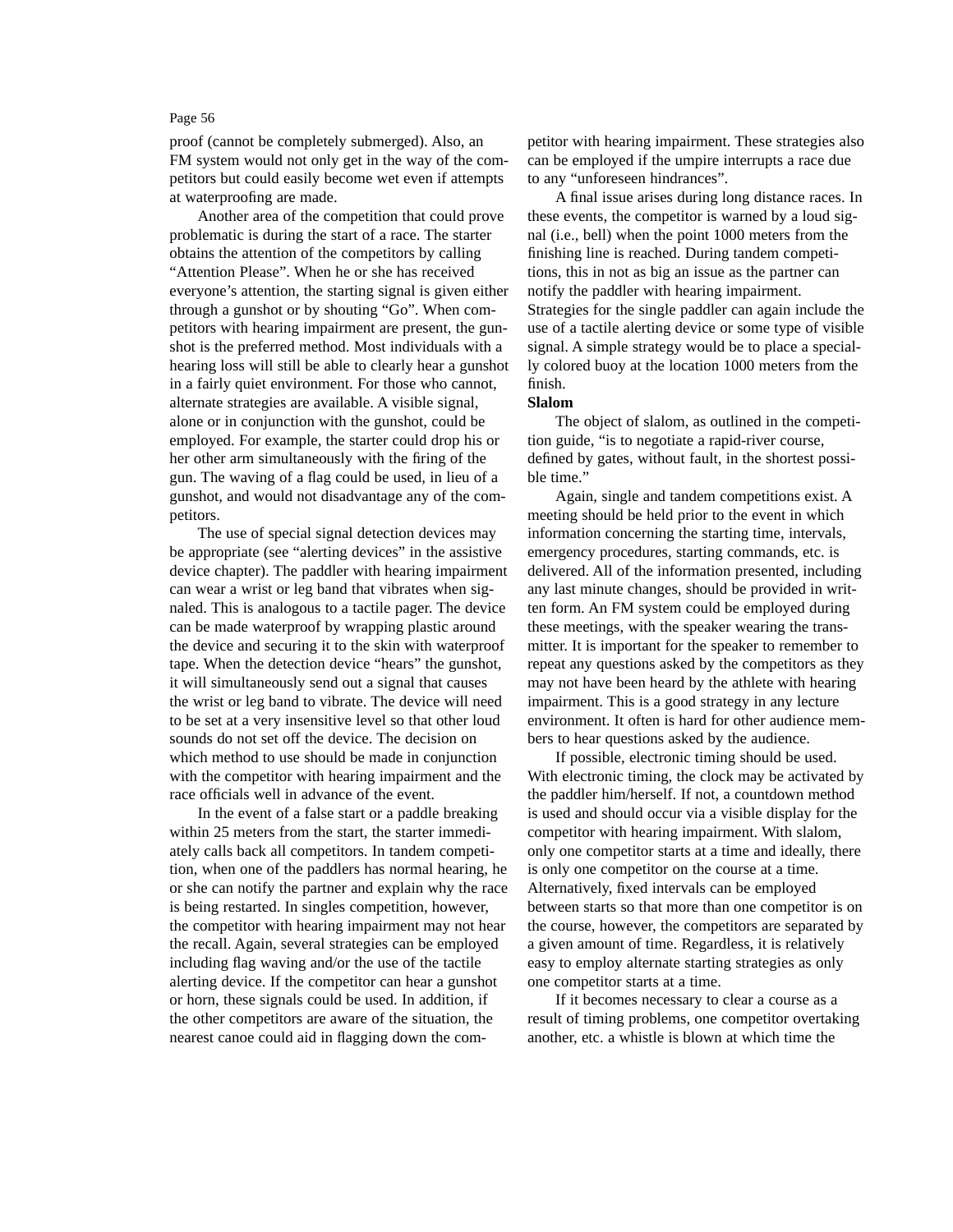proof (cannot be completely submerged). Also, an FM system would not only get in the way of the competitors but could easily become wet even if attempts at waterproofing are made.

Another area of the competition that could prove problematic is during the start of a race. The starter obtains the attention of the competitors by calling "Attention Please". When he or she has received everyone's attention, the starting signal is given either through a gunshot or by shouting "Go". When competitors with hearing impairment are present, the gunshot is the preferred method. Most individuals with a hearing loss will still be able to clearly hear a gunshot in a fairly quiet environment. For those who cannot, alternate strategies are available. A visible signal, alone or in conjunction with the gunshot, could be employed. For example, the starter could drop his or her other arm simultaneously with the firing of the gun. The waving of a flag could be used, in lieu of a gunshot, and would not disadvantage any of the competitors.

The use of special signal detection devices may be appropriate (see "alerting devices" in the assistive device chapter). The paddler with hearing impairment can wear a wrist or leg band that vibrates when signaled. This is analogous to a tactile pager. The device can be made waterproof by wrapping plastic around the device and securing it to the skin with waterproof tape. When the detection device "hears" the gunshot, it will simultaneously send out a signal that causes the wrist or leg band to vibrate. The device will need to be set at a very insensitive level so that other loud sounds do not set off the device. The decision on which method to use should be made in conjunction with the competitor with hearing impairment and the race officials well in advance of the event.

In the event of a false start or a paddle breaking within 25 meters from the start, the starter immediately calls back all competitors. In tandem competition, when one of the paddlers has normal hearing, he or she can notify the partner and explain why the race is being restarted. In singles competition, however, the competitor with hearing impairment may not hear the recall. Again, several strategies can be employed including flag waving and/or the use of the tactile alerting device. If the competitor can hear a gunshot or horn, these signals could be used. In addition, if the other competitors are aware of the situation, the nearest canoe could aid in flagging down the competitor with hearing impairment. These strategies also can be employed if the umpire interrupts a race due to any "unforeseen hindrances".

A final issue arises during long distance races. In these events, the competitor is warned by a loud signal (i.e., bell) when the point 1000 meters from the finishing line is reached. During tandem competitions, this in not as big an issue as the partner can notify the paddler with hearing impairment. Strategies for the single paddler can again include the use of a tactile alerting device or some type of visible signal. A simple strategy would be to place a specially colored buoy at the location 1000 meters from the finish.

**Slalom**

The object of slalom, as outlined in the competition guide, "is to negotiate a rapid-river course, defined by gates, without fault, in the shortest possible time."

Again, single and tandem competitions exist. A meeting should be held prior to the event in which information concerning the starting time, intervals, emergency procedures, starting commands, etc. is delivered. All of the information presented, including any last minute changes, should be provided in written form. An FM system could be employed during these meetings, with the speaker wearing the transmitter. It is important for the speaker to remember to repeat any questions asked by the competitors as they may not have been heard by the athlete with hearing impairment. This is a good strategy in any lecture environment. It often is hard for other audience members to hear questions asked by the audience.

If possible, electronic timing should be used. With electronic timing, the clock may be activated by the paddler him/herself. If not, a countdown method is used and should occur via a visible display for the competitor with hearing impairment. With slalom, only one competitor starts at a time and ideally, there is only one competitor on the course at a time. Alternatively, fixed intervals can be employed between starts so that more than one competitor is on the course, however, the competitors are separated by a given amount of time. Regardless, it is relatively easy to employ alternate starting strategies as only one competitor starts at a time.

If it becomes necessary to clear a course as a result of timing problems, one competitor overtaking another, etc. a whistle is blown at which time the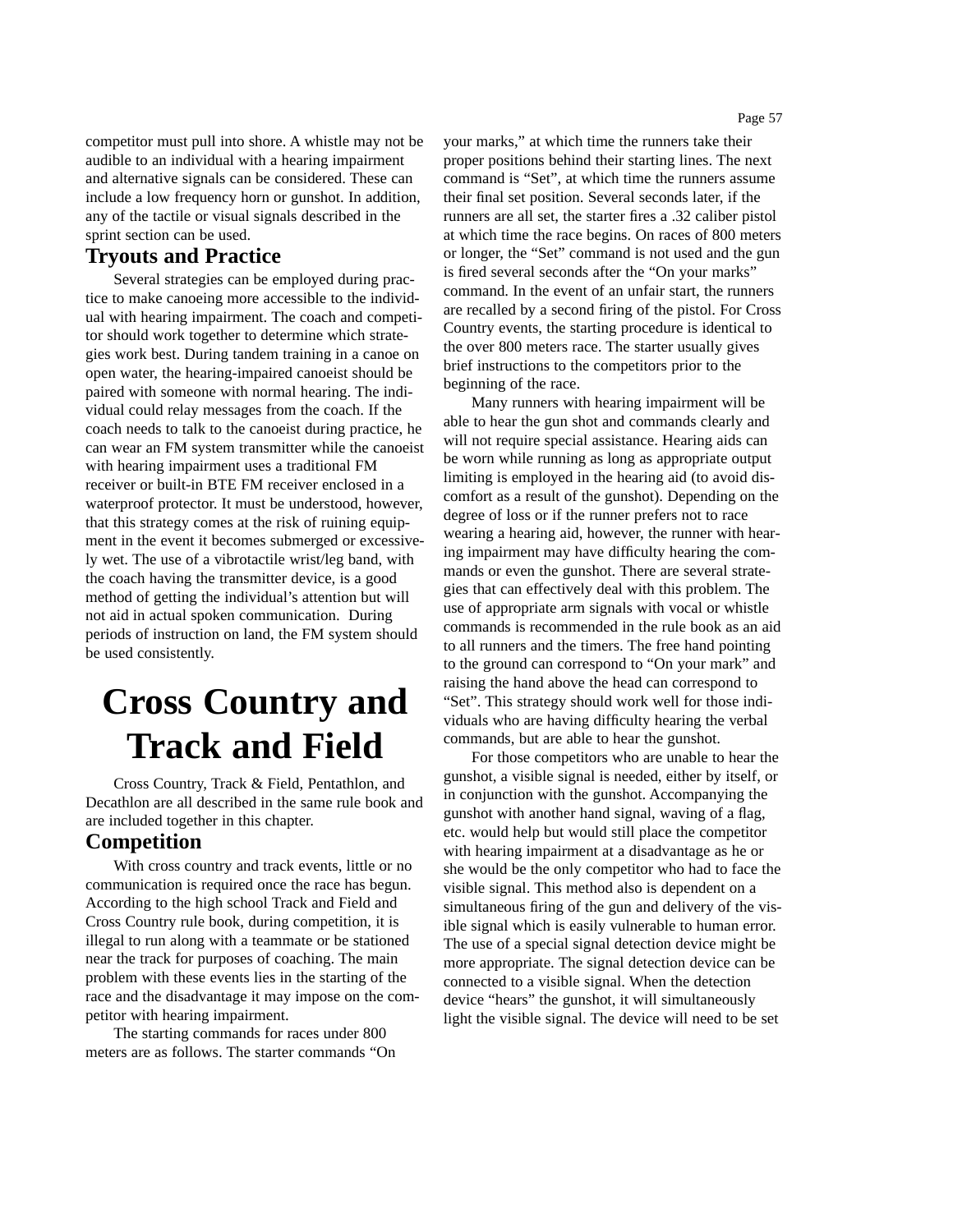competitor must pull into shore. A whistle may not be audible to an individual with a hearing impairment and alternative signals can be considered. These can include a low frequency horn or gunshot. In addition, any of the tactile or visual signals described in the sprint section can be used.

## Tryouts and Practice

Several strategies can be employed during practice to make canoeing more accessible to the individual with hearing impairment. The coach and competitor should work together to determine which strategies work best. During tandem training in a canoe on open water, the hearing-impaired canoeist should be paired with someone with normal hearing. The individual could relay messages from the coach. If the coach needs to talk to the canoeist during practice, he can wear an FM system transmitter while the canoeist with hearing impairment uses a traditional FM receiver or built-in BTE FM receiver enclosed in a waterproof protector. It must be understood, however, that this strategy comes at the risk of ruining equipment in the event it becomes submerged or excessively wet. The use of a vibrotactile wrist/leg band, with the coach having the transmitter device, is a good method of getting the individual's attention but will not aid in actual spoken communication. During periods of instruction on land, the FM system should be used consistently.

# Cross Country and Track and Field

Cross Country, Track & Field, Pentathlon, and Decathlon are all described in the same rule book and are included together in this chapter.

## Competition

With cross country and track events, little or no communication is required once the race has begun. According to the high school Track and Field and Cross Country rule book, during competition, it is illegal to run along with a teammate or be stationed near the track for purposes of coaching. The main problem with these events lies in the starting of the race and the disadvantage it may impose on the competitor with hearing impairment.

The starting commands for races under 800 meters are as follows. The starter commands "On your marks," at which time the runners take their proper positions behind their starting lines. The next command is "Set", at which time the runners assume their final set position. Several seconds later, if the runners are all set, the starter fires a .32 caliber pistol at which time the race begins. On races of 800 meters or longer, the "Set" command is not used and the gun is fired several seconds after the "On your marks" command. In the event of an unfair start, the runners are recalled by a second firing of the pistol. For Cross Country events, the starting procedure is identical to the over 800 meters race. The starter usually gives brief instructions to the competitors prior to the beginning of the race.

Many runners with hearing impairment will be able to hear the gun shot and commands clearly and will not require special assistance. Hearing aids can be worn while running as long as appropriate output limiting is employed in the hearing aid (to avoid discomfort as a result of the gunshot). Depending on the degree of loss or if the runner prefers not to race wearing a hearing aid, however, the runner with hearing impairment may have difficulty hearing the commands or even the gunshot. There are several strategies that can effectively deal with this problem. The use of appropriate arm signals with vocal or whistle commands is recommended in the rule book as an aid to all runners and the timers. The free hand pointing to the ground can correspond to "On your mark" and raising the hand above the head can correspond to "Set". This strategy should work well for those individuals who are having difficulty hearing the verbal commands, but are able to hear the gunshot.

For those competitors who are unable to hear the gunshot, a visible signal is needed, either by itself, or in conjunction with the gunshot. Accompanying the gunshot with another hand signal, waving of a flag, etc. would help but would still place the competitor with hearing impairment at a disadvantage as he or she would be the only competitor who had to face the visible signal. This method also is dependent on a simultaneous firing of the gun and delivery of the visible signal which is easily vulnerable to human error. The use of a special signal detection device might be more appropriate. The signal detection device can be connected to a visible signal. When the detection device "hears" the gunshot, it will simultaneously light the visible signal. The device will need to be set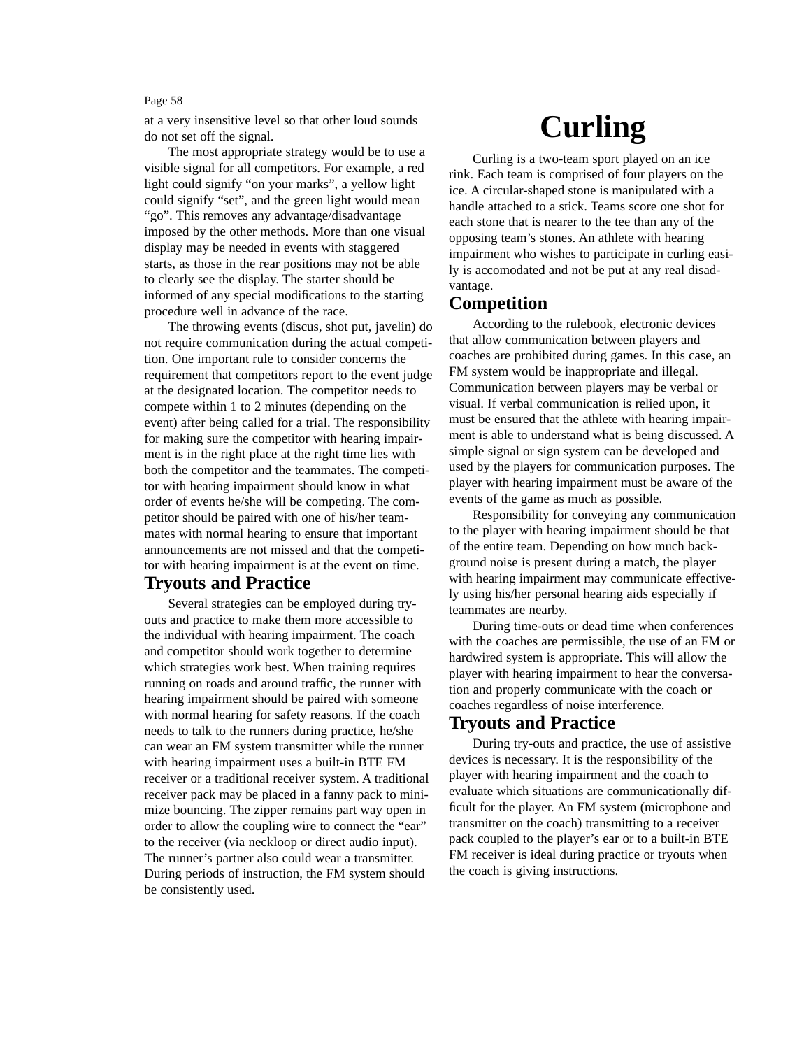at a very insensitive level so that other loud sounds do not set off the signal.

The most appropriate strategy would be to use a visible signal for all competitors. For example, a red light could signify “on your marks”, a yellow light could signify “set”, and the green light would mean “go”. This removes any advantage/disadvantage imposed by the other methods. More than one visual display may be needed in events with staggered starts, as those in the rear positions may not be able to clearly see the display. The starter should be informed of any special modifications to the starting procedure well in advance of the race.

The throwing events (discus, shot put, javelin) do not require communication during the actual competition. One important rule to consider concerns the requirement that competitors report to the event judge at the designated location. The competitor needs to compete within 1 to 2 minutes (depending on the event) after being called for a trial. The responsibility for making sure the competitor with hearing impairment is in the right place at the right time lies with both the competitor and the teammates. The competitor with hearing impairment should know in what order of events he/she will be competing. The competitor should be paired with one of his/her teammates with normal hearing to ensure that important announcements are not missed and that the competitor with hearing impairment is at the event on time.

## Tryouts and Practice

Several strategies can be employed during tryouts and practice to make them more accessible to the individual with hearing impairment. The coach and competitor should work together to determine which strategies work best. When training requires running on roads and around traffic, the runner with hearing impairment should be paired with someone with normal hearing for safety reasons. If the coach needs to talk to the runners during practice, he/she can wear an FM system transmitter while the runner with hearing impairment uses a built-in BTE FM receiver or a traditional receiver system. A traditional receiver pack may be placed in a fanny pack to minimize bouncing. The zipper remains part way open in order to allow the coupling wire to connect the “ear” to the receiver (via neckloop or direct audio input). The runner’s partner also could wear a transmitter. During periods of instruction, the FM system should be consistently used.

# Curling

Curling is a two-team sport played on an ice rink. Each team is comprised of four players on the ice. A circular-shaped stone is manipulated with a handle attached to a stick. Teams score one shot for each stone that is nearer to the tee than any of the opposing team’s stones. An athlete with hearing impairment who wishes to participate in curling easily is accomodated and not be put at any real disadvantage.

## Competition

According to the rulebook, electronic devices that allow communication between players and coaches are prohibited during games. In this case, an FM system would be inappropriate and illegal. Communication between players may be verbal or visual. If verbal communication is relied upon, it must be ensured that the athlete with hearing impairment is able to understand what is being discussed. A simple signal or sign system can be developed and used by the players for communication purposes. The player with hearing impairment must be aware of the events of the game as much as possible.

Responsibility for conveying any communication to the player with hearing impairment should be that of the entire team. Depending on how much background noise is present during a match, the player with hearing impairment may communicate effectively using his/her personal hearing aids especially if teammates are nearby.

During time-outs or dead time when conferences with the coaches are permissible, the use of an FM or hardwired system is appropriate. This will allow the player with hearing impairment to hear the conversation and properly communicate with the coach or coaches regardless of noise interference.

## Tryouts and Practice

During try-outs and practice, the use of assistive devices is necessary. It is the responsibility of the player with hearing impairment and the coach to evaluate which situations are communicationally difficult for the player. An FM system (microphone and transmitter on the coach) transmitting to a receiver pack coupled to the player’s ear or to a built-in BTE FM receiver is ideal during practice or tryouts when the coach is giving instructions.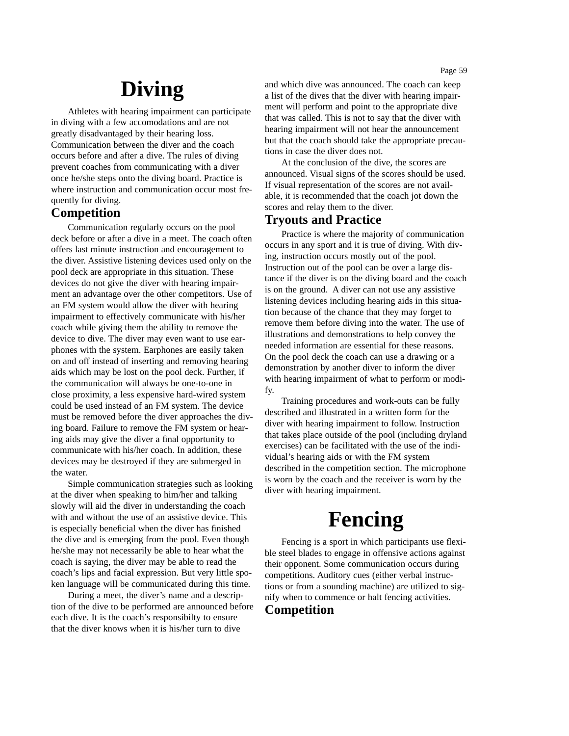# Diving

Athletes with hearing impairment can participate in diving with a few accomodations and are not greatly disadvantaged by their hearing loss. Communication between the diver and the coach occurs before and after a dive. The rules of diving prevent coaches from communicating with a diver once he/she steps onto the diving board. Practice is where instruction and communication occur most frequently for diving.

## Competition

Communication regularly occurs on the pool deck before or after a dive in a meet. The coach often offers last minute instruction and encouragement to the diver. Assistive listening devices used only on the pool deck are appropriate in this situation. These devices do not give the diver with hearing impairment an advantage over the other competitors. Use of an FM system would allow the diver with hearing impairment to effectively communicate with his/her coach while giving them the ability to remove the device to dive. The diver may even want to use earphones with the system. Earphones are easily taken on and off instead of inserting and removing hearing aids which may be lost on the pool deck. Further, if the communication will always be one-to-one in close proximity, a less expensive hard-wired system could be used instead of an FM system. The device must be removed before the diver approaches the diving board. Failure to remove the FM system or hearing aids may give the diver a final opportunity to communicate with his/her coach. In addition, these devices may be destroyed if they are submerged in the water.

Simple communication strategies such as looking at the diver when speaking to him/her and talking slowly will aid the diver in understanding the coach with and without the use of an assistive device. This is especially beneficial when the diver has finished the dive and is emerging from the pool. Even though he/she may not necessarily be able to hear what the coach is saying, the diver may be able to read the coach's lips and facial expression. But very little spoken language will be communicated during this time.

During a meet, the diver's name and a description of the dive to be performed are announced before each dive. It is the coach's responsibilty to ensure that the diver knows when it is his/her turn to dive and which dive was announced. The coach can keep a list of the dives that the diver with hearing impairment will perform and point to the appropriate dive that was called. This is not to say that the diver with hearing impairment will not hear the announcement but that the coach should take the appropriate precautions in case the diver does not.

At the conclusion of the dive, the scores are announced. Visual signs of the scores should be used. If visual representation of the scores are not available, it is recommended that the coach jot down the scores and relay them to the diver.

## Tryouts and Practice

Practice is where the majority of communication occurs in any sport and it is true of diving. With diving, instruction occurs mostly out of the pool. Instruction out of the pool can be over a large distance if the diver is on the diving board and the coach is on the ground. A diver can not use any assistive listening devices including hearing aids in this situation because of the chance that they may forget to remove them before diving into the water. The use of illustrations and demonstrations to help convey the needed information are essential for these reasons. On the pool deck the coach can use a drawing or a demonstration by another diver to inform the diver with hearing impairment of what to perform or modify.

Training procedures and work-outs can be fully described and illustrated in a written form for the diver with hearing impairment to follow. Instruction that takes place outside of the pool (including dryland exercises) can be facilitated with the use of the individual's hearing aids or with the FM system described in the competition section. The microphone is worn by the coach and the receiver is worn by the diver with hearing impairment.

# Fencing

Fencing is a sport in which participants use flexible steel blades to engage in offensive actions against their opponent. Some communication occurs during competitions. Auditory cues (either verbal instructions or from a sounding machine) are utilized to signify when to commence or halt fencing activities.

## Competition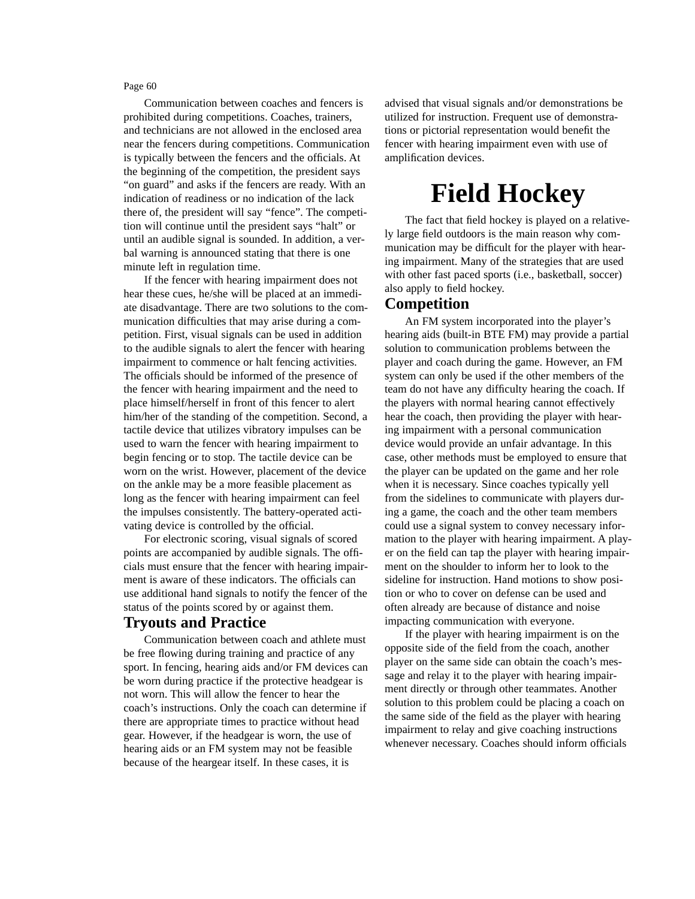Communication between coaches and fencers is prohibited during competitions. Coaches, trainers, and technicians are not allowed in the enclosed area near the fencers during competitions. Communication is typically between the fencers and the officials. At the beginning of the competition, the president says “on guard” and asks if the fencers are ready. With an indication of readiness or no indication of the lack there of, the president will say “fence”. The competition will continue until the president says “halt” or until an audible signal is sounded. In addition, a verbal warning is announced stating that there is one minute left in regulation time.

If the fencer with hearing impairment does not hear these cues, he/she will be placed at an immediate disadvantage. There are two solutions to the communication difficulties that may arise during a competition. First, visual signals can be used in addition to the audible signals to alert the fencer with hearing impairment to commence or halt fencing activities. The officials should be informed of the presence of the fencer with hearing impairment and the need to place himself/herself in front of this fencer to alert him/her of the standing of the competition. Second, a tactile device that utilizes vibratory impulses can be used to warn the fencer with hearing impairment to begin fencing or to stop. The tactile device can be worn on the wrist. However, placement of the device on the ankle may be a more feasible placement as long as the fencer with hearing impairment can feel the impulses consistently. The battery-operated activating device is controlled by the official.

For electronic scoring, visual signals of scored points are accompanied by audible signals. The officials must ensure that the fencer with hearing impairment is aware of these indicators. The officials can use additional hand signals to notify the fencer of the status of the points scored by or against them.

## Tryouts and Practice

Communication between coach and athlete must be free flowing during training and practice of any sport. In fencing, hearing aids and/or FM devices can be worn during practice if the protective headgear is not worn. This will allow the fencer to hear the coach’s instructions. Only the coach can determine if there are appropriate times to practice without head gear. However, if the headgear is worn, the use of hearing aids or an FM system may not be feasible because of the heargear itself. In these cases, it is advised that visual signals and/or demonstrations be utilized for instruction. Frequent use of demonstrations or pictorial representation would benefit the fencer with hearing impairment even with use of amplification devices.

# Field Hockey

The fact that field hockey is played on a relatively large field outdoors is the main reason why communication may be difficult for the player with hearing impairment. Many of the strategies that are used with other fast paced sports (i.e., basketball, soccer) also apply to field hockey.

## Competition

An FM system incorporated into the player’s hearing aids (built-in BTE FM) may provide a partial solution to communication problems between the player and coach during the game. However, an FM system can only be used if the other members of the team do not have any difficulty hearing the coach. If the players with normal hearing cannot effectively hear the coach, then providing the player with hearing impairment with a personal communication device would provide an unfair advantage. In this case, other methods must be employed to ensure that the player can be updated on the game and her role when it is necessary. Since coaches typically yell from the sidelines to communicate with players during a game, the coach and the other team members could use a signal system to convey necessary information to the player with hearing impairment. A player on the field can tap the player with hearing impairment on the shoulder to inform her to look to the sideline for instruction. Hand motions to show position or who to cover on defense can be used and often already are because of distance and noise impacting communication with everyone.

If the player with hearing impairment is on the opposite side of the field from the coach, another player on the same side can obtain the coach’s message and relay it to the player with hearing impairment directly or through other teammates. Another solution to this problem could be placing a coach on the same side of the field as the player with hearing impairment to relay and give coaching instructions whenever necessary. Coaches should inform officials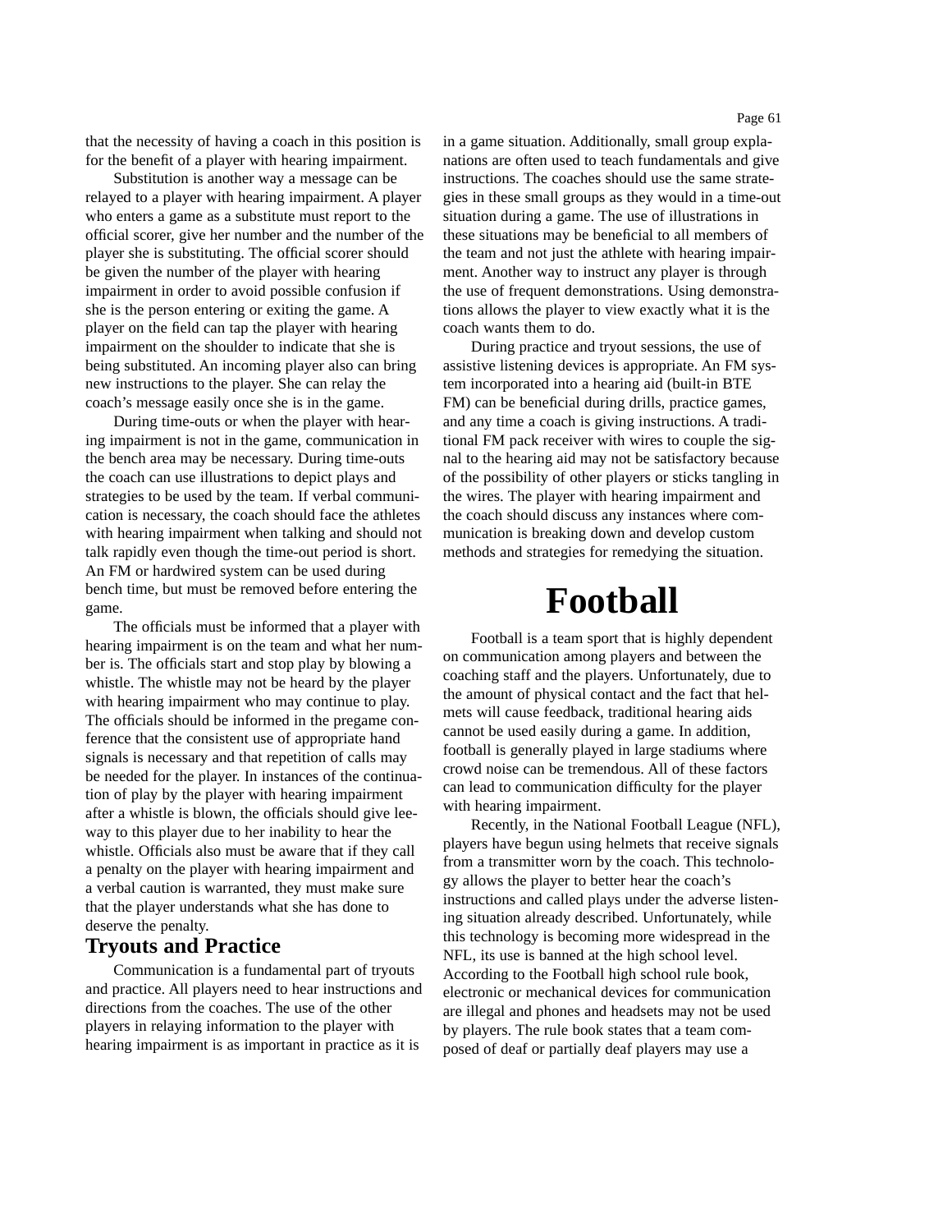that the necessity of having a coach in this position is for the benefit of a player with hearing impairment.

Substitution is another way a message can be relayed to a player with hearing impairment. A player who enters a game as a substitute must report to the official scorer, give her number and the number of the player she is substituting. The official scorer should be given the number of the player with hearing impairment in order to avoid possible confusion if she is the person entering or exiting the game. A player on the field can tap the player with hearing impairment on the shoulder to indicate that she is being substituted. An incoming player also can bring new instructions to the player. She can relay the coach's message easily once she is in the game.

During time-outs or when the player with hearing impairment is not in the game, communication in the bench area may be necessary. During time-outs the coach can use illustrations to depict plays and strategies to be used by the team. If verbal communication is necessary, the coach should face the athletes with hearing impairment when talking and should not talk rapidly even though the time-out period is short. An FM or hardwired system can be used during bench time, but must be removed before entering the game.

The officials must be informed that a player with hearing impairment is on the team and what her number is. The officials start and stop play by blowing a whistle. The whistle may not be heard by the player with hearing impairment who may continue to play. The officials should be informed in the pregame conference that the consistent use of appropriate hand signals is necessary and that repetition of calls may be needed for the player. In instances of the continuation of play by the player with hearing impairment after a whistle is blown, the officials should give leeway to this player due to her inability to hear the whistle. Officials also must be aware that if they call a penalty on the player with hearing impairment and a verbal caution is warranted, they must make sure that the player understands what she has done to deserve the penalty.

### Tryouts and Practice

Communication is a fundamental part of tryouts and practice. All players need to hear instructions and directions from the coaches. The use of the other players in relaying information to the player with hearing impairment is as important in practice as it is in a game situation. Additionally, small group explanations are often used to teach fundamentals and give instructions. The coaches should use the same strategies in these small groups as they would in a time-out situation during a game. The use of illustrations in these situations may be beneficial to all members of the team and not just the athlete with hearing impairment. Another way to instruct any player is through the use of frequent demonstrations. Using demonstrations allows the player to view exactly what it is the coach wants them to do.

During practice and tryout sessions, the use of assistive listening devices is appropriate. An FM system incorporated into a hearing aid (built-in BTE FM) can be beneficial during drills, practice games, and any time a coach is giving instructions. A traditional FM pack receiver with wires to couple the signal to the hearing aid may not be satisfactory because of the possibility of other players or sticks tangling in the wires. The player with hearing impairment and the coach should discuss any instances where communication is breaking down and develop custom methods and strategies for remedying the situation.

# Football

Football is a team sport that is highly dependent on communication among players and between the coaching staff and the players. Unfortunately, due to the amount of physical contact and the fact that helmets will cause feedback, traditional hearing aids cannot be used easily during a game. In addition, football is generally played in large stadiums where crowd noise can be tremendous. All of these factors can lead to communication difficulty for the player with hearing impairment.

Recently, in the National Football League (NFL), players have begun using helmets that receive signals from a transmitter worn by the coach. This technology allows the player to better hear the coach's instructions and called plays under the adverse listening situation already described. Unfortunately, while this technology is becoming more widespread in the NFL, its use is banned at the high school level. According to the Football high school rule book, electronic or mechanical devices for communication are illegal and phones and headsets may not be used by players. The rule book states that a team composed of deaf or partially deaf players may use a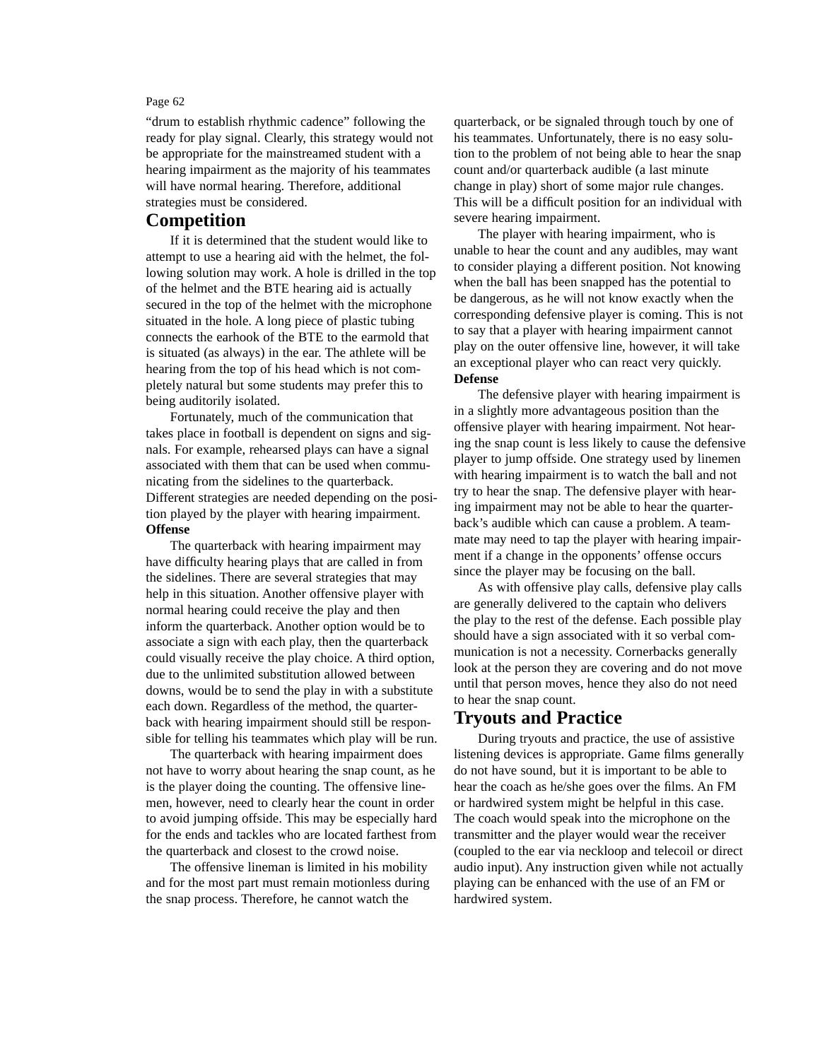"drum to establish rhythmic cadence" following the ready for play signal. Clearly, this strategy would not be appropriate for the mainstreamed student with a hearing impairment as the majority of his teammates will have normal hearing. Therefore, additional strategies must be considered.

## Competition

If it is determined that the student would like to attempt to use a hearing aid with the helmet, the following solution may work. A hole is drilled in the top of the helmet and the BTE hearing aid is actually secured in the top of the helmet with the microphone situated in the hole. A long piece of plastic tubing connects the earhook of the BTE to the earmold that is situated (as always) in the ear. The athlete will be hearing from the top of his head which is not completely natural but some students may prefer this to being auditorily isolated.

Fortunately, much of the communication that takes place in football is dependent on signs and signals. For example, rehearsed plays can have a signal associated with them that can be used when communicating from the sidelines to the quarterback. Different strategies are needed depending on the position played by the player with hearing impairment.

**Offense**

The quarterback with hearing impairment may have difficulty hearing plays that are called in from the sidelines. There are several strategies that may help in this situation. Another offensive player with normal hearing could receive the play and then inform the quarterback. Another option would be to associate a sign with each play, then the quarterback could visually receive the play choice. A third option, due to the unlimited substitution allowed between downs, would be to send the play in with a substitute each down. Regardless of the method, the quarterback with hearing impairment should still be responsible for telling his teammates which play will be run.

The quarterback with hearing impairment does not have to worry about hearing the snap count, as he is the player doing the counting. The offensive linemen, however, need to clearly hear the count in order to avoid jumping offside. This may be especially hard for the ends and tackles who are located farthest from the quarterback and closest to the crowd noise.

The offensive lineman is limited in his mobility and for the most part must remain motionless during the snap process. Therefore, he cannot watch the quarterback, or be signaled through touch by one of his teammates. Unfortunately, there is no easy solution to the problem of not being able to hear the snap count and/or quarterback audible (a last minute change in play) short of some major rule changes. This will be a difficult position for an individual with severe hearing impairment.

The player with hearing impairment, who is unable to hear the count and any audibles, may want to consider playing a different position. Not knowing when the ball has been snapped has the potential to be dangerous, as he will not know exactly when the corresponding defensive player is coming. This is not to say that a player with hearing impairment cannot play on the outer offensive line, however, it will take an exceptional player who can react very quickly.

**Defense**

The defensive player with hearing impairment is in a slightly more advantageous position than the offensive player with hearing impairment. Not hearing the snap count is less likely to cause the defensive player to jump offside. One strategy used by linemen with hearing impairment is to watch the ball and not try to hear the snap. The defensive player with hearing impairment may not be able to hear the quarterback's audible which can cause a problem. A teammate may need to tap the player with hearing impairment if a change in the opponents' offense occurs since the player may be focusing on the ball.

As with offensive play calls, defensive play calls are generally delivered to the captain who delivers the play to the rest of the defense. Each possible play should have a sign associated with it so verbal communication is not a necessity. Cornerbacks generally look at the person they are covering and do not move until that person moves, hence they also do not need to hear the snap count.

## Tryouts and Practice

During tryouts and practice, the use of assistive listening devices is appropriate. Game films generally do not have sound, but it is important to be able to hear the coach as he/she goes over the films. An FM or hardwired system might be helpful in this case. The coach would speak into the microphone on the transmitter and the player would wear the receiver (coupled to the ear via neckloop and telecoil or direct audio input). Any instruction given while not actually playing can be enhanced with the use of an FM or hardwired system.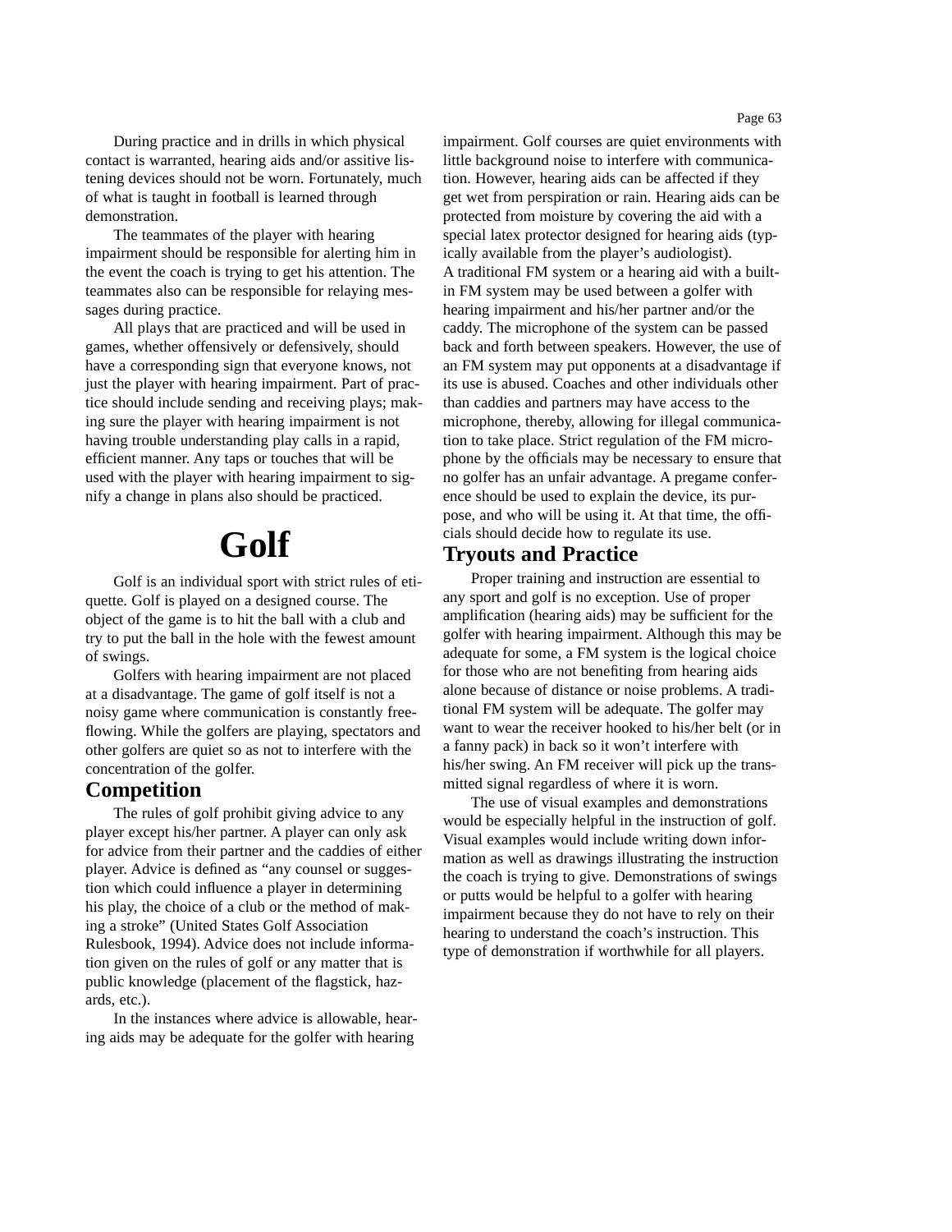During practice and in drills in which physical contact is warranted, hearing aids and/or assitive listening devices should not be worn. Fortunately, much of what is taught in football is learned through demonstration.

The teammates of the player with hearing impairment should be responsible for alerting him in the event the coach is trying to get his attention. The teammates also can be responsible for relaying messages during practice.

All plays that are practiced and will be used in games, whether offensively or defensively, should have a corresponding sign that everyone knows, not just the player with hearing impairment. Part of practice should include sending and receiving plays; making sure the player with hearing impairment is not having trouble understanding play calls in a rapid, efficient manner. Any taps or touches that will be used with the player with hearing impairment to signify a change in plans also should be practiced.

# Golf

Golf is an individual sport with strict rules of etiquette. Golf is played on a designed course. The object of the game is to hit the ball with a club and try to put the ball in the hole with the fewest amount of swings.

Golfers with hearing impairment are not placed at a disadvantage. The game of golf itself is not a noisy game where communication is constantly free-flowing. While the golfers are playing, spectators and other golfers are quiet so as not to interfere with the concentration of the golfer.

## Competition

The rules of golf prohibit giving advice to any player except his/her partner. A player can only ask for advice from their partner and the caddies of either player. Advice is defined as "any counsel or suggestion which could influence a player in determining his play, the choice of a club or the method of making a stroke" (United States Golf Association Rulesbook, 1994). Advice does not include information given on the rules of golf or any matter that is public knowledge (placement of the flagstick, hazards, etc.).

In the instances where advice is allowable, hearing aids may be adequate for the golfer with hearing impairment. Golf courses are quiet environments with little background noise to interfere with communication. However, hearing aids can be affected if they get wet from perspiration or rain. Hearing aids can be protected from moisture by covering the aid with a special latex protector designed for hearing aids (typically available from the player's audiologist).

A traditional FM system or a hearing aid with a built-in FM system may be used between a golfer with hearing impairment and his/her partner and/or the caddy. The microphone of the system can be passed back and forth between speakers. However, the use of an FM system may put opponents at a disadvantage if its use is abused. Coaches and other individuals other than caddies and partners may have access to the microphone, thereby, allowing for illegal communication to take place. Strict regulation of the FM microphone by the officials may be necessary to ensure that no golfer has an unfair advantage. A pregame conference should be used to explain the device, its purpose, and who will be using it. At that time, the officials should decide how to regulate its use.

## Tryouts and Practice

Proper training and instruction are essential to any sport and golf is no exception. Use of proper amplification (hearing aids) may be sufficient for the golfer with hearing impairment. Although this may be adequate for some, a FM system is the logical choice for those who are not benefiting from hearing aids alone because of distance or noise problems. A traditional FM system will be adequate. The golfer may want to wear the receiver hooked to his/her belt (or in a fanny pack) in back so it won't interfere with his/her swing. An FM receiver will pick up the transmitted signal regardless of where it is worn.

The use of visual examples and demonstrations would be especially helpful in the instruction of golf. Visual examples would include writing down information as well as drawings illustrating the instruction the coach is trying to give. Demonstrations of swings or putts would be helpful to a golfer with hearing impairment because they do not have to rely on their hearing to understand the coach's instruction. This type of demonstration if worthwhile for all players.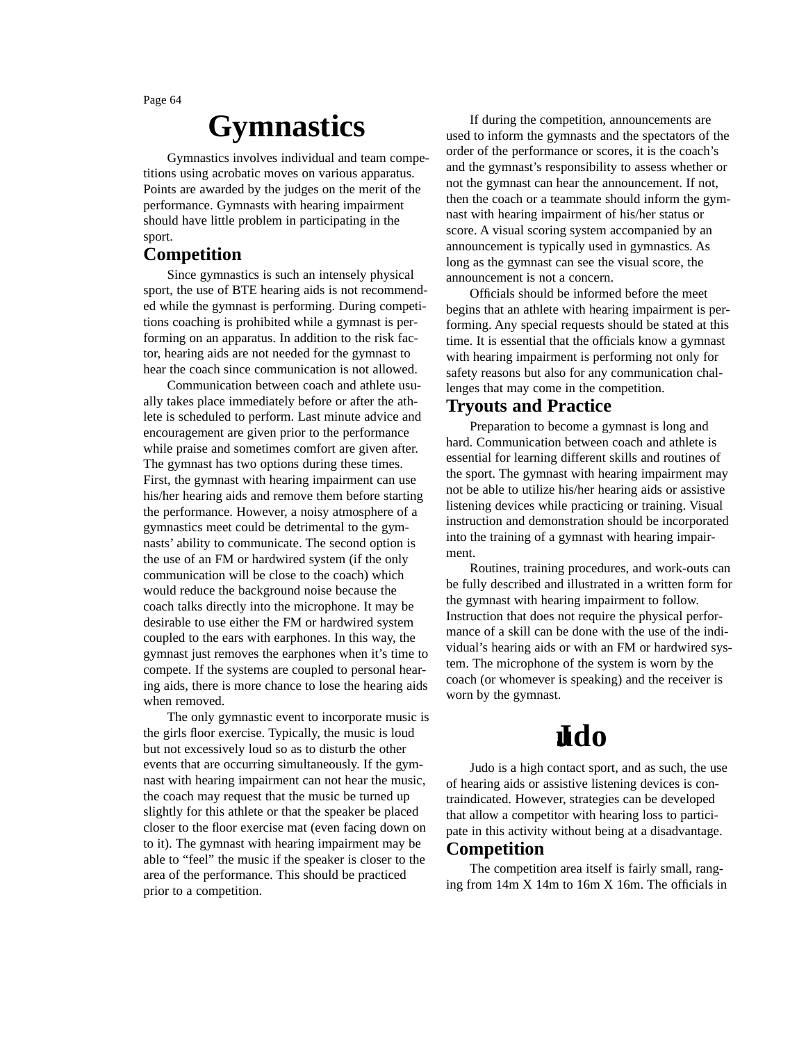# Gymnastics

Gymnastics involves individual and team competitions using acrobatic moves on various apparatus. Points are awarded by the judges on the merit of the performance. Gymnasts with hearing impairment should have little problem in participating in the sport.

## Competition

Since gymnastics is such an intensely physical sport, the use of BTE hearing aids is not recommended while the gymnast is performing. During competitions coaching is prohibited while a gymnast is performing on an apparatus. In addition to the risk factor, hearing aids are not needed for the gymnast to hear the coach since communication is not allowed.

Communication between coach and athlete usually takes place immediately before or after the athlete is scheduled to perform. Last minute advice and encouragement are given prior to the performance while praise and sometimes comfort are given after. The gymnast has two options during these times. First, the gymnast with hearing impairment can use his/her hearing aids and remove them before starting the performance. However, a noisy atmosphere of a gymnastics meet could be detrimental to the gymnasts' ability to communicate. The second option is the use of an FM or hardwired system (if the only communication will be close to the coach) which would reduce the background noise because the coach talks directly into the microphone. It may be desirable to use either the FM or hardwired system coupled to the ears with earphones. In this way, the gymnast just removes the earphones when it's time to compete. If the systems are coupled to personal hearing aids, there is more chance to lose the hearing aids when removed.

The only gymnastic event to incorporate music is the girls floor exercise. Typically, the music is loud but not excessively loud so as to disturb the other events that are occurring simultaneously. If the gymnast with hearing impairment can not hear the music, the coach may request that the music be turned up slightly for this athlete or that the speaker be placed closer to the floor exercise mat (even facing down on to it). The gymnast with hearing impairment may be able to "feel" the music if the speaker is closer to the area of the performance. This should be practiced prior to a competition.

If during the competition, announcements are used to inform the gymnasts and the spectators of the order of the performance or scores, it is the coach's and the gymnast's responsibility to assess whether or not the gymnast can hear the announcement. If not, then the coach or a teammate should inform the gymnast with hearing impairment of his/her status or score. A visual scoring system accompanied by an announcement is typically used in gymnastics. As long as the gymnast can see the visual score, the announcement is not a concern.

Officials should be informed before the meet begins that an athlete with hearing impairment is performing. Any special requests should be stated at this time. It is essential that the officials know a gymnast with hearing impairment is performing not only for safety reasons but also for any communication challenges that may come in the competition.

## Tryouts and Practice

Preparation to become a gymnast is long and hard. Communication between coach and athlete is essential for learning different skills and routines of the sport. The gymnast with hearing impairment may not be able to utilize his/her hearing aids or assistive listening devices while practicing or training. Visual instruction and demonstration should be incorporated into the training of a gymnast with hearing impairment.

Routines, training procedures, and work-outs can be fully described and illustrated in a written form for the gymnast with hearing impairment to follow. Instruction that does not require the physical performance of a skill can be done with the use of the individual's hearing aids or with an FM or hardwired system. The microphone of the system is worn by the coach (or whomever is speaking) and the receiver is worn by the gymnast.

# Judo

Judo is a high contact sport, and as such, the use of hearing aids or assistive listening devices is contraindicated. However, strategies can be developed that allow a competitor with hearing loss to participate in this activity without being at a disadvantage.

## Competition

The competition area itself is fairly small, ranging from 14m X 14m to 16m X 16m. The officials in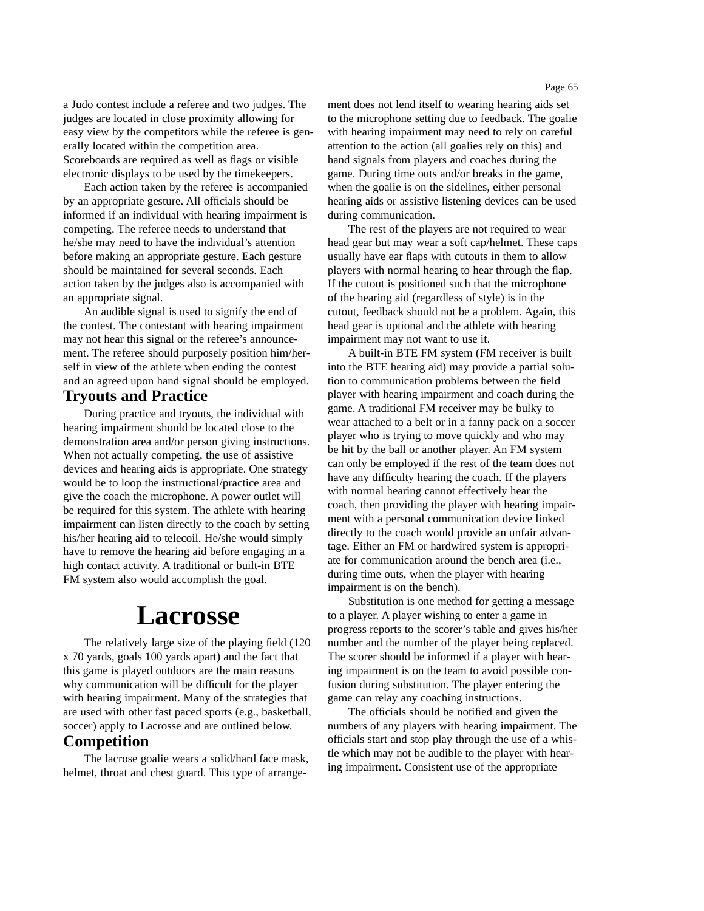a Judo contest include a referee and two judges. The judges are located in close proximity allowing for easy view by the competitors while the referee is generally located within the competition area. Scoreboards are required as well as flags or visible electronic displays to be used by the timekeepers.

Each action taken by the referee is accompanied by an appropriate gesture. All officials should be informed if an individual with hearing impairment is competing. The referee needs to understand that he/she may need to have the individual's attention before making an appropriate gesture. Each gesture should be maintained for several seconds. Each action taken by the judges also is accompanied with an appropriate signal.

An audible signal is used to signify the end of the contest. The contestant with hearing impairment may not hear this signal or the referee's announcement. The referee should purposely position him/herself in view of the athlete when ending the contest and an agreed upon hand signal should be employed.

### Tryouts and Practice

During practice and tryouts, the individual with hearing impairment should be located close to the demonstration area and/or person giving instructions. When not actually competing, the use of assistive devices and hearing aids is appropriate. One strategy would be to loop the instructional/practice area and give the coach the microphone. A power outlet will be required for this system. The athlete with hearing impairment can listen directly to the coach by setting his/her hearing aid to telecoil. He/she would simply have to remove the hearing aid before engaging in a high contact activity. A traditional or built-in BTE FM system also would accomplish the goal.

# Lacrosse

The relatively large size of the playing field (120 x 70 yards, goals 100 yards apart) and the fact that this game is played outdoors are the main reasons why communication will be difficult for the player with hearing impairment. Many of the strategies that are used with other fast paced sports (e.g., basketball, soccer) apply to Lacrosse and are outlined below.

### Competition

The lacrosse goalie wears a solid/hard face mask, helmet, throat and chest guard. This type of arrangement does not lend itself to wearing hearing aids set to the microphone setting due to feedback. The goalie with hearing impairment may need to rely on careful attention to the action (all goalies rely on this) and hand signals from players and coaches during the game. During time outs and/or breaks in the game, when the goalie is on the sidelines, either personal hearing aids or assistive listening devices can be used during communication.

The rest of the players are not required to wear head gear but may wear a soft cap/helmet. These caps usually have ear flaps with cutouts in them to allow players with normal hearing to hear through the flap. If the cutout is positioned such that the microphone of the hearing aid (regardless of style) is in the cutout, feedback should not be a problem. Again, this head gear is optional and the athlete with hearing impairment may not want to use it.

A built-in BTE FM system (FM receiver is built into the BTE hearing aid) may provide a partial solution to communication problems between the field player with hearing impairment and coach during the game. A traditional FM receiver may be bulky to wear attached to a belt or in a fanny pack on a soccer player who is trying to move quickly and who may be hit by the ball or another player. An FM system can only be employed if the rest of the team does not have any difficulty hearing the coach. If the players with normal hearing cannot effectively hear the coach, then providing the player with hearing impairment with a personal communication device linked directly to the coach would provide an unfair advantage. Either an FM or hardwired system is appropriate for communication around the bench area (i.e., during time outs, when the player with hearing impairment is on the bench).

Substitution is one method for getting a message to a player. A player wishing to enter a game in progress reports to the scorer's table and gives his/her number and the number of the player being replaced. The scorer should be informed if a player with hearing impairment is on the team to avoid possible confusion during substitution. The player entering the game can relay any coaching instructions.

The officials should be notified and given the numbers of any players with hearing impairment. The officials start and stop play through the use of a whistle which may not be audible to the player with hearing impairment. Consistent use of the appropriate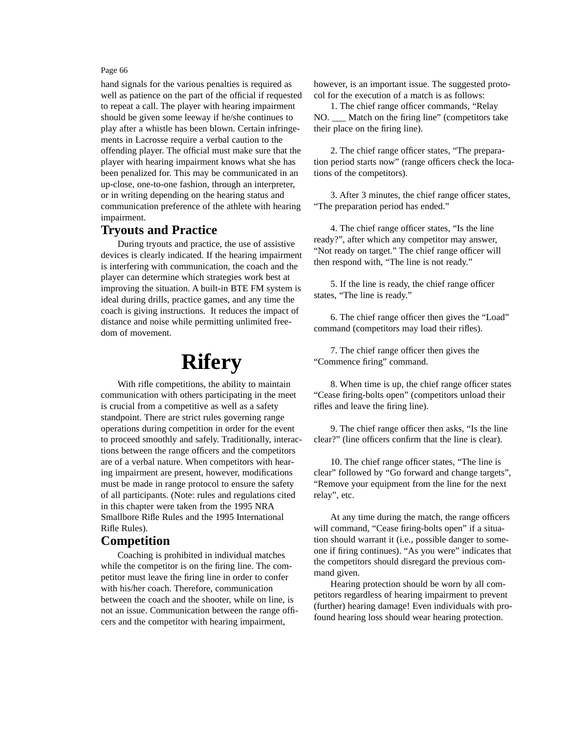hand signals for the various penalties is required as well as patience on the part of the official if requested to repeat a call. The player with hearing impairment should be given some leeway if he/she continues to play after a whistle has been blown. Certain infringements in Lacrosse require a verbal caution to the offending player. The official must make sure that the player with hearing impairment knows what she has been penalized for. This may be communicated in an up-close, one-to-one fashion, through an interpreter, or in writing depending on the hearing status and communication preference of the athlete with hearing impairment.

## Tryouts and Practice

During tryouts and practice, the use of assistive devices is clearly indicated. If the hearing impairment is interfering with communication, the coach and the player can determine which strategies work best at improving the situation. A built-in BTE FM system is ideal during drills, practice games, and any time the coach is giving instructions. It reduces the impact of distance and noise while permitting unlimited freedom of movement.

# Rifery

With rifle competitions, the ability to maintain communication with others participating in the meet is crucial from a competitive as well as a safety standpoint. There are strict rules governing range operations during competition in order for the event to proceed smoothly and safely. Traditionally, interactions between the range officers and the competitors are of a verbal nature. When competitors with hearing impairment are present, however, modifications must be made in range protocol to ensure the safety of all participants. (Note: rules and regulations cited in this chapter were taken from the 1995 NRA Smallbore Rifle Rules and the 1995 International Rifle Rules).

## Competition

Coaching is prohibited in individual matches while the competitor is on the firing line. The competitor must leave the firing line in order to confer with his/her coach. Therefore, communication between the coach and the shooter, while on line, is not an issue. Communication between the range officers and the competitor with hearing impairment, however, is an important issue. The suggested protocol for the execution of a match is as follows:

1. The chief range officer commands, "Relay NO. ___ Match on the firing line" (competitors take their place on the firing line).

2. The chief range officer states, "The preparation period starts now" (range officers check the locations of the competitors).

3. After 3 minutes, the chief range officer states, "The preparation period has ended."

4. The chief range officer states, "Is the line ready?", after which any competitor may answer, "Not ready on target." The chief range officer will then respond with, "The line is not ready."

5. If the line is ready, the chief range officer states, "The line is ready."

6. The chief range officer then gives the "Load" command (competitors may load their rifles).

7. The chief range officer then gives the "Commence firing" command.

8. When time is up, the chief range officer states "Cease firing-bolts open" (competitors unload their rifles and leave the firing line).

9. The chief range officer then asks, "Is the line clear?" (line officers confirm that the line is clear).

10. The chief range officer states, "The line is clear" followed by "Go forward and change targets", "Remove your equipment from the line for the next relay", etc.

At any time during the match, the range officers will command, "Cease firing-bolts open" if a situation should warrant it (i.e., possible danger to someone if firing continues). "As you were" indicates that the competitors should disregard the previous command given.

Hearing protection should be worn by all competitors regardless of hearing impairment to prevent (further) hearing damage! Even individuals with profound hearing loss should wear hearing protection.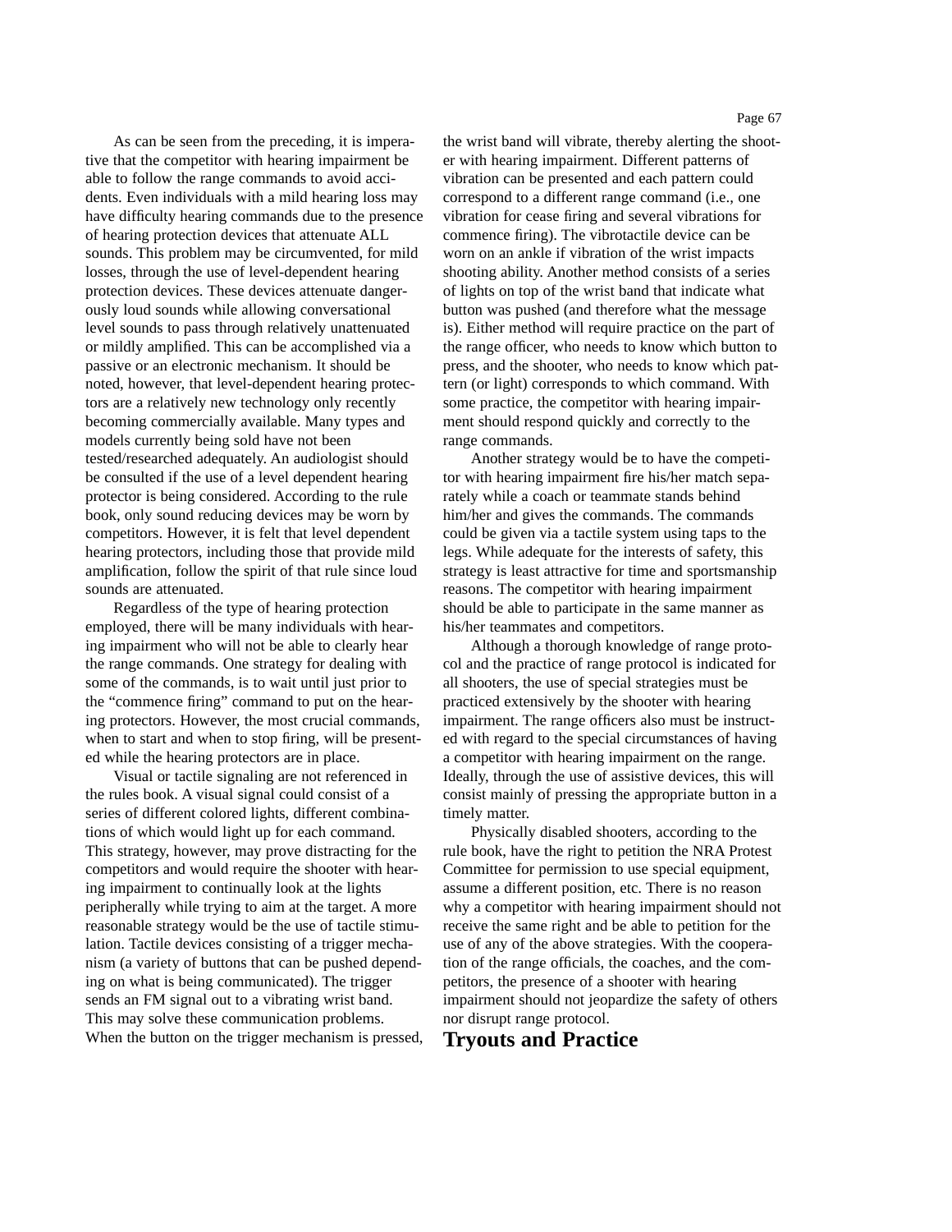As can be seen from the preceding, it is imperative that the competitor with hearing impairment be able to follow the range commands to avoid accidents. Even individuals with a mild hearing loss may have difficulty hearing commands due to the presence of hearing protection devices that attenuate ALL sounds. This problem may be circumvented, for mild losses, through the use of level-dependent hearing protection devices. These devices attenuate dangerously loud sounds while allowing conversational level sounds to pass through relatively unattenuated or mildly amplified. This can be accomplished via a passive or an electronic mechanism. It should be noted, however, that level-dependent hearing protectors are a relatively new technology only recently becoming commercially available. Many types and models currently being sold have not been tested/researched adequately. An audiologist should be consulted if the use of a level dependent hearing protector is being considered. According to the rule book, only sound reducing devices may be worn by competitors. However, it is felt that level dependent hearing protectors, including those that provide mild amplification, follow the spirit of that rule since loud sounds are attenuated.

Regardless of the type of hearing protection employed, there will be many individuals with hearing impairment who will not be able to clearly hear the range commands. One strategy for dealing with some of the commands, is to wait until just prior to the "commence firing" command to put on the hearing protectors. However, the most crucial commands, when to start and when to stop firing, will be presented while the hearing protectors are in place.

Visual or tactile signaling are not referenced in the rules book. A visual signal could consist of a series of different colored lights, different combinations of which would light up for each command. This strategy, however, may prove distracting for the competitors and would require the shooter with hearing impairment to continually look at the lights peripherally while trying to aim at the target. A more reasonable strategy would be the use of tactile stimulation. Tactile devices consisting of a trigger mechanism (a variety of buttons that can be pushed depending on what is being communicated). The trigger sends an FM signal out to a vibrating wrist band. This may solve these communication problems. When the button on the trigger mechanism is pressed, the wrist band will vibrate, thereby alerting the shooter with hearing impairment. Different patterns of vibration can be presented and each pattern could correspond to a different range command (i.e., one vibration for cease firing and several vibrations for commence firing). The vibrotactile device can be worn on an ankle if vibration of the wrist impacts shooting ability. Another method consists of a series of lights on top of the wrist band that indicate what button was pushed (and therefore what the message is). Either method will require practice on the part of the range officer, who needs to know which button to press, and the shooter, who needs to know which pattern (or light) corresponds to which command. With some practice, the competitor with hearing impairment should respond quickly and correctly to the range commands.

Another strategy would be to have the competitor with hearing impairment fire his/her match separately while a coach or teammate stands behind him/her and gives the commands. The commands could be given via a tactile system using taps to the legs. While adequate for the interests of safety, this strategy is least attractive for time and sportsmanship reasons. The competitor with hearing impairment should be able to participate in the same manner as his/her teammates and competitors.

Although a thorough knowledge of range protocol and the practice of range protocol is indicated for all shooters, the use of special strategies must be practiced extensively by the shooter with hearing impairment. The range officers also must be instructed with regard to the special circumstances of having a competitor with hearing impairment on the range. Ideally, through the use of assistive devices, this will consist mainly of pressing the appropriate button in a timely matter.

Physically disabled shooters, according to the rule book, have the right to petition the NRA Protest Committee for permission to use special equipment, assume a different position, etc. There is no reason why a competitor with hearing impairment should not receive the same right and be able to petition for the use of any of the above strategies. With the cooperation of the range officials, the coaches, and the competitors, the presence of a shooter with hearing impairment should not jeopardize the safety of others nor disrupt range protocol.

## Tryouts and Practice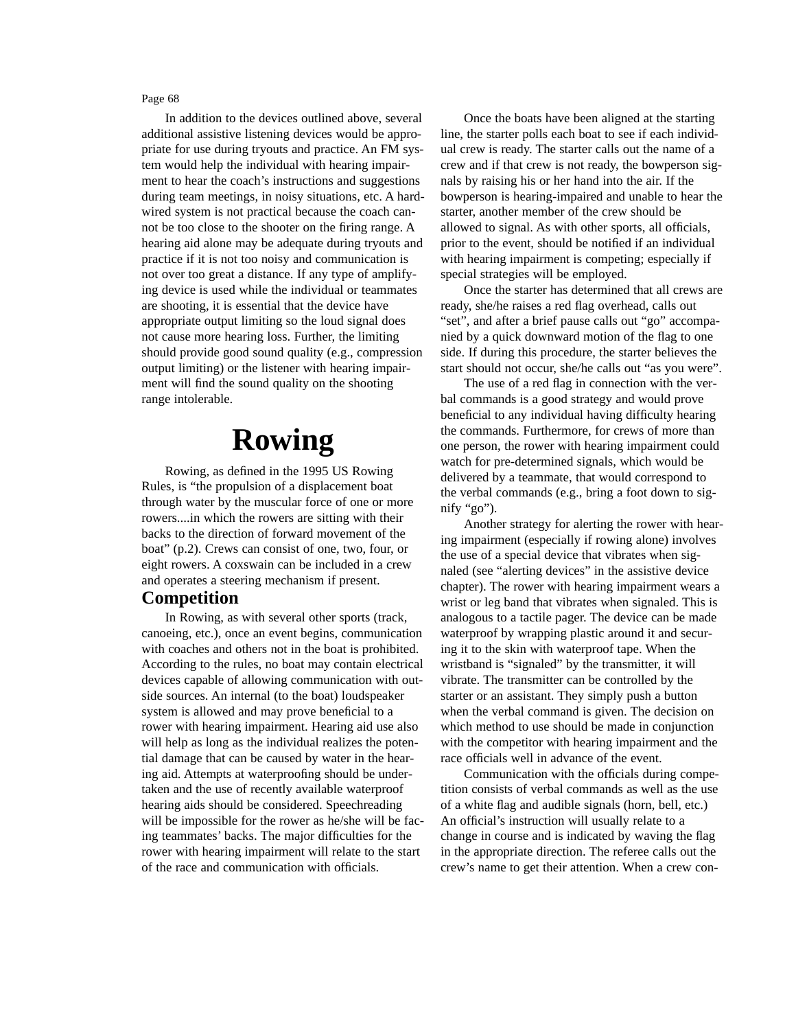In addition to the devices outlined above, several additional assistive listening devices would be appropriate for use during tryouts and practice. An FM system would help the individual with hearing impairment to hear the coach's instructions and suggestions during team meetings, in noisy situations, etc. A hard-wired system is not practical because the coach cannot be too close to the shooter on the firing range. A hearing aid alone may be adequate during tryouts and practice if it is not too noisy and communication is not over too great a distance. If any type of amplifying device is used while the individual or teammates are shooting, it is essential that the device have appropriate output limiting so the loud signal does not cause more hearing loss. Further, the limiting should provide good sound quality (e.g., compression output limiting) or the listener with hearing impairment will find the sound quality on the shooting range intolerable.

# Rowing

Rowing, as defined in the 1995 US Rowing Rules, is "the propulsion of a displacement boat through water by the muscular force of one or more rowers....in which the rowers are sitting with their backs to the direction of forward movement of the boat" (p.2). Crews can consist of one, two, four, or eight rowers. A coxswain can be included in a crew and operates a steering mechanism if present.

## Competition

In Rowing, as with several other sports (track, canoeing, etc.), once an event begins, communication with coaches and others not in the boat is prohibited. According to the rules, no boat may contain electrical devices capable of allowing communication with outside sources. An internal (to the boat) loudspeaker system is allowed and may prove beneficial to a rower with hearing impairment. Hearing aid use also will help as long as the individual realizes the potential damage that can be caused by water in the hearing aid. Attempts at waterproofing should be undertaken and the use of recently available waterproof hearing aids should be considered. Speechreading will be impossible for the rower as he/she will be facing teammates' backs. The major difficulties for the rower with hearing impairment will relate to the start of the race and communication with officials.

Once the boats have been aligned at the starting line, the starter polls each boat to see if each individual crew is ready. The starter calls out the name of a crew and if that crew is not ready, the bowperson signals by raising his or her hand into the air. If the bowperson is hearing-impaired and unable to hear the starter, another member of the crew should be allowed to signal. As with other sports, all officials, prior to the event, should be notified if an individual with hearing impairment is competing; especially if special strategies will be employed.

Once the starter has determined that all crews are ready, she/he raises a red flag overhead, calls out "set", and after a brief pause calls out "go" accompanied by a quick downward motion of the flag to one side. If during this procedure, the starter believes the start should not occur, she/he calls out "as you were".

The use of a red flag in connection with the verbal commands is a good strategy and would prove beneficial to any individual having difficulty hearing the commands. Furthermore, for crews of more than one person, the rower with hearing impairment could watch for pre-determined signals, which would be delivered by a teammate, that would correspond to the verbal commands (e.g., bring a foot down to signify "go").

Another strategy for alerting the rower with hearing impairment (especially if rowing alone) involves the use of a special device that vibrates when signaled (see "alerting devices" in the assistive device chapter). The rower with hearing impairment wears a wrist or leg band that vibrates when signaled. This is analogous to a tactile pager. The device can be made waterproof by wrapping plastic around it and securing it to the skin with waterproof tape. When the wristband is "signaled" by the transmitter, it will vibrate. The transmitter can be controlled by the starter or an assistant. They simply push a button when the verbal command is given. The decision on which method to use should be made in conjunction with the competitor with hearing impairment and the race officials well in advance of the event.

Communication with the officials during competition consists of verbal commands as well as the use of a white flag and audible signals (horn, bell, etc.) An official's instruction will usually relate to a change in course and is indicated by waving the flag in the appropriate direction. The referee calls out the crew's name to get their attention. When a crew con-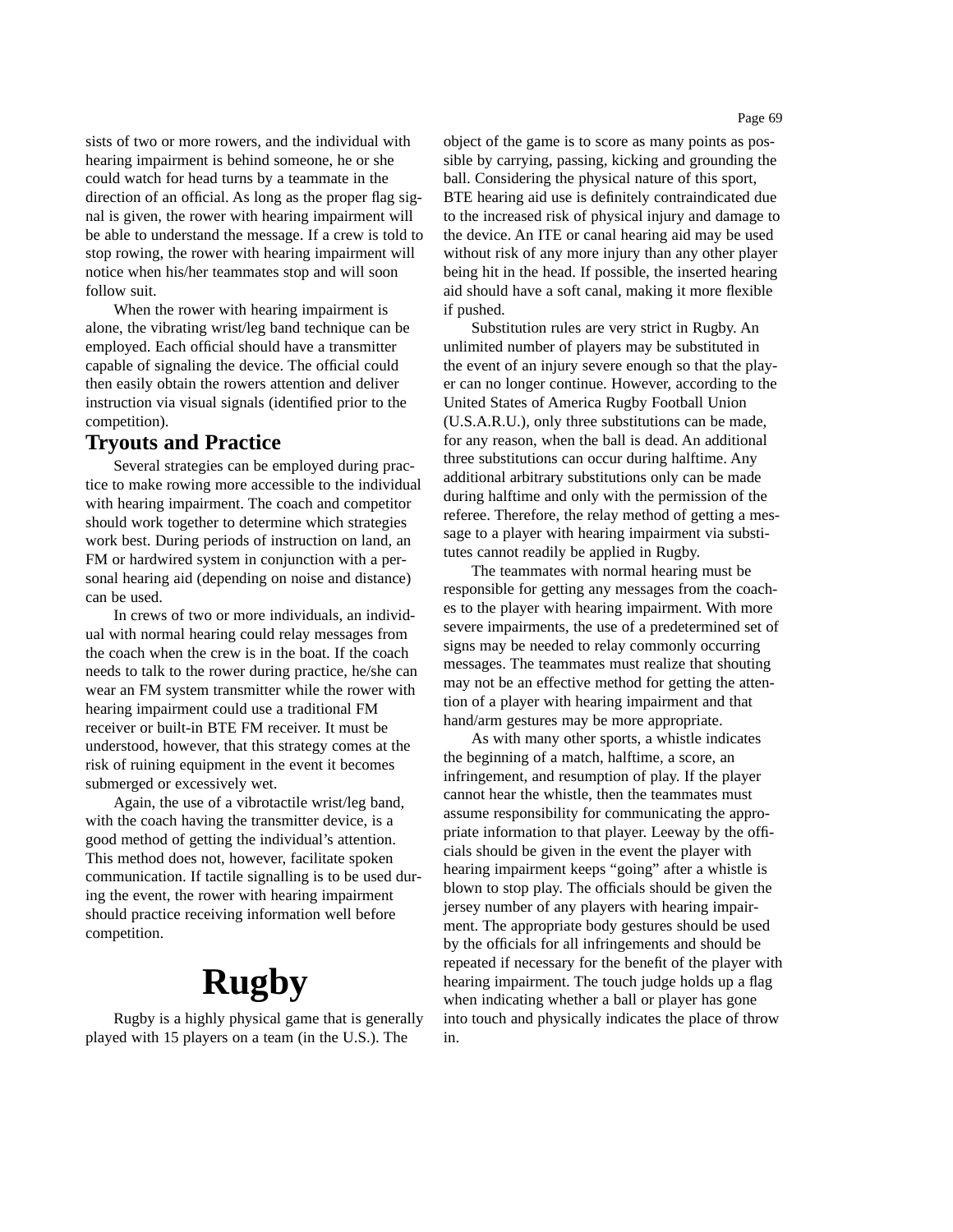sists of two or more rowers, and the individual with hearing impairment is behind someone, he or she could watch for head turns by a teammate in the direction of an official. As long as the proper flag signal is given, the rower with hearing impairment will be able to understand the message. If a crew is told to stop rowing, the rower with hearing impairment will notice when his/her teammates stop and will soon follow suit.

When the rower with hearing impairment is alone, the vibrating wrist/leg band technique can be employed. Each official should have a transmitter capable of signaling the device. The official could then easily obtain the rowers attention and deliver instruction via visual signals (identified prior to the competition).

## Tryouts and Practice

Several strategies can be employed during practice to make rowing more accessible to the individual with hearing impairment. The coach and competitor should work together to determine which strategies work best. During periods of instruction on land, an FM or hardwired system in conjunction with a personal hearing aid (depending on noise and distance) can be used.

In crews of two or more individuals, an individual with normal hearing could relay messages from the coach when the crew is in the boat. If the coach needs to talk to the rower during practice, he/she can wear an FM system transmitter while the rower with hearing impairment could use a traditional FM receiver or built-in BTE FM receiver. It must be understood, however, that this strategy comes at the risk of ruining equipment in the event it becomes submerged or excessively wet.

Again, the use of a vibrotactile wrist/leg band, with the coach having the transmitter device, is a good method of getting the individual's attention. This method does not, however, facilitate spoken communication. If tactile signalling is to be used during the event, the rower with hearing impairment should practice receiving information well before competition.

# Rugby

Rugby is a highly physical game that is generally played with 15 players on a team (in the U.S.). The object of the game is to score as many points as possible by carrying, passing, kicking and grounding the ball. Considering the physical nature of this sport, BTE hearing aid use is definitely contraindicated due to the increased risk of physical injury and damage to the device. An ITE or canal hearing aid may be used without risk of any more injury than any other player being hit in the head. If possible, the inserted hearing aid should have a soft canal, making it more flexible if pushed.

Substitution rules are very strict in Rugby. An unlimited number of players may be substituted in the event of an injury severe enough so that the player can no longer continue. However, according to the United States of America Rugby Football Union (U.S.A.R.U.), only three substitutions can be made, for any reason, when the ball is dead. An additional three substitutions can occur during halftime. Any additional arbitrary substitutions only can be made during halftime and only with the permission of the referee. Therefore, the relay method of getting a message to a player with hearing impairment via substitutes cannot readily be applied in Rugby.

The teammates with normal hearing must be responsible for getting any messages from the coaches to the player with hearing impairment. With more severe impairments, the use of a predetermined set of signs may be needed to relay commonly occurring messages. The teammates must realize that shouting may not be an effective method for getting the attention of a player with hearing impairment and that hand/arm gestures may be more appropriate.

As with many other sports, a whistle indicates the beginning of a match, halftime, a score, an infringement, and resumption of play. If the player cannot hear the whistle, then the teammates must assume responsibility for communicating the appropriate information to that player. Leeway by the officials should be given in the event the player with hearing impairment keeps "going" after a whistle is blown to stop play. The officials should be given the jersey number of any players with hearing impairment. The appropriate body gestures should be used by the officials for all infringements and should be repeated if necessary for the benefit of the player with hearing impairment. The touch judge holds up a flag when indicating whether a ball or player has gone into touch and physically indicates the place of throw in.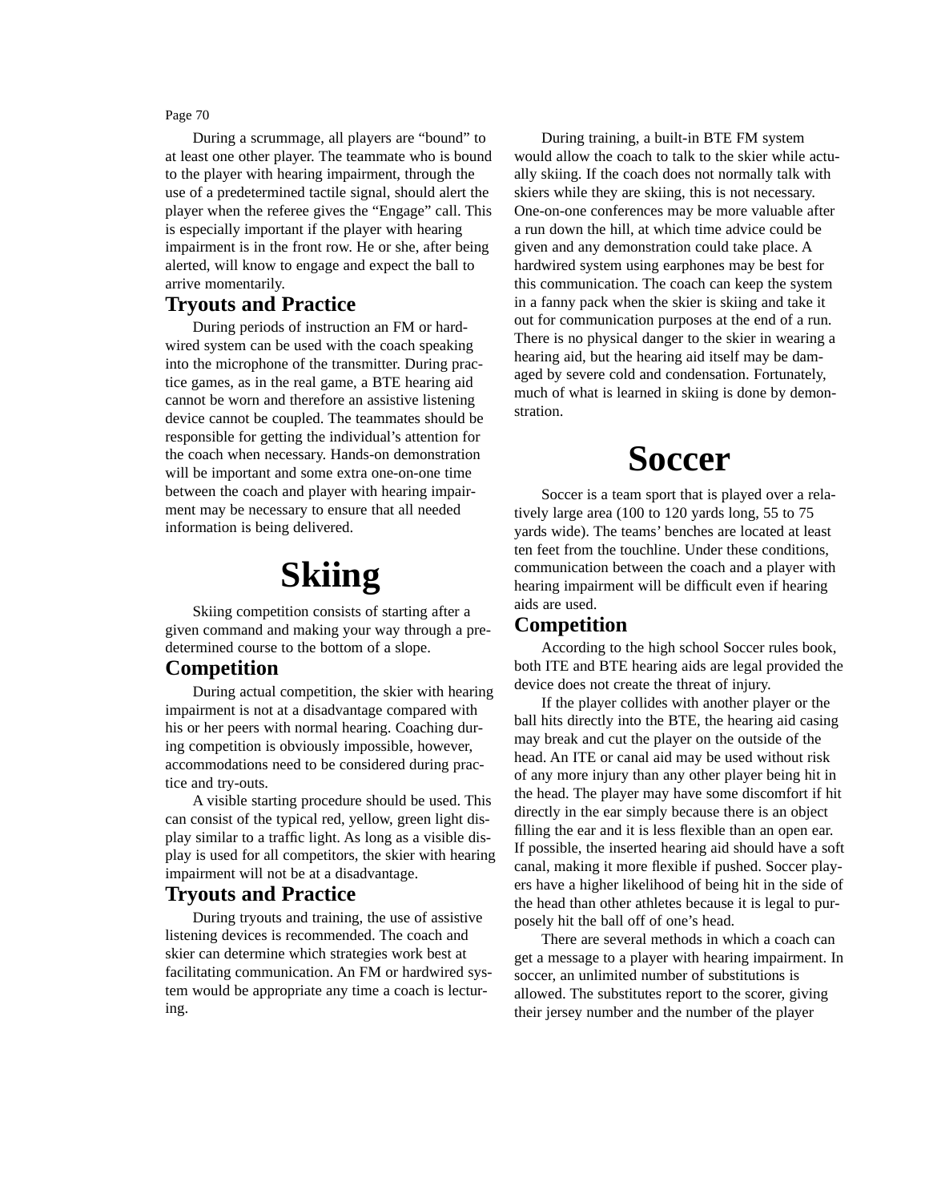During a scrummage, all players are "bound" to at least one other player. The teammate who is bound to the player with hearing impairment, through the use of a predetermined tactile signal, should alert the player when the referee gives the "Engage" call. This is especially important if the player with hearing impairment is in the front row. He or she, after being alerted, will know to engage and expect the ball to arrive momentarily.

### Tryouts and Practice

During periods of instruction an FM or hardwired system can be used with the coach speaking into the microphone of the transmitter. During practice games, as in the real game, a BTE hearing aid cannot be worn and therefore an assistive listening device cannot be coupled. The teammates should be responsible for getting the individual's attention for the coach when necessary. Hands-on demonstration will be important and some extra one-on-one time between the coach and player with hearing impairment may be necessary to ensure that all needed information is being delivered.

# Skiing

Skiing competition consists of starting after a given command and making your way through a predetermined course to the bottom of a slope.

### Competition

During actual competition, the skier with hearing impairment is not at a disadvantage compared with his or her peers with normal hearing. Coaching during competition is obviously impossible, however, accommodations need to be considered during practice and try-outs.

A visible starting procedure should be used. This can consist of the typical red, yellow, green light display similar to a traffic light. As long as a visible display is used for all competitors, the skier with hearing impairment will not be at a disadvantage.

### Tryouts and Practice

During tryouts and training, the use of assistive listening devices is recommended. The coach and skier can determine which strategies work best at facilitating communication. An FM or hardwired system would be appropriate any time a coach is lecturing.

During training, a built-in BTE FM system would allow the coach to talk to the skier while actually skiing. If the coach does not normally talk with skiers while they are skiing, this is not necessary. One-on-one conferences may be more valuable after a run down the hill, at which time advice could be given and any demonstration could take place. A hardwired system using earphones may be best for this communication. The coach can keep the system in a fanny pack when the skier is skiing and take it out for communication purposes at the end of a run. There is no physical danger to the skier in wearing a hearing aid, but the hearing aid itself may be damaged by severe cold and condensation. Fortunately, much of what is learned in skiing is done by demonstration.

# Soccer

Soccer is a team sport that is played over a relatively large area (100 to 120 yards long, 55 to 75 yards wide). The teams' benches are located at least ten feet from the touchline. Under these conditions, communication between the coach and a player with hearing impairment will be difficult even if hearing aids are used.

### Competition

According to the high school Soccer rules book, both ITE and BTE hearing aids are legal provided the device does not create the threat of injury.

If the player collides with another player or the ball hits directly into the BTE, the hearing aid casing may break and cut the player on the outside of the head. An ITE or canal aid may be used without risk of any more injury than any other player being hit in the head. The player may have some discomfort if hit directly in the ear simply because there is an object filling the ear and it is less flexible than an open ear. If possible, the inserted hearing aid should have a soft canal, making it more flexible if pushed. Soccer players have a higher likelihood of being hit in the side of the head than other athletes because it is legal to purposely hit the ball off of one's head.

There are several methods in which a coach can get a message to a player with hearing impairment. In soccer, an unlimited number of substitutions is allowed. The substitutes report to the scorer, giving their jersey number and the number of the player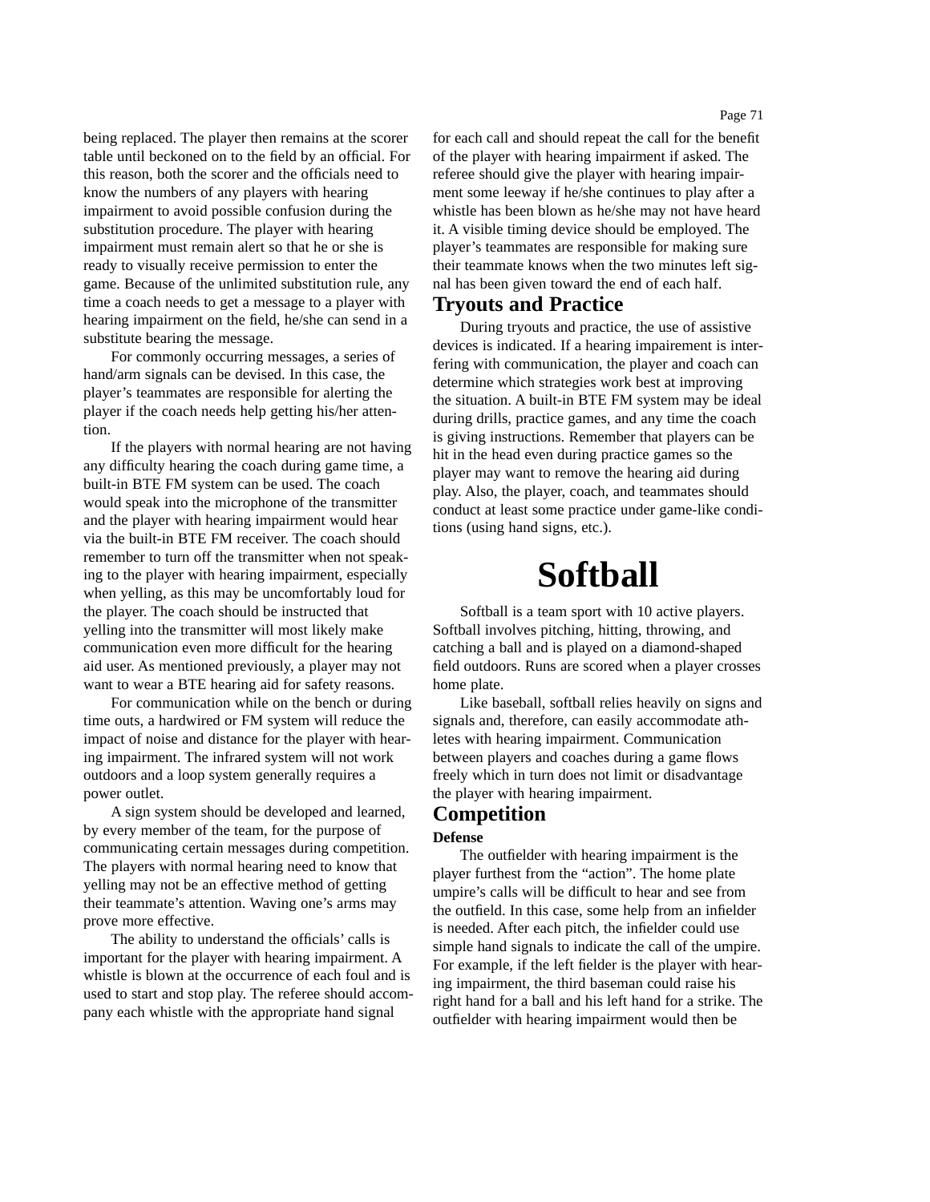being replaced. The player then remains at the scorer table until beckoned on to the field by an official. For this reason, both the scorer and the officials need to know the numbers of any players with hearing impairment to avoid possible confusion during the substitution procedure. The player with hearing impairment must remain alert so that he or she is ready to visually receive permission to enter the game. Because of the unlimited substitution rule, any time a coach needs to get a message to a player with hearing impairment on the field, he/she can send in a substitute bearing the message.

For commonly occurring messages, a series of hand/arm signals can be devised. In this case, the player's teammates are responsible for alerting the player if the coach needs help getting his/her attention.

If the players with normal hearing are not having any difficulty hearing the coach during game time, a built-in BTE FM system can be used. The coach would speak into the microphone of the transmitter and the player with hearing impairment would hear via the built-in BTE FM receiver. The coach should remember to turn off the transmitter when not speaking to the player with hearing impairment, especially when yelling, as this may be uncomfortably loud for the player. The coach should be instructed that yelling into the transmitter will most likely make communication even more difficult for the hearing aid user. As mentioned previously, a player may not want to wear a BTE hearing aid for safety reasons.

For communication while on the bench or during time outs, a hardwired or FM system will reduce the impact of noise and distance for the player with hearing impairment. The infrared system will not work outdoors and a loop system generally requires a power outlet.

A sign system should be developed and learned, by every member of the team, for the purpose of communicating certain messages during competition. The players with normal hearing need to know that yelling may not be an effective method of getting their teammate's attention. Waving one's arms may prove more effective.

The ability to understand the officials' calls is important for the player with hearing impairment. A whistle is blown at the occurrence of each foul and is used to start and stop play. The referee should accompany each whistle with the appropriate hand signal for each call and should repeat the call for the benefit of the player with hearing impairment if asked. The referee should give the player with hearing impairment some leeway if he/she continues to play after a whistle has been blown as he/she may not have heard it. A visible timing device should be employed. The player's teammates are responsible for making sure their teammate knows when the two minutes left signal has been given toward the end of each half.

## Tryouts and Practice

During tryouts and practice, the use of assistive devices is indicated. If a hearing impairement is interfering with communication, the player and coach can determine which strategies work best at improving the situation. A built-in BTE FM system may be ideal during drills, practice games, and any time the coach is giving instructions. Remember that players can be hit in the head even during practice games so the player may want to remove the hearing aid during play. Also, the player, coach, and teammates should conduct at least some practice under game-like conditions (using hand signs, etc.).

# Softball

Softball is a team sport with 10 active players. Softball involves pitching, hitting, throwing, and catching a ball and is played on a diamond-shaped field outdoors. Runs are scored when a player crosses home plate.

Like baseball, softball relies heavily on signs and signals and, therefore, can easily accommodate athletes with hearing impairment. Communication between players and coaches during a game flows freely which in turn does not limit or disadvantage the player with hearing impairment.

## Competition

### Defense

The outfielder with hearing impairment is the player furthest from the "action". The home plate umpire's calls will be difficult to hear and see from the outfield. In this case, some help from an infielder is needed. After each pitch, the infielder could use simple hand signals to indicate the call of the umpire. For example, if the left fielder is the player with hearing impairment, the third baseman could raise his right hand for a ball and his left hand for a strike. The outfielder with hearing impairment would then be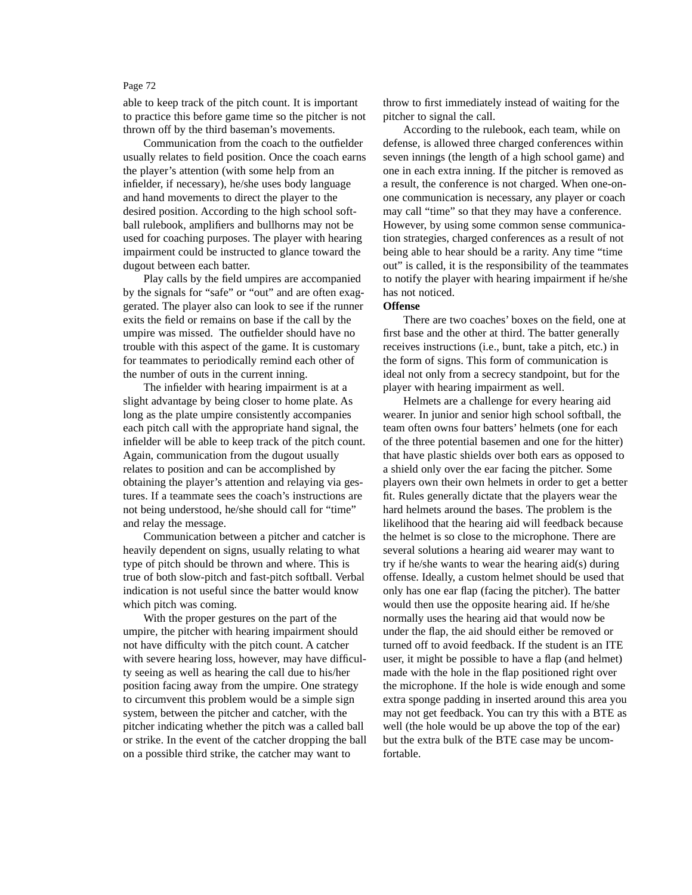able to keep track of the pitch count. It is important to practice this before game time so the pitcher is not thrown off by the third baseman's movements.

Communication from the coach to the outfielder usually relates to field position. Once the coach earns the player's attention (with some help from an infielder, if necessary), he/she uses body language and hand movements to direct the player to the desired position. According to the high school softball rulebook, amplifiers and bullhorns may not be used for coaching purposes. The player with hearing impairment could be instructed to glance toward the dugout between each batter.

Play calls by the field umpires are accompanied by the signals for "safe" or "out" and are often exaggerated. The player also can look to see if the runner exits the field or remains on base if the call by the umpire was missed. The outfielder should have no trouble with this aspect of the game. It is customary for teammates to periodically remind each other of the number of outs in the current inning.

The infielder with hearing impairment is at a slight advantage by being closer to home plate. As long as the plate umpire consistently accompanies each pitch call with the appropriate hand signal, the infielder will be able to keep track of the pitch count. Again, communication from the dugout usually relates to position and can be accomplished by obtaining the player's attention and relaying via gestures. If a teammate sees the coach's instructions are not being understood, he/she should call for "time" and relay the message.

Communication between a pitcher and catcher is heavily dependent on signs, usually relating to what type of pitch should be thrown and where. This is true of both slow-pitch and fast-pitch softball. Verbal indication is not useful since the batter would know which pitch was coming.

With the proper gestures on the part of the umpire, the pitcher with hearing impairment should not have difficulty with the pitch count. A catcher with severe hearing loss, however, may have difficulty seeing as well as hearing the call due to his/her position facing away from the umpire. One strategy to circumvent this problem would be a simple sign system, between the pitcher and catcher, with the pitcher indicating whether the pitch was a called ball or strike. In the event of the catcher dropping the ball on a possible third strike, the catcher may want to throw to first immediately instead of waiting for the pitcher to signal the call.

According to the rulebook, each team, while on defense, is allowed three charged conferences within seven innings (the length of a high school game) and one in each extra inning. If the pitcher is removed as a result, the conference is not charged. When one-on-one communication is necessary, any player or coach may call "time" so that they may have a conference. However, by using some common sense communication strategies, charged conferences as a result of not being able to hear should be a rarity. Any time "time out" is called, it is the responsibility of the teammates to notify the player with hearing impairment if he/she has not noticed.

**Offense**

There are two coaches' boxes on the field, one at first base and the other at third. The batter generally receives instructions (i.e., bunt, take a pitch, etc.) in the form of signs. This form of communication is ideal not only from a secrecy standpoint, but for the player with hearing impairment as well.

Helmets are a challenge for every hearing aid wearer. In junior and senior high school softball, the team often owns four batters' helmets (one for each of the three potential basemen and one for the hitter) that have plastic shields over both ears as opposed to a shield only over the ear facing the pitcher. Some players own their own helmets in order to get a better fit. Rules generally dictate that the players wear the hard helmets around the bases. The problem is the likelihood that the hearing aid will feedback because the helmet is so close to the microphone. There are several solutions a hearing aid wearer may want to try if he/she wants to wear the hearing aid(s) during offense. Ideally, a custom helmet should be used that only has one ear flap (facing the pitcher). The batter would then use the opposite hearing aid. If he/she normally uses the hearing aid that would now be under the flap, the aid should either be removed or turned off to avoid feedback. If the student is an ITE user, it might be possible to have a flap (and helmet) made with the hole in the flap positioned right over the microphone. If the hole is wide enough and some extra sponge padding in inserted around this area you may not get feedback. You can try this with a BTE as well (the hole would be up above the top of the ear) but the extra bulk of the BTE case may be uncomfortable.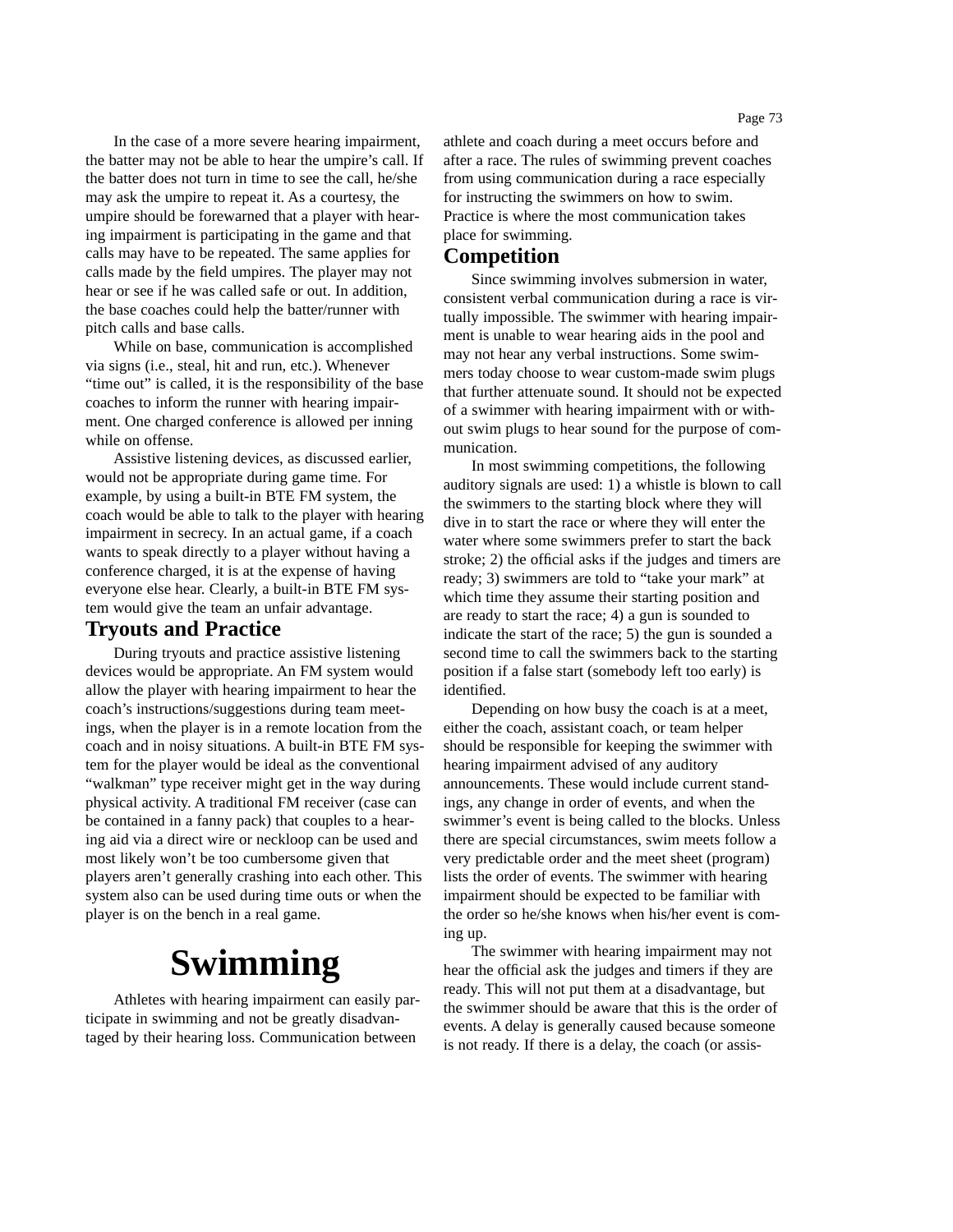In the case of a more severe hearing impairment, the batter may not be able to hear the umpire's call. If the batter does not turn in time to see the call, he/she may ask the umpire to repeat it. As a courtesy, the umpire should be forewarned that a player with hearing impairment is participating in the game and that calls may have to be repeated. The same applies for calls made by the field umpires. The player may not hear or see if he was called safe or out. In addition, the base coaches could help the batter/runner with pitch calls and base calls.

While on base, communication is accomplished via signs (i.e., steal, hit and run, etc.). Whenever "time out" is called, it is the responsibility of the base coaches to inform the runner with hearing impairment. One charged conference is allowed per inning while on offense.

Assistive listening devices, as discussed earlier, would not be appropriate during game time. For example, by using a built-in BTE FM system, the coach would be able to talk to the player with hearing impairment in secrecy. In an actual game, if a coach wants to speak directly to a player without having a conference charged, it is at the expense of having everyone else hear. Clearly, a built-in BTE FM system would give the team an unfair advantage.

## Tryouts and Practice

During tryouts and practice assistive listening devices would be appropriate. An FM system would allow the player with hearing impairment to hear the coach's instructions/suggestions during team meetings, when the player is in a remote location from the coach and in noisy situations. A built-in BTE FM system for the player would be ideal as the conventional "walkman" type receiver might get in the way during physical activity. A traditional FM receiver (case can be contained in a fanny pack) that couples to a hearing aid via a direct wire or neckloop can be used and most likely won't be too cumbersome given that players aren't generally crashing into each other. This system also can be used during time outs or when the player is on the bench in a real game.

# Swimming

Athletes with hearing impairment can easily participate in swimming and not be greatly disadvantaged by their hearing loss. Communication between athlete and coach during a meet occurs before and after a race. The rules of swimming prevent coaches from using communication during a race especially for instructing the swimmers on how to swim. Practice is where the most communication takes place for swimming.

## Competition

Since swimming involves submersion in water, consistent verbal communication during a race is virtually impossible. The swimmer with hearing impairment is unable to wear hearing aids in the pool and may not hear any verbal instructions. Some swimmers today choose to wear custom-made swim plugs that further attenuate sound. It should not be expected of a swimmer with hearing impairment with or without swim plugs to hear sound for the purpose of communication.

In most swimming competitions, the following auditory signals are used: 1) a whistle is blown to call the swimmers to the starting block where they will dive in to start the race or where they will enter the water where some swimmers prefer to start the back stroke; 2) the official asks if the judges and timers are ready; 3) swimmers are told to "take your mark" at which time they assume their starting position and are ready to start the race; 4) a gun is sounded to indicate the start of the race; 5) the gun is sounded a second time to call the swimmers back to the starting position if a false start (somebody left too early) is identified.

Depending on how busy the coach is at a meet, either the coach, assistant coach, or team helper should be responsible for keeping the swimmer with hearing impairment advised of any auditory announcements. These would include current standings, any change in order of events, and when the swimmer's event is being called to the blocks. Unless there are special circumstances, swim meets follow a very predictable order and the meet sheet (program) lists the order of events. The swimmer with hearing impairment should be expected to be familiar with the order so he/she knows when his/her event is coming up.

The swimmer with hearing impairment may not hear the official ask the judges and timers if they are ready. This will not put them at a disadvantage, but the swimmer should be aware that this is the order of events. A delay is generally caused because someone is not ready. If there is a delay, the coach (or assis-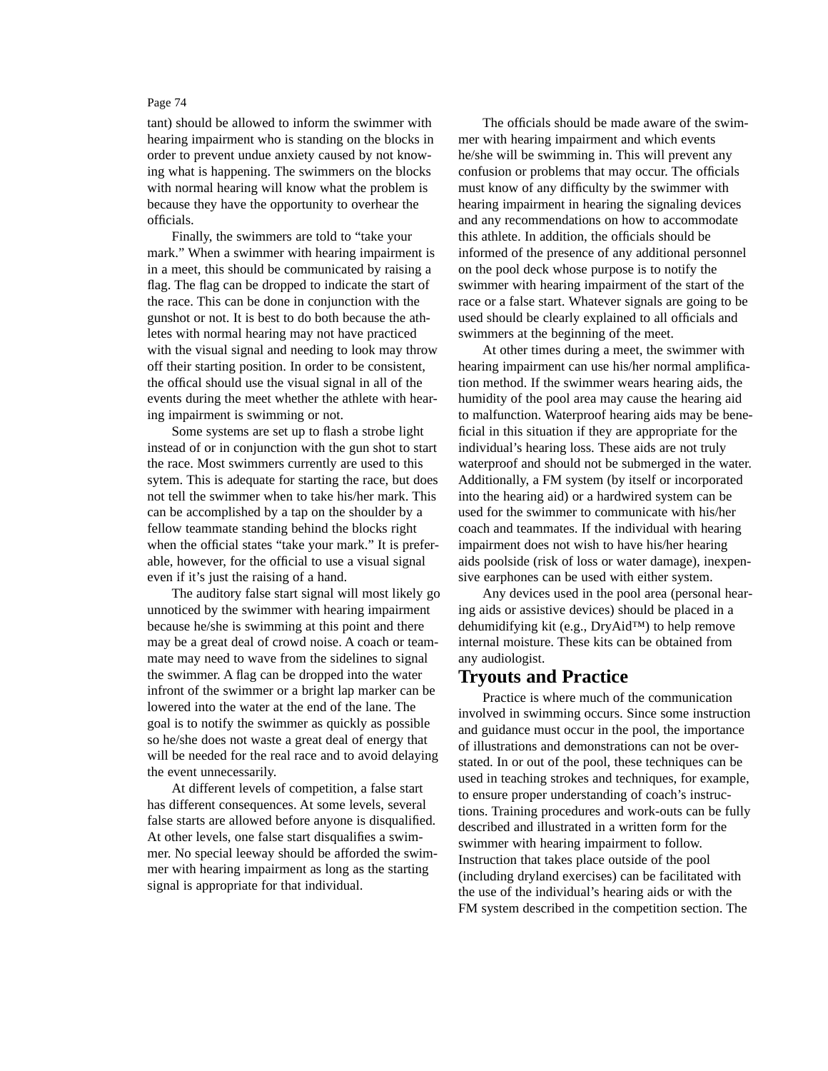tant) should be allowed to inform the swimmer with hearing impairment who is standing on the blocks in order to prevent undue anxiety caused by not knowing what is happening. The swimmers on the blocks with normal hearing will know what the problem is because they have the opportunity to overhear the officials.

Finally, the swimmers are told to "take your mark." When a swimmer with hearing impairment is in a meet, this should be communicated by raising a flag. The flag can be dropped to indicate the start of the race. This can be done in conjunction with the gunshot or not. It is best to do both because the athletes with normal hearing may not have practiced with the visual signal and needing to look may throw off their starting position. In order to be consistent, the offical should use the visual signal in all of the events during the meet whether the athlete with hearing impairment is swimming or not.

Some systems are set up to flash a strobe light instead of or in conjunction with the gun shot to start the race. Most swimmers currently are used to this sytem. This is adequate for starting the race, but does not tell the swimmer when to take his/her mark. This can be accomplished by a tap on the shoulder by a fellow teammate standing behind the blocks right when the official states "take your mark." It is preferable, however, for the official to use a visual signal even if it's just the raising of a hand.

The auditory false start signal will most likely go unnoticed by the swimmer with hearing impairment because he/she is swimming at this point and there may be a great deal of crowd noise. A coach or teammate may need to wave from the sidelines to signal the swimmer. A flag can be dropped into the water infront of the swimmer or a bright lap marker can be lowered into the water at the end of the lane. The goal is to notify the swimmer as quickly as possible so he/she does not waste a great deal of energy that will be needed for the real race and to avoid delaying the event unnecessarily.

At different levels of competition, a false start has different consequences. At some levels, several false starts are allowed before anyone is disqualified. At other levels, one false start disqualifies a swimmer. No special leeway should be afforded the swimmer with hearing impairment as long as the starting signal is appropriate for that individual.

The officials should be made aware of the swimmer with hearing impairment and which events he/she will be swimming in. This will prevent any confusion or problems that may occur. The officials must know of any difficulty by the swimmer with hearing impairment in hearing the signaling devices and any recommendations on how to accommodate this athlete. In addition, the officials should be informed of the presence of any additional personnel on the pool deck whose purpose is to notify the swimmer with hearing impairment of the start of the race or a false start. Whatever signals are going to be used should be clearly explained to all officials and swimmers at the beginning of the meet.

At other times during a meet, the swimmer with hearing impairment can use his/her normal amplification method. If the swimmer wears hearing aids, the humidity of the pool area may cause the hearing aid to malfunction. Waterproof hearing aids may be beneficial in this situation if they are appropriate for the individual's hearing loss. These aids are not truly waterproof and should not be submerged in the water. Additionally, a FM system (by itself or incorporated into the hearing aid) or a hardwired system can be used for the swimmer to communicate with his/her coach and teammates. If the individual with hearing impairment does not wish to have his/her hearing aids poolside (risk of loss or water damage), inexpensive earphones can be used with either system.

Any devices used in the pool area (personal hearing aids or assistive devices) should be placed in a dehumidifying kit (e.g., DryAid™) to help remove internal moisture. These kits can be obtained from any audiologist.

## Tryouts and Practice

Practice is where much of the communication involved in swimming occurs. Since some instruction and guidance must occur in the pool, the importance of illustrations and demonstrations can not be overstated. In or out of the pool, these techniques can be used in teaching strokes and techniques, for example, to ensure proper understanding of coach's instructions. Training procedures and work-outs can be fully described and illustrated in a written form for the swimmer with hearing impairment to follow. Instruction that takes place outside of the pool (including dryland exercises) can be facilitated with the use of the individual's hearing aids or with the FM system described in the competition section. The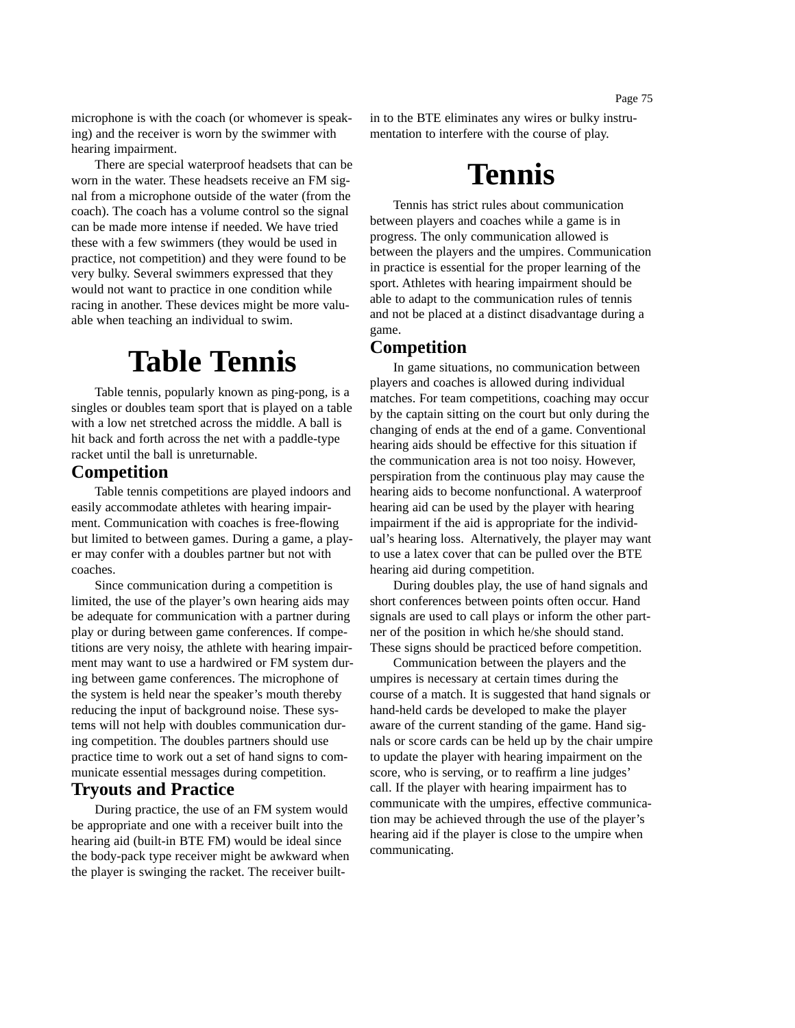microphone is with the coach (or whomever is speaking) and the receiver is worn by the swimmer with hearing impairment.

There are special waterproof headsets that can be worn in the water. These headsets receive an FM signal from a microphone outside of the water (from the coach). The coach has a volume control so the signal can be made more intense if needed. We have tried these with a few swimmers (they would be used in practice, not competition) and they were found to be very bulky. Several swimmers expressed that they would not want to practice in one condition while racing in another. These devices might be more valuable when teaching an individual to swim.

# Table Tennis

Table tennis, popularly known as ping-pong, is a singles or doubles team sport that is played on a table with a low net stretched across the middle. A ball is hit back and forth across the net with a paddle-type racket until the ball is unreturnable.

## Competition

Table tennis competitions are played indoors and easily accommodate athletes with hearing impairment. Communication with coaches is free-flowing but limited to between games. During a game, a player may confer with a doubles partner but not with coaches.

Since communication during a competition is limited, the use of the player's own hearing aids may be adequate for communication with a partner during play or during between game conferences. If competitions are very noisy, the athlete with hearing impairment may want to use a hardwired or FM system during between game conferences. The microphone of the system is held near the speaker's mouth thereby reducing the input of background noise. These systems will not help with doubles communication during competition. The doubles partners should use practice time to work out a set of hand signs to communicate essential messages during competition.

## Tryouts and Practice

During practice, the use of an FM system would be appropriate and one with a receiver built into the hearing aid (built-in BTE FM) would be ideal since the body-pack type receiver might be awkward when the player is swinging the racket. The receiver built-in to the BTE eliminates any wires or bulky instrumentation to interfere with the course of play.

# Tennis

Tennis has strict rules about communication between players and coaches while a game is in progress. The only communication allowed is between the players and the umpires. Communication in practice is essential for the proper learning of the sport. Athletes with hearing impairment should be able to adapt to the communication rules of tennis and not be placed at a distinct disadvantage during a game.

## Competition

In game situations, no communication between players and coaches is allowed during individual matches. For team competitions, coaching may occur by the captain sitting on the court but only during the changing of ends at the end of a game. Conventional hearing aids should be effective for this situation if the communication area is not too noisy. However, perspiration from the continuous play may cause the hearing aids to become nonfunctional. A waterproof hearing aid can be used by the player with hearing impairment if the aid is appropriate for the individual's hearing loss. Alternatively, the player may want to use a latex cover that can be pulled over the BTE hearing aid during competition.

During doubles play, the use of hand signals and short conferences between points often occur. Hand signals are used to call plays or inform the other partner of the position in which he/she should stand. These signs should be practiced before competition.

Communication between the players and the umpires is necessary at certain times during the course of a match. It is suggested that hand signals or hand-held cards be developed to make the player aware of the current standing of the game. Hand signals or score cards can be held up by the chair umpire to update the player with hearing impairment on the score, who is serving, or to reaffirm a line judges' call. If the player with hearing impairment has to communicate with the umpires, effective communication may be achieved through the use of the player's hearing aid if the player is close to the umpire when communicating.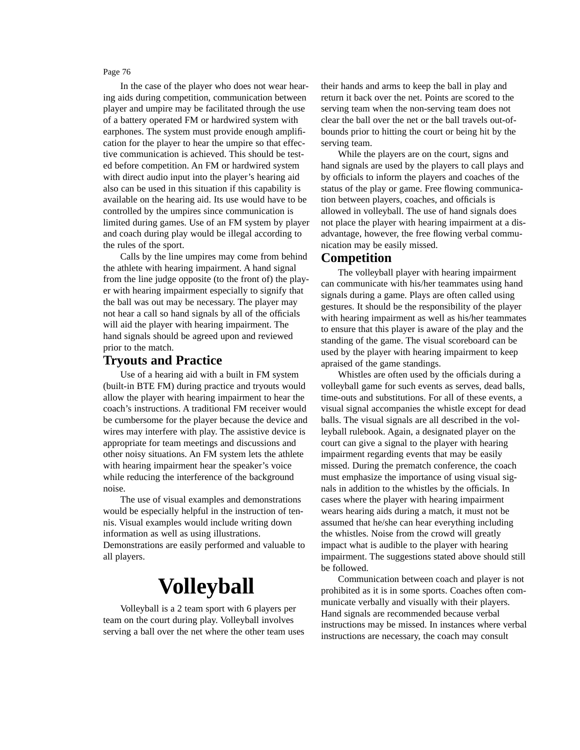In the case of the player who does not wear hearing aids during competition, communication between player and umpire may be facilitated through the use of a battery operated FM or hardwired system with earphones. The system must provide enough amplification for the player to hear the umpire so that effective communication is achieved. This should be tested before competition. An FM or hardwired system with direct audio input into the player's hearing aid also can be used in this situation if this capability is available on the hearing aid. Its use would have to be controlled by the umpires since communication is limited during games. Use of an FM system by player and coach during play would be illegal according to the rules of the sport.

Calls by the line umpires may come from behind the athlete with hearing impairment. A hand signal from the line judge opposite (to the front of) the player with hearing impairment especially to signify that the ball was out may be necessary. The player may not hear a call so hand signals by all of the officials will aid the player with hearing impairment. The hand signals should be agreed upon and reviewed prior to the match.

## Tryouts and Practice

Use of a hearing aid with a built in FM system (built-in BTE FM) during practice and tryouts would allow the player with hearing impairment to hear the coach's instructions. A traditional FM receiver would be cumbersome for the player because the device and wires may interfere with play. The assistive device is appropriate for team meetings and discussions and other noisy situations. An FM system lets the athlete with hearing impairment hear the speaker's voice while reducing the interference of the background noise.

The use of visual examples and demonstrations would be especially helpful in the instruction of tennis. Visual examples would include writing down information as well as using illustrations. Demonstrations are easily performed and valuable to all players.

# Volleyball

Volleyball is a 2 team sport with 6 players per team on the court during play. Volleyball involves serving a ball over the net where the other team uses their hands and arms to keep the ball in play and return it back over the net. Points are scored to the serving team when the non-serving team does not clear the ball over the net or the ball travels out-of-bounds prior to hitting the court or being hit by the serving team.

While the players are on the court, signs and hand signals are used by the players to call plays and by officials to inform the players and coaches of the status of the play or game. Free flowing communication between players, coaches, and officials is allowed in volleyball. The use of hand signals does not place the player with hearing impairment at a disadvantage, however, the free flowing verbal communication may be easily missed.

## Competition

The volleyball player with hearing impairment can communicate with his/her teammates using hand signals during a game. Plays are often called using gestures. It should be the responsibility of the player with hearing impairment as well as his/her teammates to ensure that this player is aware of the play and the standing of the game. The visual scoreboard can be used by the player with hearing impairment to keep apraised of the game standings.

Whistles are often used by the officials during a volleyball game for such events as serves, dead balls, time-outs and substitutions. For all of these events, a visual signal accompanies the whistle except for dead balls. The visual signals are all described in the volleyball rulebook. Again, a designated player on the court can give a signal to the player with hearing impairment regarding events that may be easily missed. During the prematch conference, the coach must emphasize the importance of using visual signals in addition to the whistles by the officials. In cases where the player with hearing impairment wears hearing aids during a match, it must not be assumed that he/she can hear everything including the whistles. Noise from the crowd will greatly impact what is audible to the player with hearing impairment. The suggestions stated above should still be followed.

Communication between coach and player is not prohibited as it is in some sports. Coaches often communicate verbally and visually with their players. Hand signals are recommended because verbal instructions may be missed. In instances where verbal instructions are necessary, the coach may consult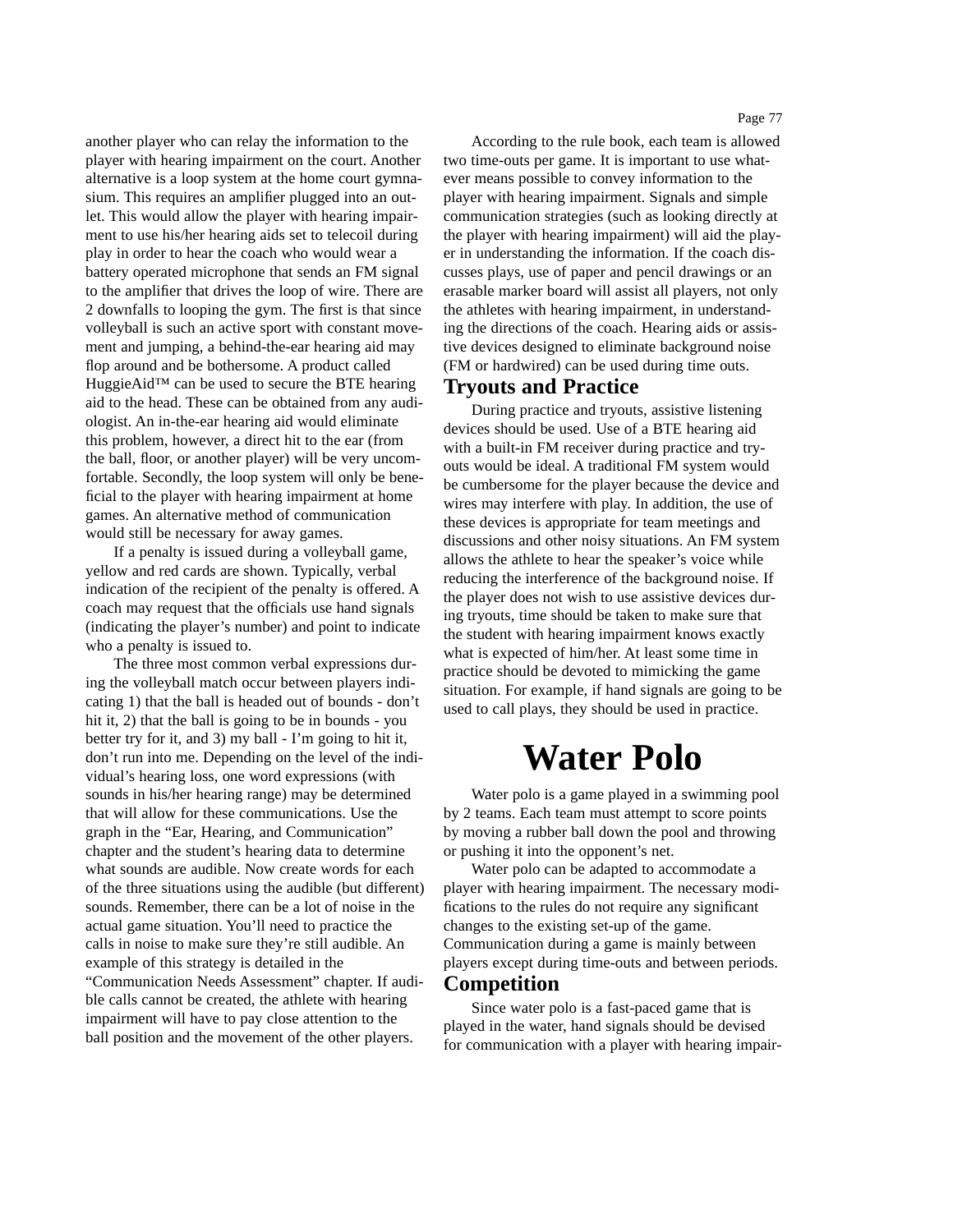another player who can relay the information to the player with hearing impairment on the court. Another alternative is a loop system at the home court gymnasium. This requires an amplifier plugged into an outlet. This would allow the player with hearing impairment to use his/her hearing aids set to telecoil during play in order to hear the coach who would wear a battery operated microphone that sends an FM signal to the amplifier that drives the loop of wire. There are 2 downfalls to looping the gym. The first is that since volleyball is such an active sport with constant movement and jumping, a behind-the-ear hearing aid may flop around and be bothersome. A product called HuggieAid™ can be used to secure the BTE hearing aid to the head. These can be obtained from any audiologist. An in-the-ear hearing aid would eliminate this problem, however, a direct hit to the ear (from the ball, floor, or another player) will be very uncomfortable. Secondly, the loop system will only be beneficial to the player with hearing impairment at home games. An alternative method of communication would still be necessary for away games.

If a penalty is issued during a volleyball game, yellow and red cards are shown. Typically, verbal indication of the recipient of the penalty is offered. A coach may request that the officials use hand signals (indicating the player's number) and point to indicate who a penalty is issued to.

The three most common verbal expressions during the volleyball match occur between players indicating 1) that the ball is headed out of bounds - don't hit it, 2) that the ball is going to be in bounds - you better try for it, and 3) my ball - I'm going to hit it, don't run into me. Depending on the level of the individual's hearing loss, one word expressions (with sounds in his/her hearing range) may be determined that will allow for these communications. Use the graph in the "Ear, Hearing, and Communication" chapter and the student's hearing data to determine what sounds are audible. Now create words for each of the three situations using the audible (but different) sounds. Remember, there can be a lot of noise in the actual game situation. You'll need to practice the calls in noise to make sure they're still audible. An example of this strategy is detailed in the "Communication Needs Assessment" chapter. If audible calls cannot be created, the athlete with hearing impairment will have to pay close attention to the ball position and the movement of the other players.

According to the rule book, each team is allowed two time-outs per game. It is important to use whatever means possible to convey information to the player with hearing impairment. Signals and simple communication strategies (such as looking directly at the player with hearing impairment) will aid the player in understanding the information. If the coach discusses plays, use of paper and pencil drawings or an erasable marker board will assist all players, not only the athletes with hearing impairment, in understanding the directions of the coach. Hearing aids or assistive devices designed to eliminate background noise (FM or hardwired) can be used during time outs.

## Tryouts and Practice

During practice and tryouts, assistive listening devices should be used. Use of a BTE hearing aid with a built-in FM receiver during practice and tryouts would be ideal. A traditional FM system would be cumbersome for the player because the device and wires may interfere with play. In addition, the use of these devices is appropriate for team meetings and discussions and other noisy situations. An FM system allows the athlete to hear the speaker's voice while reducing the interference of the background noise. If the player does not wish to use assistive devices during tryouts, time should be taken to make sure that the student with hearing impairment knows exactly what is expected of him/her. At least some time in practice should be devoted to mimicking the game situation. For example, if hand signals are going to be used to call plays, they should be used in practice.

# Water Polo

Water polo is a game played in a swimming pool by 2 teams. Each team must attempt to score points by moving a rubber ball down the pool and throwing or pushing it into the opponent's net.

Water polo can be adapted to accommodate a player with hearing impairment. The necessary modifications to the rules do not require any significant changes to the existing set-up of the game. Communication during a game is mainly between players except during time-outs and between periods.

## Competition

Since water polo is a fast-paced game that is played in the water, hand signals should be devised for communication with a player with hearing impair-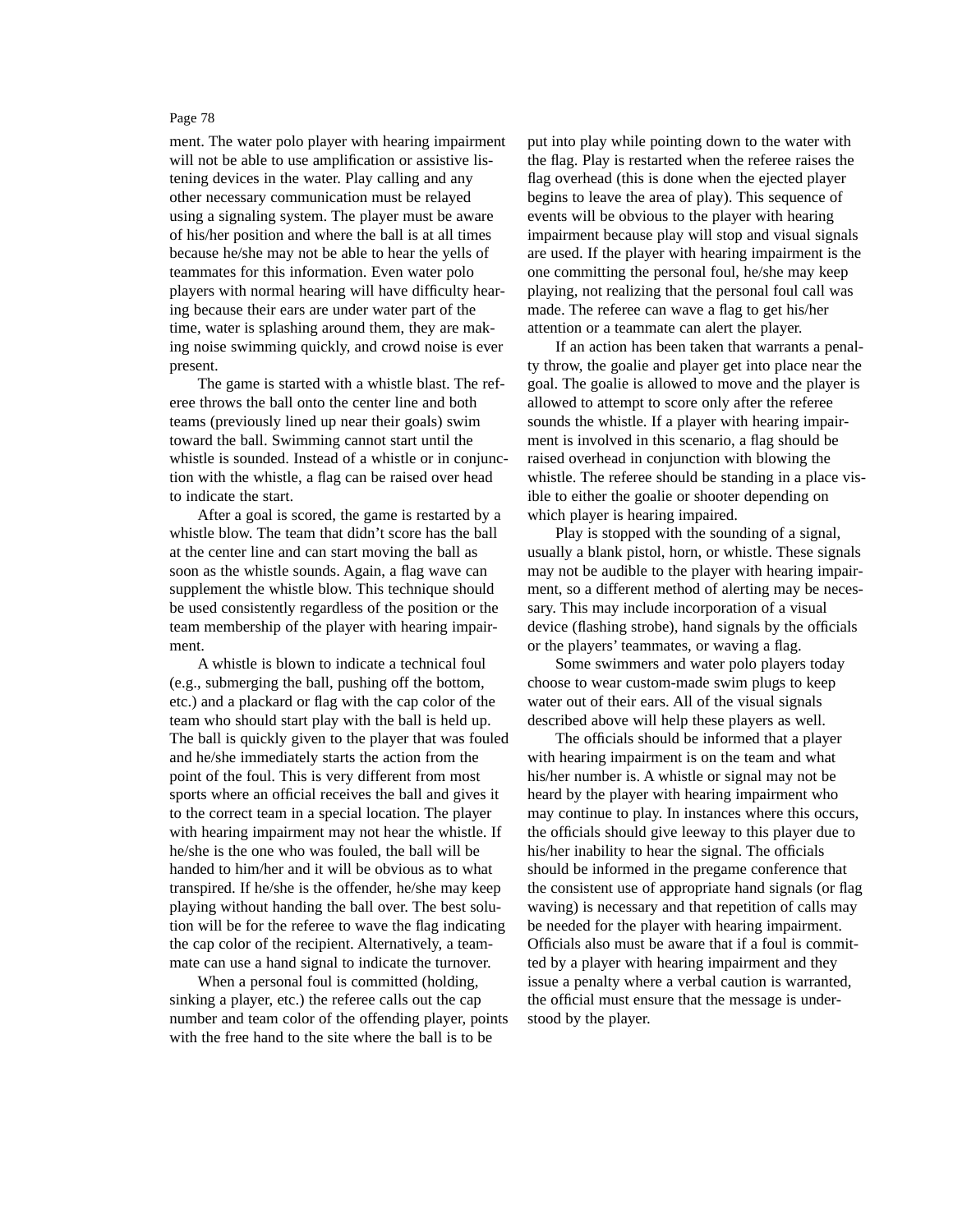ment. The water polo player with hearing impairment will not be able to use amplification or assistive listening devices in the water. Play calling and any other necessary communication must be relayed using a signaling system. The player must be aware of his/her position and where the ball is at all times because he/she may not be able to hear the yells of teammates for this information. Even water polo players with normal hearing will have difficulty hearing because their ears are under water part of the time, water is splashing around them, they are making noise swimming quickly, and crowd noise is ever present.

The game is started with a whistle blast. The referee throws the ball onto the center line and both teams (previously lined up near their goals) swim toward the ball. Swimming cannot start until the whistle is sounded. Instead of a whistle or in conjunction with the whistle, a flag can be raised over head to indicate the start.

After a goal is scored, the game is restarted by a whistle blow. The team that didn't score has the ball at the center line and can start moving the ball as soon as the whistle sounds. Again, a flag wave can supplement the whistle blow. This technique should be used consistently regardless of the position or the team membership of the player with hearing impairment.

A whistle is blown to indicate a technical foul (e.g., submerging the ball, pushing off the bottom, etc.) and a plackard or flag with the cap color of the team who should start play with the ball is held up. The ball is quickly given to the player that was fouled and he/she immediately starts the action from the point of the foul. This is very different from most sports where an official receives the ball and gives it to the correct team in a special location. The player with hearing impairment may not hear the whistle. If he/she is the one who was fouled, the ball will be handed to him/her and it will be obvious as to what transpired. If he/she is the offender, he/she may keep playing without handing the ball over. The best solution will be for the referee to wave the flag indicating the cap color of the recipient. Alternatively, a teammate can use a hand signal to indicate the turnover.

When a personal foul is committed (holding, sinking a player, etc.) the referee calls out the cap number and team color of the offending player, points with the free hand to the site where the ball is to be put into play while pointing down to the water with the flag. Play is restarted when the referee raises the flag overhead (this is done when the ejected player begins to leave the area of play). This sequence of events will be obvious to the player with hearing impairment because play will stop and visual signals are used. If the player with hearing impairment is the one committing the personal foul, he/she may keep playing, not realizing that the personal foul call was made. The referee can wave a flag to get his/her attention or a teammate can alert the player.

If an action has been taken that warrants a penalty throw, the goalie and player get into place near the goal. The goalie is allowed to move and the player is allowed to attempt to score only after the referee sounds the whistle. If a player with hearing impairment is involved in this scenario, a flag should be raised overhead in conjunction with blowing the whistle. The referee should be standing in a place visible to either the goalie or shooter depending on which player is hearing impaired.

Play is stopped with the sounding of a signal, usually a blank pistol, horn, or whistle. These signals may not be audible to the player with hearing impairment, so a different method of alerting may be necessary. This may include incorporation of a visual device (flashing strobe), hand signals by the officials or the players' teammates, or waving a flag.

Some swimmers and water polo players today choose to wear custom-made swim plugs to keep water out of their ears. All of the visual signals described above will help these players as well.

The officials should be informed that a player with hearing impairment is on the team and what his/her number is. A whistle or signal may not be heard by the player with hearing impairment who may continue to play. In instances where this occurs, the officials should give leeway to this player due to his/her inability to hear the signal. The officials should be informed in the pregame conference that the consistent use of appropriate hand signals (or flag waving) is necessary and that repetition of calls may be needed for the player with hearing impairment. Officials also must be aware that if a foul is committed by a player with hearing impairment and they issue a penalty where a verbal caution is warranted, the official must ensure that the message is understood by the player.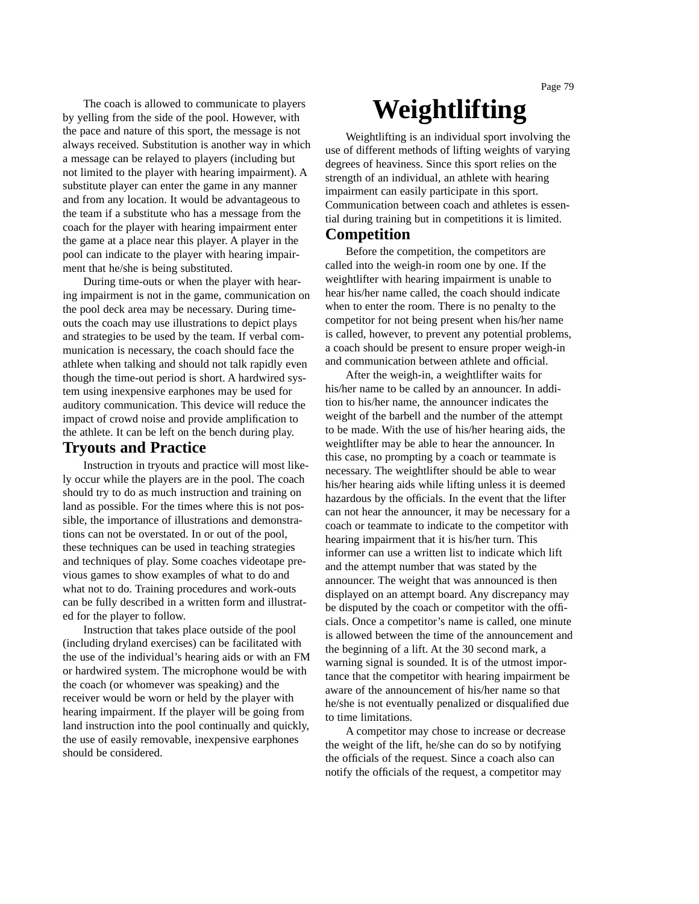The coach is allowed to communicate to players by yelling from the side of the pool. However, with the pace and nature of this sport, the message is not always received. Substitution is another way in which a message can be relayed to players (including but not limited to the player with hearing impairment). A substitute player can enter the game in any manner and from any location. It would be advantageous to the team if a substitute who has a message from the coach for the player with hearing impairment enter the game at a place near this player. A player in the pool can indicate to the player with hearing impairment that he/she is being substituted.

During time-outs or when the player with hearing impairment is not in the game, communication on the pool deck area may be necessary. During time-outs the coach may use illustrations to depict plays and strategies to be used by the team. If verbal communication is necessary, the coach should face the athlete when talking and should not talk rapidly even though the time-out period is short. A hardwired system using inexpensive earphones may be used for auditory communication. This device will reduce the impact of crowd noise and provide amplification to the athlete. It can be left on the bench during play.

## Tryouts and Practice

Instruction in tryouts and practice will most likely occur while the players are in the pool. The coach should try to do as much instruction and training on land as possible. For the times where this is not possible, the importance of illustrations and demonstrations can not be overstated. In or out of the pool, these techniques can be used in teaching strategies and techniques of play. Some coaches videotape previous games to show examples of what to do and what not to do. Training procedures and work-outs can be fully described in a written form and illustrated for the player to follow.

Instruction that takes place outside of the pool (including dryland exercises) can be facilitated with the use of the individual's hearing aids or with an FM or hardwired system. The microphone would be with the coach (or whomever was speaking) and the receiver would be worn or held by the player with hearing impairment. If the player will be going from land instruction into the pool continually and quickly, the use of easily removable, inexpensive earphones should be considered.

# Weightlifting

Weightlifting is an individual sport involving the use of different methods of lifting weights of varying degrees of heaviness. Since this sport relies on the strength of an individual, an athlete with hearing impairment can easily participate in this sport. Communication between coach and athletes is essential during training but in competitions it is limited.

## Competition

Before the competition, the competitors are called into the weigh-in room one by one. If the weightlifter with hearing impairment is unable to hear his/her name called, the coach should indicate when to enter the room. There is no penalty to the competitor for not being present when his/her name is called, however, to prevent any potential problems, a coach should be present to ensure proper weigh-in and communication between athlete and official.

After the weigh-in, a weightlifter waits for his/her name to be called by an announcer. In addition to his/her name, the announcer indicates the weight of the barbell and the number of the attempt to be made. With the use of his/her hearing aids, the weightlifter may be able to hear the announcer. In this case, no prompting by a coach or teammate is necessary. The weightlifter should be able to wear his/her hearing aids while lifting unless it is deemed hazardous by the officials. In the event that the lifter can not hear the announcer, it may be necessary for a coach or teammate to indicate to the competitor with hearing impairment that it is his/her turn. This informer can use a written list to indicate which lift and the attempt number that was stated by the announcer. The weight that was announced is then displayed on an attempt board. Any discrepancy may be disputed by the coach or competitor with the officials. Once a competitor's name is called, one minute is allowed between the time of the announcement and the beginning of a lift. At the 30 second mark, a warning signal is sounded. It is of the utmost importance that the competitor with hearing impairment be aware of the announcement of his/her name so that he/she is not eventually penalized or disqualified due to time limitations.

A competitor may chose to increase or decrease the weight of the lift, he/she can do so by notifying the officials of the request. Since a coach also can notify the officials of the request, a competitor may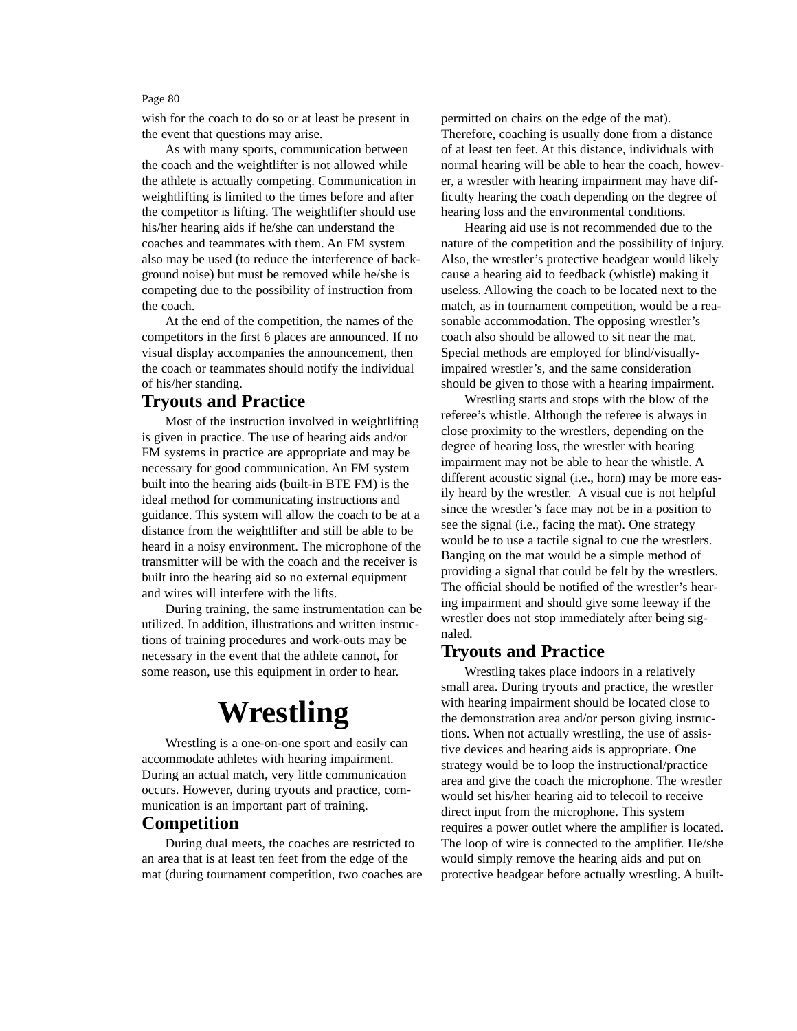wish for the coach to do so or at least be present in the event that questions may arise.

As with many sports, communication between the coach and the weightlifter is not allowed while the athlete is actually competing. Communication in weightlifting is limited to the times before and after the competitor is lifting. The weightlifter should use his/her hearing aids if he/she can understand the coaches and teammates with them. An FM system also may be used (to reduce the interference of background noise) but must be removed while he/she is competing due to the possibility of instruction from the coach.

At the end of the competition, the names of the competitors in the first 6 places are announced. If no visual display accompanies the announcement, then the coach or teammates should notify the individual of his/her standing.

## Tryouts and Practice

Most of the instruction involved in weightlifting is given in practice. The use of hearing aids and/or FM systems in practice are appropriate and may be necessary for good communication. An FM system built into the hearing aids (built-in BTE FM) is the ideal method for communicating instructions and guidance. This system will allow the coach to be at a distance from the weightlifter and still be able to be heard in a noisy environment. The microphone of the transmitter will be with the coach and the receiver is built into the hearing aids so no external equipment and wires will interfere with the lifts.

During training, the same instrumentation can be utilized. In addition, illustrations and written instructions of training procedures and work-outs may be necessary in the event that the athlete cannot, for some reason, use this equipment in order to hear.

# Wrestling

Wrestling is a one-on-one sport and easily can accommodate athletes with hearing impairment. During an actual match, very little communication occurs. However, during tryouts and practice, communication is an important part of training.

## Competition

During dual meets, the coaches are restricted to an area that is at least ten feet from the edge of the mat (during tournament competition, two coaches are permitted on chairs on the edge of the mat). Therefore, coaching is usually done from a distance of at least ten feet. At this distance, individuals with normal hearing will be able to hear the coach, however, a wrestler with hearing impairment may have difficulty hearing the coach depending on the degree of hearing loss and the environmental conditions.

Hearing aid use is not recommended due to the nature of the competition and the possibility of injury. Also, the wrestler's protective headgear would likely cause a hearing aid to feedback (whistle) making it useless. Allowing the coach to be located next to the match, as in tournament competition, would be a reasonable accommodation. The opposing wrestler's coach also should be allowed to sit near the mat. Special methods are employed for blind/visually-impaired wrestler's, and the same consideration should be given to those with a hearing impairment.

Wrestling starts and stops with the blow of the referee's whistle. Although the referee is always in close proximity to the wrestlers, depending on the degree of hearing loss, the wrestler with hearing impairment may not be able to hear the whistle. A different acoustic signal (i.e., horn) may be more easily heard by the wrestler. A visual cue is not helpful since the wrestler's face may not be in a position to see the signal (i.e., facing the mat). One strategy would be to use a tactile signal to cue the wrestlers. Banging on the mat would be a simple method of providing a signal that could be felt by the wrestlers. The official should be notified of the wrestler's hearing impairment and should give some leeway if the wrestler does not stop immediately after being signaled.

## Tryouts and Practice

Wrestling takes place indoors in a relatively small area. During tryouts and practice, the wrestler with hearing impairment should be located close to the demonstration area and/or person giving instructions. When not actually wrestling, the use of assistive devices and hearing aids is appropriate. One strategy would be to loop the instructional/practice area and give the coach the microphone. The wrestler would set his/her hearing aid to telecoil to receive direct input from the microphone. This system requires a power outlet where the amplifier is located. The loop of wire is connected to the amplifier. He/she would simply remove the hearing aids and put on protective headgear before actually wrestling. A built-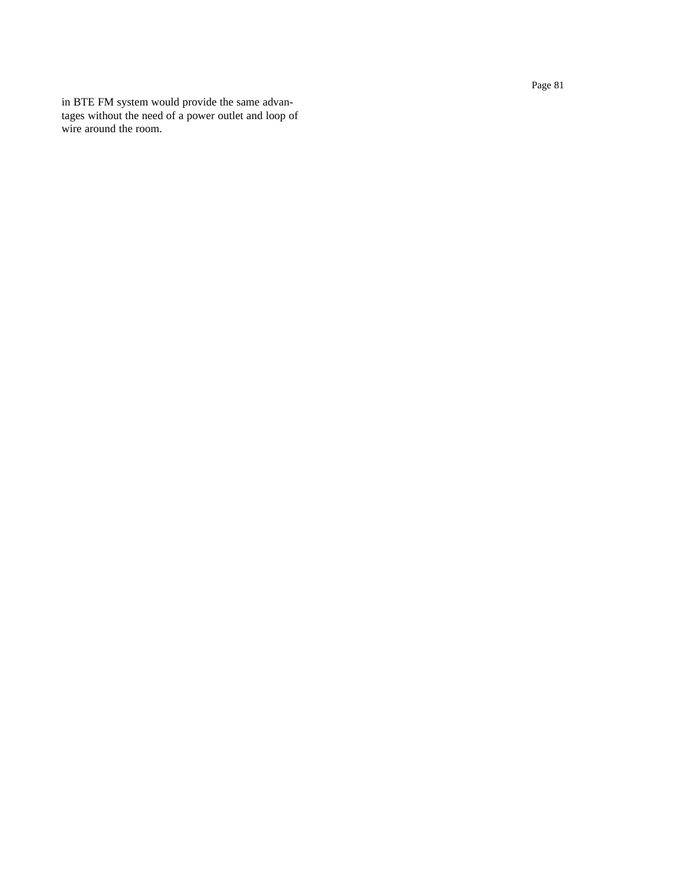in BTE FM system would provide the same advantages without the need of a power outlet and loop of wire around the room.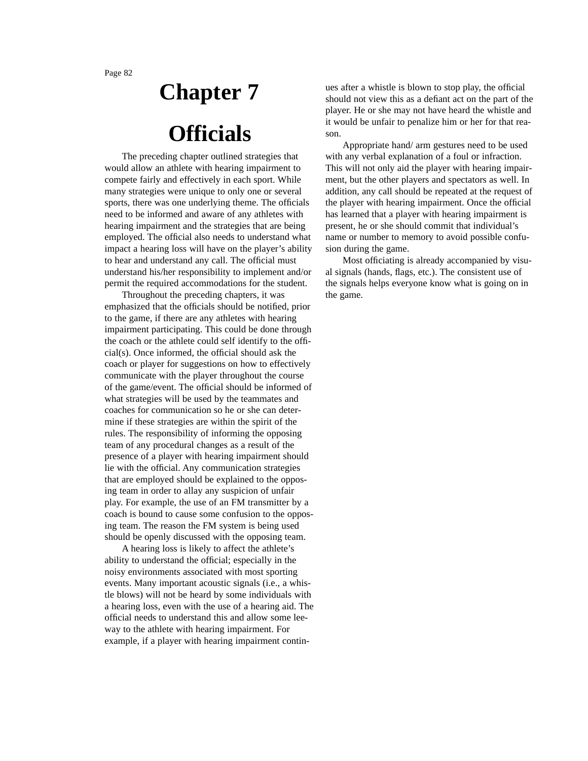# Chapter 7

# Officials

The preceding chapter outlined strategies that would allow an athlete with hearing impairment to compete fairly and effectively in each sport. While many strategies were unique to only one or several sports, there was one underlying theme. The officials need to be informed and aware of any athletes with hearing impairment and the strategies that are being employed. The official also needs to understand what impact a hearing loss will have on the player's ability to hear and understand any call. The official must understand his/her responsibility to implement and/or permit the required accommodations for the student.

Throughout the preceding chapters, it was emphasized that the officials should be notified, prior to the game, if there are any athletes with hearing impairment participating. This could be done through the coach or the athlete could self identify to the official(s). Once informed, the official should ask the coach or player for suggestions on how to effectively communicate with the player throughout the course of the game/event. The official should be informed of what strategies will be used by the teammates and coaches for communication so he or she can determine if these strategies are within the spirit of the rules. The responsibility of informing the opposing team of any procedural changes as a result of the presence of a player with hearing impairment should lie with the official. Any communication strategies that are employed should be explained to the opposing team in order to allay any suspicion of unfair play. For example, the use of an FM transmitter by a coach is bound to cause some confusion to the opposing team. The reason the FM system is being used should be openly discussed with the opposing team.

A hearing loss is likely to affect the athlete's ability to understand the official; especially in the noisy environments associated with most sporting events. Many important acoustic signals (i.e., a whistle blows) will not be heard by some individuals with a hearing loss, even with the use of a hearing aid. The official needs to understand this and allow some leeway to the athlete with hearing impairment. For example, if a player with hearing impairment continues after a whistle is blown to stop play, the official should not view this as a defiant act on the part of the player. He or she may not have heard the whistle and it would be unfair to penalize him or her for that reason.

Appropriate hand/ arm gestures need to be used with any verbal explanation of a foul or infraction. This will not only aid the player with hearing impairment, but the other players and spectators as well. In addition, any call should be repeated at the request of the player with hearing impairment. Once the official has learned that a player with hearing impairment is present, he or she should commit that individual's name or number to memory to avoid possible confusion during the game.

Most officiating is already accompanied by visual signals (hands, flags, etc.). The consistent use of the signals helps everyone know what is going on in the game.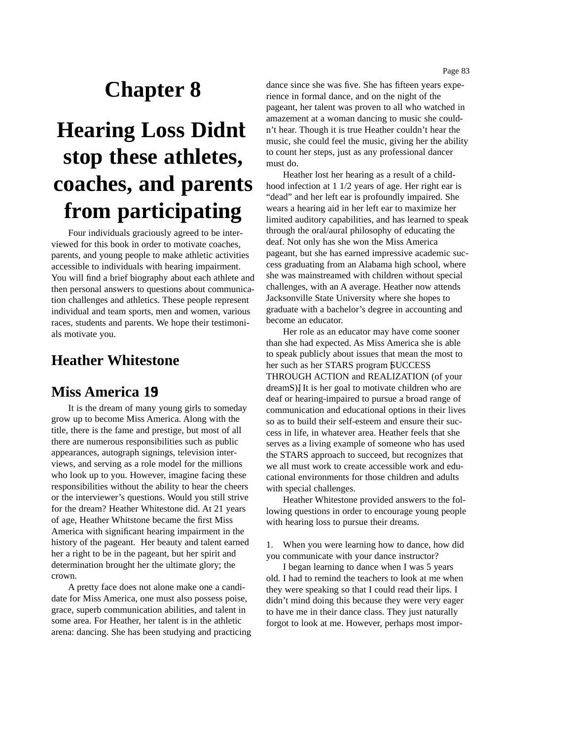# Chapter 8

# Hearing Loss Didnt stop these athletes, coaches, and parents from participating

Four individuals graciously agreed to be interviewed for this book in order to motivate coaches, parents, and young people to make athletic activities accessible to individuals with hearing impairment. You will find a brief biography about each athlete and then personal answers to questions about communication challenges and athletics. These people represent individual and team sports, men and women, various races, students and parents. We hope their testimonials motivate you.

## Heather Whitestone

## Miss America 19

It is the dream of many young girls to someday grow up to become Miss America. Along with the title, there is the fame and prestige, but most of all there are numerous responsibilities such as public appearances, autograph signings, television interviews, and serving as a role model for the millions who look up to you. However, imagine facing these responsibilities without the ability to hear the cheers or the interviewer's questions. Would you still strive for the dream? Heather Whitestone did. At 21 years of age, Heather Whitstone became the first Miss America with significant hearing impairment in the history of the pageant. Her beauty and talent earned her a right to be in the pageant, but her spirit and determination brought her the ultimate glory; the crown.

A pretty face does not alone make one a candidate for Miss America, one must also possess poise, grace, superb communication abilities, and talent in some area. For Heather, her talent is in the athletic arena: dancing. She has been studying and practicing dance since she was five. She has fifteen years experience in formal dance, and on the night of the pageant, her talent was proven to all who watched in amazement at a woman dancing to music she couldn't hear. Though it is true Heather couldn't hear the music, she could feel the music, giving her the ability to count her steps, just as any professional dancer must do.

Heather lost her hearing as a result of a childhood infection at 1 1/2 years of age. Her right ear is "dead" and her left ear is profoundly impaired. She wears a hearing aid in her left ear to maximize her limited auditory capabilities, and has learned to speak through the oral/aural philosophy of educating the deaf. Not only has she won the Miss America pageant, but she has earned impressive academic success graduating from an Alabama high school, where she was mainstreamed with children without special challenges, with an A average. Heather now attends Jacksonville State University where she hopes to graduate with a bachelor's degree in accounting and become an educator.

Her role as an educator may have come sooner than she had expected. As Miss America she is able to speak publicly about issues that mean the most to her such as her STARS program SUCCESS THROUGH ACTION and REALIZATION (of your dreamS) It is her goal to motivate children who are deaf or hearing-impaired to pursue a broad range of communication and educational options in their lives so as to build their self-esteem and ensure their success in life, in whatever area. Heather feels that she serves as a living example of someone who has used the STARS approach to succeed, but recognizes that we all must work to create accessible work and educational environments for those children and adults with special challenges.

Heather Whitestone provided answers to the following questions in order to encourage young people with hearing loss to pursue their dreams.

1. When you were learning how to dance, how did you communicate with your dance instructor?

I began learning to dance when I was 5 years old. I had to remind the teachers to look at me when they were speaking so that I could read their lips. I didn't mind doing this because they were very eager to have me in their dance class. They just naturally forgot to look at me. However, perhaps most impor-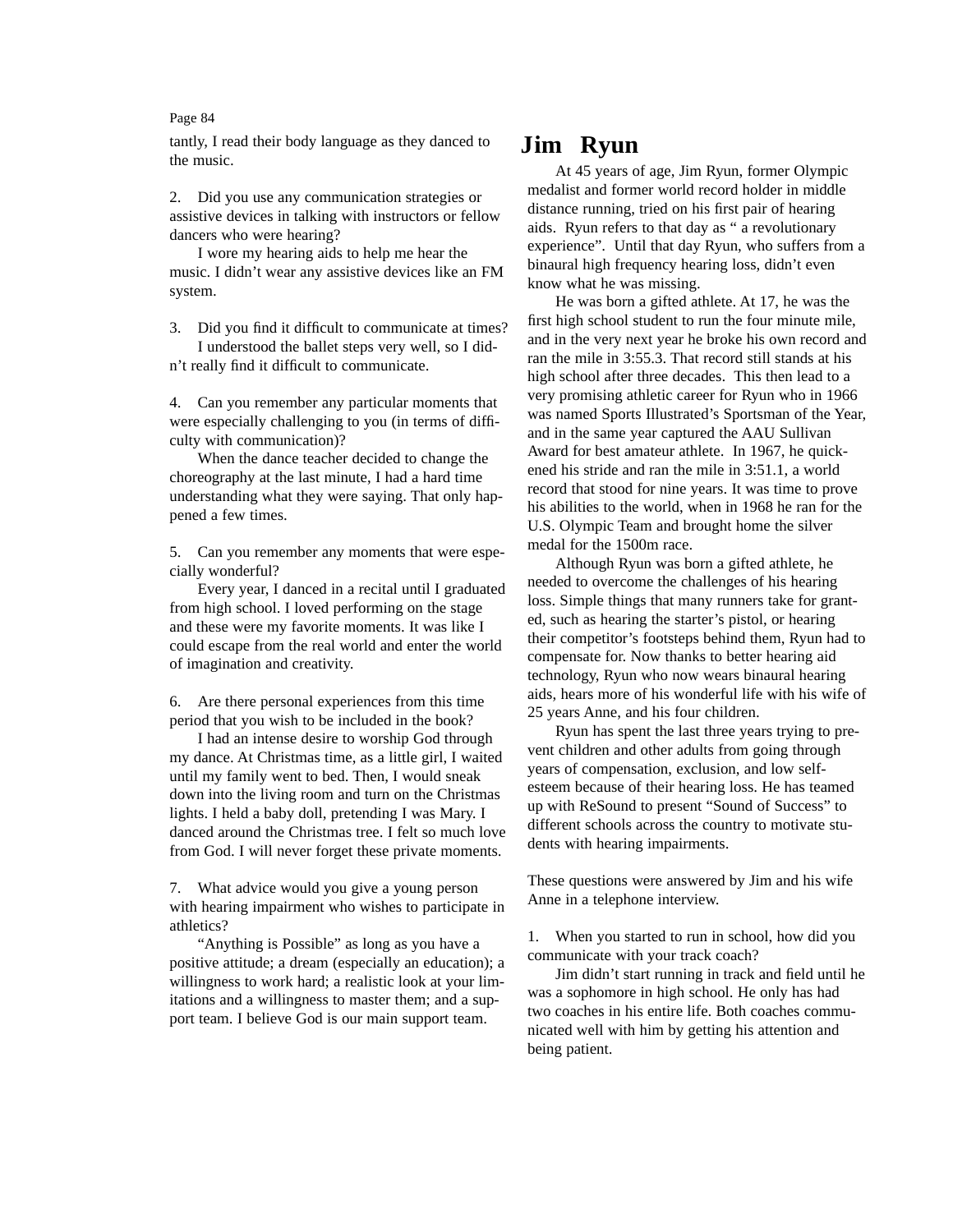tantly, I read their body language as they danced to the music.

2. Did you use any communication strategies or assistive devices in talking with instructors or fellow dancers who were hearing?

I wore my hearing aids to help me hear the music. I didn't wear any assistive devices like an FM system.

3. Did you find it difficult to communicate at times?

I understood the ballet steps very well, so I didn't really find it difficult to communicate.

4. Can you remember any particular moments that were especially challenging to you (in terms of difficulty with communication)?

When the dance teacher decided to change the choreography at the last minute, I had a hard time understanding what they were saying. That only happened a few times.

5. Can you remember any moments that were especially wonderful?

Every year, I danced in a recital until I graduated from high school. I loved performing on the stage and these were my favorite moments. It was like I could escape from the real world and enter the world of imagination and creativity.

6. Are there personal experiences from this time period that you wish to be included in the book?

I had an intense desire to worship God through my dance. At Christmas time, as a little girl, I waited until my family went to bed. Then, I would sneak down into the living room and turn on the Christmas lights. I held a baby doll, pretending I was Mary. I danced around the Christmas tree. I felt so much love from God. I will never forget these private moments.

7. What advice would you give a young person with hearing impairment who wishes to participate in athletics?

"Anything is Possible" as long as you have a positive attitude; a dream (especially an education); a willingness to work hard; a realistic look at your limitations and a willingness to master them; and a support team. I believe God is our main support team.

# Jim Ryun

At 45 years of age, Jim Ryun, former Olympic medalist and former world record holder in middle distance running, tried on his first pair of hearing aids. Ryun refers to that day as " a revolutionary experience". Until that day Ryun, who suffers from a binaural high frequency hearing loss, didn't even know what he was missing.

He was born a gifted athlete. At 17, he was the first high school student to run the four minute mile, and in the very next year he broke his own record and ran the mile in 3:55.3. That record still stands at his high school after three decades. This then lead to a very promising athletic career for Ryun who in 1966 was named Sports Illustrated's Sportsman of the Year, and in the same year captured the AAU Sullivan Award for best amateur athlete. In 1967, he quickened his stride and ran the mile in 3:51.1, a world record that stood for nine years. It was time to prove his abilities to the world, when in 1968 he ran for the U.S. Olympic Team and brought home the silver medal for the 1500m race.

Although Ryun was born a gifted athlete, he needed to overcome the challenges of his hearing loss. Simple things that many runners take for granted, such as hearing the starter's pistol, or hearing their competitor's footsteps behind them, Ryun had to compensate for. Now thanks to better hearing aid technology, Ryun who now wears binaural hearing aids, hears more of his wonderful life with his wife of 25 years Anne, and his four children.

Ryun has spent the last three years trying to prevent children and other adults from going through years of compensation, exclusion, and low self-esteem because of their hearing loss. He has teamed up with ReSound to present "Sound of Success" to different schools across the country to motivate students with hearing impairments.

These questions were answered by Jim and his wife Anne in a telephone interview.

1. When you started to run in school, how did you communicate with your track coach?

Jim didn't start running in track and field until he was a sophomore in high school. He only has had two coaches in his entire life. Both coaches communicated well with him by getting his attention and being patient.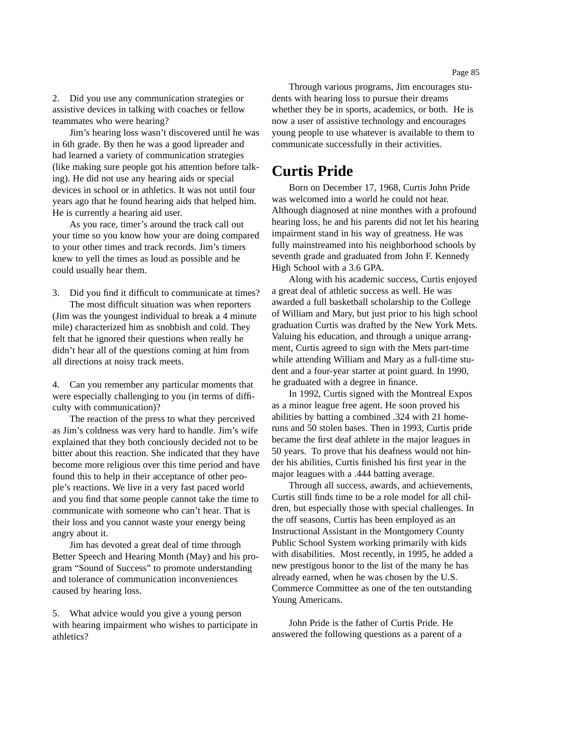2. Did you use any communication strategies or assistive devices in talking with coaches or fellow teammates who were hearing?

Jim's hearing loss wasn't discovered until he was in 6th grade. By then he was a good lipreader and had learned a variety of communication strategies (like making sure people got his attention before talking). He did not use any hearing aids or special devices in school or in athletics. It was not until four years ago that he found hearing aids that helped him. He is currently a hearing aid user.

As you race, timer's around the track call out your time so you know how your are doing compared to your other times and track records. Jim's timers knew to yell the times as loud as possible and he could usually hear them.

3. Did you find it difficult to communicate at times?

The most difficult situation was when reporters (Jim was the youngest individual to break a 4 minute mile) characterized him as snobbish and cold. They felt that he ignored their questions when really he didn't hear all of the questions coming at him from all directions at noisy track meets.

4. Can you remember any particular moments that were especially challenging to you (in terms of difficulty with communication)?

The reaction of the press to what they perceived as Jim's coldness was very hard to handle. Jim's wife explained that they both conciously decided not to be bitter about this reaction. She indicated that they have become more religious over this time period and have found this to help in their acceptance of other people's reactions. We live in a very fast paced world and you find that some people cannot take the time to communicate with someone who can't hear. That is their loss and you cannot waste your energy being angry about it.

Jim has devoted a great deal of time through Better Speech and Hearing Month (May) and his program "Sound of Success" to promote understanding and tolerance of communication inconveniences caused by hearing loss.

5. What advice would you give a young person with hearing impairment who wishes to participate in athletics?

Through various programs, Jim encourages students with hearing loss to pursue their dreams whether they be in sports, academics, or both. He is now a user of assistive technology and encourages young people to use whatever is available to them to communicate successfully in their activities.

# Curtis Pride

Born on December 17, 1968, Curtis John Pride was welcomed into a world he could not hear. Although diagnosed at nine monthes with a profound hearing loss, he and his parents did not let his hearing impairment stand in his way of greatness. He was fully mainstreamed into his neighborhood schools by seventh grade and graduated from John F. Kennedy High School with a 3.6 GPA.

Along with his academic success, Curtis enjoyed a great deal of athletic success as well. He was awarded a full basketball scholarship to the College of William and Mary, but just prior to his high school graduation Curtis was drafted by the New York Mets. Valuing his education, and through a unique arrangment, Curtis agreed to sign with the Mets part-time while attending William and Mary as a full-time student and a four-year starter at point guard. In 1990, he graduated with a degree in finance.

In 1992, Curtis signed with the Montreal Expos as a minor league free agent. He soon proved his abilities by batting a combined .324 with 21 homeruns and 50 stolen bases. Then in 1993, Curtis pride became the first deaf athlete in the major leagues in 50 years. To prove that his deafness would not hinder his abilities, Curtis finished his first year in the major leagues with a .444 batting average.

Through all success, awards, and achievements, Curtis still finds time to be a role model for all children, but especially those with special challenges. In the off seasons, Curtis has been employed as an Instructional Assistant in the Montgomery County Public School System working primarily with kids with disabilities. Most recently, in 1995, he added a new prestigous honor to the list of the many he has already earned, when he was chosen by the U.S. Commerce Committee as one of the ten outstanding Young Americans.

John Pride is the father of Curtis Pride. He answered the following questions as a parent of a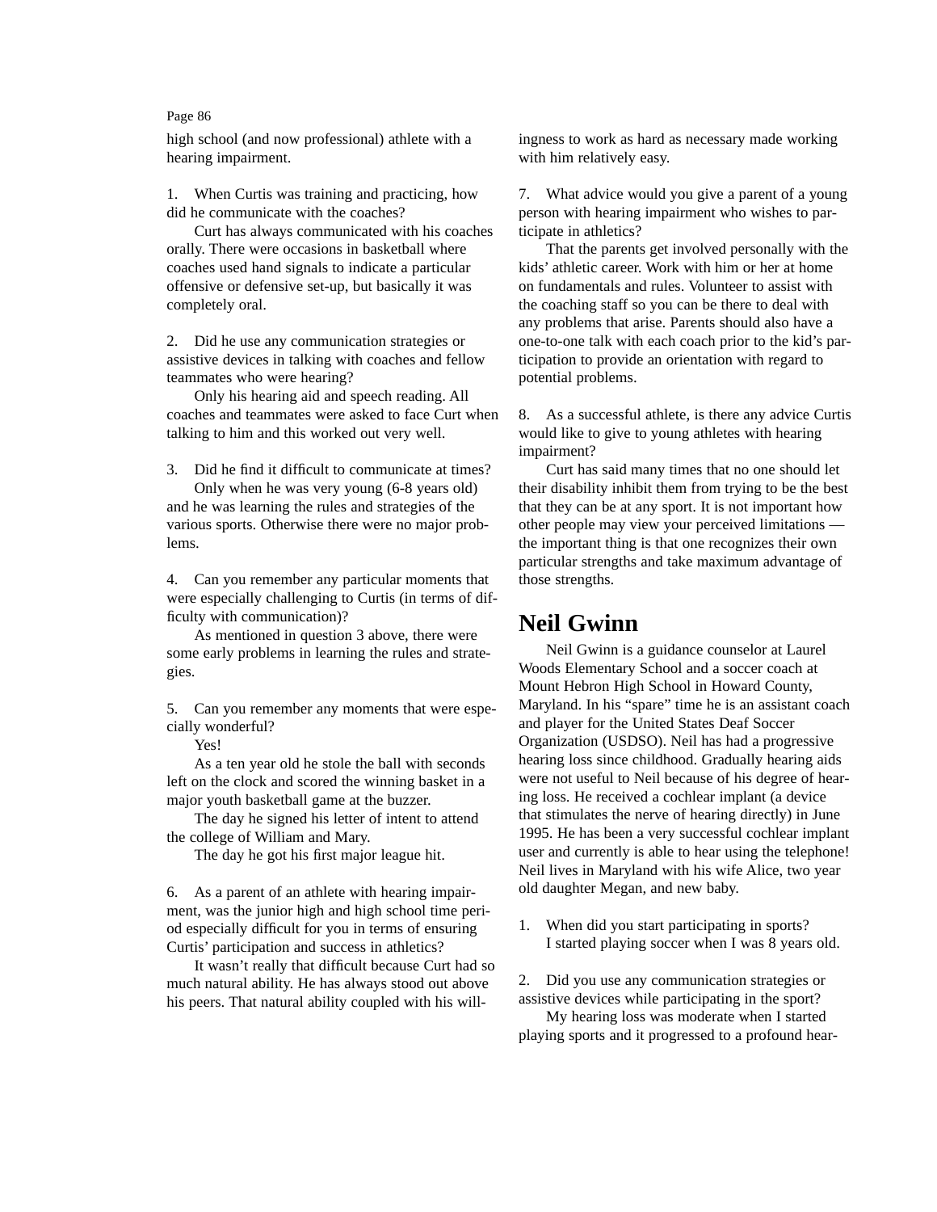high school (and now professional) athlete with a hearing impairment.

1. When Curtis was training and practicing, how did he communicate with the coaches?

Curt has always communicated with his coaches orally. There were occasions in basketball where coaches used hand signals to indicate a particular offensive or defensive set-up, but basically it was completely oral.

2. Did he use any communication strategies or assistive devices in talking with coaches and fellow teammates who were hearing?

Only his hearing aid and speech reading. All coaches and teammates were asked to face Curt when talking to him and this worked out very well.

3. Did he find it difficult to communicate at times?

Only when he was very young (6-8 years old) and he was learning the rules and strategies of the various sports. Otherwise there were no major problems.

4. Can you remember any particular moments that were especially challenging to Curtis (in terms of difficulty with communication)?

As mentioned in question 3 above, there were some early problems in learning the rules and strategies.

5. Can you remember any moments that were especially wonderful?

Yes!

As a ten year old he stole the ball with seconds left on the clock and scored the winning basket in a major youth basketball game at the buzzer.

The day he signed his letter of intent to attend the college of William and Mary.

The day he got his first major league hit.

6. As a parent of an athlete with hearing impairment, was the junior high and high school time period especially difficult for you in terms of ensuring Curtis' participation and success in athletics?

It wasn't really that difficult because Curt had so much natural ability. He has always stood out above his peers. That natural ability coupled with his willingness to work as hard as necessary made working with him relatively easy.

7. What advice would you give a parent of a young person with hearing impairment who wishes to participate in athletics?

That the parents get involved personally with the kids' athletic career. Work with him or her at home on fundamentals and rules. Volunteer to assist with the coaching staff so you can be there to deal with any problems that arise. Parents should also have a one-to-one talk with each coach prior to the kid's participation to provide an orientation with regard to potential problems.

8. As a successful athlete, is there any advice Curtis would like to give to young athletes with hearing impairment?

Curt has said many times that no one should let their disability inhibit them from trying to be the best that they can be at any sport. It is not important how other people may view your perceived limitations — the important thing is that one recognizes their own particular strengths and take maximum advantage of those strengths.

# Neil Gwinn

Neil Gwinn is a guidance counselor at Laurel Woods Elementary School and a soccer coach at Mount Hebron High School in Howard County, Maryland. In his "spare" time he is an assistant coach and player for the United States Deaf Soccer Organization (USDSO). Neil has had a progressive hearing loss since childhood. Gradually hearing aids were not useful to Neil because of his degree of hearing loss. He received a cochlear implant (a device that stimulates the nerve of hearing directly) in June 1995. He has been a very successful cochlear implant user and currently is able to hear using the telephone! Neil lives in Maryland with his wife Alice, two year old daughter Megan, and new baby.

1. When did you start participating in sports?

I started playing soccer when I was 8 years old.

2. Did you use any communication strategies or assistive devices while participating in the sport?

My hearing loss was moderate when I started playing sports and it progressed to a profound hear-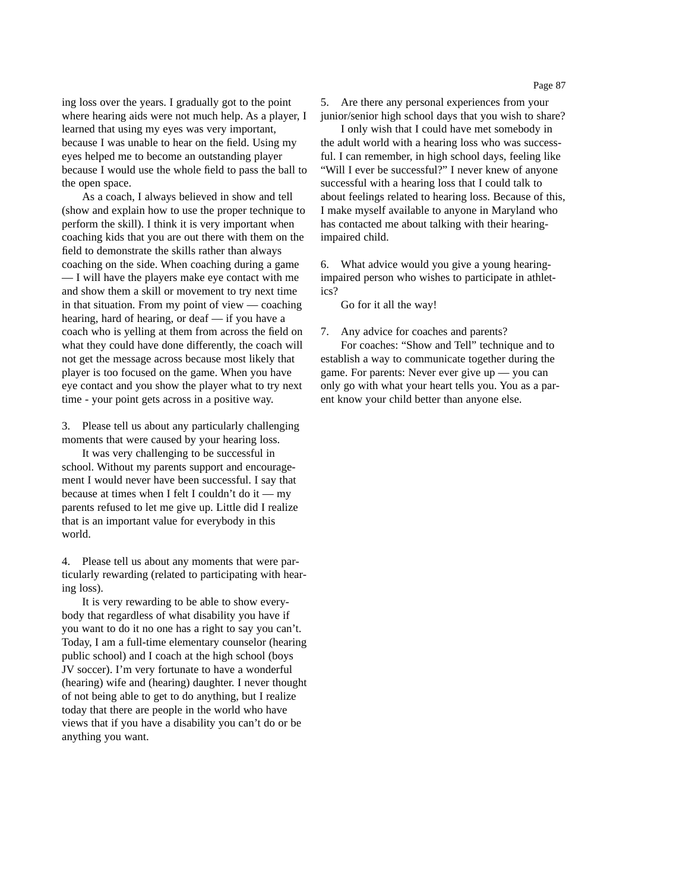ing loss over the years. I gradually got to the point where hearing aids were not much help. As a player, I learned that using my eyes was very important, because I was unable to hear on the field. Using my eyes helped me to become an outstanding player because I would use the whole field to pass the ball to the open space.

As a coach, I always believed in show and tell (show and explain how to use the proper technique to perform the skill). I think it is very important when coaching kids that you are out there with them on the field to demonstrate the skills rather than always coaching on the side. When coaching during a game — I will have the players make eye contact with me and show them a skill or movement to try next time in that situation. From my point of view — coaching hearing, hard of hearing, or deaf — if you have a coach who is yelling at them from across the field on what they could have done differently, the coach will not get the message across because most likely that player is too focused on the game. When you have eye contact and you show the player what to try next time - your point gets across in a positive way.

3. Please tell us about any particularly challenging moments that were caused by your hearing loss.

It was very challenging to be successful in school. Without my parents support and encouragement I would never have been successful. I say that because at times when I felt I couldn't do it — my parents refused to let me give up. Little did I realize that is an important value for everybody in this world.

4. Please tell us about any moments that were particularly rewarding (related to participating with hearing loss).

It is very rewarding to be able to show everybody that regardless of what disability you have if you want to do it no one has a right to say you can't. Today, I am a full-time elementary counselor (hearing public school) and I coach at the high school (boys JV soccer). I'm very fortunate to have a wonderful (hearing) wife and (hearing) daughter. I never thought of not being able to get to do anything, but I realize today that there are people in the world who have views that if you have a disability you can't do or be anything you want.

5. Are there any personal experiences from your junior/senior high school days that you wish to share?

I only wish that I could have met somebody in the adult world with a hearing loss who was successful. I can remember, in high school days, feeling like "Will I ever be successful?" I never knew of anyone successful with a hearing loss that I could talk to about feelings related to hearing loss. Because of this, I make myself available to anyone in Maryland who has contacted me about talking with their hearing-impaired child.

6. What advice would you give a young hearing-impaired person who wishes to participate in athletics?

Go for it all the way!

7. Any advice for coaches and parents?

For coaches: "Show and Tell" technique and to establish a way to communicate together during the game. For parents: Never ever give up — you can only go with what your heart tells you. You as a parent know your child better than anyone else.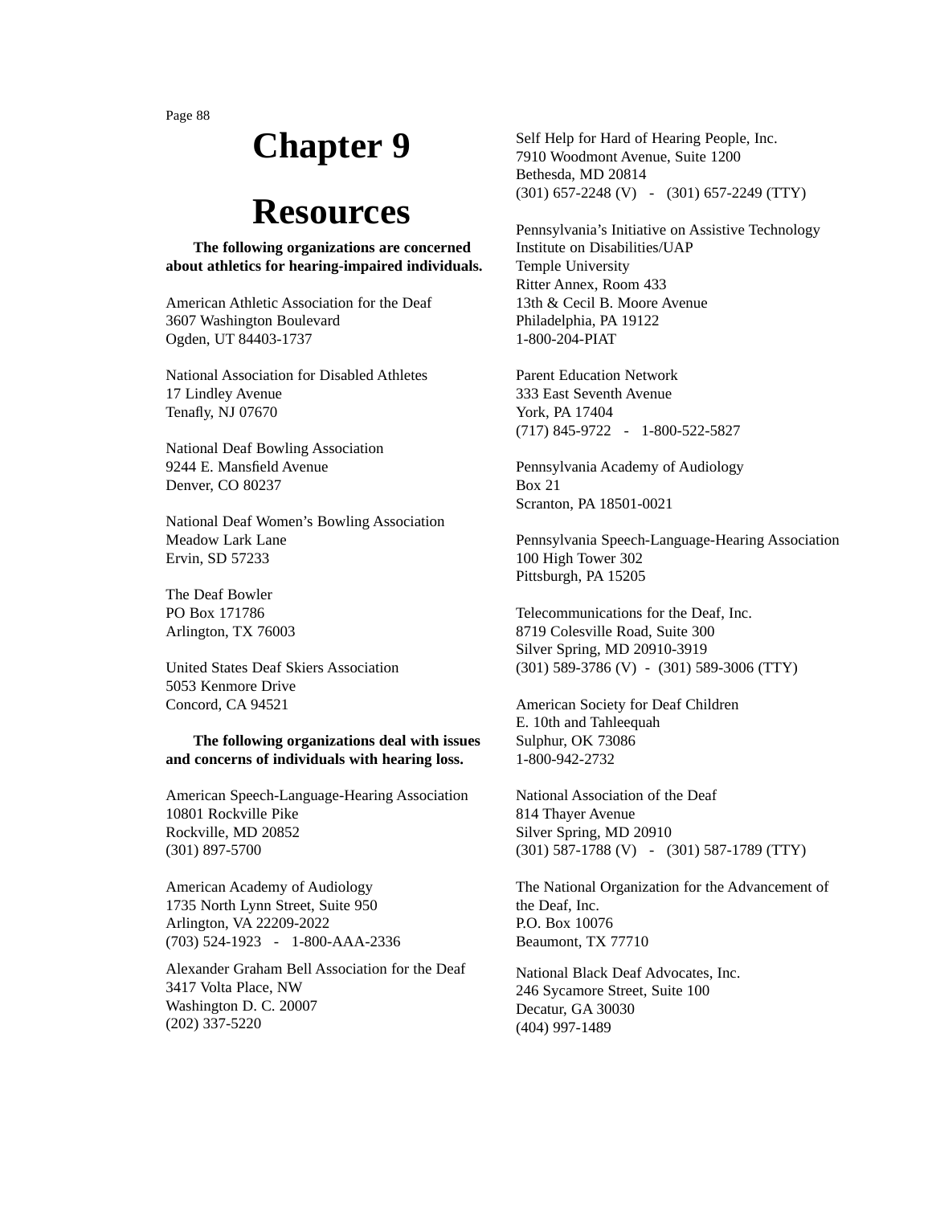# Chapter 9

# Resources

**The following organizations are concerned about athletics for hearing-impaired individuals.**

American Athletic Association for the Deaf
3607 Washington Boulevard
Ogden, UT 84403-1737

National Association for Disabled Athletes
17 Lindley Avenue
Tenafly, NJ 07670

National Deaf Bowling Association
9244 E. Mansfield Avenue
Denver, CO 80237

National Deaf Women's Bowling Association
Meadow Lark Lane
Ervin, SD 57233

The Deaf Bowler
PO Box 171786
Arlington, TX 76003

United States Deaf Skiers Association
5053 Kenmore Drive
Concord, CA 94521

**The following organizations deal with issues and concerns of individuals with hearing loss.**

American Speech-Language-Hearing Association
10801 Rockville Pike
Rockville, MD 20852
(301) 897-5700

American Academy of Audiology
1735 North Lynn Street, Suite 950
Arlington, VA 22209-2022
(703) 524-1923 - 1-800-AAA-2336

Alexander Graham Bell Association for the Deaf
3417 Volta Place, NW
Washington D. C. 20007
(202) 337-5220

Self Help for Hard of Hearing People, Inc.
7910 Woodmont Avenue, Suite 1200
Bethesda, MD 20814
(301) 657-2248 (V) - (301) 657-2249 (TTY)

Pennsylvania's Initiative on Assistive Technology
Institute on Disabilities/UAP
Temple University
Ritter Annex, Room 433
13th & Cecil B. Moore Avenue
Philadelphia, PA 19122
1-800-204-PIAT

Parent Education Network
333 East Seventh Avenue
York, PA 17404
(717) 845-9722 - 1-800-522-5827

Pennsylvania Academy of Audiology
Box 21
Scranton, PA 18501-0021

Pennsylvania Speech-Language-Hearing Association
100 High Tower 302
Pittsburgh, PA 15205

Telecommunications for the Deaf, Inc.
8719 Colesville Road, Suite 300
Silver Spring, MD 20910-3919
(301) 589-3786 (V) - (301) 589-3006 (TTY)

American Society for Deaf Children
E. 10th and Tahleequah
Sulphur, OK 73086
1-800-942-2732

National Association of the Deaf
814 Thayer Avenue
Silver Spring, MD 20910
(301) 587-1788 (V) - (301) 587-1789 (TTY)

The National Organization for the Advancement of the Deaf, Inc.
P.O. Box 10076
Beaumont, TX 77710

National Black Deaf Advocates, Inc.
246 Sycamore Street, Suite 100
Decatur, GA 30030
(404) 997-1489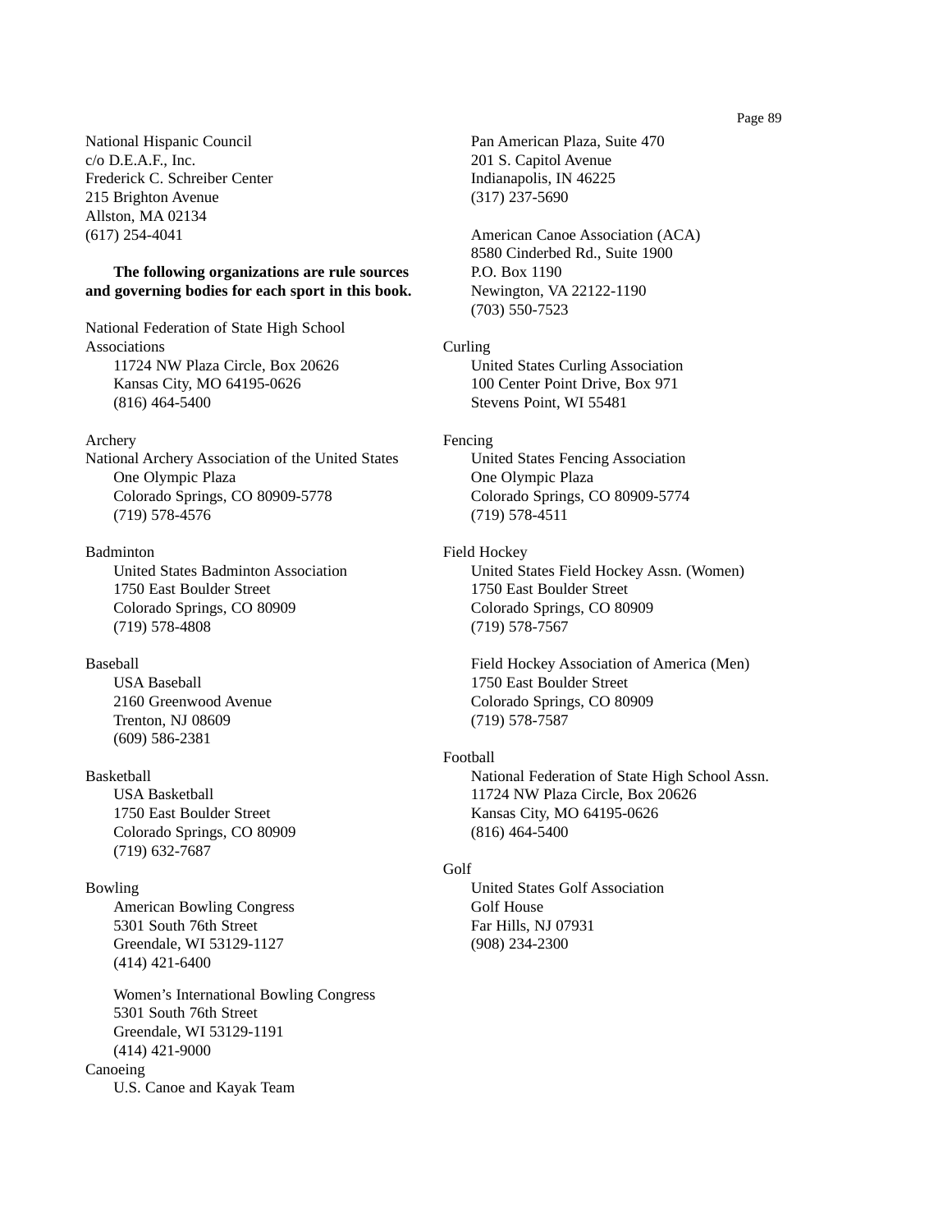National Hispanic Council
c/o D.E.A.F., Inc.
Frederick C. Schreiber Center
215 Brighton Avenue
Allston, MA 02134
(617) 254-4041

**The following organizations are rule sources and governing bodies for each sport in this book.**

National Federation of State High School Associations
11724 NW Plaza Circle, Box 20626
Kansas City, MO 64195-0626
(816) 464-5400

Archery
National Archery Association of the United States
One Olympic Plaza
Colorado Springs, CO 80909-5778
(719) 578-4576

Badminton
United States Badminton Association
1750 East Boulder Street
Colorado Springs, CO 80909
(719) 578-4808

Baseball
USA Baseball
2160 Greenwood Avenue
Trenton, NJ 08609
(609) 586-2381

Basketball
USA Basketball
1750 East Boulder Street
Colorado Springs, CO 80909
(719) 632-7687

Bowling
American Bowling Congress
5301 South 76th Street
Greendale, WI 53129-1127
(414) 421-6400

Women's International Bowling Congress
5301 South 76th Street
Greendale, WI 53129-1191
(414) 421-9000

Canoeing
U.S. Canoe and Kayak Team
Pan American Plaza, Suite 470
201 S. Capitol Avenue
Indianapolis, IN 46225
(317) 237-5690

American Canoe Association (ACA)
8580 Cinderbed Rd., Suite 1900
P.O. Box 1190
Newington, VA 22122-1190
(703) 550-7523

Curling
United States Curling Association
100 Center Point Drive, Box 971
Stevens Point, WI 55481

Fencing
United States Fencing Association
One Olympic Plaza
Colorado Springs, CO 80909-5774
(719) 578-4511

Field Hockey
United States Field Hockey Assn. (Women)
1750 East Boulder Street
Colorado Springs, CO 80909
(719) 578-7567

Field Hockey Association of America (Men)
1750 East Boulder Street
Colorado Springs, CO 80909
(719) 578-7587

Football
National Federation of State High School Assn.
11724 NW Plaza Circle, Box 20626
Kansas City, MO 64195-0626
(816) 464-5400

Golf
United States Golf Association
Golf House
Far Hills, NJ 07931
(908) 234-2300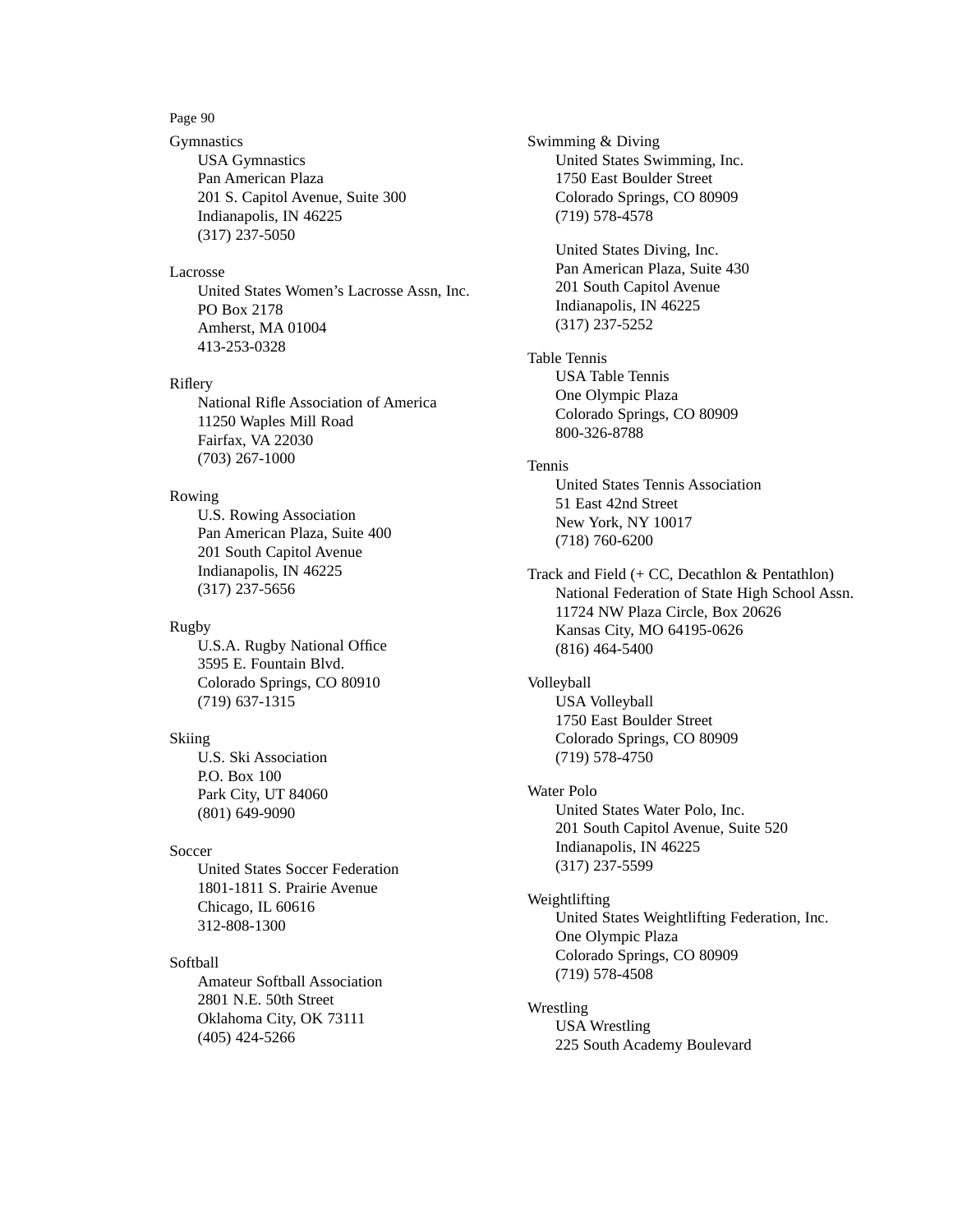Gymnastics

USA Gymnastics
Pan American Plaza
201 S. Capitol Avenue, Suite 300
Indianapolis, IN 46225
(317) 237-5050

Lacrosse

United States Women's Lacrosse Assn, Inc.
PO Box 2178
Amherst, MA 01004
413-253-0328

Riflery

National Rifle Association of America
11250 Waples Mill Road
Fairfax, VA 22030
(703) 267-1000

Rowing

U.S. Rowing Association
Pan American Plaza, Suite 400
201 South Capitol Avenue
Indianapolis, IN 46225
(317) 237-5656

Rugby

U.S.A. Rugby National Office
3595 E. Fountain Blvd.
Colorado Springs, CO 80910
(719) 637-1315

Skiing

U.S. Ski Association
P.O. Box 100
Park City, UT 84060
(801) 649-9090

Soccer

United States Soccer Federation
1801-1811 S. Prairie Avenue
Chicago, IL 60616
312-808-1300

Softball

Amateur Softball Association
2801 N.E. 50th Street
Oklahoma City, OK 73111
(405) 424-5266

Swimming & Diving

United States Swimming, Inc.
1750 East Boulder Street
Colorado Springs, CO 80909
(719) 578-4578

United States Diving, Inc.
Pan American Plaza, Suite 430
201 South Capitol Avenue
Indianapolis, IN 46225
(317) 237-5252

Table Tennis

USA Table Tennis
One Olympic Plaza
Colorado Springs, CO 80909
800-326-8788

Tennis

United States Tennis Association
51 East 42nd Street
New York, NY 10017
(718) 760-6200

Track and Field (+ CC, Decathlon & Pentathlon)

National Federation of State High School Assn.
11724 NW Plaza Circle, Box 20626
Kansas City, MO 64195-0626
(816) 464-5400

Volleyball

USA Volleyball
1750 East Boulder Street
Colorado Springs, CO 80909
(719) 578-4750

Water Polo

United States Water Polo, Inc.
201 South Capitol Avenue, Suite 520
Indianapolis, IN 46225
(317) 237-5599

Weightlifting

United States Weightlifting Federation, Inc.
One Olympic Plaza
Colorado Springs, CO 80909
(719) 578-4508

Wrestling

USA Wrestling
225 South Academy Boulevard